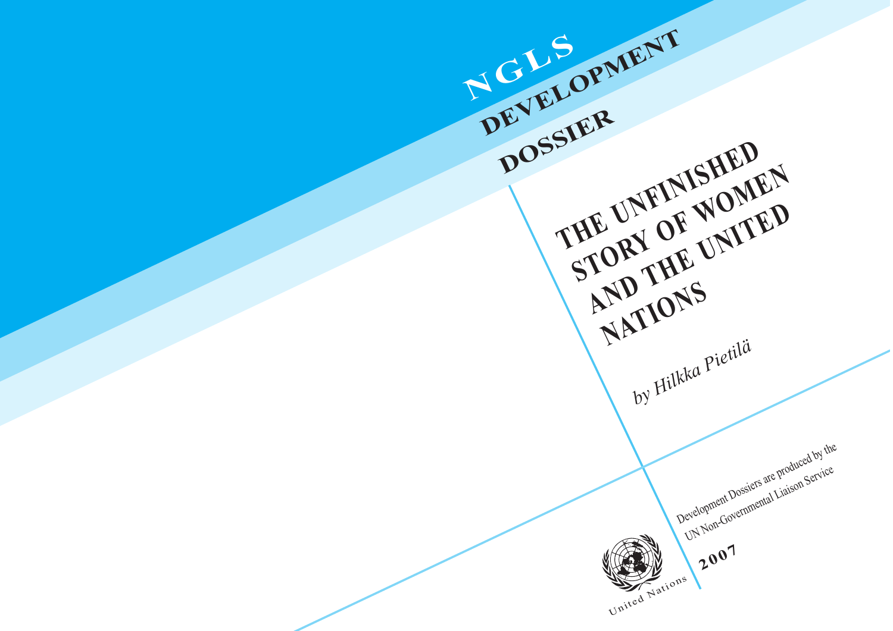NGLS

DEVELOPMENT

DOSSIER

# THE UNFINISHED STORY OF WOMEN AND THE UNITED NATIONS

*by Hilkka Pietilä*

Development Dossiers are produced by the UN Non-Governmental Liaison Service

**2007**

United Nations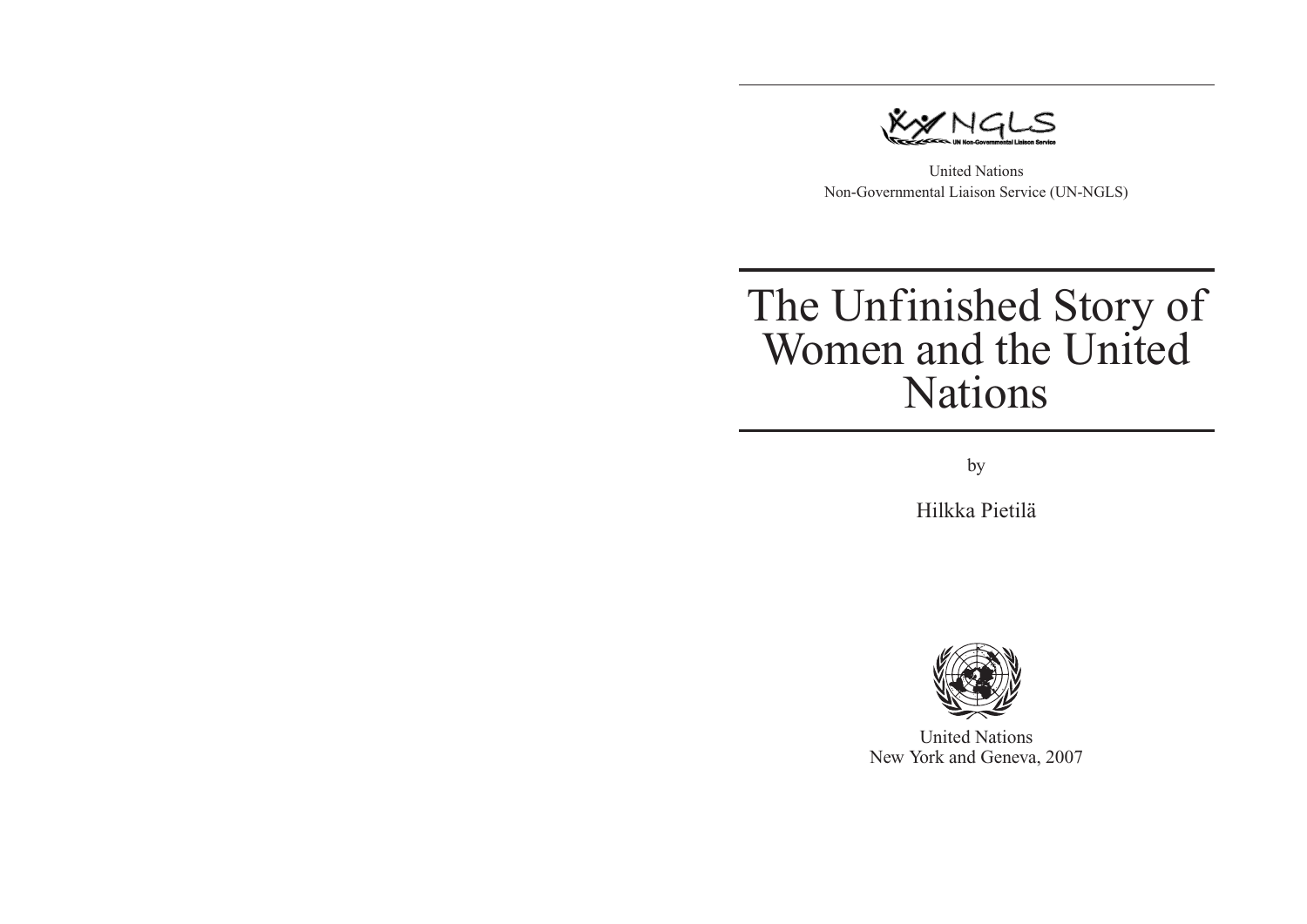NGLS

UN Non-Governmental Liaison Service

United Nations
Non-Governmental Liaison Service (UN-NGLS)

# The Unfinished Story of Women and the United Nations

by

Hilkka Pietilä

United Nations
New York and Geneva, 2007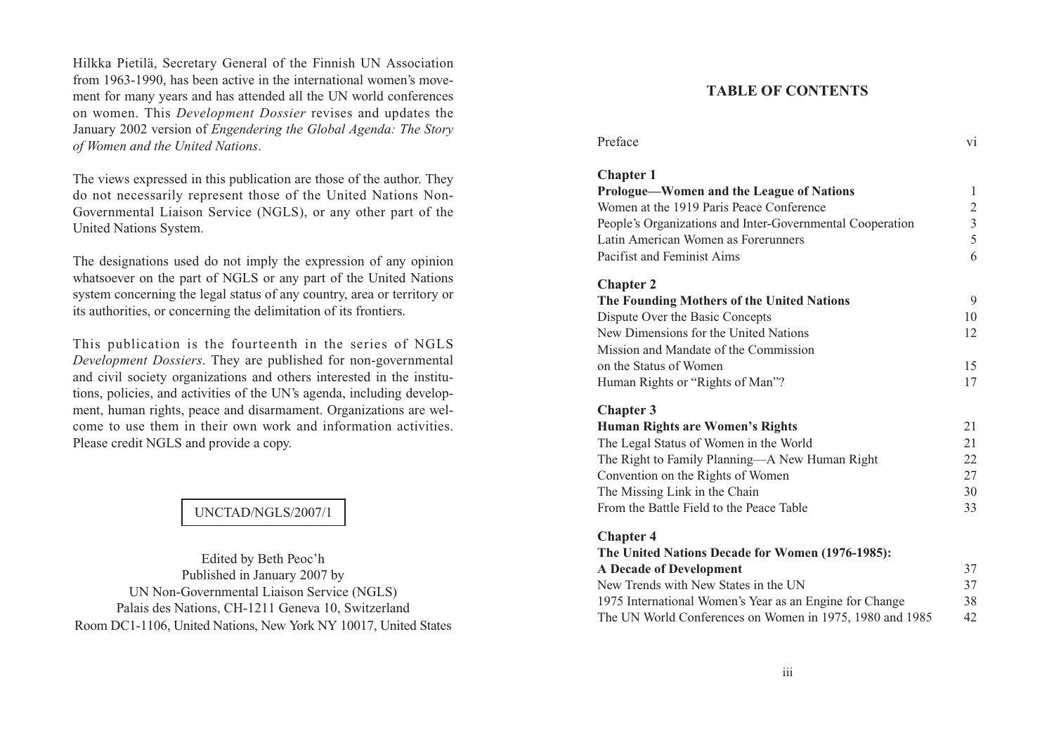Hilkka Pietilä, Secretary General of the Finnish UN Association from 1963-1990, has been active in the international women's movement for many years and has attended all the UN world conferences on women. This *Development Dossier* revises and updates the January 2002 version of *Engendering the Global Agenda: The Story of Women and the United Nations*.

The views expressed in this publication are those of the author. They do not necessarily represent those of the United Nations Non-Governmental Liaison Service (NGLS), or any other part of the United Nations System.

The designations used do not imply the expression of any opinion whatsoever on the part of NGLS or any part of the United Nations system concerning the legal status of any country, area or territory or its authorities, or concerning the delimitation of its frontiers.

This publication is the fourteenth in the series of NGLS *Development Dossiers*. They are published for non-governmental and civil society organizations and others interested in the institutions, policies, and activities of the UN's agenda, including development, human rights, peace and disarmament. Organizations are welcome to use them in their own work and information activities. Please credit NGLS and provide a copy.

UNCTAD/NGLS/2007/1

Edited by Beth Peoc'h
Published in January 2007 by
UN Non-Governmental Liaison Service (NGLS)
Palais des Nations, CH-1211 Geneva 10, Switzerland
Room DC1-1106, United Nations, New York NY 10017, United States

## TABLE OF CONTENTS

Preface — vi

**Chapter 1**
**Prologue—Women and the League of Nations** — 1
Women at the 1919 Paris Peace Conference — 2
People's Organizations and Inter-Governmental Cooperation — 3
Latin American Women as Forerunners — 5
Pacifist and Feminist Aims — 6

**Chapter 2**
**The Founding Mothers of the United Nations** — 9
Dispute Over the Basic Concepts — 10
New Dimensions for the United Nations — 12
Mission and Mandate of the Commission on the Status of Women — 15
Human Rights or "Rights of Man"? — 17

**Chapter 3**
**Human Rights are Women's Rights** — 21
The Legal Status of Women in the World — 21
The Right to Family Planning—A New Human Right — 22
Convention on the Rights of Women — 27
The Missing Link in the Chain — 30
From the Battle Field to the Peace Table — 33

**Chapter 4**
**The United Nations Decade for Women (1976-1985): A Decade of Development** — 37
New Trends with New States in the UN — 37
1975 International Women's Year as an Engine for Change — 38
The UN World Conferences on Women in 1975, 1980 and 1985 — 42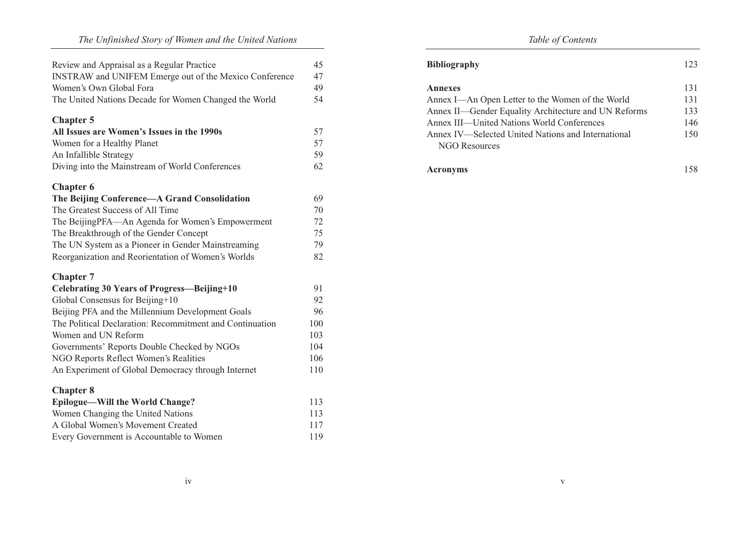| | |
|---|---|
| Review and Appraisal as a Regular Practice | 45 |
| INSTRAW and UNIFEM Emerge out of the Mexico Conference | 47 |
| Women's Own Global Fora | 49 |
| The United Nations Decade for Women Changed the World | 54 |

**Chapter 5**

| | |
|---|---|
| **All Issues are Women's Issues in the 1990s** | 57 |
| Women for a Healthy Planet | 57 |
| An Infallible Strategy | 59 |
| Diving into the Mainstream of World Conferences | 62 |

**Chapter 6**

| | |
|---|---|
| **The Beijing Conference—A Grand Consolidation** | 69 |
| The Greatest Success of All Time | 70 |
| The BeijingPFA—An Agenda for Women's Empowerment | 72 |
| The Breakthrough of the Gender Concept | 75 |
| The UN System as a Pioneer in Gender Mainstreaming | 79 |
| Reorganization and Reorientation of Women's Worlds | 82 |

**Chapter 7**

| | |
|---|---|
| **Celebrating 30 Years of Progress—Beijing+10** | 91 |
| Global Consensus for Beijing+10 | 92 |
| Beijing PFA and the Millennium Development Goals | 96 |
| The Political Declaration: Recommitment and Continuation | 100 |
| Women and UN Reform | 103 |
| Governments' Reports Double Checked by NGOs | 104 |
| NGO Reports Reflect Women's Realities | 106 |
| An Experiment of Global Democracy through Internet | 110 |

**Chapter 8**

| | |
|---|---|
| **Epilogue—Will the World Change?** | 113 |
| Women Changing the United Nations | 113 |
| A Global Women's Movement Created | 117 |
| Every Government is Accountable to Women | 119 |

| | |
|---|---|
| **Bibliography** | 123 |

| | |
|---|---|
| **Annexes** | 131 |
| Annex I—An Open Letter to the Women of the World | 131 |
| Annex II—Gender Equality Architecture and UN Reforms | 133 |
| Annex III—United Nations World Conferences | 146 |
| Annex IV—Selected United Nations and International NGO Resources | 150 |

| | |
|---|---|
| **Acronyms** | 158 |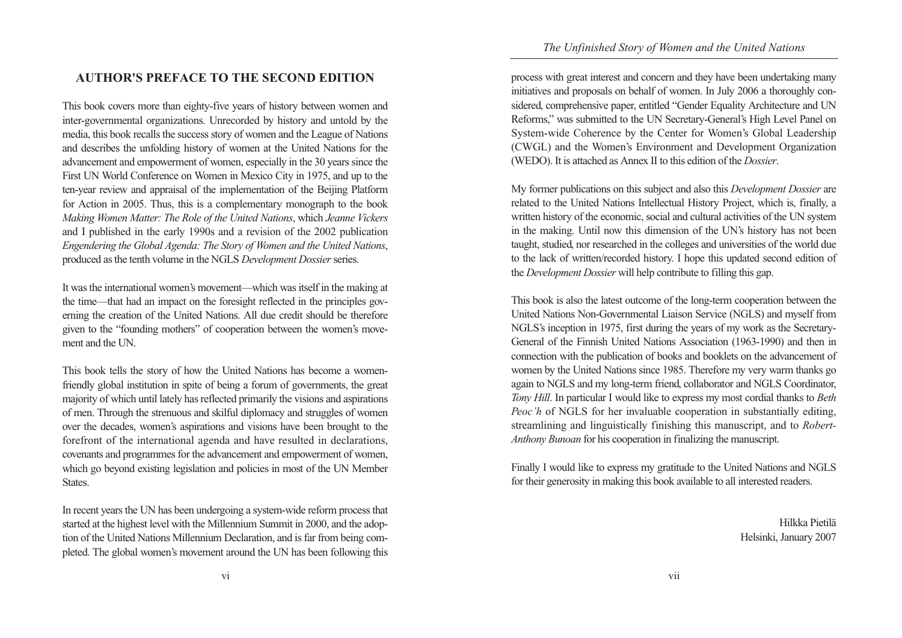## AUTHOR'S PREFACE TO THE SECOND EDITION

This book covers more than eighty-five years of history between women and inter-governmental organizations. Unrecorded by history and untold by the media, this book recalls the success story of women and the League of Nations and describes the unfolding history of women at the United Nations for the advancement and empowerment of women, especially in the 30 years since the First UN World Conference on Women in Mexico City in 1975, and up to the ten-year review and appraisal of the implementation of the Beijing Platform for Action in 2005. Thus, this is a complementary monograph to the book *Making Women Matter: The Role of the United Nations*, which *Jeanne Vickers* and I published in the early 1990s and a revision of the 2002 publication *Engendering the Global Agenda: The Story of Women and the United Nations*, produced as the tenth volume in the NGLS *Development Dossier* series.

It was the international women's movement—which was itself in the making at the time—that had an impact on the foresight reflected in the principles governing the creation of the United Nations. All due credit should be therefore given to the "founding mothers" of cooperation between the women's movement and the UN.

This book tells the story of how the United Nations has become a women-friendly global institution in spite of being a forum of governments, the great majority of which until lately has reflected primarily the visions and aspirations of men. Through the strenuous and skilful diplomacy and struggles of women over the decades, women's aspirations and visions have been brought to the forefront of the international agenda and have resulted in declarations, covenants and programmes for the advancement and empowerment of women, which go beyond existing legislation and policies in most of the UN Member States.

In recent years the UN has been undergoing a system-wide reform process that started at the highest level with the Millennium Summit in 2000, and the adoption of the United Nations Millennium Declaration, and is far from being completed. The global women's movement around the UN has been following this process with great interest and concern and they have been undertaking many initiatives and proposals on behalf of women. In July 2006 a thoroughly considered, comprehensive paper, entitled "Gender Equality Architecture and UN Reforms," was submitted to the UN Secretary-General's High Level Panel on System-wide Coherence by the Center for Women's Global Leadership (CWGL) and the Women's Environment and Development Organization (WEDO). It is attached as Annex II to this edition of the *Dossier*.

My former publications on this subject and also this *Development Dossier* are related to the United Nations Intellectual History Project, which is, finally, a written history of the economic, social and cultural activities of the UN system in the making. Until now this dimension of the UN's history has not been taught, studied, nor researched in the colleges and universities of the world due to the lack of written/recorded history. I hope this updated second edition of the *Development Dossier* will help contribute to filling this gap.

This book is also the latest outcome of the long-term cooperation between the United Nations Non-Governmental Liaison Service (NGLS) and myself from NGLS's inception in 1975, first during the years of my work as the Secretary-General of the Finnish United Nations Association (1963-1990) and then in connection with the publication of books and booklets on the advancement of women by the United Nations since 1985. Therefore my very warm thanks go again to NGLS and my long-term friend, collaborator and NGLS Coordinator, *Tony Hill*. In particular I would like to express my most cordial thanks to *Beth Peoc'h* of NGLS for her invaluable cooperation in substantially editing, streamlining and linguistically finishing this manuscript, and to *Robert-Anthony Bunoan* for his cooperation in finalizing the manuscript.

Finally I would like to express my gratitude to the United Nations and NGLS for their generosity in making this book available to all interested readers.

Hilkka Pietilä
Helsinki, January 2007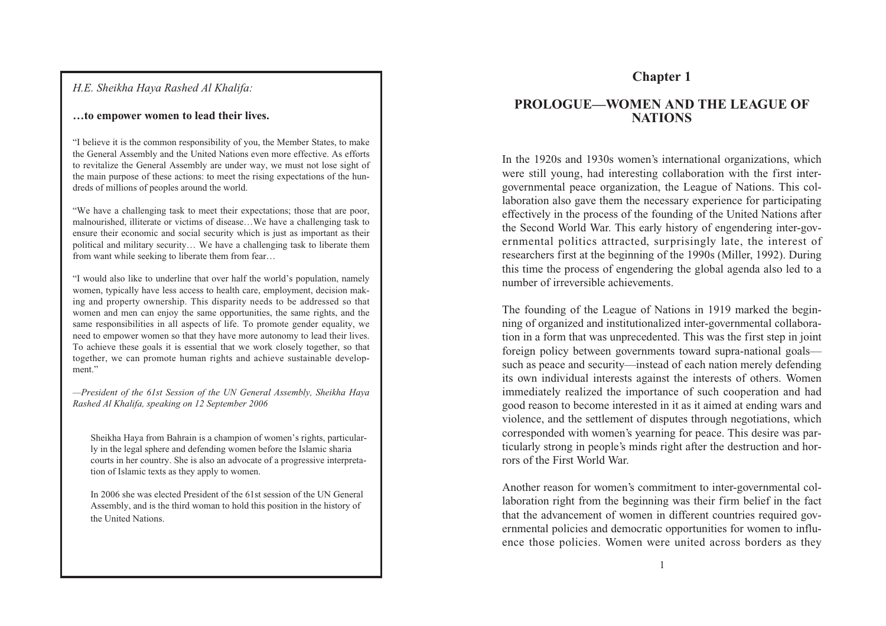*H.E. Sheikha Haya Rashed Al Khalifa:*

**…to empower women to lead their lives.**

"I believe it is the common responsibility of you, the Member States, to make the General Assembly and the United Nations even more effective. As efforts to revitalize the General Assembly are under way, we must not lose sight of the main purpose of these actions: to meet the rising expectations of the hundreds of millions of peoples around the world.

"We have a challenging task to meet their expectations; those that are poor, malnourished, illiterate or victims of disease…We have a challenging task to ensure their economic and social security which is just as important as their political and military security… We have a challenging task to liberate them from want while seeking to liberate them from fear…

"I would also like to underline that over half the world's population, namely women, typically have less access to health care, employment, decision making and property ownership. This disparity needs to be addressed so that women and men can enjoy the same opportunities, the same rights, and the same responsibilities in all aspects of life. To promote gender equality, we need to empower women so that they have more autonomy to lead their lives. To achieve these goals it is essential that we work closely together, so that together, we can promote human rights and achieve sustainable development."

*—President of the 61st Session of the UN General Assembly, Sheikha Haya Rashed Al Khalifa, speaking on 12 September 2006*

Sheikha Haya from Bahrain is a champion of women's rights, particularly in the legal sphere and defending women before the Islamic sharia courts in her country. She is also an advocate of a progressive interpretation of Islamic texts as they apply to women.

In 2006 she was elected President of the 61st session of the UN General Assembly, and is the third woman to hold this position in the history of the United Nations.

# Chapter 1

## PROLOGUE—WOMEN AND THE LEAGUE OF NATIONS

In the 1920s and 1930s women's international organizations, which were still young, had interesting collaboration with the first intergovernmental peace organization, the League of Nations. This collaboration also gave them the necessary experience for participating effectively in the process of the founding of the United Nations after the Second World War. This early history of engendering inter-governmental politics attracted, surprisingly late, the interest of researchers first at the beginning of the 1990s (Miller, 1992). During this time the process of engendering the global agenda also led to a number of irreversible achievements.

The founding of the League of Nations in 1919 marked the beginning of organized and institutionalized inter-governmental collaboration in a form that was unprecedented. This was the first step in joint foreign policy between governments toward supra-national goals—such as peace and security—instead of each nation merely defending its own individual interests against the interests of others. Women immediately realized the importance of such cooperation and had good reason to become interested in it as it aimed at ending wars and violence, and the settlement of disputes through negotiations, which corresponded with women's yearning for peace. This desire was particularly strong in people's minds right after the destruction and horrors of the First World War.

Another reason for women's commitment to inter-governmental collaboration right from the beginning was their firm belief in the fact that the advancement of women in different countries required governmental policies and democratic opportunities for women to influence those policies. Women were united across borders as they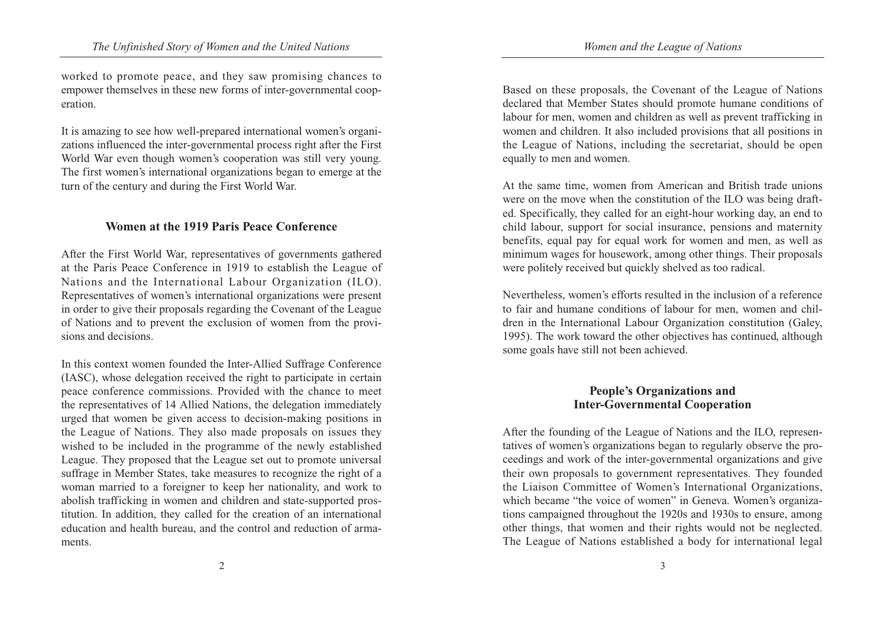worked to promote peace, and they saw promising chances to empower themselves in these new forms of inter-governmental cooperation.

It is amazing to see how well-prepared international women's organizations influenced the inter-governmental process right after the First World War even though women's cooperation was still very young. The first women's international organizations began to emerge at the turn of the century and during the First World War.

## Women at the 1919 Paris Peace Conference

After the First World War, representatives of governments gathered at the Paris Peace Conference in 1919 to establish the League of Nations and the International Labour Organization (ILO). Representatives of women's international organizations were present in order to give their proposals regarding the Covenant of the League of Nations and to prevent the exclusion of women from the provisions and decisions.

In this context women founded the Inter-Allied Suffrage Conference (IASC), whose delegation received the right to participate in certain peace conference commissions. Provided with the chance to meet the representatives of 14 Allied Nations, the delegation immediately urged that women be given access to decision-making positions in the League of Nations. They also made proposals on issues they wished to be included in the programme of the newly established League. They proposed that the League set out to promote universal suffrage in Member States, take measures to recognize the right of a woman married to a foreigner to keep her nationality, and work to abolish trafficking in women and children and state-supported prostitution. In addition, they called for the creation of an international education and health bureau, and the control and reduction of armaments.

Based on these proposals, the Covenant of the League of Nations declared that Member States should promote humane conditions of labour for men, women and children as well as prevent trafficking in women and children. It also included provisions that all positions in the League of Nations, including the secretariat, should be open equally to men and women.

At the same time, women from American and British trade unions were on the move when the constitution of the ILO was being drafted. Specifically, they called for an eight-hour working day, an end to child labour, support for social insurance, pensions and maternity benefits, equal pay for equal work for women and men, as well as minimum wages for housework, among other things. Their proposals were politely received but quickly shelved as too radical.

Nevertheless, women's efforts resulted in the inclusion of a reference to fair and humane conditions of labour for men, women and children in the International Labour Organization constitution (Galey, 1995). The work toward the other objectives has continued, although some goals have still not been achieved.

## People's Organizations and Inter-Governmental Cooperation

After the founding of the League of Nations and the ILO, representatives of women's organizations began to regularly observe the proceedings and work of the inter-governmental organizations and give their own proposals to government representatives. They founded the Liaison Committee of Women's International Organizations, which became "the voice of women" in Geneva. Women's organizations campaigned throughout the 1920s and 1930s to ensure, among other things, that women and their rights would not be neglected. The League of Nations established a body for international legal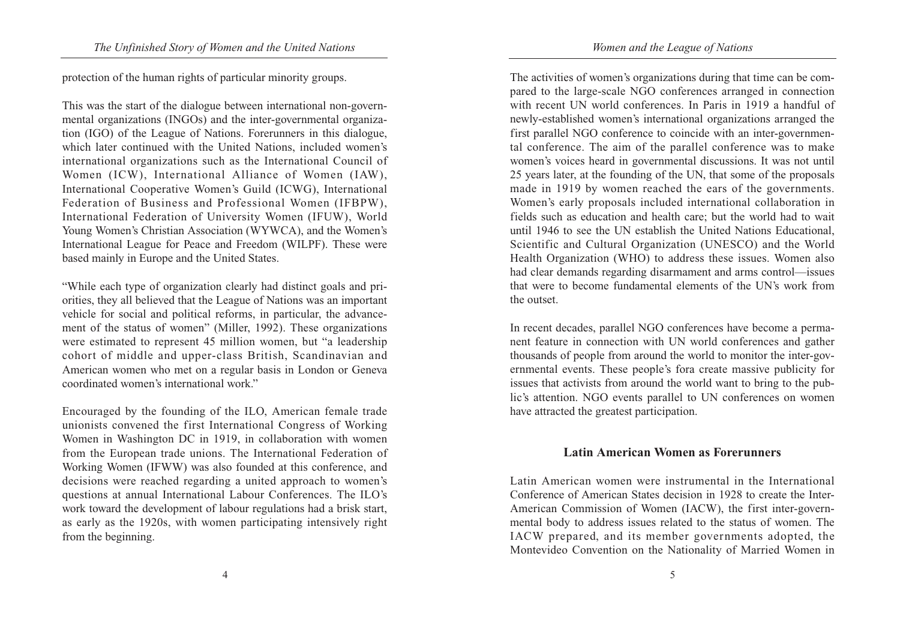protection of the human rights of particular minority groups.

This was the start of the dialogue between international non-governmental organizations (INGOs) and the inter-governmental organization (IGO) of the League of Nations. Forerunners in this dialogue, which later continued with the United Nations, included women's international organizations such as the International Council of Women (ICW), International Alliance of Women (IAW), International Cooperative Women's Guild (ICWG), International Federation of Business and Professional Women (IFBPW), International Federation of University Women (IFUW), World Young Women's Christian Association (WYWCA), and the Women's International League for Peace and Freedom (WILPF). These were based mainly in Europe and the United States.

"While each type of organization clearly had distinct goals and priorities, they all believed that the League of Nations was an important vehicle for social and political reforms, in particular, the advancement of the status of women" (Miller, 1992). These organizations were estimated to represent 45 million women, but "a leadership cohort of middle and upper-class British, Scandinavian and American women who met on a regular basis in London or Geneva coordinated women's international work."

Encouraged by the founding of the ILO, American female trade unionists convened the first International Congress of Working Women in Washington DC in 1919, in collaboration with women from the European trade unions. The International Federation of Working Women (IFWW) was also founded at this conference, and decisions were reached regarding a united approach to women's questions at annual International Labour Conferences. The ILO's work toward the development of labour regulations had a brisk start, as early as the 1920s, with women participating intensively right from the beginning.

The activities of women's organizations during that time can be compared to the large-scale NGO conferences arranged in connection with recent UN world conferences. In Paris in 1919 a handful of newly-established women's international organizations arranged the first parallel NGO conference to coincide with an inter-governmental conference. The aim of the parallel conference was to make women's voices heard in governmental discussions. It was not until 25 years later, at the founding of the UN, that some of the proposals made in 1919 by women reached the ears of the governments. Women's early proposals included international collaboration in fields such as education and health care; but the world had to wait until 1946 to see the UN establish the United Nations Educational, Scientific and Cultural Organization (UNESCO) and the World Health Organization (WHO) to address these issues. Women also had clear demands regarding disarmament and arms control—issues that were to become fundamental elements of the UN's work from the outset.

In recent decades, parallel NGO conferences have become a permanent feature in connection with UN world conferences and gather thousands of people from around the world to monitor the inter-governmental events. These people's fora create massive publicity for issues that activists from around the world want to bring to the public's attention. NGO events parallel to UN conferences on women have attracted the greatest participation.

## Latin American Women as Forerunners

Latin American women were instrumental in the International Conference of American States decision in 1928 to create the Inter-American Commission of Women (IACW), the first inter-governmental body to address issues related to the status of women. The IACW prepared, and its member governments adopted, the Montevideo Convention on the Nationality of Married Women in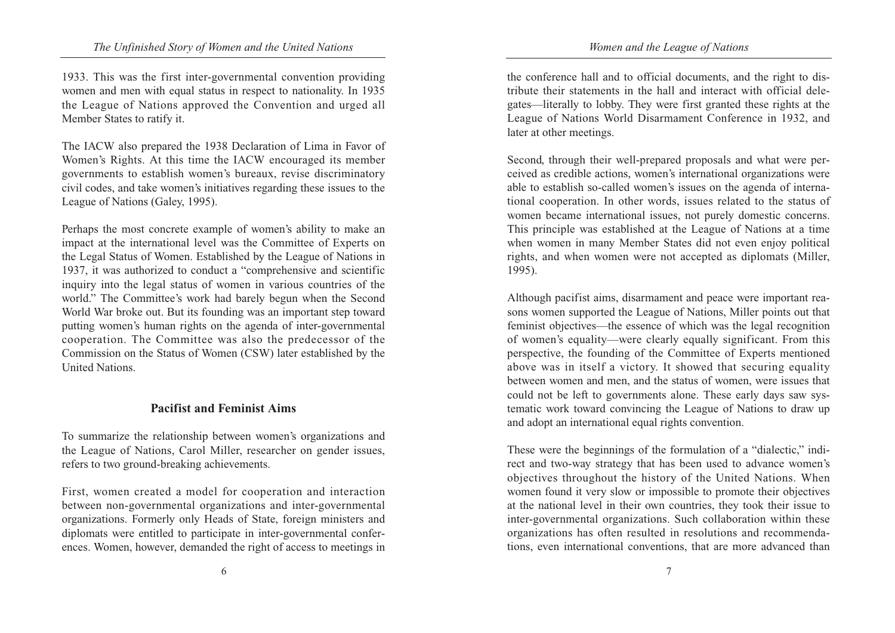1933. This was the first inter-governmental convention providing women and men with equal status in respect to nationality. In 1935 the League of Nations approved the Convention and urged all Member States to ratify it.

The IACW also prepared the 1938 Declaration of Lima in Favor of Women's Rights. At this time the IACW encouraged its member governments to establish women's bureaux, revise discriminatory civil codes, and take women's initiatives regarding these issues to the League of Nations (Galey, 1995).

Perhaps the most concrete example of women's ability to make an impact at the international level was the Committee of Experts on the Legal Status of Women. Established by the League of Nations in 1937, it was authorized to conduct a "comprehensive and scientific inquiry into the legal status of women in various countries of the world." The Committee's work had barely begun when the Second World War broke out. But its founding was an important step toward putting women's human rights on the agenda of inter-governmental cooperation. The Committee was also the predecessor of the Commission on the Status of Women (CSW) later established by the United Nations.

## Pacifist and Feminist Aims

To summarize the relationship between women's organizations and the League of Nations, Carol Miller, researcher on gender issues, refers to two ground-breaking achievements.

First, women created a model for cooperation and interaction between non-governmental organizations and inter-governmental organizations. Formerly only Heads of State, foreign ministers and diplomats were entitled to participate in inter-governmental conferences. Women, however, demanded the right of access to meetings in the conference hall and to official documents, and the right to distribute their statements in the hall and interact with official delegates—literally to lobby. They were first granted these rights at the League of Nations World Disarmament Conference in 1932, and later at other meetings.

Second, through their well-prepared proposals and what were perceived as credible actions, women's international organizations were able to establish so-called women's issues on the agenda of international cooperation. In other words, issues related to the status of women became international issues, not purely domestic concerns. This principle was established at the League of Nations at a time when women in many Member States did not even enjoy political rights, and when women were not accepted as diplomats (Miller, 1995).

Although pacifist aims, disarmament and peace were important reasons women supported the League of Nations, Miller points out that feminist objectives—the essence of which was the legal recognition of women's equality—were clearly equally significant. From this perspective, the founding of the Committee of Experts mentioned above was in itself a victory. It showed that securing equality between women and men, and the status of women, were issues that could not be left to governments alone. These early days saw systematic work toward convincing the League of Nations to draw up and adopt an international equal rights convention.

These were the beginnings of the formulation of a "dialectic," indirect and two-way strategy that has been used to advance women's objectives throughout the history of the United Nations. When women found it very slow or impossible to promote their objectives at the national level in their own countries, they took their issue to inter-governmental organizations. Such collaboration within these organizations has often resulted in resolutions and recommendations, even international conventions, that are more advanced than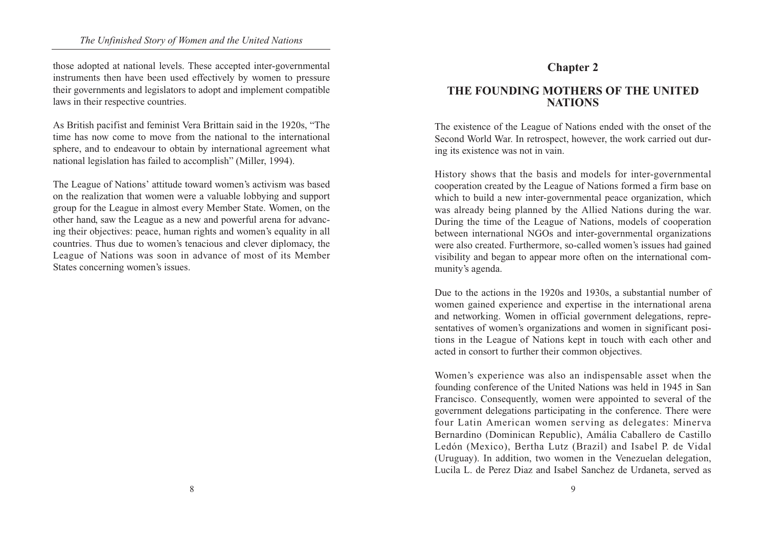those adopted at national levels. These accepted inter-governmental instruments then have been used effectively by women to pressure their governments and legislators to adopt and implement compatible laws in their respective countries.

As British pacifist and feminist Vera Brittain said in the 1920s, "The time has now come to move from the national to the international sphere, and to endeavour to obtain by international agreement what national legislation has failed to accomplish" (Miller, 1994).

The League of Nations' attitude toward women's activism was based on the realization that women were a valuable lobbying and support group for the League in almost every Member State. Women, on the other hand, saw the League as a new and powerful arena for advancing their objectives: peace, human rights and women's equality in all countries. Thus due to women's tenacious and clever diplomacy, the League of Nations was soon in advance of most of its Member States concerning women's issues.

# Chapter 2

## THE FOUNDING MOTHERS OF THE UNITED NATIONS

The existence of the League of Nations ended with the onset of the Second World War. In retrospect, however, the work carried out during its existence was not in vain.

History shows that the basis and models for inter-governmental cooperation created by the League of Nations formed a firm base on which to build a new inter-governmental peace organization, which was already being planned by the Allied Nations during the war. During the time of the League of Nations, models of cooperation between international NGOs and inter-governmental organizations were also created. Furthermore, so-called women's issues had gained visibility and began to appear more often on the international community's agenda.

Due to the actions in the 1920s and 1930s, a substantial number of women gained experience and expertise in the international arena and networking. Women in official government delegations, representatives of women's organizations and women in significant positions in the League of Nations kept in touch with each other and acted in consort to further their common objectives.

Women's experience was also an indispensable asset when the founding conference of the United Nations was held in 1945 in San Francisco. Consequently, women were appointed to several of the government delegations participating in the conference. There were four Latin American women serving as delegates: Minerva Bernardino (Dominican Republic), Amália Caballero de Castillo Ledón (Mexico), Bertha Lutz (Brazil) and Isabel P. de Vidal (Uruguay). In addition, two women in the Venezuelan delegation, Lucila L. de Perez Diaz and Isabel Sanchez de Urdaneta, served as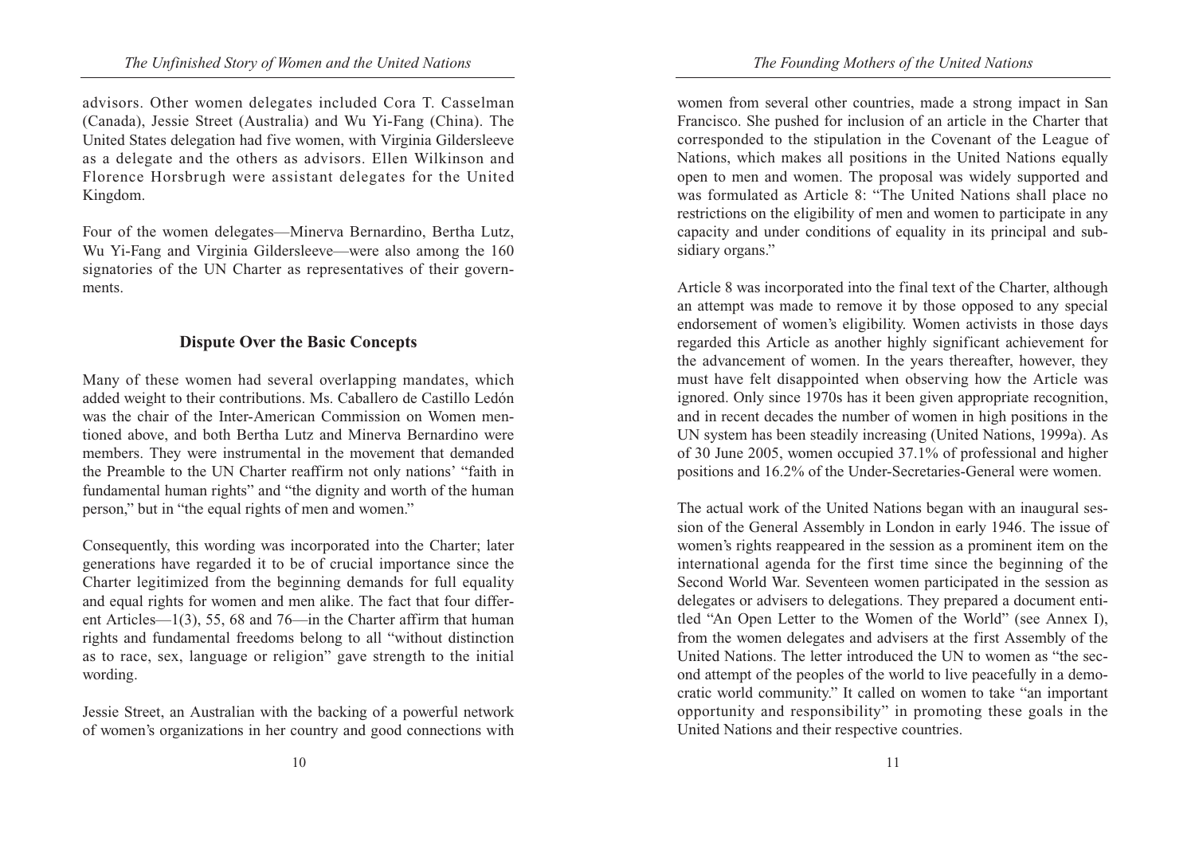advisors. Other women delegates included Cora T. Casselman (Canada), Jessie Street (Australia) and Wu Yi-Fang (China). The United States delegation had five women, with Virginia Gildersleeve as a delegate and the others as advisors. Ellen Wilkinson and Florence Horsbrugh were assistant delegates for the United Kingdom.

Four of the women delegates—Minerva Bernardino, Bertha Lutz, Wu Yi-Fang and Virginia Gildersleeve—were also among the 160 signatories of the UN Charter as representatives of their governments.

## Dispute Over the Basic Concepts

Many of these women had several overlapping mandates, which added weight to their contributions. Ms. Caballero de Castillo Ledón was the chair of the Inter-American Commission on Women mentioned above, and both Bertha Lutz and Minerva Bernardino were members. They were instrumental in the movement that demanded the Preamble to the UN Charter reaffirm not only nations' "faith in fundamental human rights" and "the dignity and worth of the human person," but in "the equal rights of men and women."

Consequently, this wording was incorporated into the Charter; later generations have regarded it to be of crucial importance since the Charter legitimized from the beginning demands for full equality and equal rights for women and men alike. The fact that four different Articles—1(3), 55, 68 and 76—in the Charter affirm that human rights and fundamental freedoms belong to all "without distinction as to race, sex, language or religion" gave strength to the initial wording.

Jessie Street, an Australian with the backing of a powerful network of women's organizations in her country and good connections with women from several other countries, made a strong impact in San Francisco. She pushed for inclusion of an article in the Charter that corresponded to the stipulation in the Covenant of the League of Nations, which makes all positions in the United Nations equally open to men and women. The proposal was widely supported and was formulated as Article 8: "The United Nations shall place no restrictions on the eligibility of men and women to participate in any capacity and under conditions of equality in its principal and subsidiary organs."

Article 8 was incorporated into the final text of the Charter, although an attempt was made to remove it by those opposed to any special endorsement of women's eligibility. Women activists in those days regarded this Article as another highly significant achievement for the advancement of women. In the years thereafter, however, they must have felt disappointed when observing how the Article was ignored. Only since 1970s has it been given appropriate recognition, and in recent decades the number of women in high positions in the UN system has been steadily increasing (United Nations, 1999a). As of 30 June 2005, women occupied 37.1% of professional and higher positions and 16.2% of the Under-Secretaries-General were women.

The actual work of the United Nations began with an inaugural session of the General Assembly in London in early 1946. The issue of women's rights reappeared in the session as a prominent item on the international agenda for the first time since the beginning of the Second World War. Seventeen women participated in the session as delegates or advisers to delegations. They prepared a document entitled "An Open Letter to the Women of the World" (see Annex I), from the women delegates and advisers at the first Assembly of the United Nations. The letter introduced the UN to women as "the second attempt of the peoples of the world to live peacefully in a democratic world community." It called on women to take "an important opportunity and responsibility" in promoting these goals in the United Nations and their respective countries.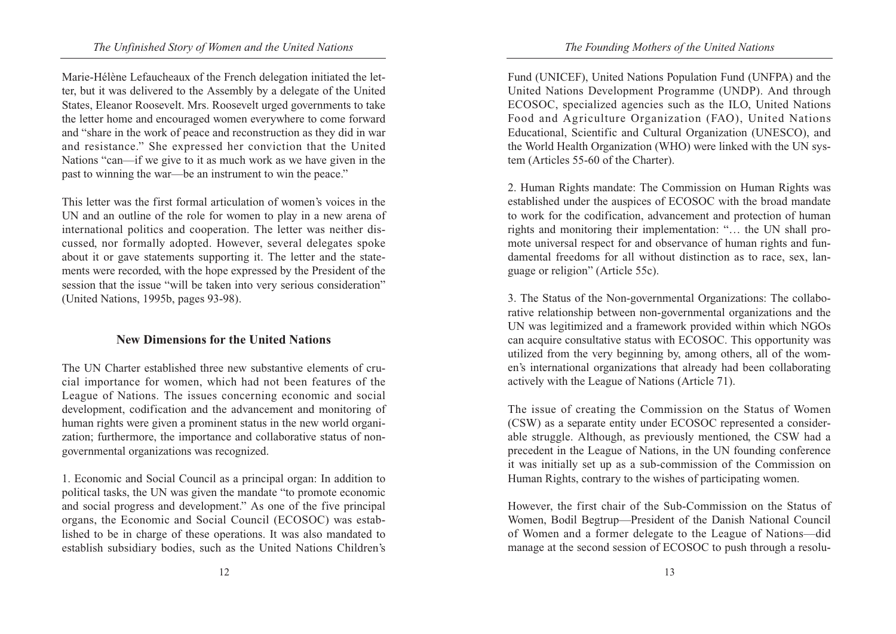Marie-Hélène Lefaucheaux of the French delegation initiated the letter, but it was delivered to the Assembly by a delegate of the United States, Eleanor Roosevelt. Mrs. Roosevelt urged governments to take the letter home and encouraged women everywhere to come forward and "share in the work of peace and reconstruction as they did in war and resistance." She expressed her conviction that the United Nations "can—if we give to it as much work as we have given in the past to winning the war—be an instrument to win the peace."

This letter was the first formal articulation of women's voices in the UN and an outline of the role for women to play in a new arena of international politics and cooperation. The letter was neither discussed, nor formally adopted. However, several delegates spoke about it or gave statements supporting it. The letter and the statements were recorded, with the hope expressed by the President of the session that the issue "will be taken into very serious consideration" (United Nations, 1995b, pages 93-98).

## New Dimensions for the United Nations

The UN Charter established three new substantive elements of crucial importance for women, which had not been features of the League of Nations. The issues concerning economic and social development, codification and the advancement and monitoring of human rights were given a prominent status in the new world organization; furthermore, the importance and collaborative status of non-governmental organizations was recognized.

1. Economic and Social Council as a principal organ: In addition to political tasks, the UN was given the mandate "to promote economic and social progress and development." As one of the five principal organs, the Economic and Social Council (ECOSOC) was established to be in charge of these operations. It was also mandated to establish subsidiary bodies, such as the United Nations Children's Fund (UNICEF), United Nations Population Fund (UNFPA) and the United Nations Development Programme (UNDP). And through ECOSOC, specialized agencies such as the ILO, United Nations Food and Agriculture Organization (FAO), United Nations Educational, Scientific and Cultural Organization (UNESCO), and the World Health Organization (WHO) were linked with the UN system (Articles 55-60 of the Charter).

2. Human Rights mandate: The Commission on Human Rights was established under the auspices of ECOSOC with the broad mandate to work for the codification, advancement and protection of human rights and monitoring their implementation: "… the UN shall promote universal respect for and observance of human rights and fundamental freedoms for all without distinction as to race, sex, language or religion" (Article 55c).

3. The Status of the Non-governmental Organizations: The collaborative relationship between non-governmental organizations and the UN was legitimized and a framework provided within which NGOs can acquire consultative status with ECOSOC. This opportunity was utilized from the very beginning by, among others, all of the women's international organizations that already had been collaborating actively with the League of Nations (Article 71).

The issue of creating the Commission on the Status of Women (CSW) as a separate entity under ECOSOC represented a considerable struggle. Although, as previously mentioned, the CSW had a precedent in the League of Nations, in the UN founding conference it was initially set up as a sub-commission of the Commission on Human Rights, contrary to the wishes of participating women.

However, the first chair of the Sub-Commission on the Status of Women, Bodil Begtrup—President of the Danish National Council of Women and a former delegate to the League of Nations—did manage at the second session of ECOSOC to push through a resolu-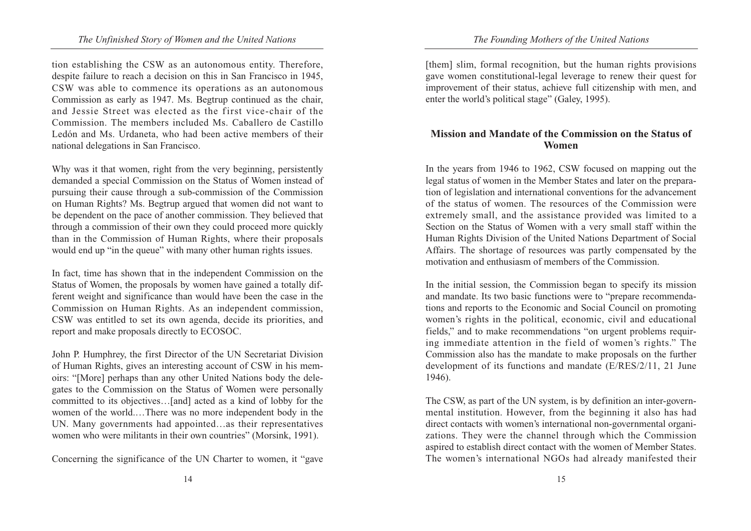tion establishing the CSW as an autonomous entity. Therefore, despite failure to reach a decision on this in San Francisco in 1945, CSW was able to commence its operations as an autonomous Commission as early as 1947. Ms. Begtrup continued as the chair, and Jessie Street was elected as the first vice-chair of the Commission. The members included Ms. Caballero de Castillo Ledón and Ms. Urdaneta, who had been active members of their national delegations in San Francisco.

Why was it that women, right from the very beginning, persistently demanded a special Commission on the Status of Women instead of pursuing their cause through a sub-commission of the Commission on Human Rights? Ms. Begtrup argued that women did not want to be dependent on the pace of another commission. They believed that through a commission of their own they could proceed more quickly than in the Commission of Human Rights, where their proposals would end up "in the queue" with many other human rights issues.

In fact, time has shown that in the independent Commission on the Status of Women, the proposals by women have gained a totally different weight and significance than would have been the case in the Commission on Human Rights. As an independent commission, CSW was entitled to set its own agenda, decide its priorities, and report and make proposals directly to ECOSOC.

John P. Humphrey, the first Director of the UN Secretariat Division of Human Rights, gives an interesting account of CSW in his memoirs: "[More] perhaps than any other United Nations body the delegates to the Commission on the Status of Women were personally committed to its objectives…[and] acted as a kind of lobby for the women of the world.…There was no more independent body in the UN. Many governments had appointed…as their representatives women who were militants in their own countries" (Morsink, 1991).

Concerning the significance of the UN Charter to women, it "gave [them] slim, formal recognition, but the human rights provisions gave women constitutional-legal leverage to renew their quest for improvement of their status, achieve full citizenship with men, and enter the world's political stage" (Galey, 1995).

## Mission and Mandate of the Commission on the Status of Women

In the years from 1946 to 1962, CSW focused on mapping out the legal status of women in the Member States and later on the preparation of legislation and international conventions for the advancement of the status of women. The resources of the Commission were extremely small, and the assistance provided was limited to a Section on the Status of Women with a very small staff within the Human Rights Division of the United Nations Department of Social Affairs. The shortage of resources was partly compensated by the motivation and enthusiasm of members of the Commission.

In the initial session, the Commission began to specify its mission and mandate. Its two basic functions were to "prepare recommendations and reports to the Economic and Social Council on promoting women's rights in the political, economic, civil and educational fields," and to make recommendations "on urgent problems requiring immediate attention in the field of women's rights." The Commission also has the mandate to make proposals on the further development of its functions and mandate (E/RES/2/11, 21 June 1946).

The CSW, as part of the UN system, is by definition an inter-governmental institution. However, from the beginning it also has had direct contacts with women's international non-governmental organizations. They were the channel through which the Commission aspired to establish direct contact with the women of Member States. The women's international NGOs had already manifested their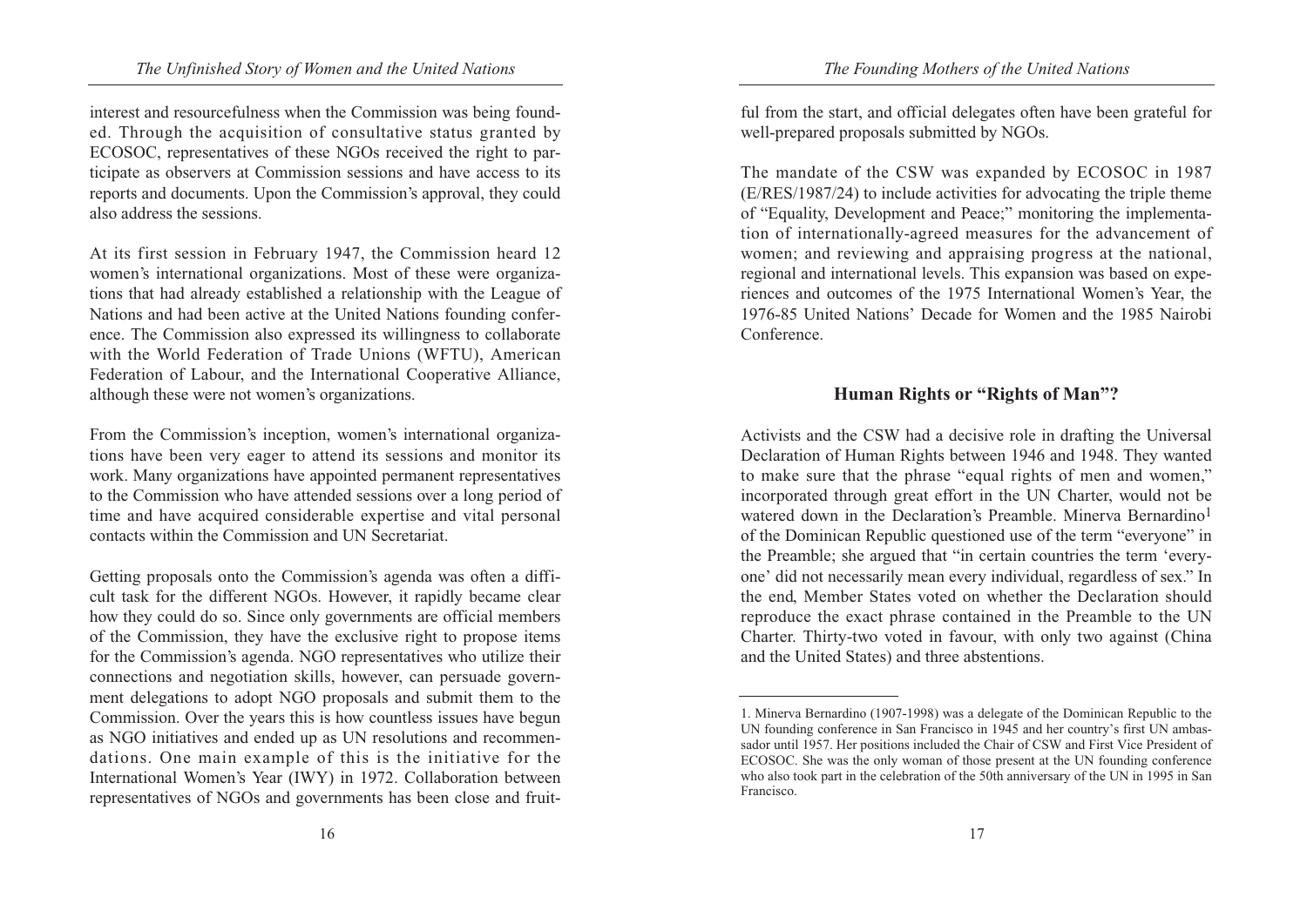interest and resourcefulness when the Commission was being founded. Through the acquisition of consultative status granted by ECOSOC, representatives of these NGOs received the right to participate as observers at Commission sessions and have access to its reports and documents. Upon the Commission's approval, they could also address the sessions.

At its first session in February 1947, the Commission heard 12 women's international organizations. Most of these were organizations that had already established a relationship with the League of Nations and had been active at the United Nations founding conference. The Commission also expressed its willingness to collaborate with the World Federation of Trade Unions (WFTU), American Federation of Labour, and the International Cooperative Alliance, although these were not women's organizations.

From the Commission's inception, women's international organizations have been very eager to attend its sessions and monitor its work. Many organizations have appointed permanent representatives to the Commission who have attended sessions over a long period of time and have acquired considerable expertise and vital personal contacts within the Commission and UN Secretariat.

Getting proposals onto the Commission's agenda was often a difficult task for the different NGOs. However, it rapidly became clear how they could do so. Since only governments are official members of the Commission, they have the exclusive right to propose items for the Commission's agenda. NGO representatives who utilize their connections and negotiation skills, however, can persuade government delegations to adopt NGO proposals and submit them to the Commission. Over the years this is how countless issues have begun as NGO initiatives and ended up as UN resolutions and recommendations. One main example of this is the initiative for the International Women's Year (IWY) in 1972. Collaboration between representatives of NGOs and governments has been close and fruitful from the start, and official delegates often have been grateful for well-prepared proposals submitted by NGOs.

The mandate of the CSW was expanded by ECOSOC in 1987 (E/RES/1987/24) to include activities for advocating the triple theme of "Equality, Development and Peace;" monitoring the implementation of internationally-agreed measures for the advancement of women; and reviewing and appraising progress at the national, regional and international levels. This expansion was based on experiences and outcomes of the 1975 International Women's Year, the 1976-85 United Nations' Decade for Women and the 1985 Nairobi Conference.

## Human Rights or "Rights of Man"?

Activists and the CSW had a decisive role in drafting the Universal Declaration of Human Rights between 1946 and 1948. They wanted to make sure that the phrase "equal rights of men and women," incorporated through great effort in the UN Charter, would not be watered down in the Declaration's Preamble. Minerva Bernardino[1] of the Dominican Republic questioned use of the term "everyone" in the Preamble; she argued that "in certain countries the term 'everyone' did not necessarily mean every individual, regardless of sex." In the end, Member States voted on whether the Declaration should reproduce the exact phrase contained in the Preamble to the UN Charter. Thirty-two voted in favour, with only two against (China and the United States) and three abstentions.

---

1. Minerva Bernardino (1907-1998) was a delegate of the Dominican Republic to the UN founding conference in San Francisco in 1945 and her country's first UN ambassador until 1957. Her positions included the Chair of CSW and First Vice President of ECOSOC. She was the only woman of those present at the UN founding conference who also took part in the celebration of the 50th anniversary of the UN in 1995 in San Francisco.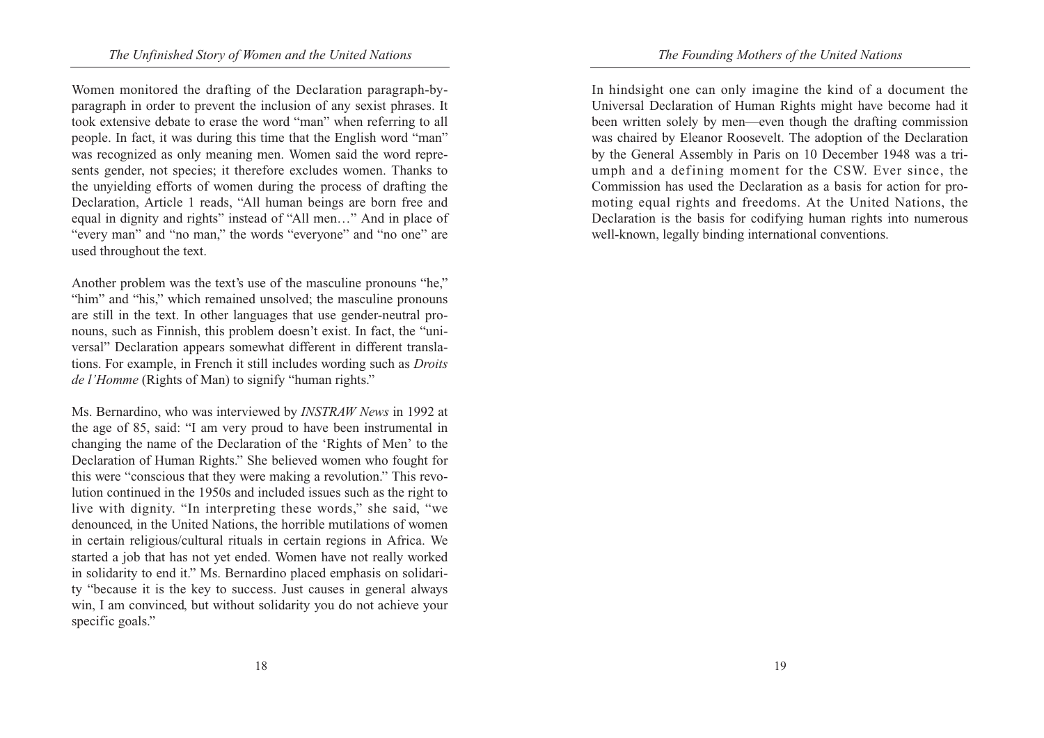Women monitored the drafting of the Declaration paragraph-by-paragraph in order to prevent the inclusion of any sexist phrases. It took extensive debate to erase the word "man" when referring to all people. In fact, it was during this time that the English word "man" was recognized as only meaning men. Women said the word represents gender, not species; it therefore excludes women. Thanks to the unyielding efforts of women during the process of drafting the Declaration, Article 1 reads, "All human beings are born free and equal in dignity and rights" instead of "All men…" And in place of "every man" and "no man," the words "everyone" and "no one" are used throughout the text.

Another problem was the text's use of the masculine pronouns "he," "him" and "his," which remained unsolved; the masculine pronouns are still in the text. In other languages that use gender-neutral pronouns, such as Finnish, this problem doesn't exist. In fact, the "universal" Declaration appears somewhat different in different translations. For example, in French it still includes wording such as *Droits de l'Homme* (Rights of Man) to signify "human rights."

Ms. Bernardino, who was interviewed by *INSTRAW News* in 1992 at the age of 85, said: "I am very proud to have been instrumental in changing the name of the Declaration of the 'Rights of Men' to the Declaration of Human Rights." She believed women who fought for this were "conscious that they were making a revolution." This revolution continued in the 1950s and included issues such as the right to live with dignity. "In interpreting these words," she said, "we denounced, in the United Nations, the horrible mutilations of women in certain religious/cultural rituals in certain regions in Africa. We started a job that has not yet ended. Women have not really worked in solidarity to end it." Ms. Bernardino placed emphasis on solidarity "because it is the key to success. Just causes in general always win, I am convinced, but without solidarity you do not achieve your specific goals."

In hindsight one can only imagine the kind of a document the Universal Declaration of Human Rights might have become had it been written solely by men—even though the drafting commission was chaired by Eleanor Roosevelt. The adoption of the Declaration by the General Assembly in Paris on 10 December 1948 was a triumph and a defining moment for the CSW. Ever since, the Commission has used the Declaration as a basis for action for promoting equal rights and freedoms. At the United Nations, the Declaration is the basis for codifying human rights into numerous well-known, legally binding international conventions.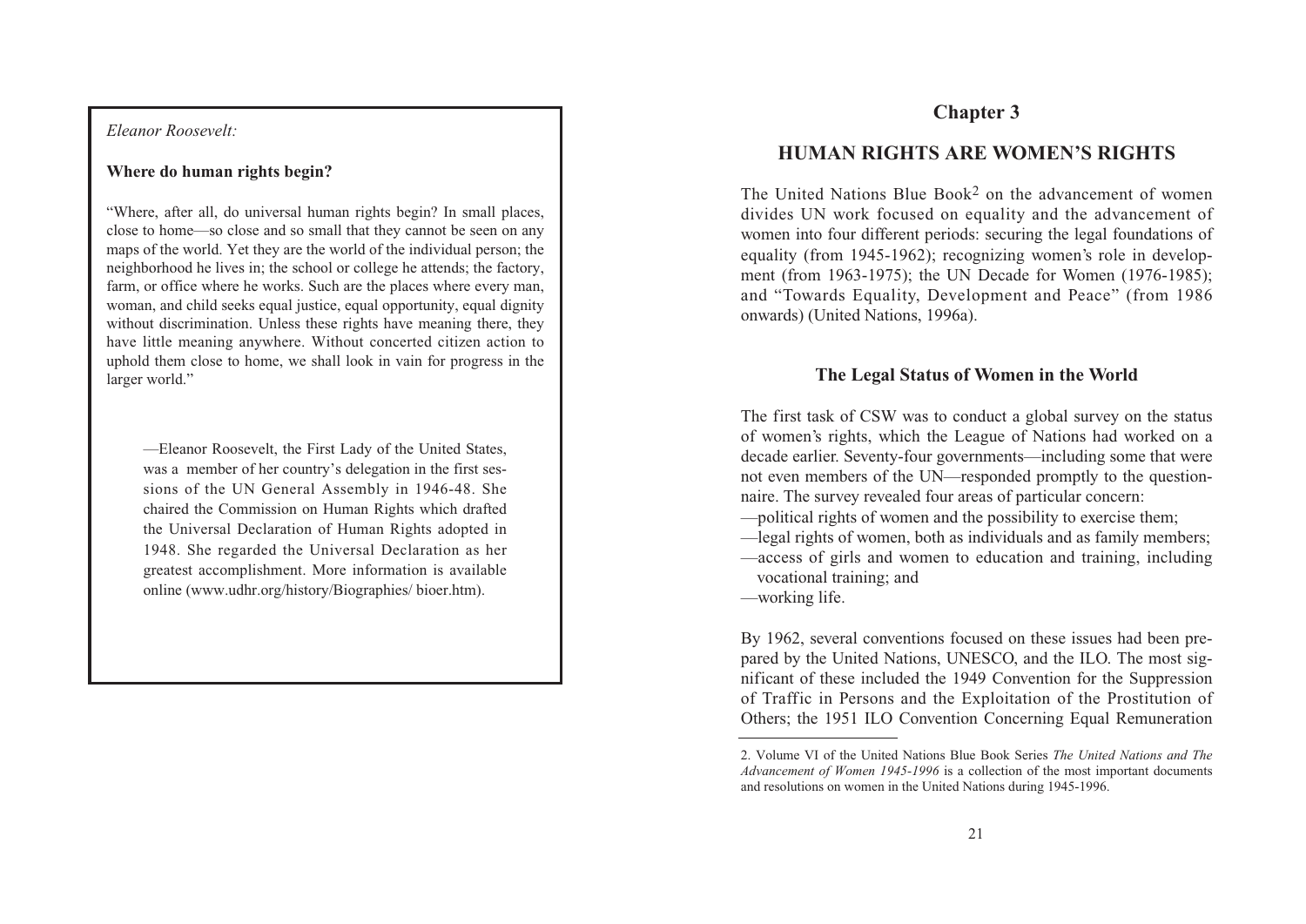*Eleanor Roosevelt:*

**Where do human rights begin?**

"Where, after all, do universal human rights begin? In small places, close to home—so close and so small that they cannot be seen on any maps of the world. Yet they are the world of the individual person; the neighborhood he lives in; the school or college he attends; the factory, farm, or office where he works. Such are the places where every man, woman, and child seeks equal justice, equal opportunity, equal dignity without discrimination. Unless these rights have meaning there, they have little meaning anywhere. Without concerted citizen action to uphold them close to home, we shall look in vain for progress in the larger world."

—Eleanor Roosevelt, the First Lady of the United States, was a member of her country's delegation in the first sessions of the UN General Assembly in 1946-48. She chaired the Commission on Human Rights which drafted the Universal Declaration of Human Rights adopted in 1948. She regarded the Universal Declaration as her greatest accomplishment. More information is available online (www.udhr.org/history/Biographies/ bioer.htm).

# Chapter 3

# HUMAN RIGHTS ARE WOMEN'S RIGHTS

The United Nations Blue Book[2] on the advancement of women divides UN work focused on equality and the advancement of women into four different periods: securing the legal foundations of equality (from 1945-1962); recognizing women's role in development (from 1963-1975); the UN Decade for Women (1976-1985); and "Towards Equality, Development and Peace" (from 1986 onwards) (United Nations, 1996a).

## The Legal Status of Women in the World

The first task of CSW was to conduct a global survey on the status of women's rights, which the League of Nations had worked on a decade earlier. Seventy-four governments—including some that were not even members of the UN—responded promptly to the questionnaire. The survey revealed four areas of particular concern:

—political rights of women and the possibility to exercise them;
—legal rights of women, both as individuals and as family members;
—access of girls and women to education and training, including vocational training; and
—working life.

By 1962, several conventions focused on these issues had been prepared by the United Nations, UNESCO, and the ILO. The most significant of these included the 1949 Convention for the Suppression of Traffic in Persons and the Exploitation of the Prostitution of Others; the 1951 ILO Convention Concerning Equal Remuneration

2. Volume VI of the United Nations Blue Book Series *The United Nations and The Advancement of Women 1945-1996* is a collection of the most important documents and resolutions on women in the United Nations during 1945-1996.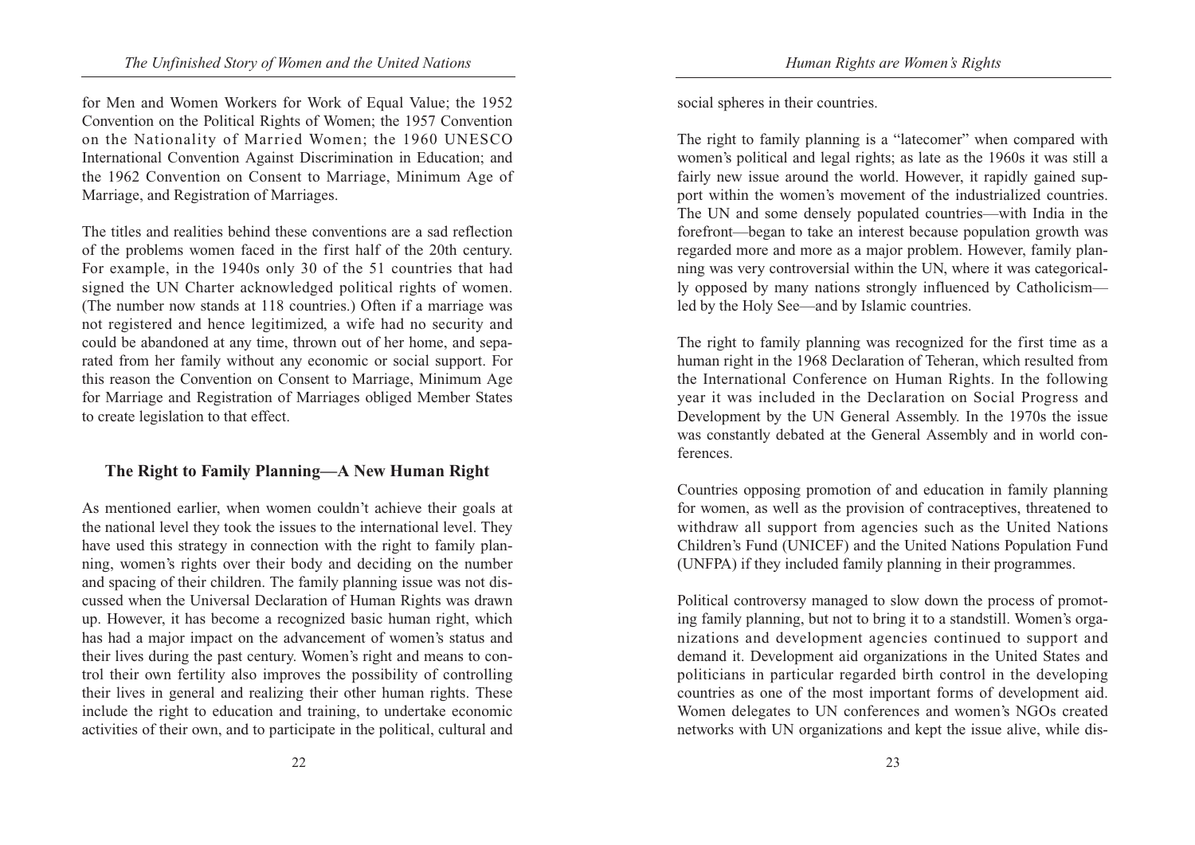for Men and Women Workers for Work of Equal Value; the 1952 Convention on the Political Rights of Women; the 1957 Convention on the Nationality of Married Women; the 1960 UNESCO International Convention Against Discrimination in Education; and the 1962 Convention on Consent to Marriage, Minimum Age of Marriage, and Registration of Marriages.

The titles and realities behind these conventions are a sad reflection of the problems women faced in the first half of the 20th century. For example, in the 1940s only 30 of the 51 countries that had signed the UN Charter acknowledged political rights of women. (The number now stands at 118 countries.) Often if a marriage was not registered and hence legitimized, a wife had no security and could be abandoned at any time, thrown out of her home, and separated from her family without any economic or social support. For this reason the Convention on Consent to Marriage, Minimum Age for Marriage and Registration of Marriages obliged Member States to create legislation to that effect.

## The Right to Family Planning—A New Human Right

As mentioned earlier, when women couldn't achieve their goals at the national level they took the issues to the international level. They have used this strategy in connection with the right to family planning, women's rights over their body and deciding on the number and spacing of their children. The family planning issue was not discussed when the Universal Declaration of Human Rights was drawn up. However, it has become a recognized basic human right, which has had a major impact on the advancement of women's status and their lives during the past century. Women's right and means to control their own fertility also improves the possibility of controlling their lives in general and realizing their other human rights. These include the right to education and training, to undertake economic activities of their own, and to participate in the political, cultural and social spheres in their countries.

The right to family planning is a "latecomer" when compared with women's political and legal rights; as late as the 1960s it was still a fairly new issue around the world. However, it rapidly gained support within the women's movement of the industrialized countries. The UN and some densely populated countries—with India in the forefront—began to take an interest because population growth was regarded more and more as a major problem. However, family planning was very controversial within the UN, where it was categorically opposed by many nations strongly influenced by Catholicism—led by the Holy See—and by Islamic countries.

The right to family planning was recognized for the first time as a human right in the 1968 Declaration of Teheran, which resulted from the International Conference on Human Rights. In the following year it was included in the Declaration on Social Progress and Development by the UN General Assembly. In the 1970s the issue was constantly debated at the General Assembly and in world conferences.

Countries opposing promotion of and education in family planning for women, as well as the provision of contraceptives, threatened to withdraw all support from agencies such as the United Nations Children's Fund (UNICEF) and the United Nations Population Fund (UNFPA) if they included family planning in their programmes.

Political controversy managed to slow down the process of promoting family planning, but not to bring it to a standstill. Women's organizations and development agencies continued to support and demand it. Development aid organizations in the United States and politicians in particular regarded birth control in the developing countries as one of the most important forms of development aid. Women delegates to UN conferences and women's NGOs created networks with UN organizations and kept the issue alive, while dis-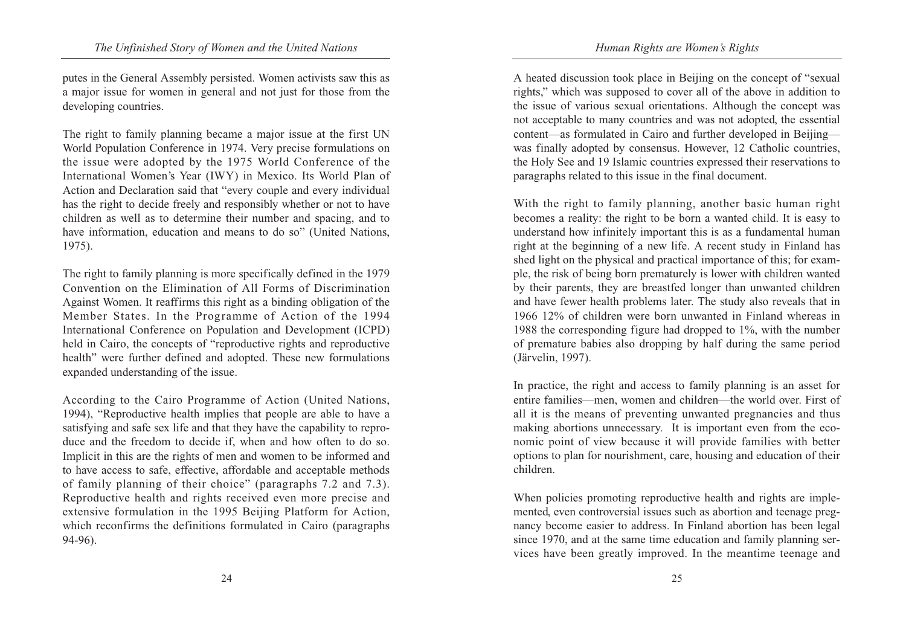putes in the General Assembly persisted. Women activists saw this as a major issue for women in general and not just for those from the developing countries.

The right to family planning became a major issue at the first UN World Population Conference in 1974. Very precise formulations on the issue were adopted by the 1975 World Conference of the International Women's Year (IWY) in Mexico. Its World Plan of Action and Declaration said that "every couple and every individual has the right to decide freely and responsibly whether or not to have children as well as to determine their number and spacing, and to have information, education and means to do so" (United Nations, 1975).

The right to family planning is more specifically defined in the 1979 Convention on the Elimination of All Forms of Discrimination Against Women. It reaffirms this right as a binding obligation of the Member States. In the Programme of Action of the 1994 International Conference on Population and Development (ICPD) held in Cairo, the concepts of "reproductive rights and reproductive health" were further defined and adopted. These new formulations expanded understanding of the issue.

According to the Cairo Programme of Action (United Nations, 1994), "Reproductive health implies that people are able to have a satisfying and safe sex life and that they have the capability to reproduce and the freedom to decide if, when and how often to do so. Implicit in this are the rights of men and women to be informed and to have access to safe, effective, affordable and acceptable methods of family planning of their choice" (paragraphs 7.2 and 7.3). Reproductive health and rights received even more precise and extensive formulation in the 1995 Beijing Platform for Action, which reconfirms the definitions formulated in Cairo (paragraphs 94-96).

A heated discussion took place in Beijing on the concept of "sexual rights," which was supposed to cover all of the above in addition to the issue of various sexual orientations. Although the concept was not acceptable to many countries and was not adopted, the essential content—as formulated in Cairo and further developed in Beijing—was finally adopted by consensus. However, 12 Catholic countries, the Holy See and 19 Islamic countries expressed their reservations to paragraphs related to this issue in the final document.

With the right to family planning, another basic human right becomes a reality: the right to be born a wanted child. It is easy to understand how infinitely important this is as a fundamental human right at the beginning of a new life. A recent study in Finland has shed light on the physical and practical importance of this; for example, the risk of being born prematurely is lower with children wanted by their parents, they are breastfed longer than unwanted children and have fewer health problems later. The study also reveals that in 1966 12% of children were born unwanted in Finland whereas in 1988 the corresponding figure had dropped to 1%, with the number of premature babies also dropping by half during the same period (Järvelin, 1997).

In practice, the right and access to family planning is an asset for entire families—men, women and children—the world over. First of all it is the means of preventing unwanted pregnancies and thus making abortions unnecessary. It is important even from the economic point of view because it will provide families with better options to plan for nourishment, care, housing and education of their children.

When policies promoting reproductive health and rights are implemented, even controversial issues such as abortion and teenage pregnancy become easier to address. In Finland abortion has been legal since 1970, and at the same time education and family planning services have been greatly improved. In the meantime teenage and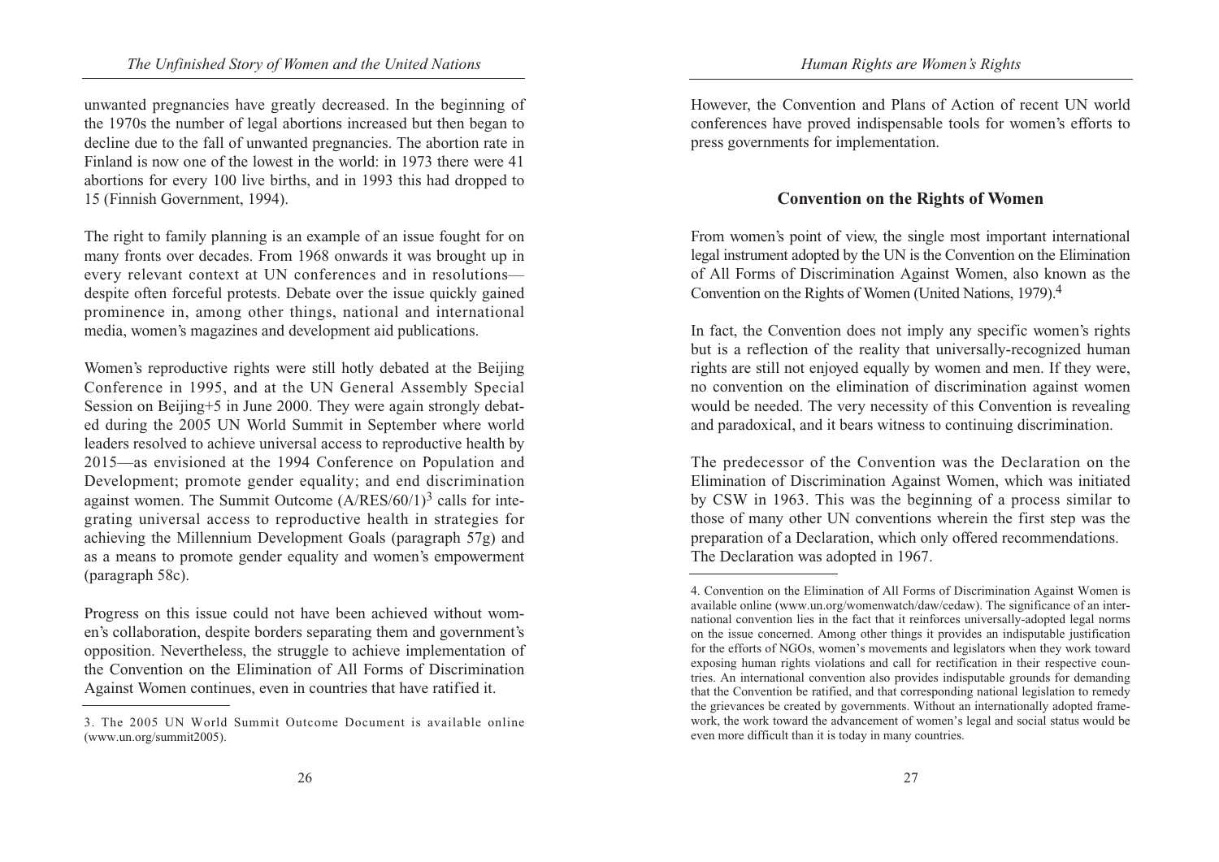unwanted pregnancies have greatly decreased. In the beginning of the 1970s the number of legal abortions increased but then began to decline due to the fall of unwanted pregnancies. The abortion rate in Finland is now one of the lowest in the world: in 1973 there were 41 abortions for every 100 live births, and in 1993 this had dropped to 15 (Finnish Government, 1994).

The right to family planning is an example of an issue fought for on many fronts over decades. From 1968 onwards it was brought up in every relevant context at UN conferences and in resolutions—despite often forceful protests. Debate over the issue quickly gained prominence in, among other things, national and international media, women's magazines and development aid publications.

Women's reproductive rights were still hotly debated at the Beijing Conference in 1995, and at the UN General Assembly Special Session on Beijing+5 in June 2000. They were again strongly debated during the 2005 UN World Summit in September where world leaders resolved to achieve universal access to reproductive health by 2015—as envisioned at the 1994 Conference on Population and Development; promote gender equality; and end discrimination against women. The Summit Outcome (A/RES/60/1)[3] calls for integrating universal access to reproductive health in strategies for achieving the Millennium Development Goals (paragraph 57g) and as a means to promote gender equality and women's empowerment (paragraph 58c).

Progress on this issue could not have been achieved without women's collaboration, despite borders separating them and government's opposition. Nevertheless, the struggle to achieve implementation of the Convention on the Elimination of All Forms of Discrimination Against Women continues, even in countries that have ratified it.

3. The 2005 UN World Summit Outcome Document is available online (www.un.org/summit2005).

However, the Convention and Plans of Action of recent UN world conferences have proved indispensable tools for women's efforts to press governments for implementation.

## Convention on the Rights of Women

From women's point of view, the single most important international legal instrument adopted by the UN is the Convention on the Elimination of All Forms of Discrimination Against Women, also known as the Convention on the Rights of Women (United Nations, 1979).[4]

In fact, the Convention does not imply any specific women's rights but is a reflection of the reality that universally-recognized human rights are still not enjoyed equally by women and men. If they were, no convention on the elimination of discrimination against women would be needed. The very necessity of this Convention is revealing and paradoxical, and it bears witness to continuing discrimination.

The predecessor of the Convention was the Declaration on the Elimination of Discrimination Against Women, which was initiated by CSW in 1963. This was the beginning of a process similar to those of many other UN conventions wherein the first step was the preparation of a Declaration, which only offered recommendations. The Declaration was adopted in 1967.

4. Convention on the Elimination of All Forms of Discrimination Against Women is available online (www.un.org/womenwatch/daw/cedaw). The significance of an international convention lies in the fact that it reinforces universally-adopted legal norms on the issue concerned. Among other things it provides an indisputable justification for the efforts of NGOs, women's movements and legislators when they work toward exposing human rights violations and call for rectification in their respective countries. An international convention also provides indisputable grounds for demanding that the Convention be ratified, and that corresponding national legislation to remedy the grievances be created by governments. Without an internationally adopted framework, the work toward the advancement of women's legal and social status would be even more difficult than it is today in many countries.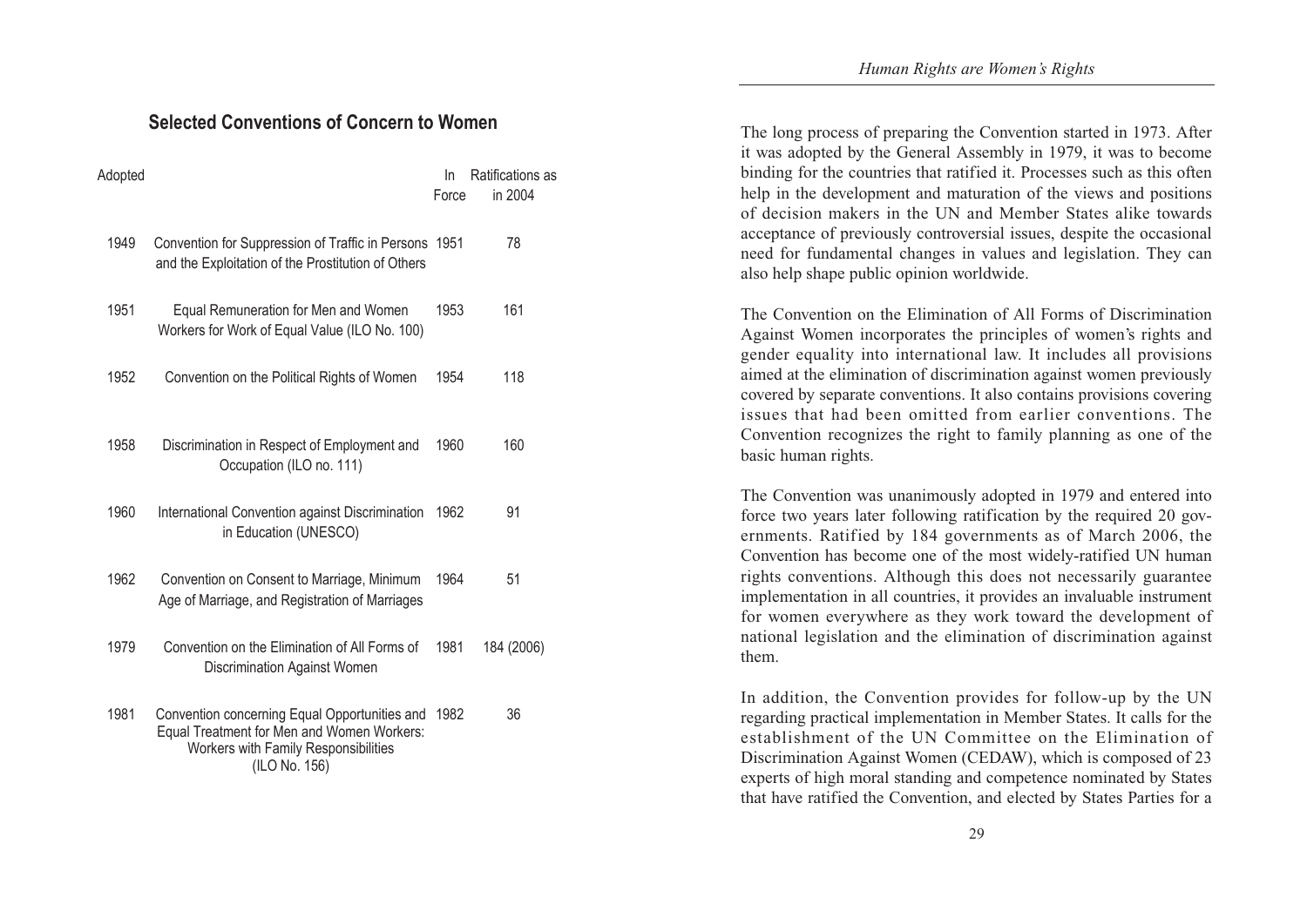## Selected Conventions of Concern to Women

| Adopted | | In Force | Ratifications as in 2004 |
|---|---|---|---|
| 1949 | Convention for Suppression of Traffic in Persons and the Exploitation of the Prostitution of Others | 1951 | 78 |
| 1951 | Equal Remuneration for Men and Women Workers for Work of Equal Value (ILO No. 100) | 1953 | 161 |
| 1952 | Convention on the Political Rights of Women | 1954 | 118 |
| 1958 | Discrimination in Respect of Employment and Occupation (ILO no. 111) | 1960 | 160 |
| 1960 | International Convention against Discrimination in Education (UNESCO) | 1962 | 91 |
| 1962 | Convention on Consent to Marriage, Minimum Age of Marriage, and Registration of Marriages | 1964 | 51 |
| 1979 | Convention on the Elimination of All Forms of Discrimination Against Women | 1981 | 184 (2006) |
| 1981 | Convention concerning Equal Opportunities and Equal Treatment for Men and Women Workers: Workers with Family Responsibilities (ILO No. 156) | 1982 | 36 |

The long process of preparing the Convention started in 1973. After it was adopted by the General Assembly in 1979, it was to become binding for the countries that ratified it. Processes such as this often help in the development and maturation of the views and positions of decision makers in the UN and Member States alike towards acceptance of previously controversial issues, despite the occasional need for fundamental changes in values and legislation. They can also help shape public opinion worldwide.

The Convention on the Elimination of All Forms of Discrimination Against Women incorporates the principles of women's rights and gender equality into international law. It includes all provisions aimed at the elimination of discrimination against women previously covered by separate conventions. It also contains provisions covering issues that had been omitted from earlier conventions. The Convention recognizes the right to family planning as one of the basic human rights.

The Convention was unanimously adopted in 1979 and entered into force two years later following ratification by the required 20 governments. Ratified by 184 governments as of March 2006, the Convention has become one of the most widely-ratified UN human rights conventions. Although this does not necessarily guarantee implementation in all countries, it provides an invaluable instrument for women everywhere as they work toward the development of national legislation and the elimination of discrimination against them.

In addition, the Convention provides for follow-up by the UN regarding practical implementation in Member States. It calls for the establishment of the UN Committee on the Elimination of Discrimination Against Women (CEDAW), which is composed of 23 experts of high moral standing and competence nominated by States that have ratified the Convention, and elected by States Parties for a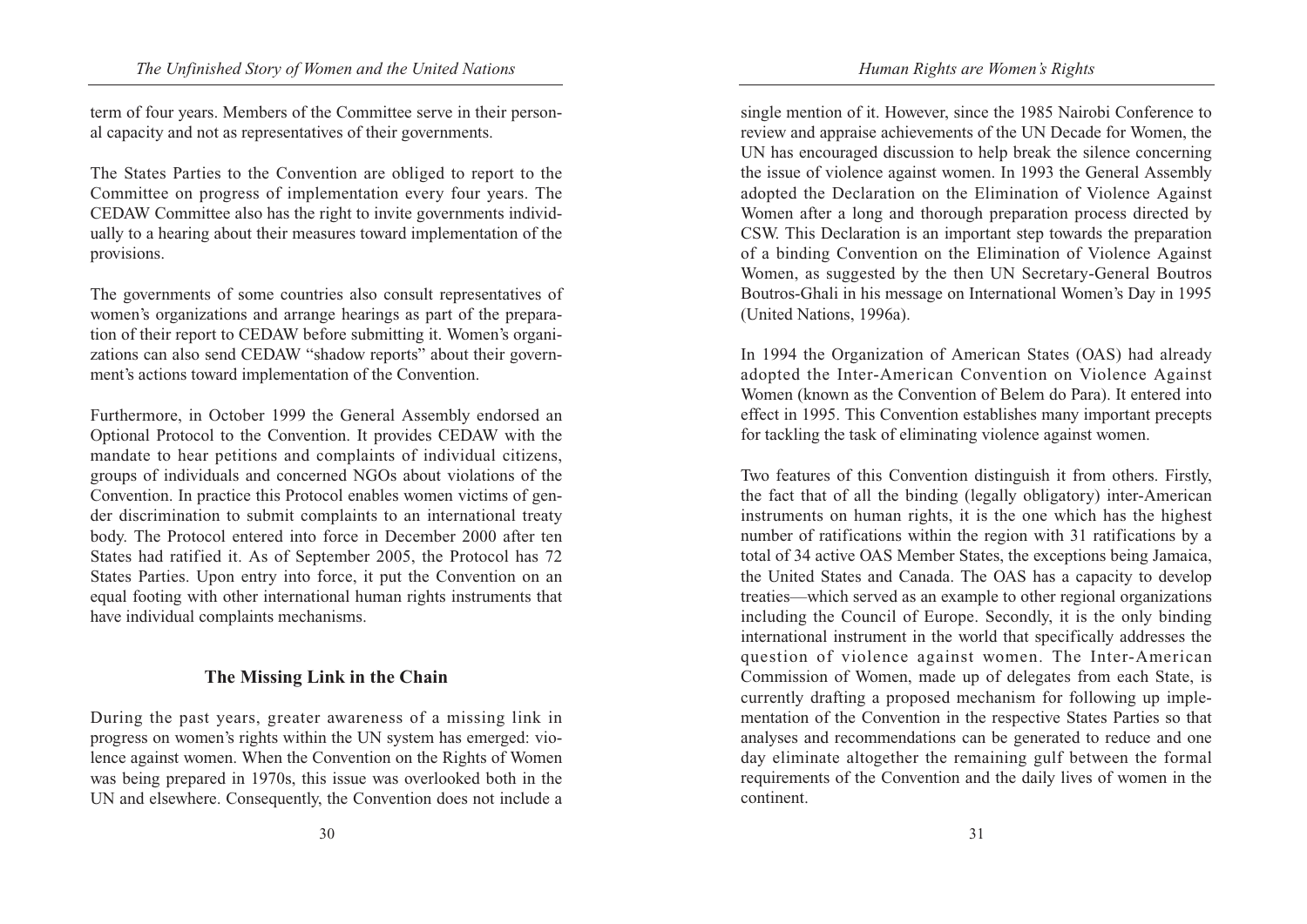term of four years. Members of the Committee serve in their personal capacity and not as representatives of their governments.

The States Parties to the Convention are obliged to report to the Committee on progress of implementation every four years. The CEDAW Committee also has the right to invite governments individually to a hearing about their measures toward implementation of the provisions.

The governments of some countries also consult representatives of women's organizations and arrange hearings as part of the preparation of their report to CEDAW before submitting it. Women's organizations can also send CEDAW "shadow reports" about their government's actions toward implementation of the Convention.

Furthermore, in October 1999 the General Assembly endorsed an Optional Protocol to the Convention. It provides CEDAW with the mandate to hear petitions and complaints of individual citizens, groups of individuals and concerned NGOs about violations of the Convention. In practice this Protocol enables women victims of gender discrimination to submit complaints to an international treaty body. The Protocol entered into force in December 2000 after ten States had ratified it. As of September 2005, the Protocol has 72 States Parties. Upon entry into force, it put the Convention on an equal footing with other international human rights instruments that have individual complaints mechanisms.

## The Missing Link in the Chain

During the past years, greater awareness of a missing link in progress on women's rights within the UN system has emerged: violence against women. When the Convention on the Rights of Women was being prepared in 1970s, this issue was overlooked both in the UN and elsewhere. Consequently, the Convention does not include a single mention of it. However, since the 1985 Nairobi Conference to review and appraise achievements of the UN Decade for Women, the UN has encouraged discussion to help break the silence concerning the issue of violence against women. In 1993 the General Assembly adopted the Declaration on the Elimination of Violence Against Women after a long and thorough preparation process directed by CSW. This Declaration is an important step towards the preparation of a binding Convention on the Elimination of Violence Against Women, as suggested by the then UN Secretary-General Boutros Boutros-Ghali in his message on International Women's Day in 1995 (United Nations, 1996a).

In 1994 the Organization of American States (OAS) had already adopted the Inter-American Convention on Violence Against Women (known as the Convention of Belem do Para). It entered into effect in 1995. This Convention establishes many important precepts for tackling the task of eliminating violence against women.

Two features of this Convention distinguish it from others. Firstly, the fact that of all the binding (legally obligatory) inter-American instruments on human rights, it is the one which has the highest number of ratifications within the region with 31 ratifications by a total of 34 active OAS Member States, the exceptions being Jamaica, the United States and Canada. The OAS has a capacity to develop treaties—which served as an example to other regional organizations including the Council of Europe. Secondly, it is the only binding international instrument in the world that specifically addresses the question of violence against women. The Inter-American Commission of Women, made up of delegates from each State, is currently drafting a proposed mechanism for following up implementation of the Convention in the respective States Parties so that analyses and recommendations can be generated to reduce and one day eliminate altogether the remaining gulf between the formal requirements of the Convention and the daily lives of women in the continent.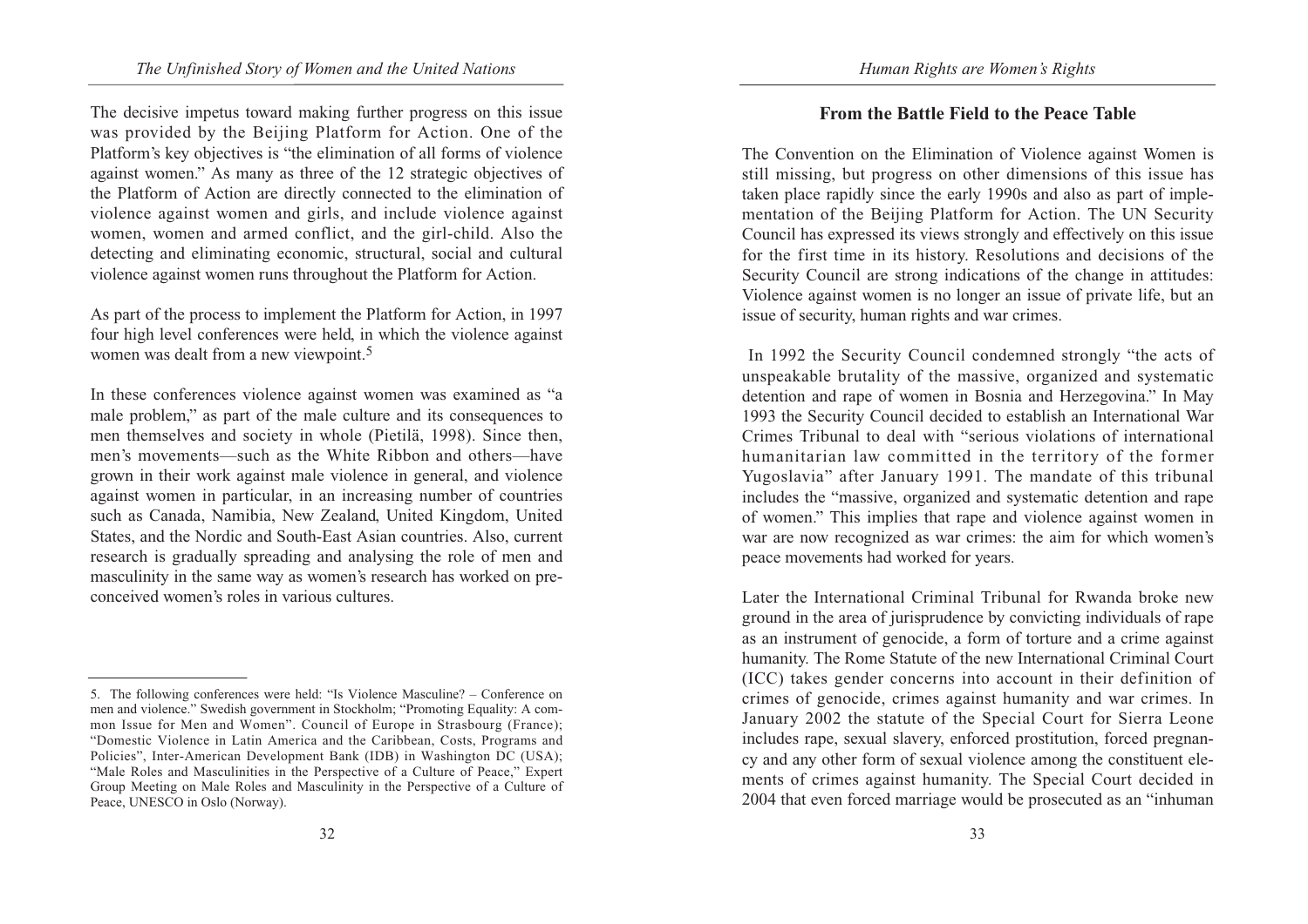The decisive impetus toward making further progress on this issue was provided by the Beijing Platform for Action. One of the Platform's key objectives is "the elimination of all forms of violence against women." As many as three of the 12 strategic objectives of the Platform of Action are directly connected to the elimination of violence against women and girls, and include violence against women, women and armed conflict, and the girl-child. Also the detecting and eliminating economic, structural, social and cultural violence against women runs throughout the Platform for Action.

As part of the process to implement the Platform for Action, in 1997 four high level conferences were held, in which the violence against women was dealt from a new viewpoint.[5]

In these conferences violence against women was examined as "a male problem," as part of the male culture and its consequences to men themselves and society in whole (Pietilä, 1998). Since then, men's movements—such as the White Ribbon and others—have grown in their work against male violence in general, and violence against women in particular, in an increasing number of countries such as Canada, Namibia, New Zealand, United Kingdom, United States, and the Nordic and South-East Asian countries. Also, current research is gradually spreading and analysing the role of men and masculinity in the same way as women's research has worked on preconceived women's roles in various cultures.

5. The following conferences were held: "Is Violence Masculine? – Conference on men and violence." Swedish government in Stockholm; "Promoting Equality: A common Issue for Men and Women". Council of Europe in Strasbourg (France); "Domestic Violence in Latin America and the Caribbean, Costs, Programs and Policies", Inter-American Development Bank (IDB) in Washington DC (USA); "Male Roles and Masculinities in the Perspective of a Culture of Peace," Expert Group Meeting on Male Roles and Masculinity in the Perspective of a Culture of Peace, UNESCO in Oslo (Norway).

## From the Battle Field to the Peace Table

The Convention on the Elimination of Violence against Women is still missing, but progress on other dimensions of this issue has taken place rapidly since the early 1990s and also as part of implementation of the Beijing Platform for Action. The UN Security Council has expressed its views strongly and effectively on this issue for the first time in its history. Resolutions and decisions of the Security Council are strong indications of the change in attitudes: Violence against women is no longer an issue of private life, but an issue of security, human rights and war crimes.

In 1992 the Security Council condemned strongly "the acts of unspeakable brutality of the massive, organized and systematic detention and rape of women in Bosnia and Herzegovina." In May 1993 the Security Council decided to establish an International War Crimes Tribunal to deal with "serious violations of international humanitarian law committed in the territory of the former Yugoslavia" after January 1991. The mandate of this tribunal includes the "massive, organized and systematic detention and rape of women." This implies that rape and violence against women in war are now recognized as war crimes: the aim for which women's peace movements had worked for years.

Later the International Criminal Tribunal for Rwanda broke new ground in the area of jurisprudence by convicting individuals of rape as an instrument of genocide, a form of torture and a crime against humanity. The Rome Statute of the new International Criminal Court (ICC) takes gender concerns into account in their definition of crimes of genocide, crimes against humanity and war crimes. In January 2002 the statute of the Special Court for Sierra Leone includes rape, sexual slavery, enforced prostitution, forced pregnancy and any other form of sexual violence among the constituent elements of crimes against humanity. The Special Court decided in 2004 that even forced marriage would be prosecuted as an "inhuman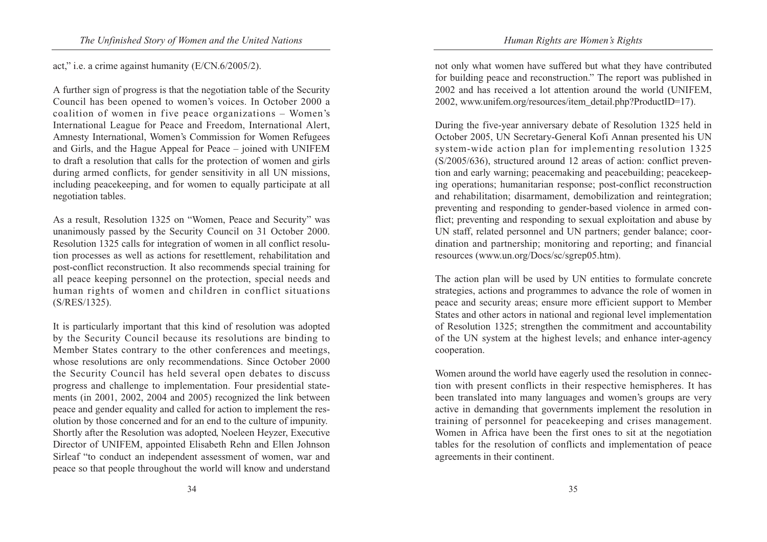act," i.e. a crime against humanity (E/CN.6/2005/2).

A further sign of progress is that the negotiation table of the Security Council has been opened to women's voices. In October 2000 a coalition of women in five peace organizations – Women's International League for Peace and Freedom, International Alert, Amnesty International, Women's Commission for Women Refugees and Girls, and the Hague Appeal for Peace – joined with UNIFEM to draft a resolution that calls for the protection of women and girls during armed conflicts, for gender sensitivity in all UN missions, including peacekeeping, and for women to equally participate at all negotiation tables.

As a result, Resolution 1325 on "Women, Peace and Security" was unanimously passed by the Security Council on 31 October 2000. Resolution 1325 calls for integration of women in all conflict resolution processes as well as actions for resettlement, rehabilitation and post-conflict reconstruction. It also recommends special training for all peace keeping personnel on the protection, special needs and human rights of women and children in conflict situations (S/RES/1325).

It is particularly important that this kind of resolution was adopted by the Security Council because its resolutions are binding to Member States contrary to the other conferences and meetings, whose resolutions are only recommendations. Since October 2000 the Security Council has held several open debates to discuss progress and challenge to implementation. Four presidential statements (in 2001, 2002, 2004 and 2005) recognized the link between peace and gender equality and called for action to implement the resolution by those concerned and for an end to the culture of impunity. Shortly after the Resolution was adopted, Noeleen Heyzer, Executive Director of UNIFEM, appointed Elisabeth Rehn and Ellen Johnson Sirleaf "to conduct an independent assessment of women, war and peace so that people throughout the world will know and understand not only what women have suffered but what they have contributed for building peace and reconstruction." The report was published in 2002 and has received a lot attention around the world (UNIFEM, 2002, www.unifem.org/resources/item_detail.php?ProductID=17).

During the five-year anniversary debate of Resolution 1325 held in October 2005, UN Secretary-General Kofi Annan presented his UN system-wide action plan for implementing resolution 1325 (S/2005/636), structured around 12 areas of action: conflict prevention and early warning; peacemaking and peacebuilding; peacekeeping operations; humanitarian response; post-conflict reconstruction and rehabilitation; disarmament, demobilization and reintegration; preventing and responding to gender-based violence in armed conflict; preventing and responding to sexual exploitation and abuse by UN staff, related personnel and UN partners; gender balance; coordination and partnership; monitoring and reporting; and financial resources (www.un.org/Docs/sc/sgrep05.htm).

The action plan will be used by UN entities to formulate concrete strategies, actions and programmes to advance the role of women in peace and security areas; ensure more efficient support to Member States and other actors in national and regional level implementation of Resolution 1325; strengthen the commitment and accountability of the UN system at the highest levels; and enhance inter-agency cooperation.

Women around the world have eagerly used the resolution in connection with present conflicts in their respective hemispheres. It has been translated into many languages and women's groups are very active in demanding that governments implement the resolution in training of personnel for peacekeeping and crises management. Women in Africa have been the first ones to sit at the negotiation tables for the resolution of conflicts and implementation of peace agreements in their continent.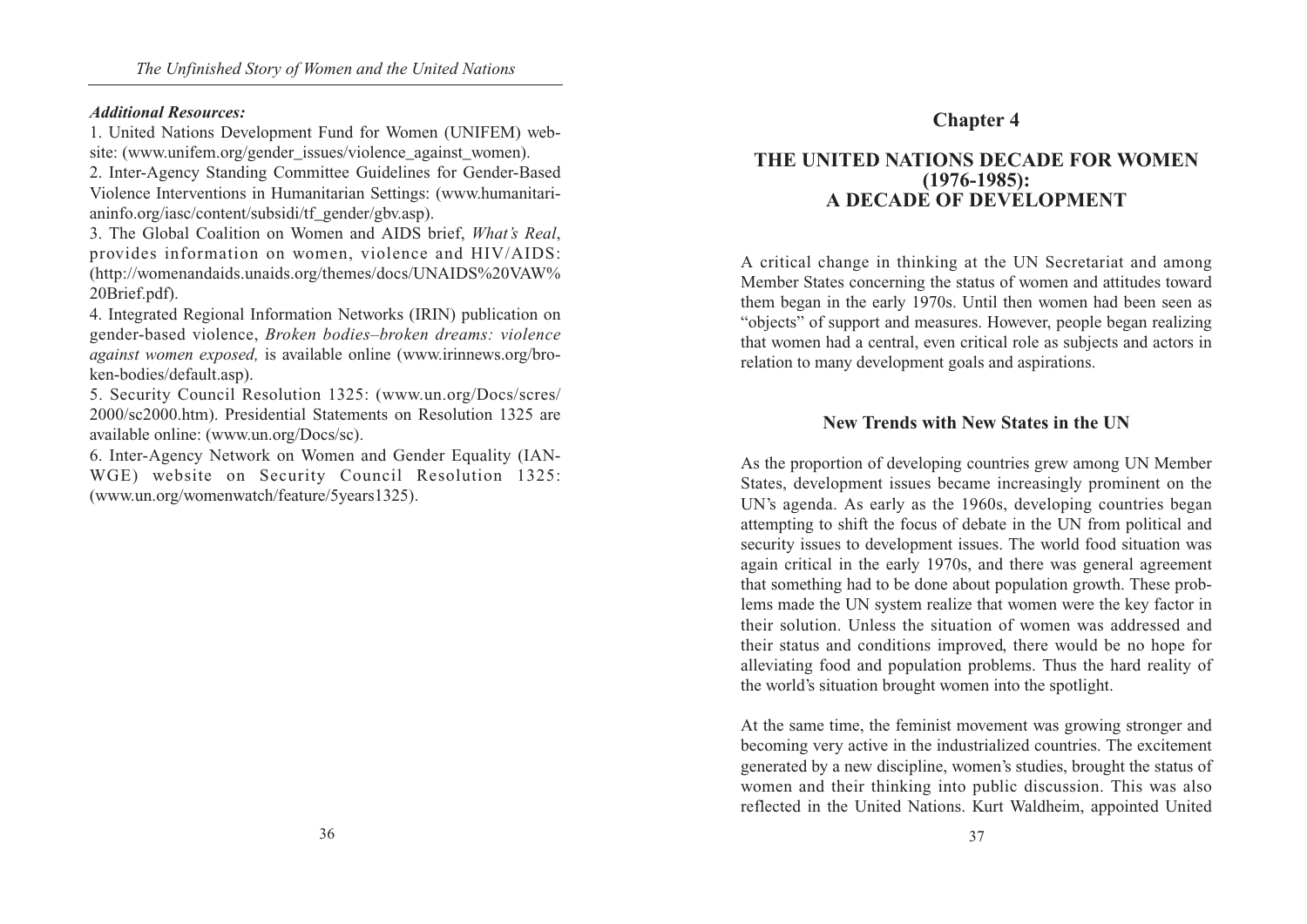***Additional Resources:***

1. United Nations Development Fund for Women (UNIFEM) website: (www.unifem.org/gender_issues/violence_against_women).
2. Inter-Agency Standing Committee Guidelines for Gender-Based Violence Interventions in Humanitarian Settings: (www.humanitarianinfo.org/iasc/content/subsidi/tf_gender/gbv.asp).
3. The Global Coalition on Women and AIDS brief, *What's Real*, provides information on women, violence and HIV/AIDS: (http://womenandaids.unaids.org/themes/docs/UNAIDS%20VAW%20Brief.pdf).
4. Integrated Regional Information Networks (IRIN) publication on gender-based violence, *Broken bodies–broken dreams: violence against women exposed,* is available online (www.irinnews.org/broken-bodies/default.asp).
5. Security Council Resolution 1325: (www.un.org/Docs/scres/2000/sc2000.htm). Presidential Statements on Resolution 1325 are available online: (www.un.org/Docs/sc).
6. Inter-Agency Network on Women and Gender Equality (IANWGE) website on Security Council Resolution 1325: (www.un.org/womenwatch/feature/5years1325).

# Chapter 4

## THE UNITED NATIONS DECADE FOR WOMEN (1976-1985): A DECADE OF DEVELOPMENT

A critical change in thinking at the UN Secretariat and among Member States concerning the status of women and attitudes toward them began in the early 1970s. Until then women had been seen as "objects" of support and measures. However, people began realizing that women had a central, even critical role as subjects and actors in relation to many development goals and aspirations.

### New Trends with New States in the UN

As the proportion of developing countries grew among UN Member States, development issues became increasingly prominent on the UN's agenda. As early as the 1960s, developing countries began attempting to shift the focus of debate in the UN from political and security issues to development issues. The world food situation was again critical in the early 1970s, and there was general agreement that something had to be done about population growth. These problems made the UN system realize that women were the key factor in their solution. Unless the situation of women was addressed and their status and conditions improved, there would be no hope for alleviating food and population problems. Thus the hard reality of the world's situation brought women into the spotlight.

At the same time, the feminist movement was growing stronger and becoming very active in the industrialized countries. The excitement generated by a new discipline, women's studies, brought the status of women and their thinking into public discussion. This was also reflected in the United Nations. Kurt Waldheim, appointed United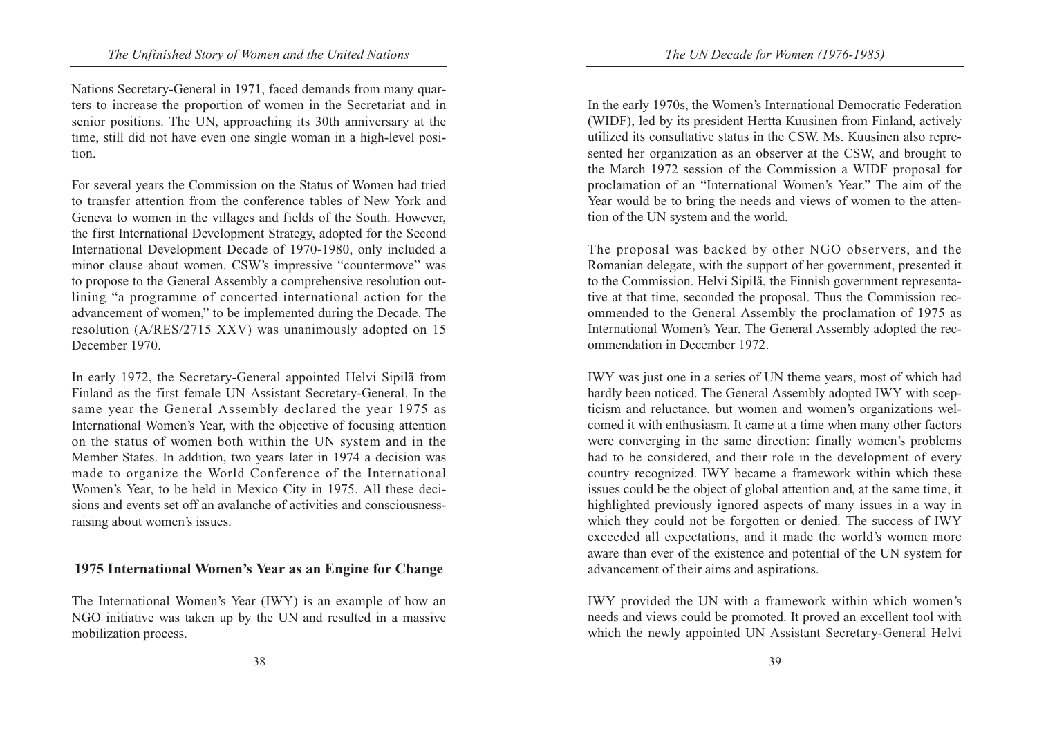Nations Secretary-General in 1971, faced demands from many quarters to increase the proportion of women in the Secretariat and in senior positions. The UN, approaching its 30th anniversary at the time, still did not have even one single woman in a high-level position.

For several years the Commission on the Status of Women had tried to transfer attention from the conference tables of New York and Geneva to women in the villages and fields of the South. However, the first International Development Strategy, adopted for the Second International Development Decade of 1970-1980, only included a minor clause about women. CSW's impressive "countermove" was to propose to the General Assembly a comprehensive resolution outlining "a programme of concerted international action for the advancement of women," to be implemented during the Decade. The resolution (A/RES/2715 XXV) was unanimously adopted on 15 December 1970.

In early 1972, the Secretary-General appointed Helvi Sipilä from Finland as the first female UN Assistant Secretary-General. In the same year the General Assembly declared the year 1975 as International Women's Year, with the objective of focusing attention on the status of women both within the UN system and in the Member States. In addition, two years later in 1974 a decision was made to organize the World Conference of the International Women's Year, to be held in Mexico City in 1975. All these decisions and events set off an avalanche of activities and consciousness-raising about women's issues.

## 1975 International Women's Year as an Engine for Change

The International Women's Year (IWY) is an example of how an NGO initiative was taken up by the UN and resulted in a massive mobilization process.

In the early 1970s, the Women's International Democratic Federation (WIDF), led by its president Hertta Kuusinen from Finland, actively utilized its consultative status in the CSW. Ms. Kuusinen also represented her organization as an observer at the CSW, and brought to the March 1972 session of the Commission a WIDF proposal for proclamation of an "International Women's Year." The aim of the Year would be to bring the needs and views of women to the attention of the UN system and the world.

The proposal was backed by other NGO observers, and the Romanian delegate, with the support of her government, presented it to the Commission. Helvi Sipilä, the Finnish government representative at that time, seconded the proposal. Thus the Commission recommended to the General Assembly the proclamation of 1975 as International Women's Year. The General Assembly adopted the recommendation in December 1972.

IWY was just one in a series of UN theme years, most of which had hardly been noticed. The General Assembly adopted IWY with scepticism and reluctance, but women and women's organizations welcomed it with enthusiasm. It came at a time when many other factors were converging in the same direction: finally women's problems had to be considered, and their role in the development of every country recognized. IWY became a framework within which these issues could be the object of global attention and, at the same time, it highlighted previously ignored aspects of many issues in a way in which they could not be forgotten or denied. The success of IWY exceeded all expectations, and it made the world's women more aware than ever of the existence and potential of the UN system for advancement of their aims and aspirations.

IWY provided the UN with a framework within which women's needs and views could be promoted. It proved an excellent tool with which the newly appointed UN Assistant Secretary-General Helvi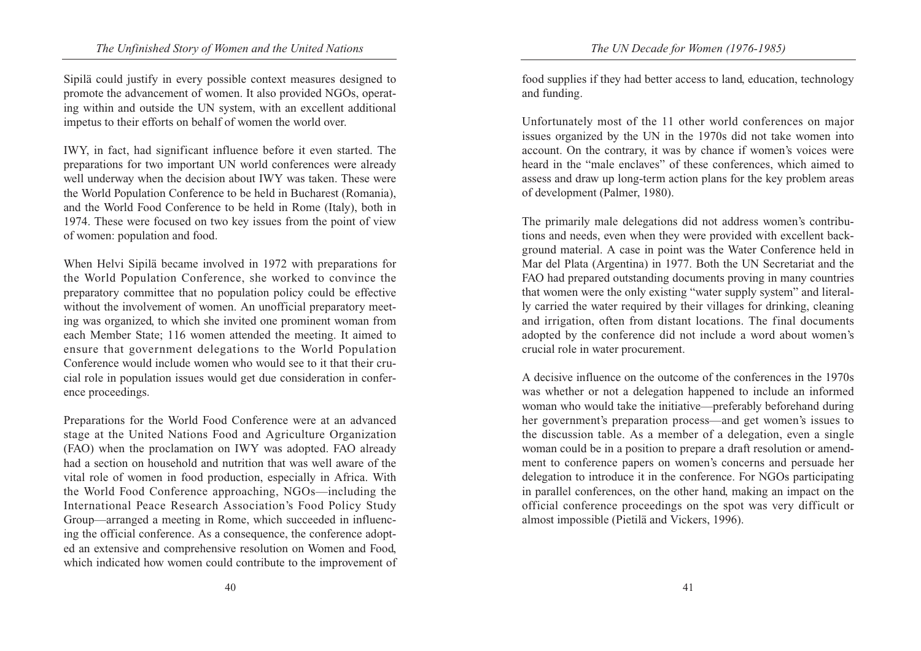Sipilä could justify in every possible context measures designed to promote the advancement of women. It also provided NGOs, operating within and outside the UN system, with an excellent additional impetus to their efforts on behalf of women the world over.

IWY, in fact, had significant influence before it even started. The preparations for two important UN world conferences were already well underway when the decision about IWY was taken. These were the World Population Conference to be held in Bucharest (Romania), and the World Food Conference to be held in Rome (Italy), both in 1974. These were focused on two key issues from the point of view of women: population and food.

When Helvi Sipilä became involved in 1972 with preparations for the World Population Conference, she worked to convince the preparatory committee that no population policy could be effective without the involvement of women. An unofficial preparatory meeting was organized, to which she invited one prominent woman from each Member State; 116 women attended the meeting. It aimed to ensure that government delegations to the World Population Conference would include women who would see to it that their crucial role in population issues would get due consideration in conference proceedings.

Preparations for the World Food Conference were at an advanced stage at the United Nations Food and Agriculture Organization (FAO) when the proclamation on IWY was adopted. FAO already had a section on household and nutrition that was well aware of the vital role of women in food production, especially in Africa. With the World Food Conference approaching, NGOs—including the International Peace Research Association's Food Policy Study Group—arranged a meeting in Rome, which succeeded in influencing the official conference. As a consequence, the conference adopted an extensive and comprehensive resolution on Women and Food, which indicated how women could contribute to the improvement of food supplies if they had better access to land, education, technology and funding.

Unfortunately most of the 11 other world conferences on major issues organized by the UN in the 1970s did not take women into account. On the contrary, it was by chance if women's voices were heard in the "male enclaves" of these conferences, which aimed to assess and draw up long-term action plans for the key problem areas of development (Palmer, 1980).

The primarily male delegations did not address women's contributions and needs, even when they were provided with excellent background material. A case in point was the Water Conference held in Mar del Plata (Argentina) in 1977. Both the UN Secretariat and the FAO had prepared outstanding documents proving in many countries that women were the only existing "water supply system" and literally carried the water required by their villages for drinking, cleaning and irrigation, often from distant locations. The final documents adopted by the conference did not include a word about women's crucial role in water procurement.

A decisive influence on the outcome of the conferences in the 1970s was whether or not a delegation happened to include an informed woman who would take the initiative—preferably beforehand during her government's preparation process—and get women's issues to the discussion table. As a member of a delegation, even a single woman could be in a position to prepare a draft resolution or amendment to conference papers on women's concerns and persuade her delegation to introduce it in the conference. For NGOs participating in parallel conferences, on the other hand, making an impact on the official conference proceedings on the spot was very difficult or almost impossible (Pietilä and Vickers, 1996).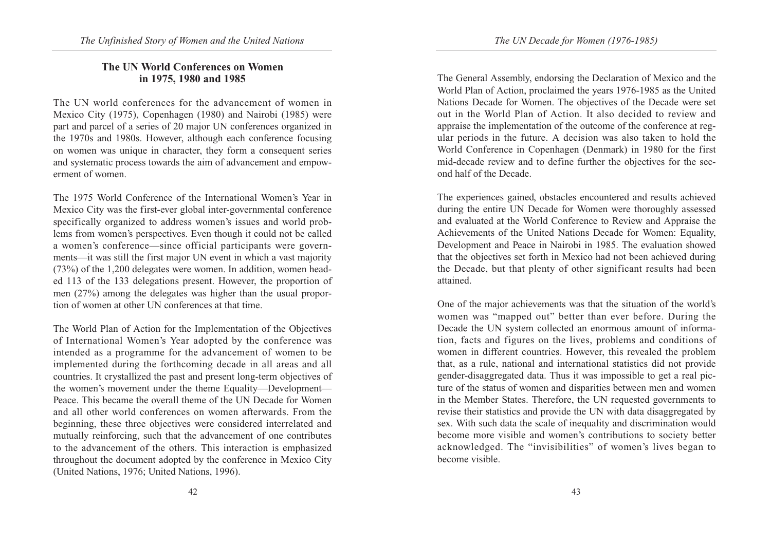## The UN World Conferences on Women in 1975, 1980 and 1985

The UN world conferences for the advancement of women in Mexico City (1975), Copenhagen (1980) and Nairobi (1985) were part and parcel of a series of 20 major UN conferences organized in the 1970s and 1980s. However, although each conference focusing on women was unique in character, they form a consequent series and systematic process towards the aim of advancement and empowerment of women.

The 1975 World Conference of the International Women's Year in Mexico City was the first-ever global inter-governmental conference specifically organized to address women's issues and world problems from women's perspectives. Even though it could not be called a women's conference—since official participants were governments—it was still the first major UN event in which a vast majority (73%) of the 1,200 delegates were women. In addition, women headed 113 of the 133 delegations present. However, the proportion of men (27%) among the delegates was higher than the usual proportion of women at other UN conferences at that time.

The World Plan of Action for the Implementation of the Objectives of International Women's Year adopted by the conference was intended as a programme for the advancement of women to be implemented during the forthcoming decade in all areas and all countries. It crystallized the past and present long-term objectives of the women's movement under the theme Equality—Development—Peace. This became the overall theme of the UN Decade for Women and all other world conferences on women afterwards. From the beginning, these three objectives were considered interrelated and mutually reinforcing, such that the advancement of one contributes to the advancement of the others. This interaction is emphasized throughout the document adopted by the conference in Mexico City (United Nations, 1976; United Nations, 1996).

The General Assembly, endorsing the Declaration of Mexico and the World Plan of Action, proclaimed the years 1976-1985 as the United Nations Decade for Women. The objectives of the Decade were set out in the World Plan of Action. It also decided to review and appraise the implementation of the outcome of the conference at regular periods in the future. A decision was also taken to hold the World Conference in Copenhagen (Denmark) in 1980 for the first mid-decade review and to define further the objectives for the second half of the Decade.

The experiences gained, obstacles encountered and results achieved during the entire UN Decade for Women were thoroughly assessed and evaluated at the World Conference to Review and Appraise the Achievements of the United Nations Decade for Women: Equality, Development and Peace in Nairobi in 1985. The evaluation showed that the objectives set forth in Mexico had not been achieved during the Decade, but that plenty of other significant results had been attained.

One of the major achievements was that the situation of the world's women was "mapped out" better than ever before. During the Decade the UN system collected an enormous amount of information, facts and figures on the lives, problems and conditions of women in different countries. However, this revealed the problem that, as a rule, national and international statistics did not provide gender-disaggregated data. Thus it was impossible to get a real picture of the status of women and disparities between men and women in the Member States. Therefore, the UN requested governments to revise their statistics and provide the UN with data disaggregated by sex. With such data the scale of inequality and discrimination would become more visible and women's contributions to society better acknowledged. The "invisibilities" of women's lives began to become visible.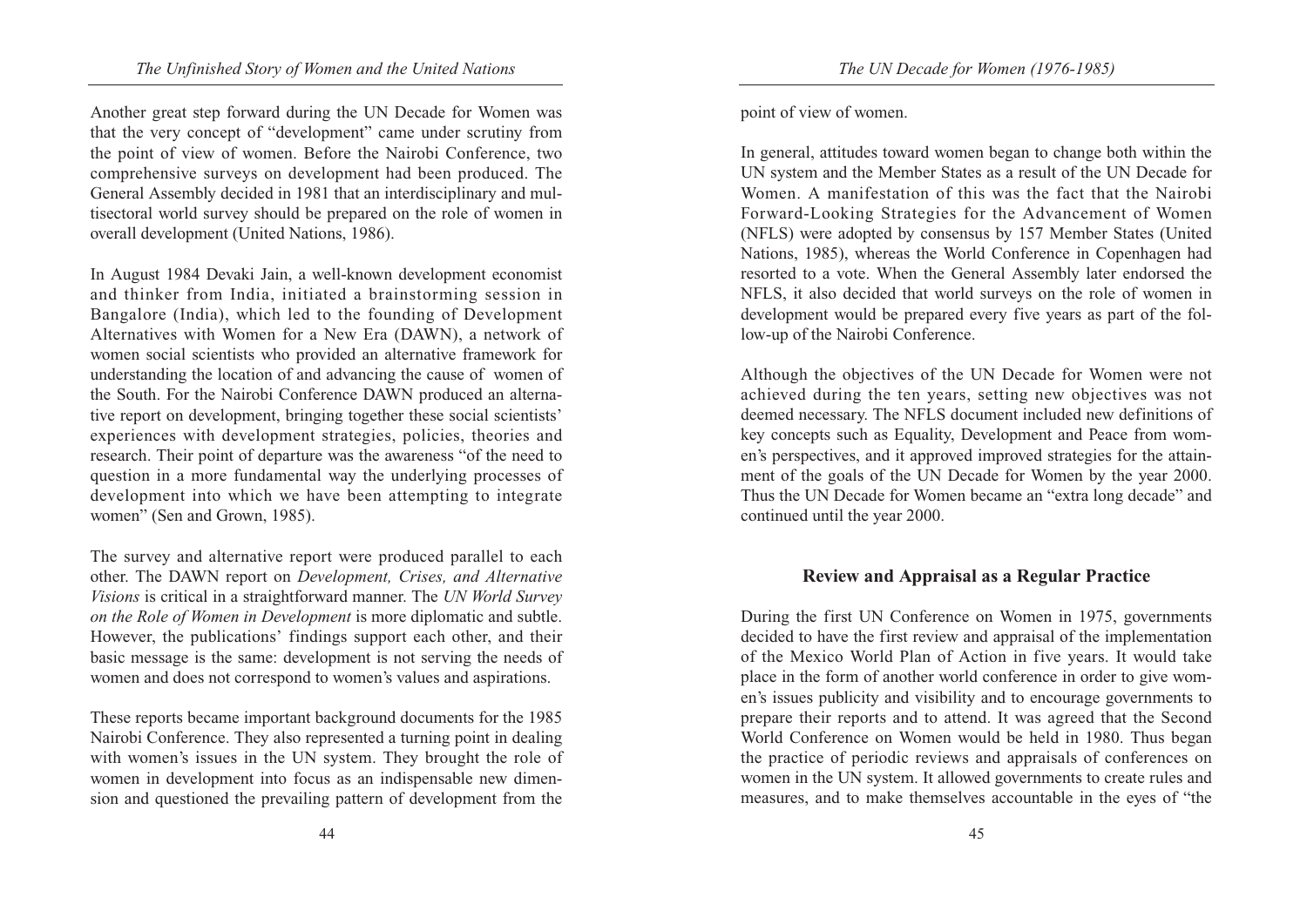Another great step forward during the UN Decade for Women was that the very concept of "development" came under scrutiny from the point of view of women. Before the Nairobi Conference, two comprehensive surveys on development had been produced. The General Assembly decided in 1981 that an interdisciplinary and multisectoral world survey should be prepared on the role of women in overall development (United Nations, 1986).

In August 1984 Devaki Jain, a well-known development economist and thinker from India, initiated a brainstorming session in Bangalore (India), which led to the founding of Development Alternatives with Women for a New Era (DAWN), a network of women social scientists who provided an alternative framework for understanding the location of and advancing the cause of women of the South. For the Nairobi Conference DAWN produced an alternative report on development, bringing together these social scientists' experiences with development strategies, policies, theories and research. Their point of departure was the awareness "of the need to question in a more fundamental way the underlying processes of development into which we have been attempting to integrate women" (Sen and Grown, 1985).

The survey and alternative report were produced parallel to each other. The DAWN report on *Development, Crises, and Alternative Visions* is critical in a straightforward manner. The *UN World Survey on the Role of Women in Development* is more diplomatic and subtle. However, the publications' findings support each other, and their basic message is the same: development is not serving the needs of women and does not correspond to women's values and aspirations.

These reports became important background documents for the 1985 Nairobi Conference. They also represented a turning point in dealing with women's issues in the UN system. They brought the role of women in development into focus as an indispensable new dimension and questioned the prevailing pattern of development from the point of view of women.

In general, attitudes toward women began to change both within the UN system and the Member States as a result of the UN Decade for Women. A manifestation of this was the fact that the Nairobi Forward-Looking Strategies for the Advancement of Women (NFLS) were adopted by consensus by 157 Member States (United Nations, 1985), whereas the World Conference in Copenhagen had resorted to a vote. When the General Assembly later endorsed the NFLS, it also decided that world surveys on the role of women in development would be prepared every five years as part of the follow-up of the Nairobi Conference.

Although the objectives of the UN Decade for Women were not achieved during the ten years, setting new objectives was not deemed necessary. The NFLS document included new definitions of key concepts such as Equality, Development and Peace from women's perspectives, and it approved improved strategies for the attainment of the goals of the UN Decade for Women by the year 2000. Thus the UN Decade for Women became an "extra long decade" and continued until the year 2000.

## Review and Appraisal as a Regular Practice

During the first UN Conference on Women in 1975, governments decided to have the first review and appraisal of the implementation of the Mexico World Plan of Action in five years. It would take place in the form of another world conference in order to give women's issues publicity and visibility and to encourage governments to prepare their reports and to attend. It was agreed that the Second World Conference on Women would be held in 1980. Thus began the practice of periodic reviews and appraisals of conferences on women in the UN system. It allowed governments to create rules and measures, and to make themselves accountable in the eyes of "the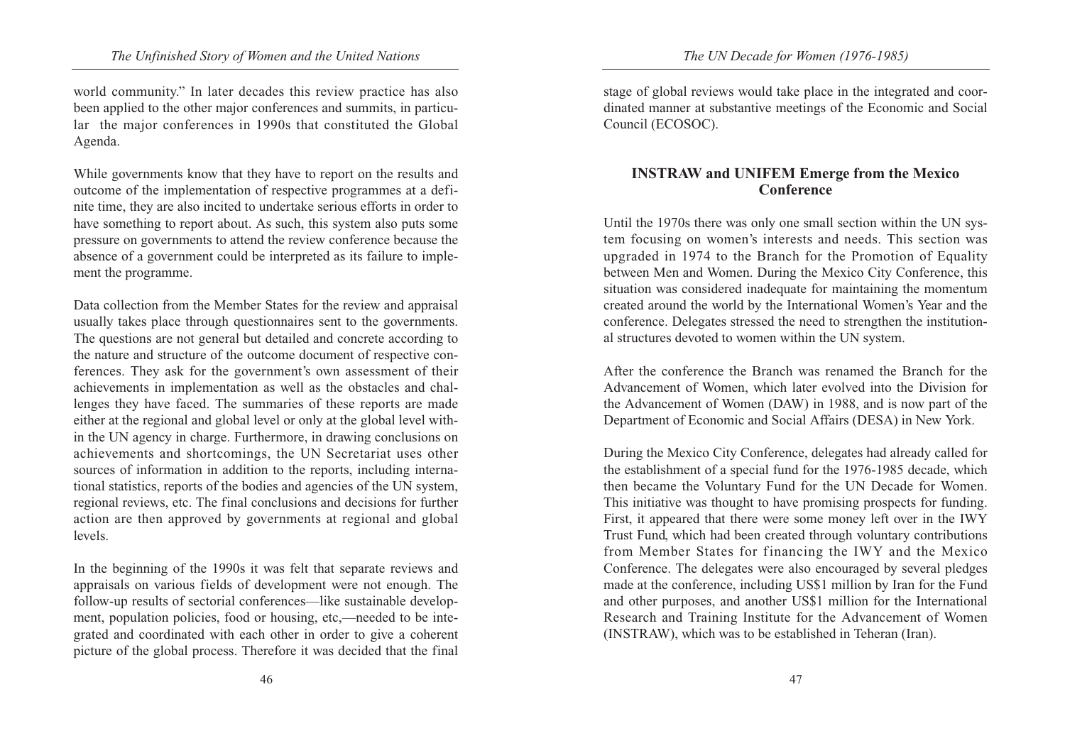world community." In later decades this review practice has also been applied to the other major conferences and summits, in particular the major conferences in 1990s that constituted the Global Agenda.

While governments know that they have to report on the results and outcome of the implementation of respective programmes at a definite time, they are also incited to undertake serious efforts in order to have something to report about. As such, this system also puts some pressure on governments to attend the review conference because the absence of a government could be interpreted as its failure to implement the programme.

Data collection from the Member States for the review and appraisal usually takes place through questionnaires sent to the governments. The questions are not general but detailed and concrete according to the nature and structure of the outcome document of respective conferences. They ask for the government's own assessment of their achievements in implementation as well as the obstacles and challenges they have faced. The summaries of these reports are made either at the regional and global level or only at the global level within the UN agency in charge. Furthermore, in drawing conclusions on achievements and shortcomings, the UN Secretariat uses other sources of information in addition to the reports, including international statistics, reports of the bodies and agencies of the UN system, regional reviews, etc. The final conclusions and decisions for further action are then approved by governments at regional and global levels.

In the beginning of the 1990s it was felt that separate reviews and appraisals on various fields of development were not enough. The follow-up results of sectorial conferences—like sustainable development, population policies, food or housing, etc,—needed to be integrated and coordinated with each other in order to give a coherent picture of the global process. Therefore it was decided that the final stage of global reviews would take place in the integrated and coordinated manner at substantive meetings of the Economic and Social Council (ECOSOC).

## INSTRAW and UNIFEM Emerge from the Mexico Conference

Until the 1970s there was only one small section within the UN system focusing on women's interests and needs. This section was upgraded in 1974 to the Branch for the Promotion of Equality between Men and Women. During the Mexico City Conference, this situation was considered inadequate for maintaining the momentum created around the world by the International Women's Year and the conference. Delegates stressed the need to strengthen the institutional structures devoted to women within the UN system.

After the conference the Branch was renamed the Branch for the Advancement of Women, which later evolved into the Division for the Advancement of Women (DAW) in 1988, and is now part of the Department of Economic and Social Affairs (DESA) in New York.

During the Mexico City Conference, delegates had already called for the establishment of a special fund for the 1976-1985 decade, which then became the Voluntary Fund for the UN Decade for Women. This initiative was thought to have promising prospects for funding. First, it appeared that there were some money left over in the IWY Trust Fund, which had been created through voluntary contributions from Member States for financing the IWY and the Mexico Conference. The delegates were also encouraged by several pledges made at the conference, including US$1 million by Iran for the Fund and other purposes, and another US$1 million for the International Research and Training Institute for the Advancement of Women (INSTRAW), which was to be established in Teheran (Iran).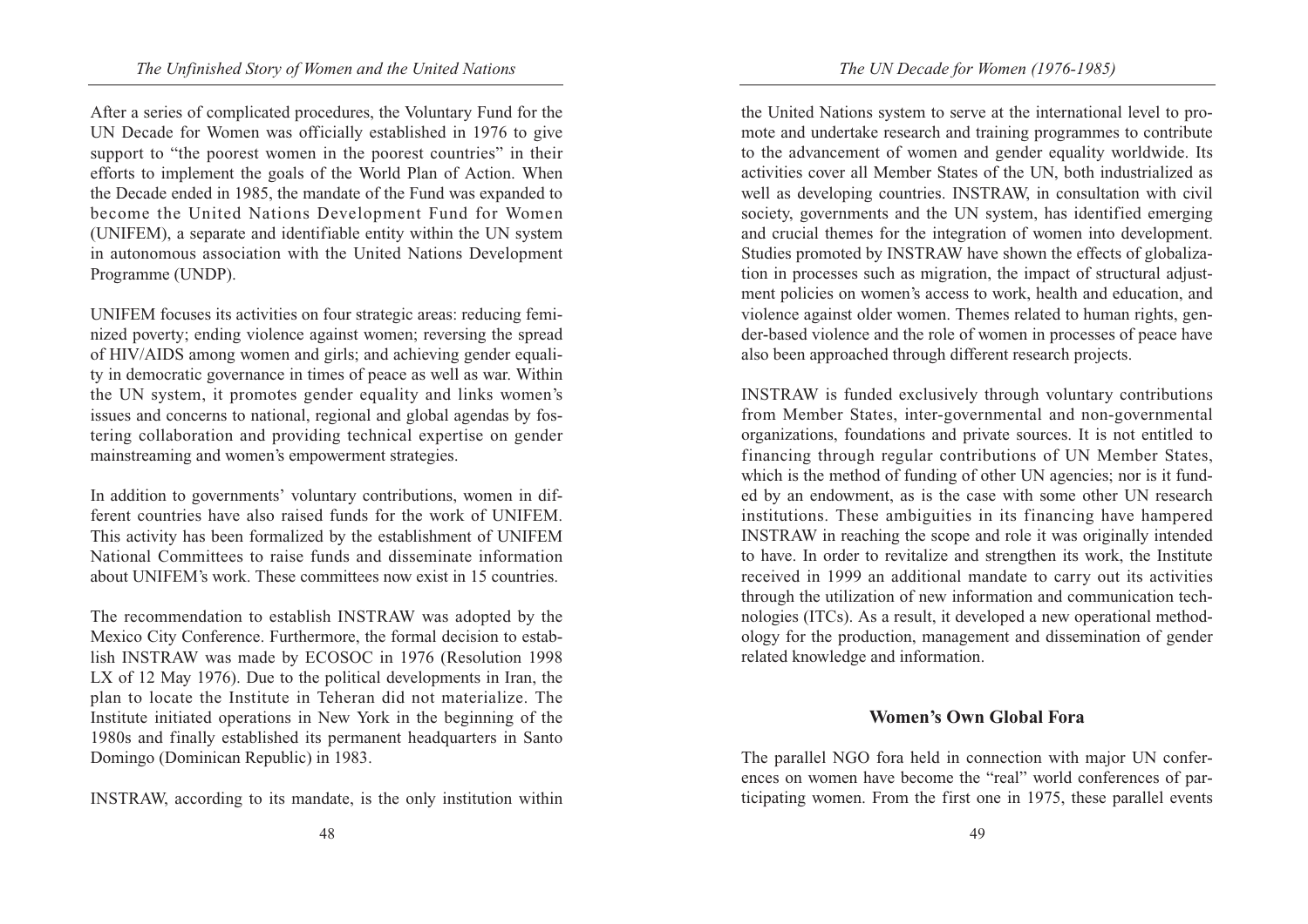After a series of complicated procedures, the Voluntary Fund for the UN Decade for Women was officially established in 1976 to give support to "the poorest women in the poorest countries" in their efforts to implement the goals of the World Plan of Action. When the Decade ended in 1985, the mandate of the Fund was expanded to become the United Nations Development Fund for Women (UNIFEM), a separate and identifiable entity within the UN system in autonomous association with the United Nations Development Programme (UNDP).

UNIFEM focuses its activities on four strategic areas: reducing feminized poverty; ending violence against women; reversing the spread of HIV/AIDS among women and girls; and achieving gender equality in democratic governance in times of peace as well as war. Within the UN system, it promotes gender equality and links women's issues and concerns to national, regional and global agendas by fostering collaboration and providing technical expertise on gender mainstreaming and women's empowerment strategies.

In addition to governments' voluntary contributions, women in different countries have also raised funds for the work of UNIFEM. This activity has been formalized by the establishment of UNIFEM National Committees to raise funds and disseminate information about UNIFEM's work. These committees now exist in 15 countries.

The recommendation to establish INSTRAW was adopted by the Mexico City Conference. Furthermore, the formal decision to establish INSTRAW was made by ECOSOC in 1976 (Resolution 1998 LX of 12 May 1976). Due to the political developments in Iran, the plan to locate the Institute in Teheran did not materialize. The Institute initiated operations in New York in the beginning of the 1980s and finally established its permanent headquarters in Santo Domingo (Dominican Republic) in 1983.

INSTRAW, according to its mandate, is the only institution within the United Nations system to serve at the international level to promote and undertake research and training programmes to contribute to the advancement of women and gender equality worldwide. Its activities cover all Member States of the UN, both industrialized as well as developing countries. INSTRAW, in consultation with civil society, governments and the UN system, has identified emerging and crucial themes for the integration of women into development. Studies promoted by INSTRAW have shown the effects of globalization in processes such as migration, the impact of structural adjustment policies on women's access to work, health and education, and violence against older women. Themes related to human rights, gender-based violence and the role of women in processes of peace have also been approached through different research projects.

INSTRAW is funded exclusively through voluntary contributions from Member States, inter-governmental and non-governmental organizations, foundations and private sources. It is not entitled to financing through regular contributions of UN Member States, which is the method of funding of other UN agencies; nor is it funded by an endowment, as is the case with some other UN research institutions. These ambiguities in its financing have hampered INSTRAW in reaching the scope and role it was originally intended to have. In order to revitalize and strengthen its work, the Institute received in 1999 an additional mandate to carry out its activities through the utilization of new information and communication technologies (ITCs). As a result, it developed a new operational methodology for the production, management and dissemination of gender related knowledge and information.

## Women's Own Global Fora

The parallel NGO fora held in connection with major UN conferences on women have become the "real" world conferences of participating women. From the first one in 1975, these parallel events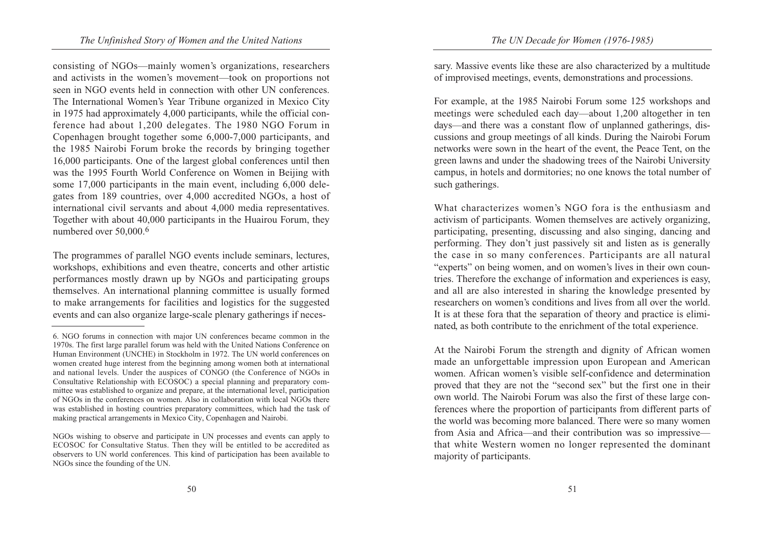consisting of NGOs—mainly women's organizations, researchers and activists in the women's movement—took on proportions not seen in NGO events held in connection with other UN conferences. The International Women's Year Tribune organized in Mexico City in 1975 had approximately 4,000 participants, while the official conference had about 1,200 delegates. The 1980 NGO Forum in Copenhagen brought together some 6,000-7,000 participants, and the 1985 Nairobi Forum broke the records by bringing together 16,000 participants. One of the largest global conferences until then was the 1995 Fourth World Conference on Women in Beijing with some 17,000 participants in the main event, including 6,000 delegates from 189 countries, over 4,000 accredited NGOs, a host of international civil servants and about 4,000 media representatives. Together with about 40,000 participants in the Huairou Forum, they numbered over 50,000.[6]

The programmes of parallel NGO events include seminars, lectures, workshops, exhibitions and even theatre, concerts and other artistic performances mostly drawn up by NGOs and participating groups themselves. An international planning committee is usually formed to make arrangements for facilities and logistics for the suggested events and can also organize large-scale plenary gatherings if necessary. Massive events like these are also characterized by a multitude of improvised meetings, events, demonstrations and processions.

For example, at the 1985 Nairobi Forum some 125 workshops and meetings were scheduled each day—about 1,200 altogether in ten days—and there was a constant flow of unplanned gatherings, discussions and group meetings of all kinds. During the Nairobi Forum networks were sown in the heart of the event, the Peace Tent, on the green lawns and under the shadowing trees of the Nairobi University campus, in hotels and dormitories; no one knows the total number of such gatherings.

What characterizes women's NGO fora is the enthusiasm and activism of participants. Women themselves are actively organizing, participating, presenting, discussing and also singing, dancing and performing. They don't just passively sit and listen as is generally the case in so many conferences. Participants are all natural "experts" on being women, and on women's lives in their own countries. Therefore the exchange of information and experiences is easy, and all are also interested in sharing the knowledge presented by researchers on women's conditions and lives from all over the world. It is at these fora that the separation of theory and practice is eliminated, as both contribute to the enrichment of the total experience.

At the Nairobi Forum the strength and dignity of African women made an unforgettable impression upon European and American women. African women's visible self-confidence and determination proved that they are not the "second sex" but the first one in their own world. The Nairobi Forum was also the first of these large conferences where the proportion of participants from different parts of the world was becoming more balanced. There were so many women from Asia and Africa—and their contribution was so impressive—that white Western women no longer represented the dominant majority of participants.

---

6. NGO forums in connection with major UN conferences became common in the 1970s. The first large parallel forum was held with the United Nations Conference on Human Environment (UNCHE) in Stockholm in 1972. The UN world conferences on women created huge interest from the beginning among women both at international and national levels. Under the auspices of CONGO (the Conference of NGOs in Consultative Relationship with ECOSOC) a special planning and preparatory committee was established to organize and prepare, at the international level, participation of NGOs in the conferences on women. Also in collaboration with local NGOs there was established in hosting countries preparatory committees, which had the task of making practical arrangements in Mexico City, Copenhagen and Nairobi.

NGOs wishing to observe and participate in UN processes and events can apply to ECOSOC for Consultative Status. Then they will be entitled to be accredited as observers to UN world conferences. This kind of participation has been available to NGOs since the founding of the UN.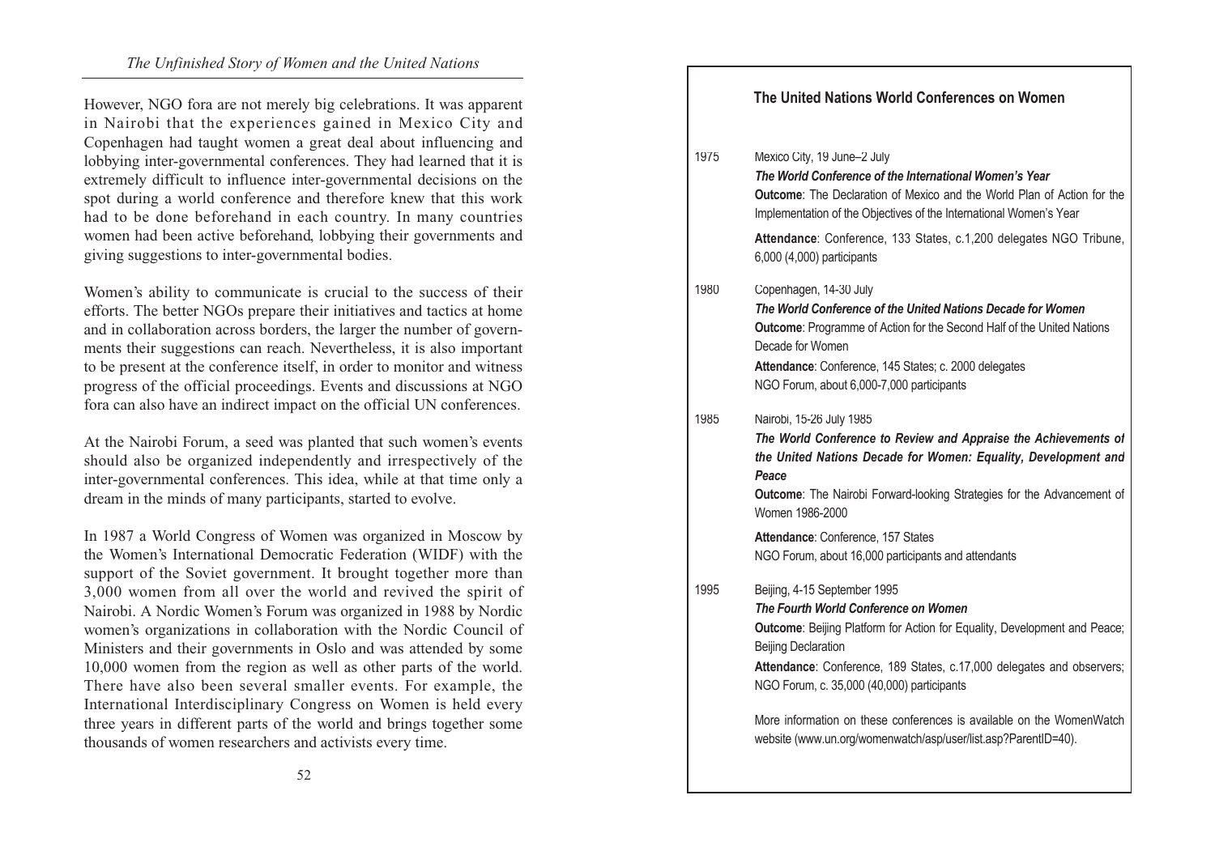However, NGO fora are not merely big celebrations. It was apparent in Nairobi that the experiences gained in Mexico City and Copenhagen had taught women a great deal about influencing and lobbying inter-governmental conferences. They had learned that it is extremely difficult to influence inter-governmental decisions on the spot during a world conference and therefore knew that this work had to be done beforehand in each country. In many countries women had been active beforehand, lobbying their governments and giving suggestions to inter-governmental bodies.

Women's ability to communicate is crucial to the success of their efforts. The better NGOs prepare their initiatives and tactics at home and in collaboration across borders, the larger the number of governments their suggestions can reach. Nevertheless, it is also important to be present at the conference itself, in order to monitor and witness progress of the official proceedings. Events and discussions at NGO fora can also have an indirect impact on the official UN conferences.

At the Nairobi Forum, a seed was planted that such women's events should also be organized independently and irrespectively of the inter-governmental conferences. This idea, while at that time only a dream in the minds of many participants, started to evolve.

In 1987 a World Congress of Women was organized in Moscow by the Women's International Democratic Federation (WIDF) with the support of the Soviet government. It brought together more than 3,000 women from all over the world and revived the spirit of Nairobi. A Nordic Women's Forum was organized in 1988 by Nordic women's organizations in collaboration with the Nordic Council of Ministers and their governments in Oslo and was attended by some 10,000 women from the region as well as other parts of the world. There have also been several smaller events. For example, the International Interdisciplinary Congress on Women is held every three years in different parts of the world and brings together some thousands of women researchers and activists every time.

### The United Nations World Conferences on Women

**1975** Mexico City, 19 June–2 July

***The World Conference of the International Women's Year***

**Outcome**: The Declaration of Mexico and the World Plan of Action for the Implementation of the Objectives of the International Women's Year

**Attendance**: Conference, 133 States, c.1,200 delegates NGO Tribune, 6,000 (4,000) participants

**1980** Copenhagen, 14-30 July

***The World Conference of the United Nations Decade for Women***

**Outcome**: Programme of Action for the Second Half of the United Nations Decade for Women

**Attendance**: Conference, 145 States; c. 2000 delegates
NGO Forum, about 6,000-7,000 participants

**1985** Nairobi, 15-26 July 1985

***The World Conference to Review and Appraise the Achievements of the United Nations Decade for Women: Equality, Development and Peace***

**Outcome**: The Nairobi Forward-looking Strategies for the Advancement of Women 1986-2000

**Attendance**: Conference, 157 States
NGO Forum, about 16,000 participants and attendants

**1995** Beijing, 4-15 September 1995

***The Fourth World Conference on Women***

**Outcome**: Beijing Platform for Action for Equality, Development and Peace; Beijing Declaration

**Attendance**: Conference, 189 States, c.17,000 delegates and observers; NGO Forum, c. 35,000 (40,000) participants

More information on these conferences is available on the WomenWatch website (www.un.org/womenwatch/asp/user/list.asp?ParentID=40).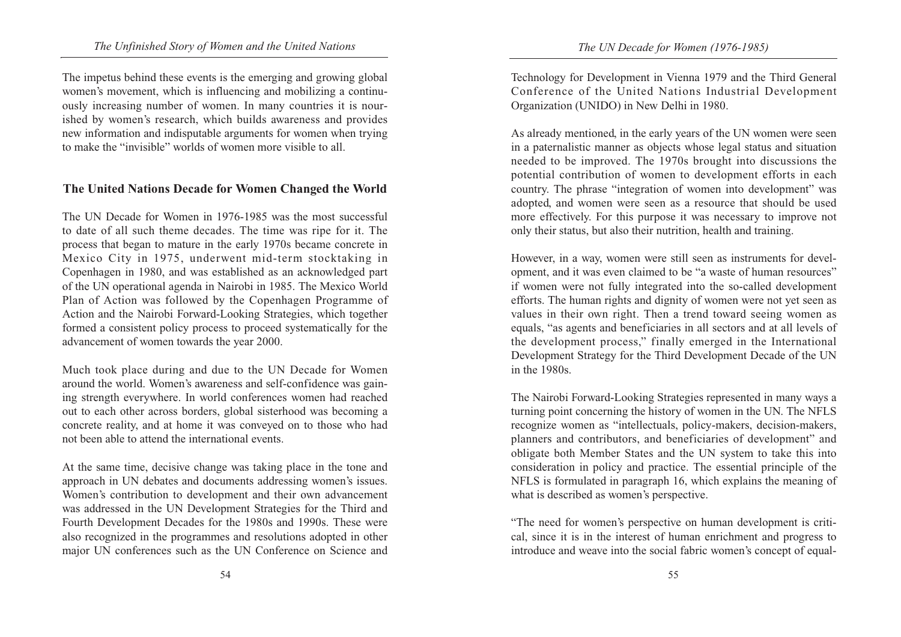The impetus behind these events is the emerging and growing global women's movement, which is influencing and mobilizing a continuously increasing number of women. In many countries it is nourished by women's research, which builds awareness and provides new information and indisputable arguments for women when trying to make the "invisible" worlds of women more visible to all.

## The United Nations Decade for Women Changed the World

The UN Decade for Women in 1976-1985 was the most successful to date of all such theme decades. The time was ripe for it. The process that began to mature in the early 1970s became concrete in Mexico City in 1975, underwent mid-term stocktaking in Copenhagen in 1980, and was established as an acknowledged part of the UN operational agenda in Nairobi in 1985. The Mexico World Plan of Action was followed by the Copenhagen Programme of Action and the Nairobi Forward-Looking Strategies, which together formed a consistent policy process to proceed systematically for the advancement of women towards the year 2000.

Much took place during and due to the UN Decade for Women around the world. Women's awareness and self-confidence was gaining strength everywhere. In world conferences women had reached out to each other across borders, global sisterhood was becoming a concrete reality, and at home it was conveyed on to those who had not been able to attend the international events.

At the same time, decisive change was taking place in the tone and approach in UN debates and documents addressing women's issues. Women's contribution to development and their own advancement was addressed in the UN Development Strategies for the Third and Fourth Development Decades for the 1980s and 1990s. These were also recognized in the programmes and resolutions adopted in other major UN conferences such as the UN Conference on Science and Technology for Development in Vienna 1979 and the Third General Conference of the United Nations Industrial Development Organization (UNIDO) in New Delhi in 1980.

As already mentioned, in the early years of the UN women were seen in a paternalistic manner as objects whose legal status and situation needed to be improved. The 1970s brought into discussions the potential contribution of women to development efforts in each country. The phrase "integration of women into development" was adopted, and women were seen as a resource that should be used more effectively. For this purpose it was necessary to improve not only their status, but also their nutrition, health and training.

However, in a way, women were still seen as instruments for development, and it was even claimed to be "a waste of human resources" if women were not fully integrated into the so-called development efforts. The human rights and dignity of women were not yet seen as values in their own right. Then a trend toward seeing women as equals, "as agents and beneficiaries in all sectors and at all levels of the development process," finally emerged in the International Development Strategy for the Third Development Decade of the UN in the 1980s.

The Nairobi Forward-Looking Strategies represented in many ways a turning point concerning the history of women in the UN. The NFLS recognize women as "intellectuals, policy-makers, decision-makers, planners and contributors, and beneficiaries of development" and obligate both Member States and the UN system to take this into consideration in policy and practice. The essential principle of the NFLS is formulated in paragraph 16, which explains the meaning of what is described as women's perspective.

"The need for women's perspective on human development is critical, since it is in the interest of human enrichment and progress to introduce and weave into the social fabric women's concept of equal-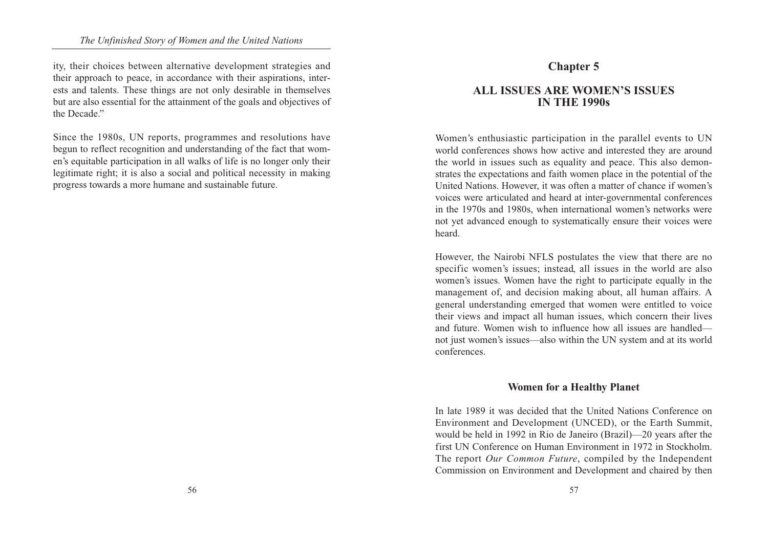ity, their choices between alternative development strategies and their approach to peace, in accordance with their aspirations, interests and talents. These things are not only desirable in themselves but are also essential for the attainment of the goals and objectives of the Decade."

Since the 1980s, UN reports, programmes and resolutions have begun to reflect recognition and understanding of the fact that women's equitable participation in all walks of life is no longer only their legitimate right; it is also a social and political necessity in making progress towards a more humane and sustainable future.

# Chapter 5

# ALL ISSUES ARE WOMEN'S ISSUES IN THE 1990s

Women's enthusiastic participation in the parallel events to UN world conferences shows how active and interested they are around the world in issues such as equality and peace. This also demonstrates the expectations and faith women place in the potential of the United Nations. However, it was often a matter of chance if women's voices were articulated and heard at inter-governmental conferences in the 1970s and 1980s, when international women's networks were not yet advanced enough to systematically ensure their voices were heard.

However, the Nairobi NFLS postulates the view that there are no specific women's issues; instead, all issues in the world are also women's issues. Women have the right to participate equally in the management of, and decision making about, all human affairs. A general understanding emerged that women were entitled to voice their views and impact all human issues, which concern their lives and future. Women wish to influence how all issues are handled—not just women's issues—also within the UN system and at its world conferences.

## Women for a Healthy Planet

In late 1989 it was decided that the United Nations Conference on Environment and Development (UNCED), or the Earth Summit, would be held in 1992 in Rio de Janeiro (Brazil)—20 years after the first UN Conference on Human Environment in 1972 in Stockholm. The report *Our Common Future*, compiled by the Independent Commission on Environment and Development and chaired by then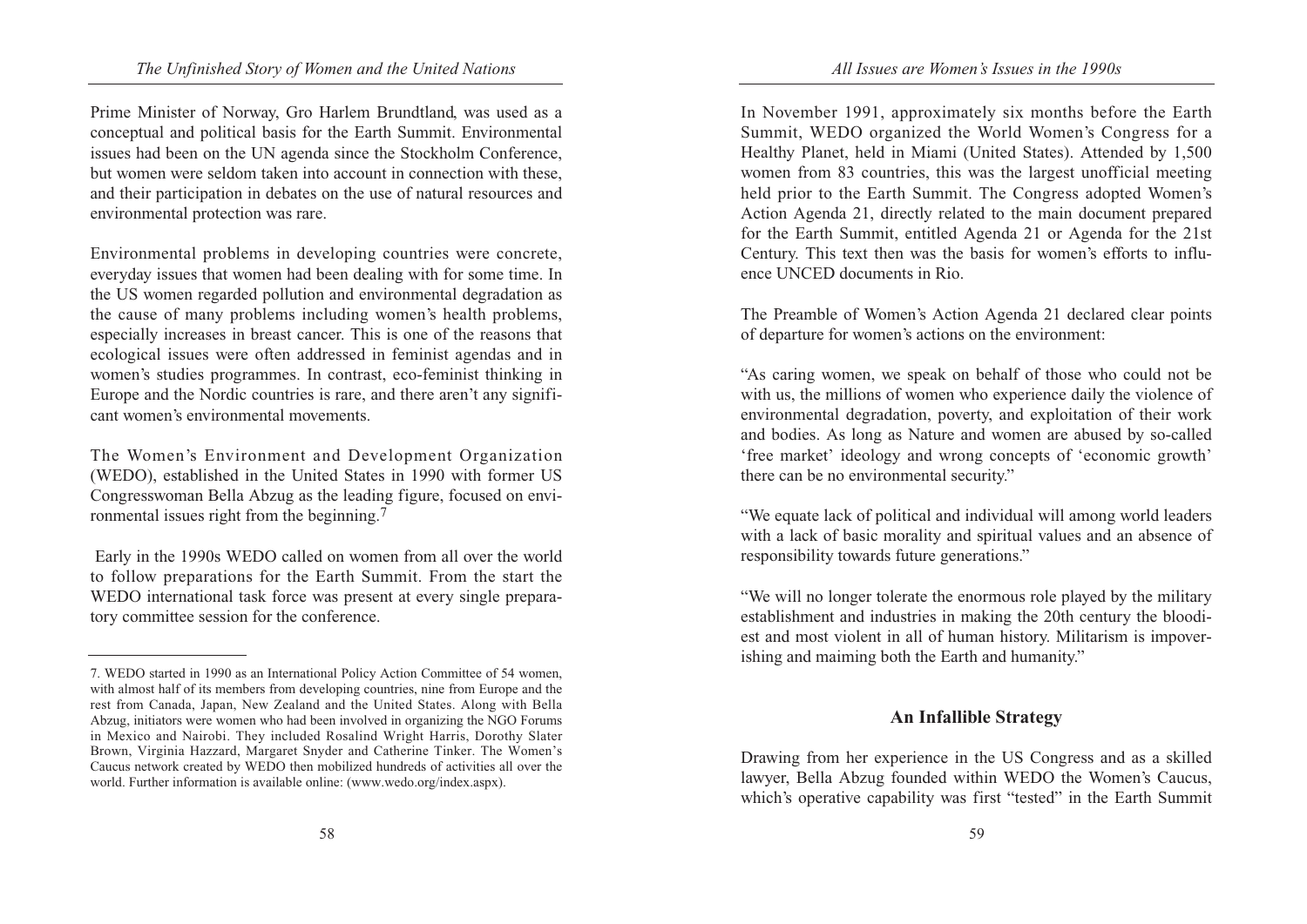Prime Minister of Norway, Gro Harlem Brundtland, was used as a conceptual and political basis for the Earth Summit. Environmental issues had been on the UN agenda since the Stockholm Conference, but women were seldom taken into account in connection with these, and their participation in debates on the use of natural resources and environmental protection was rare.

Environmental problems in developing countries were concrete, everyday issues that women had been dealing with for some time. In the US women regarded pollution and environmental degradation as the cause of many problems including women's health problems, especially increases in breast cancer. This is one of the reasons that ecological issues were often addressed in feminist agendas and in women's studies programmes. In contrast, eco-feminist thinking in Europe and the Nordic countries is rare, and there aren't any significant women's environmental movements.

The Women's Environment and Development Organization (WEDO), established in the United States in 1990 with former US Congresswoman Bella Abzug as the leading figure, focused on environmental issues right from the beginning.[7]

Early in the 1990s WEDO called on women from all over the world to follow preparations for the Earth Summit. From the start the WEDO international task force was present at every single preparatory committee session for the conference.

In November 1991, approximately six months before the Earth Summit, WEDO organized the World Women's Congress for a Healthy Planet, held in Miami (United States). Attended by 1,500 women from 83 countries, this was the largest unofficial meeting held prior to the Earth Summit. The Congress adopted Women's Action Agenda 21, directly related to the main document prepared for the Earth Summit, entitled Agenda 21 or Agenda for the 21st Century. This text then was the basis for women's efforts to influence UNCED documents in Rio.

The Preamble of Women's Action Agenda 21 declared clear points of departure for women's actions on the environment:

"As caring women, we speak on behalf of those who could not be with us, the millions of women who experience daily the violence of environmental degradation, poverty, and exploitation of their work and bodies. As long as Nature and women are abused by so-called 'free market' ideology and wrong concepts of 'economic growth' there can be no environmental security."

"We equate lack of political and individual will among world leaders with a lack of basic morality and spiritual values and an absence of responsibility towards future generations."

"We will no longer tolerate the enormous role played by the military establishment and industries in making the 20th century the bloodiest and most violent in all of human history. Militarism is impoverishing and maiming both the Earth and humanity."

## An Infallible Strategy

Drawing from her experience in the US Congress and as a skilled lawyer, Bella Abzug founded within WEDO the Women's Caucus, which's operative capability was first "tested" in the Earth Summit

---

7. WEDO started in 1990 as an International Policy Action Committee of 54 women, with almost half of its members from developing countries, nine from Europe and the rest from Canada, Japan, New Zealand and the United States. Along with Bella Abzug, initiators were women who had been involved in organizing the NGO Forums in Mexico and Nairobi. They included Rosalind Wright Harris, Dorothy Slater Brown, Virginia Hazzard, Margaret Snyder and Catherine Tinker. The Women's Caucus network created by WEDO then mobilized hundreds of activities all over the world. Further information is available online: (www.wedo.org/index.aspx).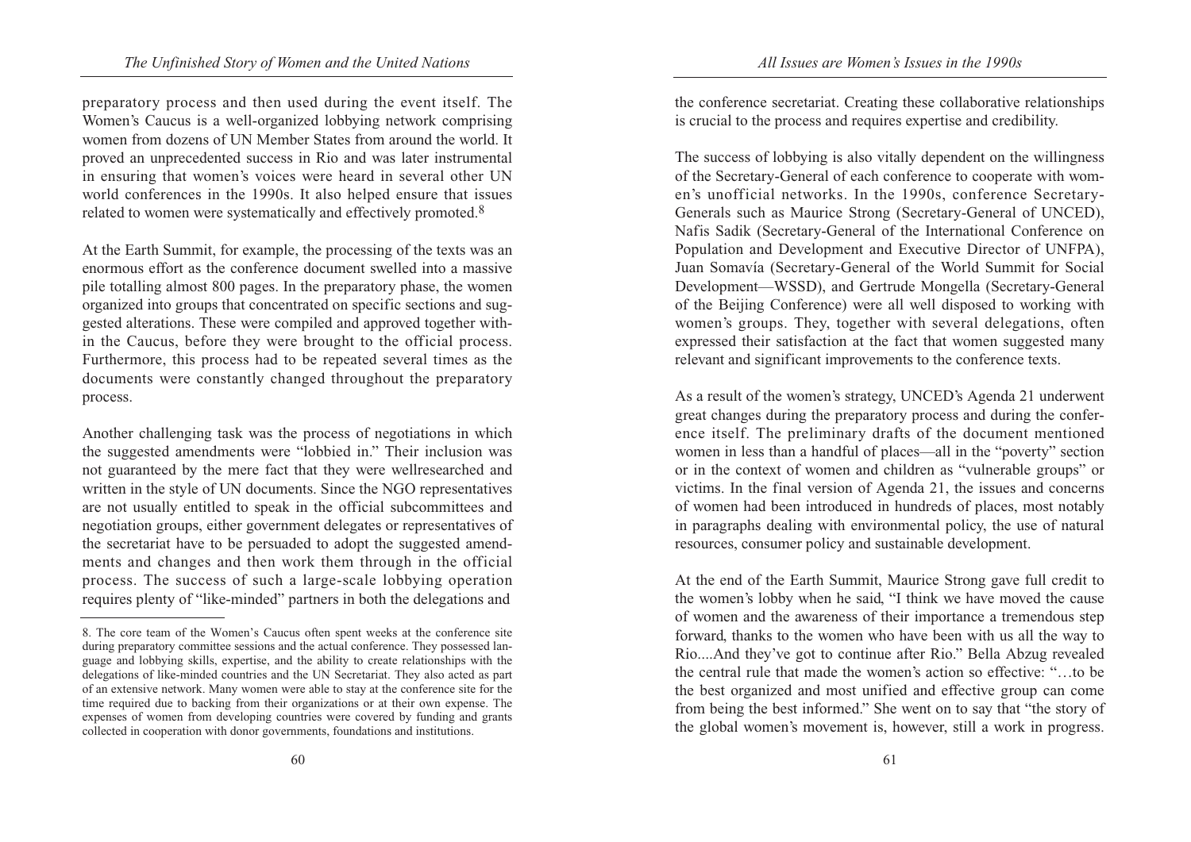preparatory process and then used during the event itself. The Women's Caucus is a well-organized lobbying network comprising women from dozens of UN Member States from around the world. It proved an unprecedented success in Rio and was later instrumental in ensuring that women's voices were heard in several other UN world conferences in the 1990s. It also helped ensure that issues related to women were systematically and effectively promoted.[8]

At the Earth Summit, for example, the processing of the texts was an enormous effort as the conference document swelled into a massive pile totalling almost 800 pages. In the preparatory phase, the women organized into groups that concentrated on specific sections and suggested alterations. These were compiled and approved together within the Caucus, before they were brought to the official process. Furthermore, this process had to be repeated several times as the documents were constantly changed throughout the preparatory process.

Another challenging task was the process of negotiations in which the suggested amendments were "lobbied in." Their inclusion was not guaranteed by the mere fact that they were wellresearched and written in the style of UN documents. Since the NGO representatives are not usually entitled to speak in the official subcommittees and negotiation groups, either government delegates or representatives of the secretariat have to be persuaded to adopt the suggested amendments and changes and then work them through in the official process. The success of such a large-scale lobbying operation requires plenty of "like-minded" partners in both the delegations and the conference secretariat. Creating these collaborative relationships is crucial to the process and requires expertise and credibility.

The success of lobbying is also vitally dependent on the willingness of the Secretary-General of each conference to cooperate with women's unofficial networks. In the 1990s, conference Secretary-Generals such as Maurice Strong (Secretary-General of UNCED), Nafis Sadik (Secretary-General of the International Conference on Population and Development and Executive Director of UNFPA), Juan Somavía (Secretary-General of the World Summit for Social Development—WSSD), and Gertrude Mongella (Secretary-General of the Beijing Conference) were all well disposed to working with women's groups. They, together with several delegations, often expressed their satisfaction at the fact that women suggested many relevant and significant improvements to the conference texts.

As a result of the women's strategy, UNCED's Agenda 21 underwent great changes during the preparatory process and during the conference itself. The preliminary drafts of the document mentioned women in less than a handful of places—all in the "poverty" section or in the context of women and children as "vulnerable groups" or victims. In the final version of Agenda 21, the issues and concerns of women had been introduced in hundreds of places, most notably in paragraphs dealing with environmental policy, the use of natural resources, consumer policy and sustainable development.

At the end of the Earth Summit, Maurice Strong gave full credit to the women's lobby when he said, "I think we have moved the cause of women and the awareness of their importance a tremendous step forward, thanks to the women who have been with us all the way to Rio....And they've got to continue after Rio." Bella Abzug revealed the central rule that made the women's action so effective: "…to be the best organized and most unified and effective group can come from being the best informed." She went on to say that "the story of the global women's movement is, however, still a work in progress.

---

8. The core team of the Women's Caucus often spent weeks at the conference site during preparatory committee sessions and the actual conference. They possessed language and lobbying skills, expertise, and the ability to create relationships with the delegations of like-minded countries and the UN Secretariat. They also acted as part of an extensive network. Many women were able to stay at the conference site for the time required due to backing from their organizations or at their own expense. The expenses of women from developing countries were covered by funding and grants collected in cooperation with donor governments, foundations and institutions.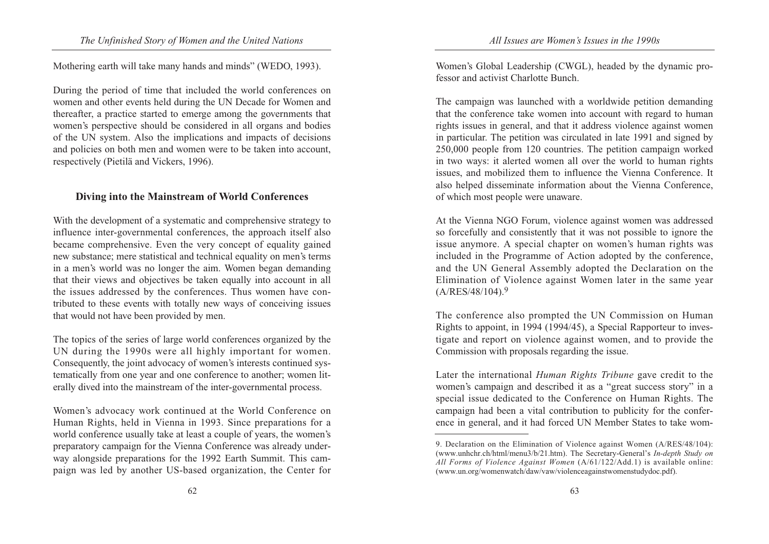Mothering earth will take many hands and minds" (WEDO, 1993).

During the period of time that included the world conferences on women and other events held during the UN Decade for Women and thereafter, a practice started to emerge among the governments that women's perspective should be considered in all organs and bodies of the UN system. Also the implications and impacts of decisions and policies on both men and women were to be taken into account, respectively (Pietilä and Vickers, 1996).

## Diving into the Mainstream of World Conferences

With the development of a systematic and comprehensive strategy to influence inter-governmental conferences, the approach itself also became comprehensive. Even the very concept of equality gained new substance; mere statistical and technical equality on men's terms in a men's world was no longer the aim. Women began demanding that their views and objectives be taken equally into account in all the issues addressed by the conferences. Thus women have contributed to these events with totally new ways of conceiving issues that would not have been provided by men.

The topics of the series of large world conferences organized by the UN during the 1990s were all highly important for women. Consequently, the joint advocacy of women's interests continued systematically from one year and one conference to another; women literally dived into the mainstream of the inter-governmental process.

Women's advocacy work continued at the World Conference on Human Rights, held in Vienna in 1993. Since preparations for a world conference usually take at least a couple of years, the women's preparatory campaign for the Vienna Conference was already underway alongside preparations for the 1992 Earth Summit. This campaign was led by another US-based organization, the Center for Women's Global Leadership (CWGL), headed by the dynamic professor and activist Charlotte Bunch.

The campaign was launched with a worldwide petition demanding that the conference take women into account with regard to human rights issues in general, and that it address violence against women in particular. The petition was circulated in late 1991 and signed by 250,000 people from 120 countries. The petition campaign worked in two ways: it alerted women all over the world to human rights issues, and mobilized them to influence the Vienna Conference. It also helped disseminate information about the Vienna Conference, of which most people were unaware.

At the Vienna NGO Forum, violence against women was addressed so forcefully and consistently that it was not possible to ignore the issue anymore. A special chapter on women's human rights was included in the Programme of Action adopted by the conference, and the UN General Assembly adopted the Declaration on the Elimination of Violence against Women later in the same year (A/RES/48/104).[9]

The conference also prompted the UN Commission on Human Rights to appoint, in 1994 (1994/45), a Special Rapporteur to investigate and report on violence against women, and to provide the Commission with proposals regarding the issue.

Later the international *Human Rights Tribune* gave credit to the women's campaign and described it as a "great success story" in a special issue dedicated to the Conference on Human Rights. The campaign had been a vital contribution to publicity for the conference in general, and it had forced UN Member States to take wom-

---

9. Declaration on the Elimination of Violence against Women (A/RES/48/104): (www.unhchr.ch/html/menu3/b/21.htm). The Secretary-General's *In-depth Study on All Forms of Violence Against Women* (A/61/122/Add.1) is available online: (www.un.org/womenwatch/daw/vaw/violenceagainstwomenstudydoc.pdf).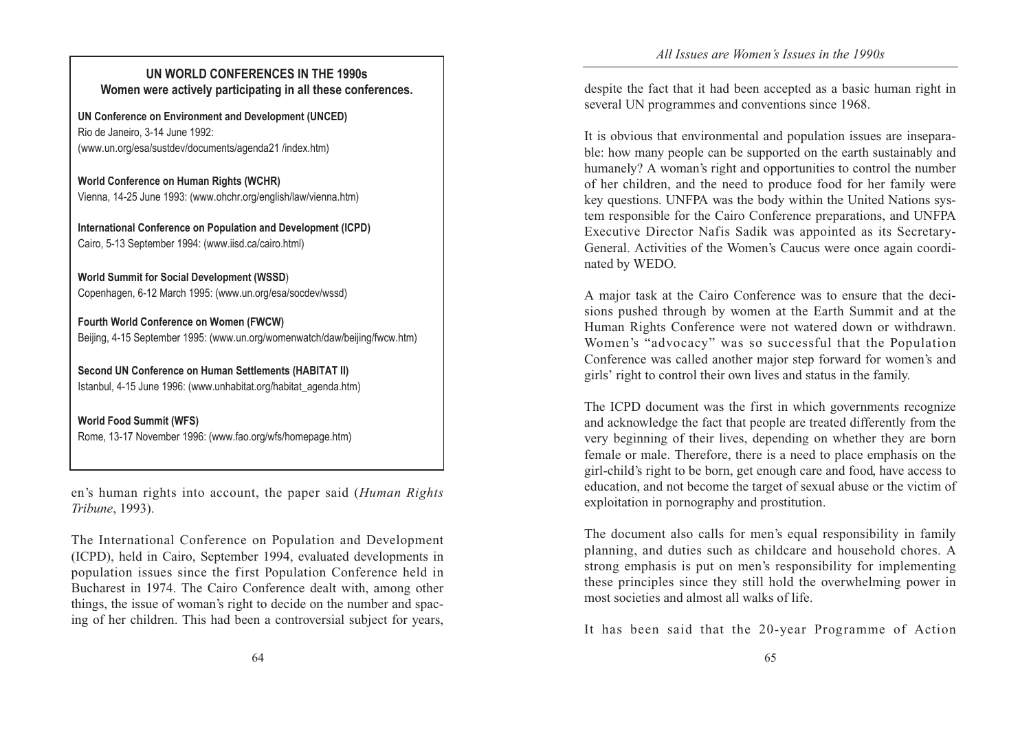**UN WORLD CONFERENCES IN THE 1990s**
**Women were actively participating in all these conferences.**

**UN Conference on Environment and Development (UNCED)**
Rio de Janeiro, 3-14 June 1992:
(www.un.org/esa/sustdev/documents/agenda21 /index.htm)

**World Conference on Human Rights (WCHR)**
Vienna, 14-25 June 1993: (www.ohchr.org/english/law/vienna.htm)

**International Conference on Population and Development (ICPD)**
Cairo, 5-13 September 1994: (www.iisd.ca/cairo.html)

**World Summit for Social Development (WSSD)**
Copenhagen, 6-12 March 1995: (www.un.org/esa/socdev/wssd)

**Fourth World Conference on Women (FWCW)**
Beijing, 4-15 September 1995: (www.un.org/womenwatch/daw/beijing/fwcw.htm)

**Second UN Conference on Human Settlements (HABITAT II)**
Istanbul, 4-15 June 1996: (www.unhabitat.org/habitat_agenda.htm)

**World Food Summit (WFS)**
Rome, 13-17 November 1996: (www.fao.org/wfs/homepage.htm)

en's human rights into account, the paper said (*Human Rights Tribune*, 1993).

The International Conference on Population and Development (ICPD), held in Cairo, September 1994, evaluated developments in population issues since the first Population Conference held in Bucharest in 1974. The Cairo Conference dealt with, among other things, the issue of woman's right to decide on the number and spacing of her children. This had been a controversial subject for years, despite the fact that it had been accepted as a basic human right in several UN programmes and conventions since 1968.

It is obvious that environmental and population issues are inseparable: how many people can be supported on the earth sustainably and humanely? A woman's right and opportunities to control the number of her children, and the need to produce food for her family were key questions. UNFPA was the body within the United Nations system responsible for the Cairo Conference preparations, and UNFPA Executive Director Nafis Sadik was appointed as its Secretary-General. Activities of the Women's Caucus were once again coordinated by WEDO.

A major task at the Cairo Conference was to ensure that the decisions pushed through by women at the Earth Summit and at the Human Rights Conference were not watered down or withdrawn. Women's "advocacy" was so successful that the Population Conference was called another major step forward for women's and girls' right to control their own lives and status in the family.

The ICPD document was the first in which governments recognize and acknowledge the fact that people are treated differently from the very beginning of their lives, depending on whether they are born female or male. Therefore, there is a need to place emphasis on the girl-child's right to be born, get enough care and food, have access to education, and not become the target of sexual abuse or the victim of exploitation in pornography and prostitution.

The document also calls for men's equal responsibility in family planning, and duties such as childcare and household chores. A strong emphasis is put on men's responsibility for implementing these principles since they still hold the overwhelming power in most societies and almost all walks of life.

It has been said that the 20-year Programme of Action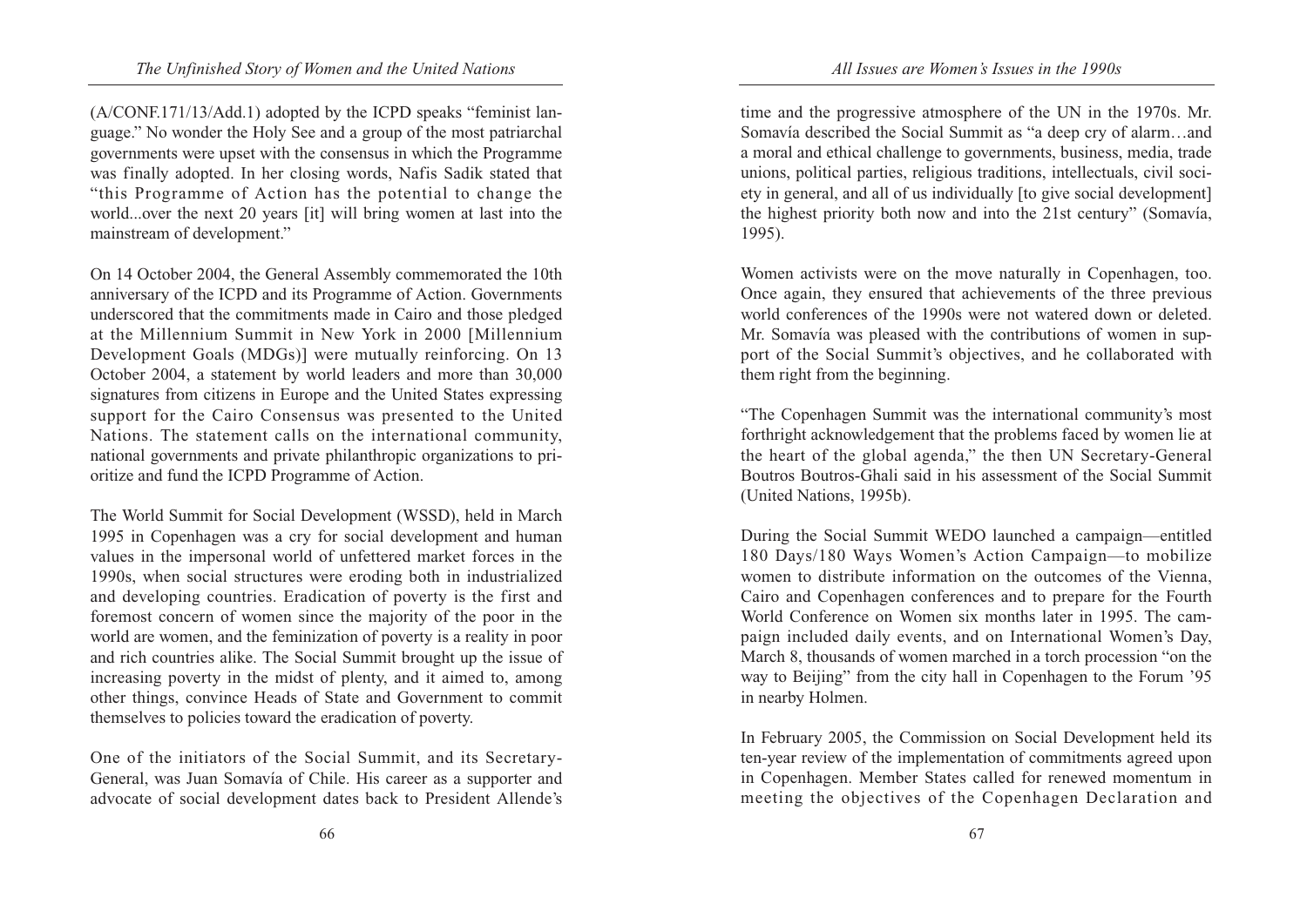(A/CONF.171/13/Add.1) adopted by the ICPD speaks "feminist language." No wonder the Holy See and a group of the most patriarchal governments were upset with the consensus in which the Programme was finally adopted. In her closing words, Nafis Sadik stated that "this Programme of Action has the potential to change the world...over the next 20 years [it] will bring women at last into the mainstream of development."

On 14 October 2004, the General Assembly commemorated the 10th anniversary of the ICPD and its Programme of Action. Governments underscored that the commitments made in Cairo and those pledged at the Millennium Summit in New York in 2000 [Millennium Development Goals (MDGs)] were mutually reinforcing. On 13 October 2004, a statement by world leaders and more than 30,000 signatures from citizens in Europe and the United States expressing support for the Cairo Consensus was presented to the United Nations. The statement calls on the international community, national governments and private philanthropic organizations to prioritize and fund the ICPD Programme of Action.

The World Summit for Social Development (WSSD), held in March 1995 in Copenhagen was a cry for social development and human values in the impersonal world of unfettered market forces in the 1990s, when social structures were eroding both in industrialized and developing countries. Eradication of poverty is the first and foremost concern of women since the majority of the poor in the world are women, and the feminization of poverty is a reality in poor and rich countries alike. The Social Summit brought up the issue of increasing poverty in the midst of plenty, and it aimed to, among other things, convince Heads of State and Government to commit themselves to policies toward the eradication of poverty.

One of the initiators of the Social Summit, and its Secretary-General, was Juan Somavía of Chile. His career as a supporter and advocate of social development dates back to President Allende's time and the progressive atmosphere of the UN in the 1970s. Mr. Somavía described the Social Summit as "a deep cry of alarm…and a moral and ethical challenge to governments, business, media, trade unions, political parties, religious traditions, intellectuals, civil society in general, and all of us individually [to give social development] the highest priority both now and into the 21st century" (Somavía, 1995).

Women activists were on the move naturally in Copenhagen, too. Once again, they ensured that achievements of the three previous world conferences of the 1990s were not watered down or deleted. Mr. Somavía was pleased with the contributions of women in support of the Social Summit's objectives, and he collaborated with them right from the beginning.

"The Copenhagen Summit was the international community's most forthright acknowledgement that the problems faced by women lie at the heart of the global agenda," the then UN Secretary-General Boutros Boutros-Ghali said in his assessment of the Social Summit (United Nations, 1995b).

During the Social Summit WEDO launched a campaign—entitled 180 Days/180 Ways Women's Action Campaign—to mobilize women to distribute information on the outcomes of the Vienna, Cairo and Copenhagen conferences and to prepare for the Fourth World Conference on Women six months later in 1995. The campaign included daily events, and on International Women's Day, March 8, thousands of women marched in a torch procession "on the way to Beijing" from the city hall in Copenhagen to the Forum '95 in nearby Holmen.

In February 2005, the Commission on Social Development held its ten-year review of the implementation of commitments agreed upon in Copenhagen. Member States called for renewed momentum in meeting the objectives of the Copenhagen Declaration and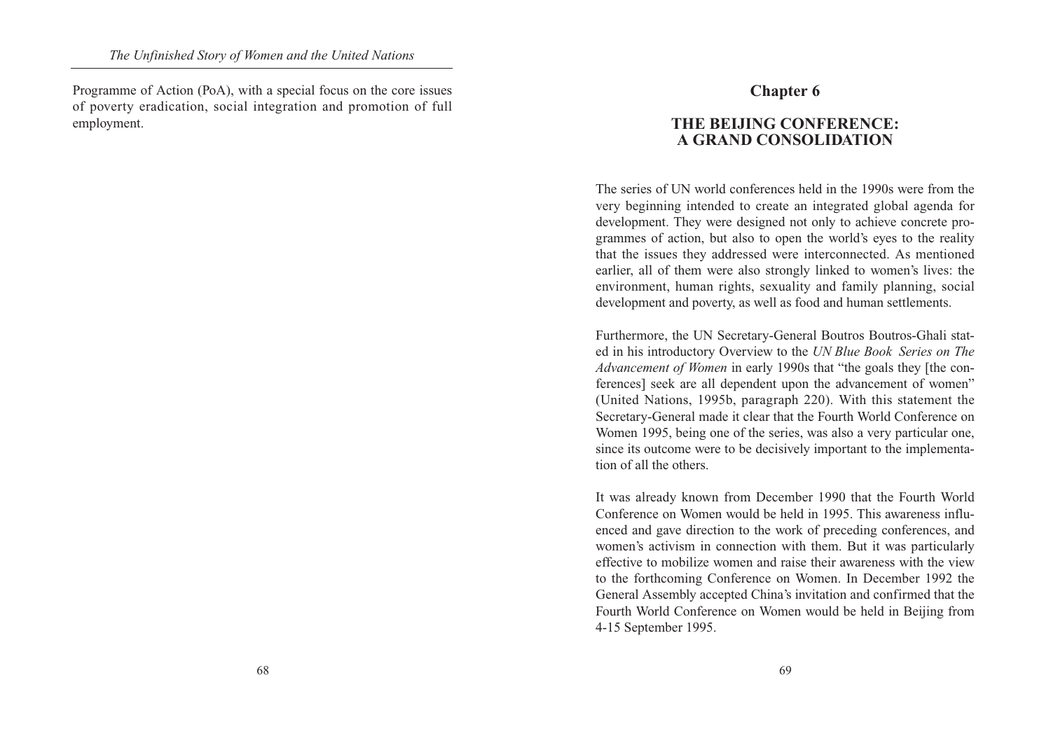Programme of Action (PoA), with a special focus on the core issues of poverty eradication, social integration and promotion of full employment.

## Chapter 6

# THE BEIJING CONFERENCE: A GRAND CONSOLIDATION

The series of UN world conferences held in the 1990s were from the very beginning intended to create an integrated global agenda for development. They were designed not only to achieve concrete programmes of action, but also to open the world's eyes to the reality that the issues they addressed were interconnected. As mentioned earlier, all of them were also strongly linked to women's lives: the environment, human rights, sexuality and family planning, social development and poverty, as well as food and human settlements.

Furthermore, the UN Secretary-General Boutros Boutros-Ghali stated in his introductory Overview to the *UN Blue Book Series on The Advancement of Women* in early 1990s that "the goals they [the conferences] seek are all dependent upon the advancement of women" (United Nations, 1995b, paragraph 220). With this statement the Secretary-General made it clear that the Fourth World Conference on Women 1995, being one of the series, was also a very particular one, since its outcome were to be decisively important to the implementation of all the others.

It was already known from December 1990 that the Fourth World Conference on Women would be held in 1995. This awareness influenced and gave direction to the work of preceding conferences, and women's activism in connection with them. But it was particularly effective to mobilize women and raise their awareness with the view to the forthcoming Conference on Women. In December 1992 the General Assembly accepted China's invitation and confirmed that the Fourth World Conference on Women would be held in Beijing from 4-15 September 1995.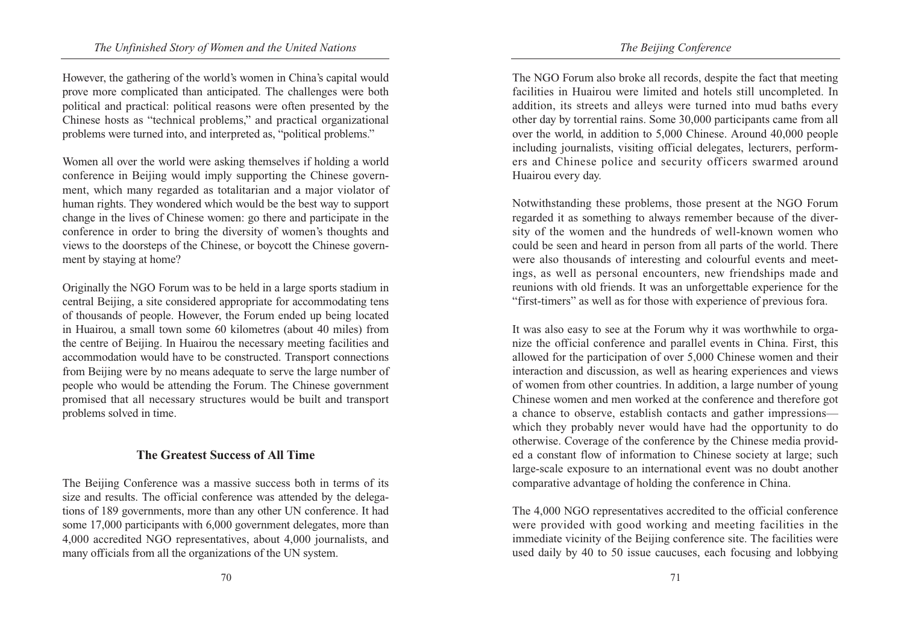However, the gathering of the world's women in China's capital would prove more complicated than anticipated. The challenges were both political and practical: political reasons were often presented by the Chinese hosts as "technical problems," and practical organizational problems were turned into, and interpreted as, "political problems."

Women all over the world were asking themselves if holding a world conference in Beijing would imply supporting the Chinese government, which many regarded as totalitarian and a major violator of human rights. They wondered which would be the best way to support change in the lives of Chinese women: go there and participate in the conference in order to bring the diversity of women's thoughts and views to the doorsteps of the Chinese, or boycott the Chinese government by staying at home?

Originally the NGO Forum was to be held in a large sports stadium in central Beijing, a site considered appropriate for accommodating tens of thousands of people. However, the Forum ended up being located in Huairou, a small town some 60 kilometres (about 40 miles) from the centre of Beijing. In Huairou the necessary meeting facilities and accommodation would have to be constructed. Transport connections from Beijing were by no means adequate to serve the large number of people who would be attending the Forum. The Chinese government promised that all necessary structures would be built and transport problems solved in time.

## The Greatest Success of All Time

The Beijing Conference was a massive success both in terms of its size and results. The official conference was attended by the delegations of 189 governments, more than any other UN conference. It had some 17,000 participants with 6,000 government delegates, more than 4,000 accredited NGO representatives, about 4,000 journalists, and many officials from all the organizations of the UN system.

The NGO Forum also broke all records, despite the fact that meeting facilities in Huairou were limited and hotels still uncompleted. In addition, its streets and alleys were turned into mud baths every other day by torrential rains. Some 30,000 participants came from all over the world, in addition to 5,000 Chinese. Around 40,000 people including journalists, visiting official delegates, lecturers, performers and Chinese police and security officers swarmed around Huairou every day.

Notwithstanding these problems, those present at the NGO Forum regarded it as something to always remember because of the diversity of the women and the hundreds of well-known women who could be seen and heard in person from all parts of the world. There were also thousands of interesting and colourful events and meetings, as well as personal encounters, new friendships made and reunions with old friends. It was an unforgettable experience for the "first-timers" as well as for those with experience of previous fora.

It was also easy to see at the Forum why it was worthwhile to organize the official conference and parallel events in China. First, this allowed for the participation of over 5,000 Chinese women and their interaction and discussion, as well as hearing experiences and views of women from other countries. In addition, a large number of young Chinese women and men worked at the conference and therefore got a chance to observe, establish contacts and gather impressions—which they probably never would have had the opportunity to do otherwise. Coverage of the conference by the Chinese media provided a constant flow of information to Chinese society at large; such large-scale exposure to an international event was no doubt another comparative advantage of holding the conference in China.

The 4,000 NGO representatives accredited to the official conference were provided with good working and meeting facilities in the immediate vicinity of the Beijing conference site. The facilities were used daily by 40 to 50 issue caucuses, each focusing and lobbying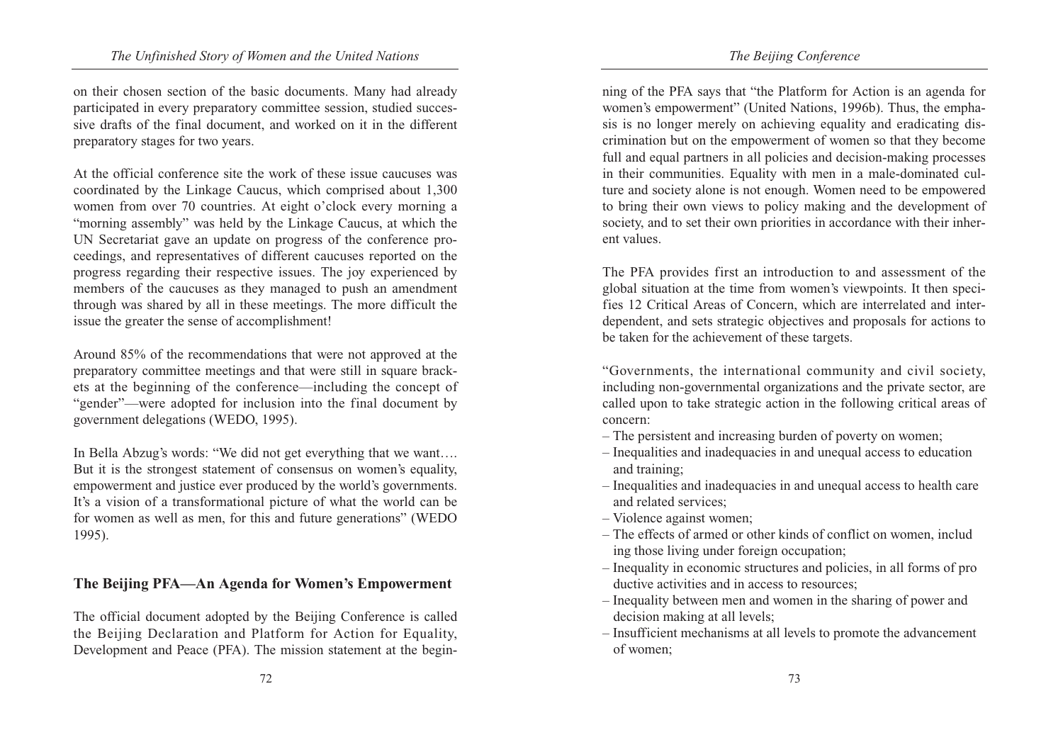on their chosen section of the basic documents. Many had already participated in every preparatory committee session, studied successive drafts of the final document, and worked on it in the different preparatory stages for two years.

At the official conference site the work of these issue caucuses was coordinated by the Linkage Caucus, which comprised about 1,300 women from over 70 countries. At eight o'clock every morning a "morning assembly" was held by the Linkage Caucus, at which the UN Secretariat gave an update on progress of the conference proceedings, and representatives of different caucuses reported on the progress regarding their respective issues. The joy experienced by members of the caucuses as they managed to push an amendment through was shared by all in these meetings. The more difficult the issue the greater the sense of accomplishment!

Around 85% of the recommendations that were not approved at the preparatory committee meetings and that were still in square brackets at the beginning of the conference—including the concept of "gender"—were adopted for inclusion into the final document by government delegations (WEDO, 1995).

In Bella Abzug's words: "We did not get everything that we want…. But it is the strongest statement of consensus on women's equality, empowerment and justice ever produced by the world's governments. It's a vision of a transformational picture of what the world can be for women as well as men, for this and future generations" (WEDO 1995).

## The Beijing PFA—An Agenda for Women's Empowerment

The official document adopted by the Beijing Conference is called the Beijing Declaration and Platform for Action for Equality, Development and Peace (PFA). The mission statement at the beginning of the PFA says that "the Platform for Action is an agenda for women's empowerment" (United Nations, 1996b). Thus, the emphasis is no longer merely on achieving equality and eradicating discrimination but on the empowerment of women so that they become full and equal partners in all policies and decision-making processes in their communities. Equality with men in a male-dominated culture and society alone is not enough. Women need to be empowered to bring their own views to policy making and the development of society, and to set their own priorities in accordance with their inherent values.

The PFA provides first an introduction to and assessment of the global situation at the time from women's viewpoints. It then specifies 12 Critical Areas of Concern, which are interrelated and interdependent, and sets strategic objectives and proposals for actions to be taken for the achievement of these targets.

"Governments, the international community and civil society, including non-governmental organizations and the private sector, are called upon to take strategic action in the following critical areas of concern:

- The persistent and increasing burden of poverty on women;
- Inequalities and inadequacies in and unequal access to education and training;
- Inequalities and inadequacies in and unequal access to health care and related services;
- Violence against women;
- The effects of armed or other kinds of conflict on women, including those living under foreign occupation;
- Inequality in economic structures and policies, in all forms of productive activities and in access to resources;
- Inequality between men and women in the sharing of power and decision making at all levels;
- Insufficient mechanisms at all levels to promote the advancement of women;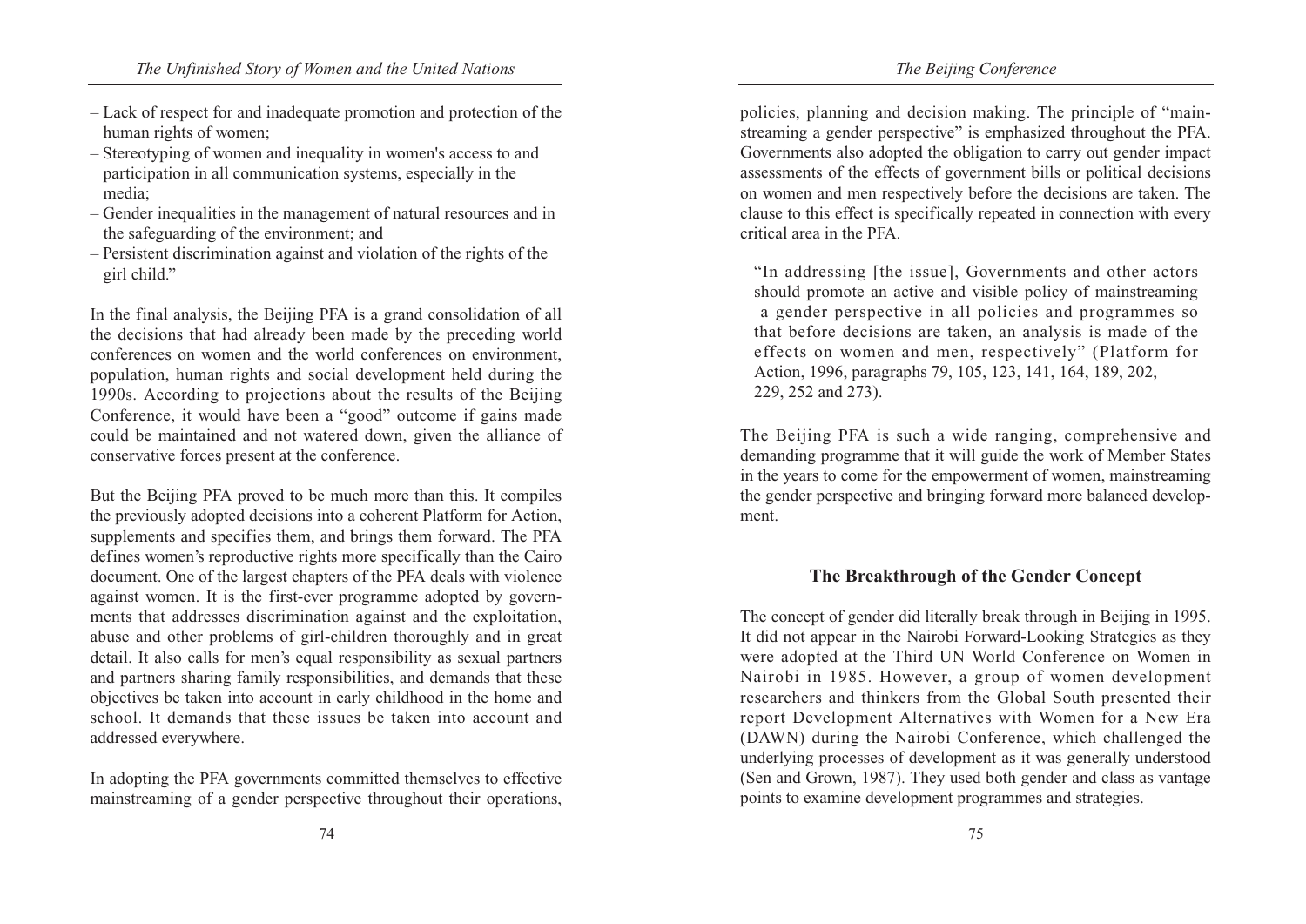- Lack of respect for and inadequate promotion and protection of the human rights of women;
- Stereotyping of women and inequality in women's access to and participation in all communication systems, especially in the media;
- Gender inequalities in the management of natural resources and in the safeguarding of the environment; and
- Persistent discrimination against and violation of the rights of the girl child."

In the final analysis, the Beijing PFA is a grand consolidation of all the decisions that had already been made by the preceding world conferences on women and the world conferences on environment, population, human rights and social development held during the 1990s. According to projections about the results of the Beijing Conference, it would have been a "good" outcome if gains made could be maintained and not watered down, given the alliance of conservative forces present at the conference.

But the Beijing PFA proved to be much more than this. It compiles the previously adopted decisions into a coherent Platform for Action, supplements and specifies them, and brings them forward. The PFA defines women's reproductive rights more specifically than the Cairo document. One of the largest chapters of the PFA deals with violence against women. It is the first-ever programme adopted by governments that addresses discrimination against and the exploitation, abuse and other problems of girl-children thoroughly and in great detail. It also calls for men's equal responsibility as sexual partners and partners sharing family responsibilities, and demands that these objectives be taken into account in early childhood in the home and school. It demands that these issues be taken into account and addressed everywhere.

In adopting the PFA governments committed themselves to effective mainstreaming of a gender perspective throughout their operations, policies, planning and decision making. The principle of "mainstreaming a gender perspective" is emphasized throughout the PFA. Governments also adopted the obligation to carry out gender impact assessments of the effects of government bills or political decisions on women and men respectively before the decisions are taken. The clause to this effect is specifically repeated in connection with every critical area in the PFA.

> "In addressing [the issue], Governments and other actors should promote an active and visible policy of mainstreaming a gender perspective in all policies and programmes so that before decisions are taken, an analysis is made of the effects on women and men, respectively" (Platform for Action, 1996, paragraphs 79, 105, 123, 141, 164, 189, 202, 229, 252 and 273).

The Beijing PFA is such a wide ranging, comprehensive and demanding programme that it will guide the work of Member States in the years to come for the empowerment of women, mainstreaming the gender perspective and bringing forward more balanced development.

## The Breakthrough of the Gender Concept

The concept of gender did literally break through in Beijing in 1995. It did not appear in the Nairobi Forward-Looking Strategies as they were adopted at the Third UN World Conference on Women in Nairobi in 1985. However, a group of women development researchers and thinkers from the Global South presented their report Development Alternatives with Women for a New Era (DAWN) during the Nairobi Conference, which challenged the underlying processes of development as it was generally understood (Sen and Grown, 1987). They used both gender and class as vantage points to examine development programmes and strategies.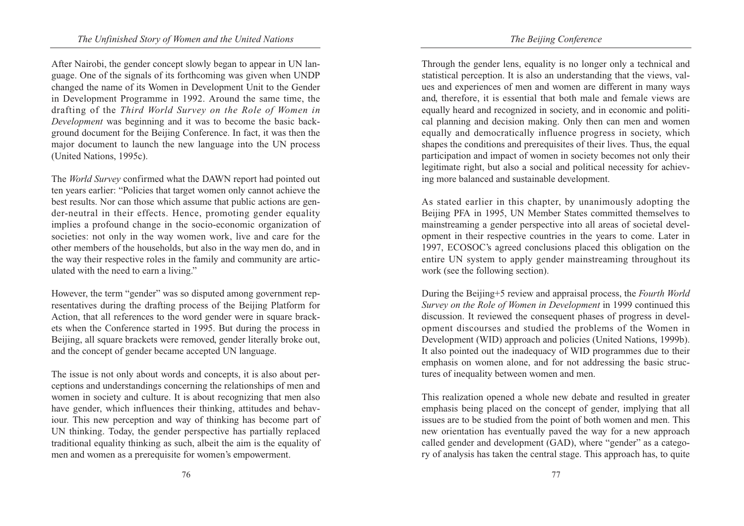After Nairobi, the gender concept slowly began to appear in UN language. One of the signals of its forthcoming was given when UNDP changed the name of its Women in Development Unit to the Gender in Development Programme in 1992. Around the same time, the drafting of the *Third World Survey on the Role of Women in Development* was beginning and it was to become the basic background document for the Beijing Conference. In fact, it was then the major document to launch the new language into the UN process (United Nations, 1995c).

The *World Survey* confirmed what the DAWN report had pointed out ten years earlier: "Policies that target women only cannot achieve the best results. Nor can those which assume that public actions are gender-neutral in their effects. Hence, promoting gender equality implies a profound change in the socio-economic organization of societies: not only in the way women work, live and care for the other members of the households, but also in the way men do, and in the way their respective roles in the family and community are articulated with the need to earn a living."

However, the term "gender" was so disputed among government representatives during the drafting process of the Beijing Platform for Action, that all references to the word gender were in square brackets when the Conference started in 1995. But during the process in Beijing, all square brackets were removed, gender literally broke out, and the concept of gender became accepted UN language.

The issue is not only about words and concepts, it is also about perceptions and understandings concerning the relationships of men and women in society and culture. It is about recognizing that men also have gender, which influences their thinking, attitudes and behaviour. This new perception and way of thinking has become part of UN thinking. Today, the gender perspective has partially replaced traditional equality thinking as such, albeit the aim is the equality of men and women as a prerequisite for women's empowerment.

Through the gender lens, equality is no longer only a technical and statistical perception. It is also an understanding that the views, values and experiences of men and women are different in many ways and, therefore, it is essential that both male and female views are equally heard and recognized in society, and in economic and political planning and decision making. Only then can men and women equally and democratically influence progress in society, which shapes the conditions and prerequisites of their lives. Thus, the equal participation and impact of women in society becomes not only their legitimate right, but also a social and political necessity for achieving more balanced and sustainable development.

As stated earlier in this chapter, by unanimously adopting the Beijing PFA in 1995, UN Member States committed themselves to mainstreaming a gender perspective into all areas of societal development in their respective countries in the years to come. Later in 1997, ECOSOC's agreed conclusions placed this obligation on the entire UN system to apply gender mainstreaming throughout its work (see the following section).

During the Beijing+5 review and appraisal process, the *Fourth World Survey on the Role of Women in Development* in 1999 continued this discussion. It reviewed the consequent phases of progress in development discourses and studied the problems of the Women in Development (WID) approach and policies (United Nations, 1999b). It also pointed out the inadequacy of WID programmes due to their emphasis on women alone, and for not addressing the basic structures of inequality between women and men.

This realization opened a whole new debate and resulted in greater emphasis being placed on the concept of gender, implying that all issues are to be studied from the point of both women and men. This new orientation has eventually paved the way for a new approach called gender and development (GAD), where "gender" as a category of analysis has taken the central stage. This approach has, to quite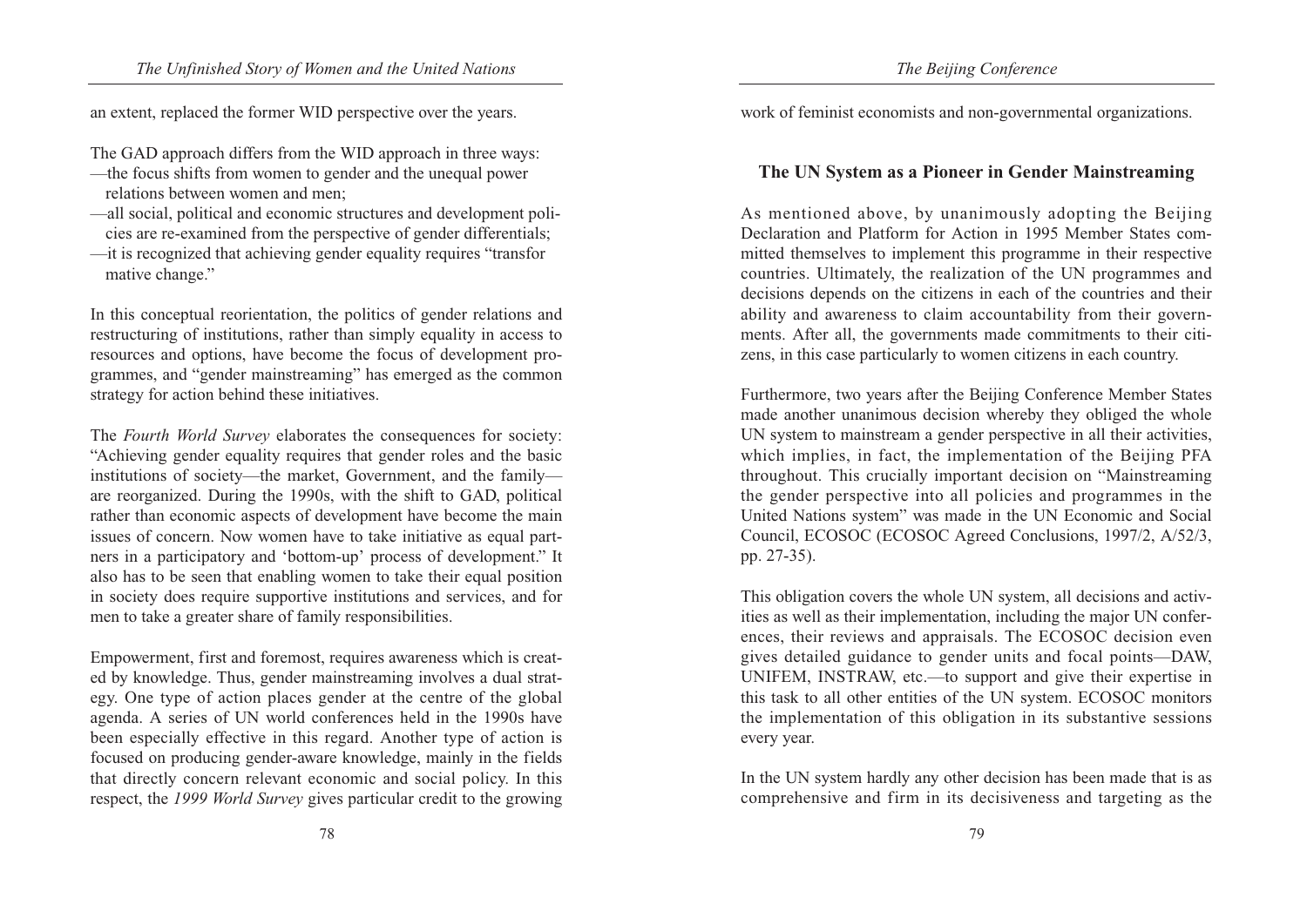an extent, replaced the former WID perspective over the years.

The GAD approach differs from the WID approach in three ways:

—the focus shifts from women to gender and the unequal power relations between women and men;

—all social, political and economic structures and development policies are re-examined from the perspective of gender differentials;

—it is recognized that achieving gender equality requires "transformative change."

In this conceptual reorientation, the politics of gender relations and restructuring of institutions, rather than simply equality in access to resources and options, have become the focus of development programmes, and "gender mainstreaming" has emerged as the common strategy for action behind these initiatives.

The *Fourth World Survey* elaborates the consequences for society: "Achieving gender equality requires that gender roles and the basic institutions of society—the market, Government, and the family—are reorganized. During the 1990s, with the shift to GAD, political rather than economic aspects of development have become the main issues of concern. Now women have to take initiative as equal partners in a participatory and 'bottom-up' process of development." It also has to be seen that enabling women to take their equal position in society does require supportive institutions and services, and for men to take a greater share of family responsibilities.

Empowerment, first and foremost, requires awareness which is created by knowledge. Thus, gender mainstreaming involves a dual strategy. One type of action places gender at the centre of the global agenda. A series of UN world conferences held in the 1990s have been especially effective in this regard. Another type of action is focused on producing gender-aware knowledge, mainly in the fields that directly concern relevant economic and social policy. In this respect, the *1999 World Survey* gives particular credit to the growing work of feminist economists and non-governmental organizations.

## The UN System as a Pioneer in Gender Mainstreaming

As mentioned above, by unanimously adopting the Beijing Declaration and Platform for Action in 1995 Member States committed themselves to implement this programme in their respective countries. Ultimately, the realization of the UN programmes and decisions depends on the citizens in each of the countries and their ability and awareness to claim accountability from their governments. After all, the governments made commitments to their citizens, in this case particularly to women citizens in each country.

Furthermore, two years after the Beijing Conference Member States made another unanimous decision whereby they obliged the whole UN system to mainstream a gender perspective in all their activities, which implies, in fact, the implementation of the Beijing PFA throughout. This crucially important decision on "Mainstreaming the gender perspective into all policies and programmes in the United Nations system" was made in the UN Economic and Social Council, ECOSOC (ECOSOC Agreed Conclusions, 1997/2, A/52/3, pp. 27-35).

This obligation covers the whole UN system, all decisions and activities as well as their implementation, including the major UN conferences, their reviews and appraisals. The ECOSOC decision even gives detailed guidance to gender units and focal points—DAW, UNIFEM, INSTRAW, etc.—to support and give their expertise in this task to all other entities of the UN system. ECOSOC monitors the implementation of this obligation in its substantive sessions every year.

In the UN system hardly any other decision has been made that is as comprehensive and firm in its decisiveness and targeting as the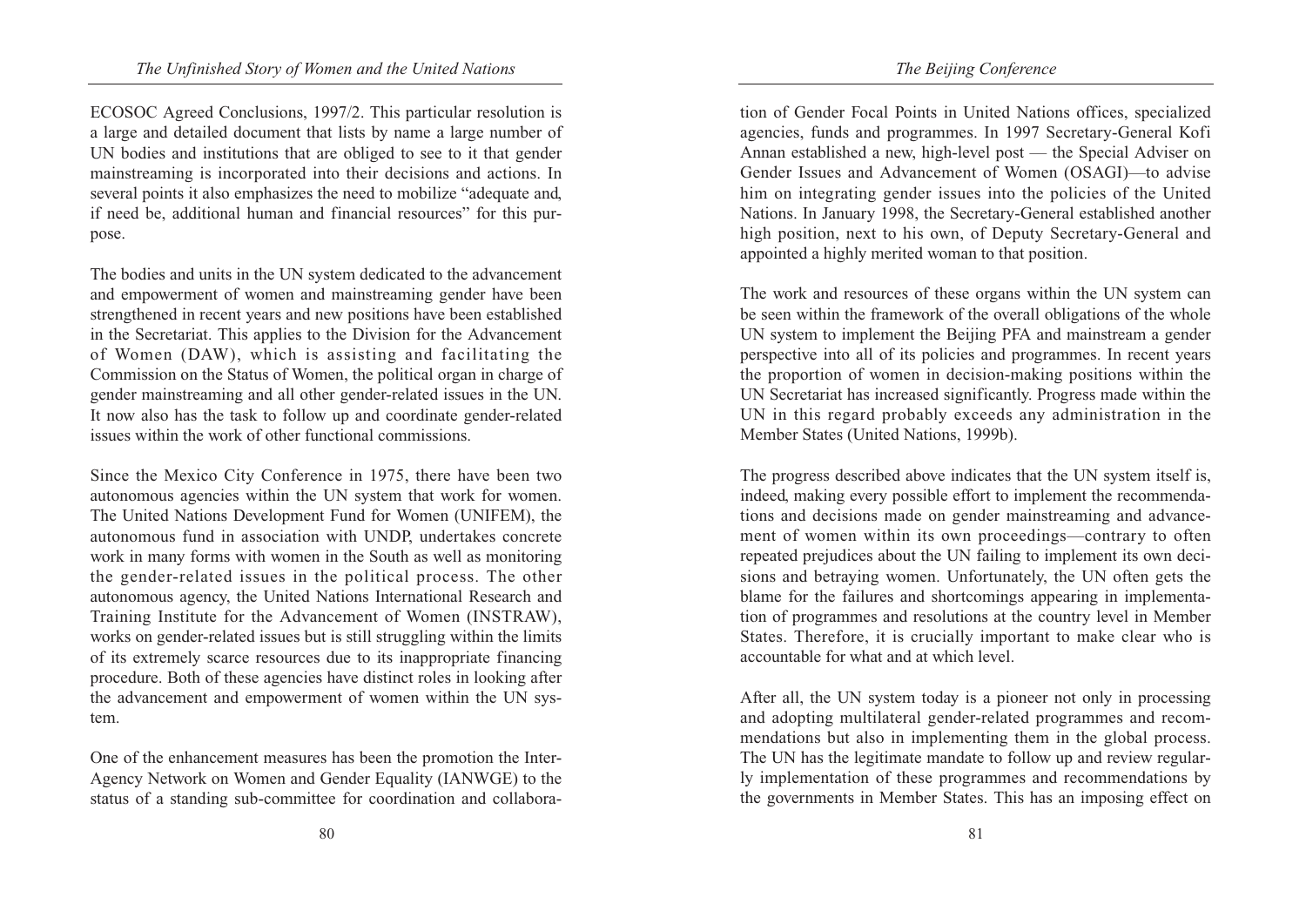ECOSOC Agreed Conclusions, 1997/2. This particular resolution is a large and detailed document that lists by name a large number of UN bodies and institutions that are obliged to see to it that gender mainstreaming is incorporated into their decisions and actions. In several points it also emphasizes the need to mobilize "adequate and, if need be, additional human and financial resources" for this purpose.

The bodies and units in the UN system dedicated to the advancement and empowerment of women and mainstreaming gender have been strengthened in recent years and new positions have been established in the Secretariat. This applies to the Division for the Advancement of Women (DAW), which is assisting and facilitating the Commission on the Status of Women, the political organ in charge of gender mainstreaming and all other gender-related issues in the UN. It now also has the task to follow up and coordinate gender-related issues within the work of other functional commissions.

Since the Mexico City Conference in 1975, there have been two autonomous agencies within the UN system that work for women. The United Nations Development Fund for Women (UNIFEM), the autonomous fund in association with UNDP, undertakes concrete work in many forms with women in the South as well as monitoring the gender-related issues in the political process. The other autonomous agency, the United Nations International Research and Training Institute for the Advancement of Women (INSTRAW), works on gender-related issues but is still struggling within the limits of its extremely scarce resources due to its inappropriate financing procedure. Both of these agencies have distinct roles in looking after the advancement and empowerment of women within the UN system.

One of the enhancement measures has been the promotion the Inter-Agency Network on Women and Gender Equality (IANWGE) to the status of a standing sub-committee for coordination and collaboration of Gender Focal Points in United Nations offices, specialized agencies, funds and programmes. In 1997 Secretary-General Kofi Annan established a new, high-level post — the Special Adviser on Gender Issues and Advancement of Women (OSAGI)—to advise him on integrating gender issues into the policies of the United Nations. In January 1998, the Secretary-General established another high position, next to his own, of Deputy Secretary-General and appointed a highly merited woman to that position.

The work and resources of these organs within the UN system can be seen within the framework of the overall obligations of the whole UN system to implement the Beijing PFA and mainstream a gender perspective into all of its policies and programmes. In recent years the proportion of women in decision-making positions within the UN Secretariat has increased significantly. Progress made within the UN in this regard probably exceeds any administration in the Member States (United Nations, 1999b).

The progress described above indicates that the UN system itself is, indeed, making every possible effort to implement the recommendations and decisions made on gender mainstreaming and advancement of women within its own proceedings—contrary to often repeated prejudices about the UN failing to implement its own decisions and betraying women. Unfortunately, the UN often gets the blame for the failures and shortcomings appearing in implementation of programmes and resolutions at the country level in Member States. Therefore, it is crucially important to make clear who is accountable for what and at which level.

After all, the UN system today is a pioneer not only in processing and adopting multilateral gender-related programmes and recommendations but also in implementing them in the global process. The UN has the legitimate mandate to follow up and review regularly implementation of these programmes and recommendations by the governments in Member States. This has an imposing effect on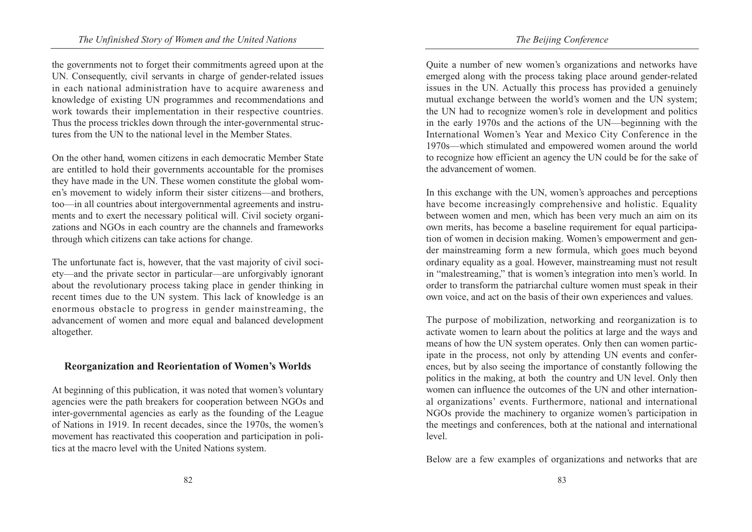the governments not to forget their commitments agreed upon at the UN. Consequently, civil servants in charge of gender-related issues in each national administration have to acquire awareness and knowledge of existing UN programmes and recommendations and work towards their implementation in their respective countries. Thus the process trickles down through the inter-governmental structures from the UN to the national level in the Member States.

On the other hand, women citizens in each democratic Member State are entitled to hold their governments accountable for the promises they have made in the UN. These women constitute the global women's movement to widely inform their sister citizens—and brothers, too—in all countries about intergovernmental agreements and instruments and to exert the necessary political will. Civil society organizations and NGOs in each country are the channels and frameworks through which citizens can take actions for change.

The unfortunate fact is, however, that the vast majority of civil society—and the private sector in particular—are unforgivably ignorant about the revolutionary process taking place in gender thinking in recent times due to the UN system. This lack of knowledge is an enormous obstacle to progress in gender mainstreaming, the advancement of women and more equal and balanced development altogether.

## Reorganization and Reorientation of Women's Worlds

At beginning of this publication, it was noted that women's voluntary agencies were the path breakers for cooperation between NGOs and inter-governmental agencies as early as the founding of the League of Nations in 1919. In recent decades, since the 1970s, the women's movement has reactivated this cooperation and participation in politics at the macro level with the United Nations system.

Quite a number of new women's organizations and networks have emerged along with the process taking place around gender-related issues in the UN. Actually this process has provided a genuinely mutual exchange between the world's women and the UN system; the UN had to recognize women's role in development and politics in the early 1970s and the actions of the UN—beginning with the International Women's Year and Mexico City Conference in the 1970s—which stimulated and empowered women around the world to recognize how efficient an agency the UN could be for the sake of the advancement of women.

In this exchange with the UN, women's approaches and perceptions have become increasingly comprehensive and holistic. Equality between women and men, which has been very much an aim on its own merits, has become a baseline requirement for equal participation of women in decision making. Women's empowerment and gender mainstreaming form a new formula, which goes much beyond ordinary equality as a goal. However, mainstreaming must not result in "malestreaming," that is women's integration into men's world. In order to transform the patriarchal culture women must speak in their own voice, and act on the basis of their own experiences and values.

The purpose of mobilization, networking and reorganization is to activate women to learn about the politics at large and the ways and means of how the UN system operates. Only then can women participate in the process, not only by attending UN events and conferences, but by also seeing the importance of constantly following the politics in the making, at both the country and UN level. Only then women can influence the outcomes of the UN and other international organizations' events. Furthermore, national and international NGOs provide the machinery to organize women's participation in the meetings and conferences, both at the national and international level.

Below are a few examples of organizations and networks that are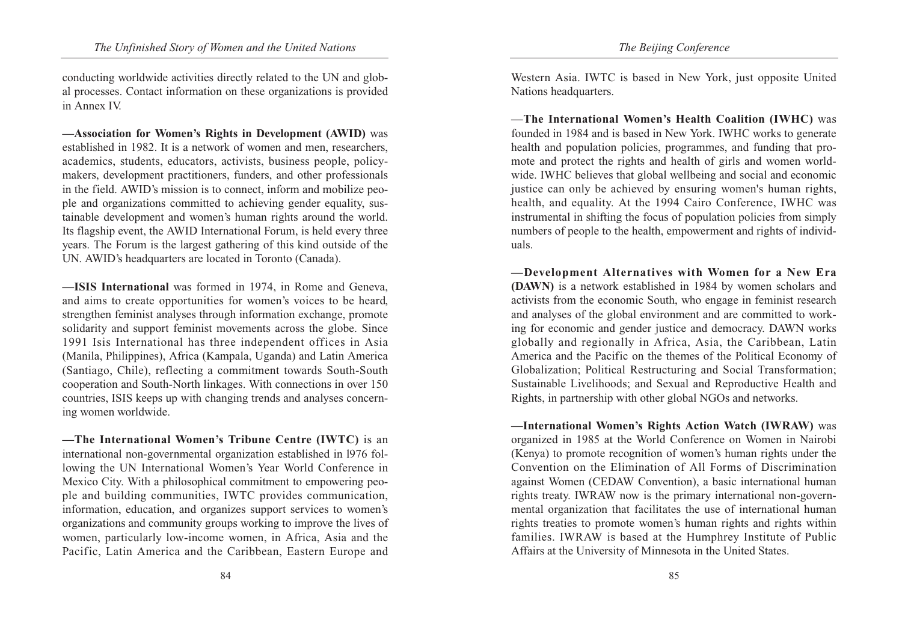conducting worldwide activities directly related to the UN and global processes. Contact information on these organizations is provided in Annex IV.

—**Association for Women's Rights in Development (AWID)** was established in 1982. It is a network of women and men, researchers, academics, students, educators, activists, business people, policy-makers, development practitioners, funders, and other professionals in the field. AWID's mission is to connect, inform and mobilize people and organizations committed to achieving gender equality, sustainable development and women's human rights around the world. Its flagship event, the AWID International Forum, is held every three years. The Forum is the largest gathering of this kind outside of the UN. AWID's headquarters are located in Toronto (Canada).

—**ISIS International** was formed in 1974, in Rome and Geneva, and aims to create opportunities for women's voices to be heard, strengthen feminist analyses through information exchange, promote solidarity and support feminist movements across the globe. Since 1991 Isis International has three independent offices in Asia (Manila, Philippines), Africa (Kampala, Uganda) and Latin America (Santiago, Chile), reflecting a commitment towards South-South cooperation and South-North linkages. With connections in over 150 countries, ISIS keeps up with changing trends and analyses concerning women worldwide.

—**The International Women's Tribune Centre (IWTC)** is an international non-governmental organization established in l976 following the UN International Women's Year World Conference in Mexico City. With a philosophical commitment to empowering people and building communities, IWTC provides communication, information, education, and organizes support services to women's organizations and community groups working to improve the lives of women, particularly low-income women, in Africa, Asia and the Pacific, Latin America and the Caribbean, Eastern Europe and Western Asia. IWTC is based in New York, just opposite United Nations headquarters.

—**The International Women's Health Coalition (IWHC)** was founded in 1984 and is based in New York. IWHC works to generate health and population policies, programmes, and funding that promote and protect the rights and health of girls and women worldwide. IWHC believes that global wellbeing and social and economic justice can only be achieved by ensuring women's human rights, health, and equality. At the 1994 Cairo Conference, IWHC was instrumental in shifting the focus of population policies from simply numbers of people to the health, empowerment and rights of individuals.

—**Development Alternatives with Women for a New Era (DAWN)** is a network established in 1984 by women scholars and activists from the economic South, who engage in feminist research and analyses of the global environment and are committed to working for economic and gender justice and democracy. DAWN works globally and regionally in Africa, Asia, the Caribbean, Latin America and the Pacific on the themes of the Political Economy of Globalization; Political Restructuring and Social Transformation; Sustainable Livelihoods; and Sexual and Reproductive Health and Rights, in partnership with other global NGOs and networks.

—**International Women's Rights Action Watch (IWRAW)** was organized in 1985 at the World Conference on Women in Nairobi (Kenya) to promote recognition of women's human rights under the Convention on the Elimination of All Forms of Discrimination against Women (CEDAW Convention), a basic international human rights treaty. IWRAW now is the primary international non-governmental organization that facilitates the use of international human rights treaties to promote women's human rights and rights within families. IWRAW is based at the Humphrey Institute of Public Affairs at the University of Minnesota in the United States.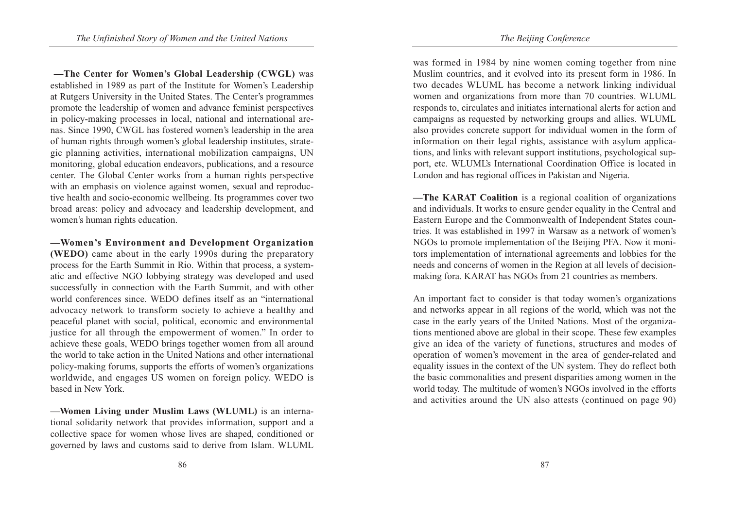**—The Center for Women's Global Leadership (CWGL)** was established in 1989 as part of the Institute for Women's Leadership at Rutgers University in the United States. The Center's programmes promote the leadership of women and advance feminist perspectives in policy-making processes in local, national and international arenas. Since 1990, CWGL has fostered women's leadership in the area of human rights through women's global leadership institutes, strategic planning activities, international mobilization campaigns, UN monitoring, global education endeavors, publications, and a resource center. The Global Center works from a human rights perspective with an emphasis on violence against women, sexual and reproductive health and socio-economic wellbeing. Its programmes cover two broad areas: policy and advocacy and leadership development, and women's human rights education.

**—Women's Environment and Development Organization (WEDO)** came about in the early 1990s during the preparatory process for the Earth Summit in Rio. Within that process, a systematic and effective NGO lobbying strategy was developed and used successfully in connection with the Earth Summit, and with other world conferences since. WEDO defines itself as an "international advocacy network to transform society to achieve a healthy and peaceful planet with social, political, economic and environmental justice for all through the empowerment of women." In order to achieve these goals, WEDO brings together women from all around the world to take action in the United Nations and other international policy-making forums, supports the efforts of women's organizations worldwide, and engages US women on foreign policy. WEDO is based in New York.

**—Women Living under Muslim Laws (WLUML)** is an international solidarity network that provides information, support and a collective space for women whose lives are shaped, conditioned or governed by laws and customs said to derive from Islam. WLUML was formed in 1984 by nine women coming together from nine Muslim countries, and it evolved into its present form in 1986. In two decades WLUML has become a network linking individual women and organizations from more than 70 countries. WLUML responds to, circulates and initiates international alerts for action and campaigns as requested by networking groups and allies. WLUML also provides concrete support for individual women in the form of information on their legal rights, assistance with asylum applications, and links with relevant support institutions, psychological support, etc. WLUML's International Coordination Office is located in London and has regional offices in Pakistan and Nigeria.

**—The KARAT Coalition** is a regional coalition of organizations and individuals. It works to ensure gender equality in the Central and Eastern Europe and the Commonwealth of Independent States countries. It was established in 1997 in Warsaw as a network of women's NGOs to promote implementation of the Beijing PFA. Now it monitors implementation of international agreements and lobbies for the needs and concerns of women in the Region at all levels of decision-making fora. KARAT has NGOs from 21 countries as members.

An important fact to consider is that today women's organizations and networks appear in all regions of the world, which was not the case in the early years of the United Nations. Most of the organizations mentioned above are global in their scope. These few examples give an idea of the variety of functions, structures and modes of operation of women's movement in the area of gender-related and equality issues in the context of the UN system. They do reflect both the basic commonalities and present disparities among women in the world today. The multitude of women's NGOs involved in the efforts and activities around the UN also attests (continued on page 90)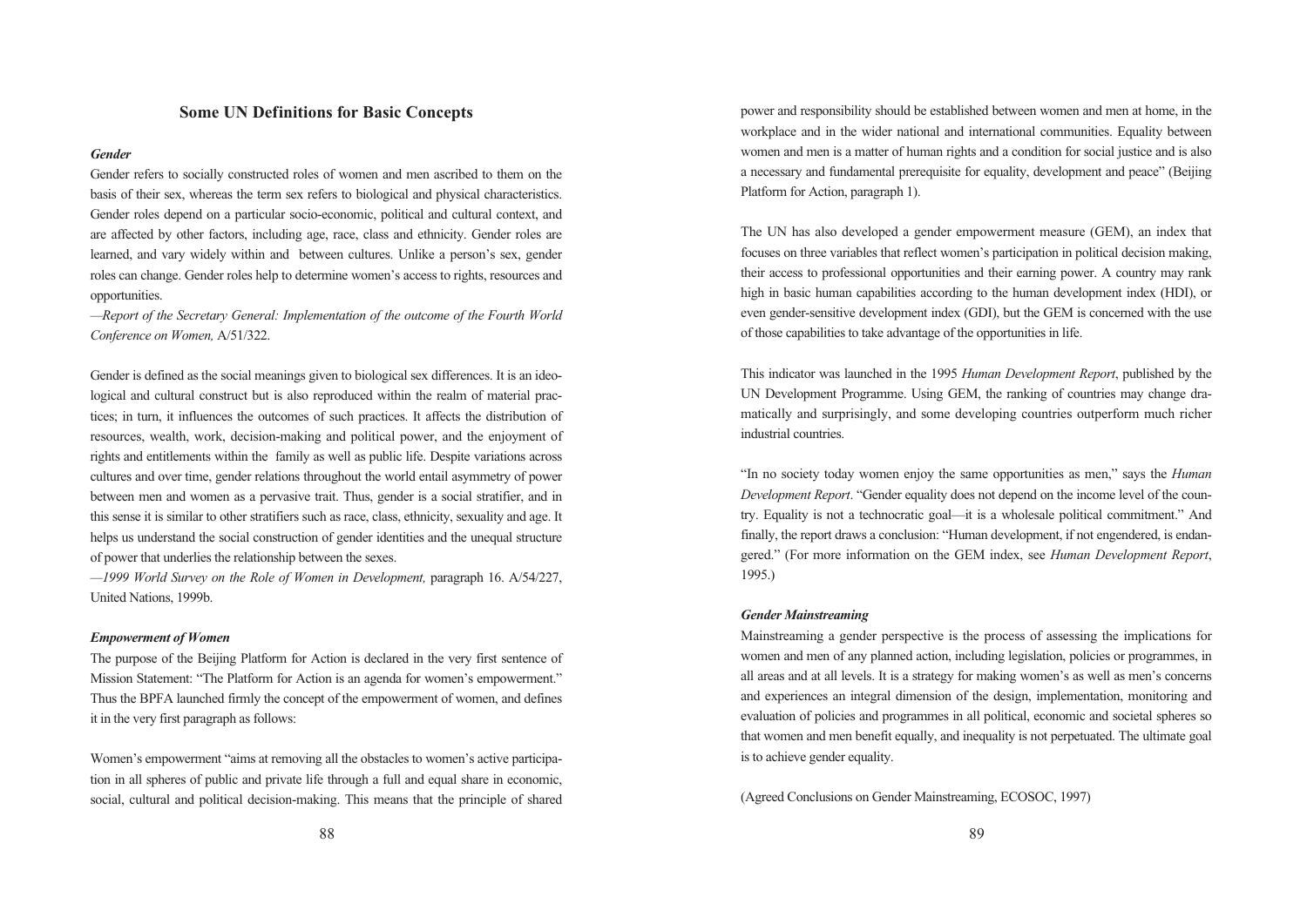## Some UN Definitions for Basic Concepts

### *Gender*

Gender refers to socially constructed roles of women and men ascribed to them on the basis of their sex, whereas the term sex refers to biological and physical characteristics. Gender roles depend on a particular socio-economic, political and cultural context, and are affected by other factors, including age, race, class and ethnicity. Gender roles are learned, and vary widely within and between cultures. Unlike a person's sex, gender roles can change. Gender roles help to determine women's access to rights, resources and opportunities.

—*Report of the Secretary General: Implementation of the outcome of the Fourth World Conference on Women,* A/51/322.

Gender is defined as the social meanings given to biological sex differences. It is an ideological and cultural construct but is also reproduced within the realm of material practices; in turn, it influences the outcomes of such practices. It affects the distribution of resources, wealth, work, decision-making and political power, and the enjoyment of rights and entitlements within the family as well as public life. Despite variations across cultures and over time, gender relations throughout the world entail asymmetry of power between men and women as a pervasive trait. Thus, gender is a social stratifier, and in this sense it is similar to other stratifiers such as race, class, ethnicity, sexuality and age. It helps us understand the social construction of gender identities and the unequal structure of power that underlies the relationship between the sexes.

—*1999 World Survey on the Role of Women in Development,* paragraph 16. A/54/227, United Nations, 1999b.

### *Empowerment of Women*

The purpose of the Beijing Platform for Action is declared in the very first sentence of Mission Statement: "The Platform for Action is an agenda for women's empowerment." Thus the BPFA launched firmly the concept of the empowerment of women, and defines it in the very first paragraph as follows:

Women's empowerment "aims at removing all the obstacles to women's active participation in all spheres of public and private life through a full and equal share in economic, social, cultural and political decision-making. This means that the principle of shared power and responsibility should be established between women and men at home, in the workplace and in the wider national and international communities. Equality between women and men is a matter of human rights and a condition for social justice and is also a necessary and fundamental prerequisite for equality, development and peace" (Beijing Platform for Action, paragraph 1).

The UN has also developed a gender empowerment measure (GEM), an index that focuses on three variables that reflect women's participation in political decision making, their access to professional opportunities and their earning power. A country may rank high in basic human capabilities according to the human development index (HDI), or even gender-sensitive development index (GDI), but the GEM is concerned with the use of those capabilities to take advantage of the opportunities in life.

This indicator was launched in the 1995 *Human Development Report*, published by the UN Development Programme. Using GEM, the ranking of countries may change dramatically and surprisingly, and some developing countries outperform much richer industrial countries.

"In no society today women enjoy the same opportunities as men," says the *Human Development Report*. "Gender equality does not depend on the income level of the country. Equality is not a technocratic goal—it is a wholesale political commitment." And finally, the report draws a conclusion: "Human development, if not engendered, is endangered." (For more information on the GEM index, see *Human Development Report*, 1995.)

### *Gender Mainstreaming*

Mainstreaming a gender perspective is the process of assessing the implications for women and men of any planned action, including legislation, policies or programmes, in all areas and at all levels. It is a strategy for making women's as well as men's concerns and experiences an integral dimension of the design, implementation, monitoring and evaluation of policies and programmes in all political, economic and societal spheres so that women and men benefit equally, and inequality is not perpetuated. The ultimate goal is to achieve gender equality.

(Agreed Conclusions on Gender Mainstreaming, ECOSOC, 1997)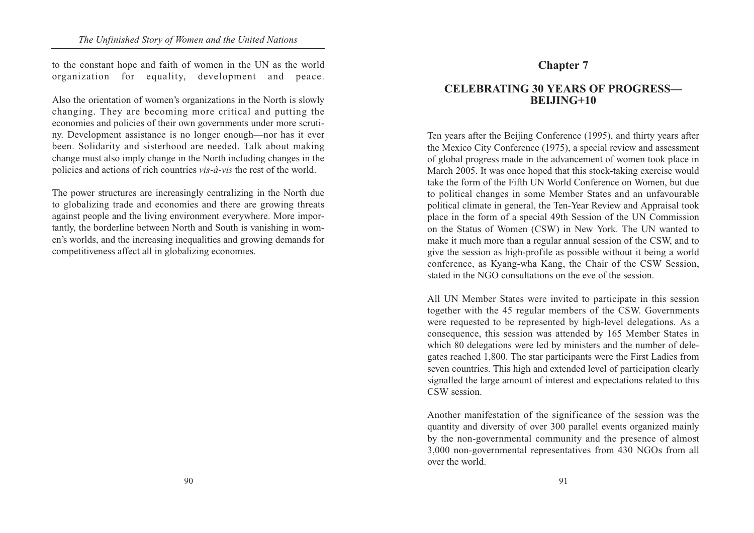to the constant hope and faith of women in the UN as the world organization for equality, development and peace.

Also the orientation of women's organizations in the North is slowly changing. They are becoming more critical and putting the economies and policies of their own governments under more scrutiny. Development assistance is no longer enough—nor has it ever been. Solidarity and sisterhood are needed. Talk about making change must also imply change in the North including changes in the policies and actions of rich countries *vis-à-vis* the rest of the world.

The power structures are increasingly centralizing in the North due to globalizing trade and economies and there are growing threats against people and the living environment everywhere. More importantly, the borderline between North and South is vanishing in women's worlds, and the increasing inequalities and growing demands for competitiveness affect all in globalizing economies.

# Chapter 7

## CELEBRATING 30 YEARS OF PROGRESS—BEIJING+10

Ten years after the Beijing Conference (1995), and thirty years after the Mexico City Conference (1975), a special review and assessment of global progress made in the advancement of women took place in March 2005. It was once hoped that this stock-taking exercise would take the form of the Fifth UN World Conference on Women, but due to political changes in some Member States and an unfavourable political climate in general, the Ten-Year Review and Appraisal took place in the form of a special 49th Session of the UN Commission on the Status of Women (CSW) in New York. The UN wanted to make it much more than a regular annual session of the CSW, and to give the session as high-profile as possible without it being a world conference, as Kyang-wha Kang, the Chair of the CSW Session, stated in the NGO consultations on the eve of the session.

All UN Member States were invited to participate in this session together with the 45 regular members of the CSW. Governments were requested to be represented by high-level delegations. As a consequence, this session was attended by 165 Member States in which 80 delegations were led by ministers and the number of delegates reached 1,800. The star participants were the First Ladies from seven countries. This high and extended level of participation clearly signalled the large amount of interest and expectations related to this CSW session.

Another manifestation of the significance of the session was the quantity and diversity of over 300 parallel events organized mainly by the non-governmental community and the presence of almost 3,000 non-governmental representatives from 430 NGOs from all over the world.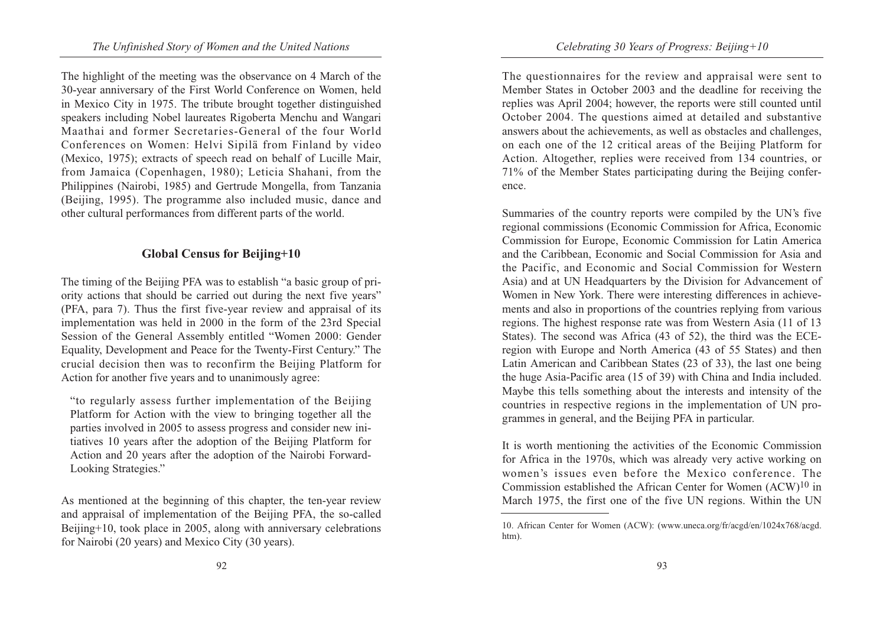The highlight of the meeting was the observance on 4 March of the 30-year anniversary of the First World Conference on Women, held in Mexico City in 1975. The tribute brought together distinguished speakers including Nobel laureates Rigoberta Menchu and Wangari Maathai and former Secretaries-General of the four World Conferences on Women: Helvi Sipilä from Finland by video (Mexico, 1975); extracts of speech read on behalf of Lucille Mair, from Jamaica (Copenhagen, 1980); Leticia Shahani, from the Philippines (Nairobi, 1985) and Gertrude Mongella, from Tanzania (Beijing, 1995). The programme also included music, dance and other cultural performances from different parts of the world.

## Global Census for Beijing+10

The timing of the Beijing PFA was to establish "a basic group of priority actions that should be carried out during the next five years" (PFA, para 7). Thus the first five-year review and appraisal of its implementation was held in 2000 in the form of the 23rd Special Session of the General Assembly entitled "Women 2000: Gender Equality, Development and Peace for the Twenty-First Century." The crucial decision then was to reconfirm the Beijing Platform for Action for another five years and to unanimously agree:

> "to regularly assess further implementation of the Beijing Platform for Action with the view to bringing together all the parties involved in 2005 to assess progress and consider new initiatives 10 years after the adoption of the Beijing Platform for Action and 20 years after the adoption of the Nairobi Forward-Looking Strategies."

As mentioned at the beginning of this chapter, the ten-year review and appraisal of implementation of the Beijing PFA, the so-called Beijing+10, took place in 2005, along with anniversary celebrations for Nairobi (20 years) and Mexico City (30 years).

The questionnaires for the review and appraisal were sent to Member States in October 2003 and the deadline for receiving the replies was April 2004; however, the reports were still counted until October 2004. The questions aimed at detailed and substantive answers about the achievements, as well as obstacles and challenges, on each one of the 12 critical areas of the Beijing Platform for Action. Altogether, replies were received from 134 countries, or 71% of the Member States participating during the Beijing conference.

Summaries of the country reports were compiled by the UN's five regional commissions (Economic Commission for Africa, Economic Commission for Europe, Economic Commission for Latin America and the Caribbean, Economic and Social Commission for Asia and the Pacific, and Economic and Social Commission for Western Asia) and at UN Headquarters by the Division for Advancement of Women in New York. There were interesting differences in achievements and also in proportions of the countries replying from various regions. The highest response rate was from Western Asia (11 of 13 States). The second was Africa (43 of 52), the third was the ECE-region with Europe and North America (43 of 55 States) and then Latin American and Caribbean States (23 of 33), the last one being the huge Asia-Pacific area (15 of 39) with China and India included. Maybe this tells something about the interests and intensity of the countries in respective regions in the implementation of UN programmes in general, and the Beijing PFA in particular.

It is worth mentioning the activities of the Economic Commission for Africa in the 1970s, which was already very active working on women's issues even before the Mexico conference. The Commission established the African Center for Women (ACW)[10] in March 1975, the first one of the five UN regions. Within the UN

10. African Center for Women (ACW): (www.uneca.org/fr/acgd/en/1024x768/acgd.htm).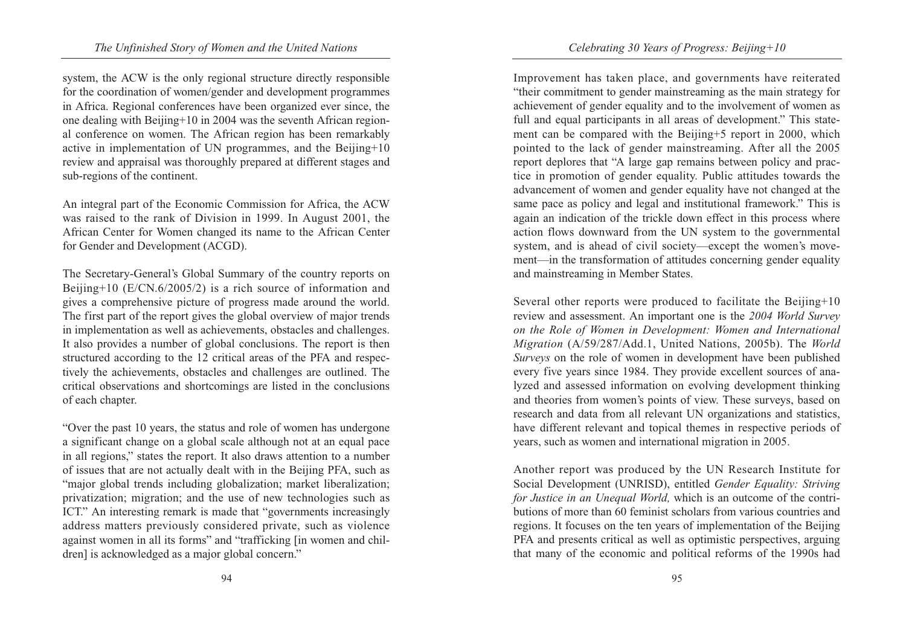system, the ACW is the only regional structure directly responsible for the coordination of women/gender and development programmes in Africa. Regional conferences have been organized ever since, the one dealing with Beijing+10 in 2004 was the seventh African regional conference on women. The African region has been remarkably active in implementation of UN programmes, and the Beijing+10 review and appraisal was thoroughly prepared at different stages and sub-regions of the continent.

An integral part of the Economic Commission for Africa, the ACW was raised to the rank of Division in 1999. In August 2001, the African Center for Women changed its name to the African Center for Gender and Development (ACGD).

The Secretary-General's Global Summary of the country reports on Beijing+10 (E/CN.6/2005/2) is a rich source of information and gives a comprehensive picture of progress made around the world. The first part of the report gives the global overview of major trends in implementation as well as achievements, obstacles and challenges. It also provides a number of global conclusions. The report is then structured according to the 12 critical areas of the PFA and respectively the achievements, obstacles and challenges are outlined. The critical observations and shortcomings are listed in the conclusions of each chapter.

"Over the past 10 years, the status and role of women has undergone a significant change on a global scale although not at an equal pace in all regions," states the report. It also draws attention to a number of issues that are not actually dealt with in the Beijing PFA, such as "major global trends including globalization; market liberalization; privatization; migration; and the use of new technologies such as ICT." An interesting remark is made that "governments increasingly address matters previously considered private, such as violence against women in all its forms" and "trafficking [in women and children] is acknowledged as a major global concern."

Improvement has taken place, and governments have reiterated "their commitment to gender mainstreaming as the main strategy for achievement of gender equality and to the involvement of women as full and equal participants in all areas of development." This statement can be compared with the Beijing+5 report in 2000, which pointed to the lack of gender mainstreaming. After all the 2005 report deplores that "A large gap remains between policy and practice in promotion of gender equality. Public attitudes towards the advancement of women and gender equality have not changed at the same pace as policy and legal and institutional framework." This is again an indication of the trickle down effect in this process where action flows downward from the UN system to the governmental system, and is ahead of civil society—except the women's movement—in the transformation of attitudes concerning gender equality and mainstreaming in Member States.

Several other reports were produced to facilitate the Beijing+10 review and assessment. An important one is the *2004 World Survey on the Role of Women in Development: Women and International Migration* (A/59/287/Add.1, United Nations, 2005b). The *World Surveys* on the role of women in development have been published every five years since 1984. They provide excellent sources of analyzed and assessed information on evolving development thinking and theories from women's points of view. These surveys, based on research and data from all relevant UN organizations and statistics, have different relevant and topical themes in respective periods of years, such as women and international migration in 2005.

Another report was produced by the UN Research Institute for Social Development (UNRISD), entitled *Gender Equality: Striving for Justice in an Unequal World,* which is an outcome of the contributions of more than 60 feminist scholars from various countries and regions. It focuses on the ten years of implementation of the Beijing PFA and presents critical as well as optimistic perspectives, arguing that many of the economic and political reforms of the 1990s had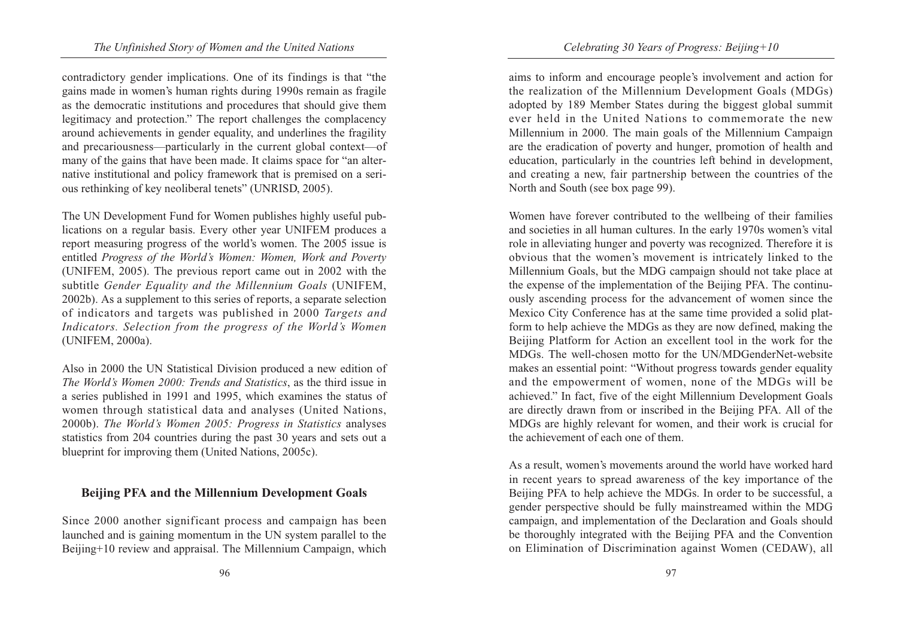contradictory gender implications. One of its findings is that "the gains made in women's human rights during 1990s remain as fragile as the democratic institutions and procedures that should give them legitimacy and protection." The report challenges the complacency around achievements in gender equality, and underlines the fragility and precariousness—particularly in the current global context—of many of the gains that have been made. It claims space for "an alternative institutional and policy framework that is premised on a serious rethinking of key neoliberal tenets" (UNRISD, 2005).

The UN Development Fund for Women publishes highly useful publications on a regular basis. Every other year UNIFEM produces a report measuring progress of the world's women. The 2005 issue is entitled *Progress of the World's Women: Women, Work and Poverty* (UNIFEM, 2005). The previous report came out in 2002 with the subtitle *Gender Equality and the Millennium Goals* (UNIFEM, 2002b). As a supplement to this series of reports, a separate selection of indicators and targets was published in 2000 *Targets and Indicators. Selection from the progress of the World's Women* (UNIFEM, 2000a).

Also in 2000 the UN Statistical Division produced a new edition of *The World's Women 2000: Trends and Statistics*, as the third issue in a series published in 1991 and 1995, which examines the status of women through statistical data and analyses (United Nations, 2000b). *The World's Women 2005: Progress in Statistics* analyses statistics from 204 countries during the past 30 years and sets out a blueprint for improving them (United Nations, 2005c).

## Beijing PFA and the Millennium Development Goals

Since 2000 another significant process and campaign has been launched and is gaining momentum in the UN system parallel to the Beijing+10 review and appraisal. The Millennium Campaign, which aims to inform and encourage people's involvement and action for the realization of the Millennium Development Goals (MDGs) adopted by 189 Member States during the biggest global summit ever held in the United Nations to commemorate the new Millennium in 2000. The main goals of the Millennium Campaign are the eradication of poverty and hunger, promotion of health and education, particularly in the countries left behind in development, and creating a new, fair partnership between the countries of the North and South (see box page 99).

Women have forever contributed to the wellbeing of their families and societies in all human cultures. In the early 1970s women's vital role in alleviating hunger and poverty was recognized. Therefore it is obvious that the women's movement is intricately linked to the Millennium Goals, but the MDG campaign should not take place at the expense of the implementation of the Beijing PFA. The continuously ascending process for the advancement of women since the Mexico City Conference has at the same time provided a solid platform to help achieve the MDGs as they are now defined, making the Beijing Platform for Action an excellent tool in the work for the MDGs. The well-chosen motto for the UN/MDGenderNet-website makes an essential point: "Without progress towards gender equality and the empowerment of women, none of the MDGs will be achieved." In fact, five of the eight Millennium Development Goals are directly drawn from or inscribed in the Beijing PFA. All of the MDGs are highly relevant for women, and their work is crucial for the achievement of each one of them.

As a result, women's movements around the world have worked hard in recent years to spread awareness of the key importance of the Beijing PFA to help achieve the MDGs. In order to be successful, a gender perspective should be fully mainstreamed within the MDG campaign, and implementation of the Declaration and Goals should be thoroughly integrated with the Beijing PFA and the Convention on Elimination of Discrimination against Women (CEDAW), all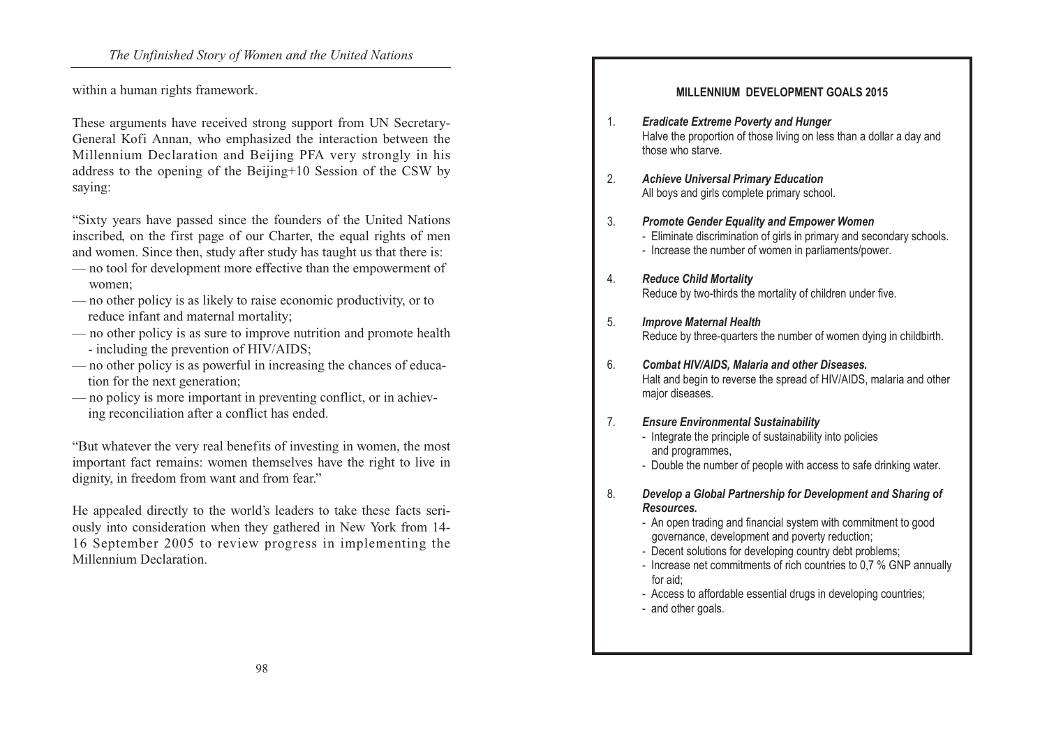within a human rights framework.

These arguments have received strong support from UN Secretary-General Kofi Annan, who emphasized the interaction between the Millennium Declaration and Beijing PFA very strongly in his address to the opening of the Beijing+10 Session of the CSW by saying:

"Sixty years have passed since the founders of the United Nations inscribed, on the first page of our Charter, the equal rights of men and women. Since then, study after study has taught us that there is:

— no tool for development more effective than the empowerment of women;
— no other policy is as likely to raise economic productivity, or to reduce infant and maternal mortality;
— no other policy is as sure to improve nutrition and promote health - including the prevention of HIV/AIDS;
— no other policy is as powerful in increasing the chances of education for the next generation;
— no policy is more important in preventing conflict, or in achieving reconciliation after a conflict has ended.

"But whatever the very real benefits of investing in women, the most important fact remains: women themselves have the right to live in dignity, in freedom from want and from fear."

He appealed directly to the world's leaders to take these facts seriously into consideration when they gathered in New York from 14-16 September 2005 to review progress in implementing the Millennium Declaration.

**MILLENNIUM DEVELOPMENT GOALS 2015**

1. ***Eradicate Extreme Poverty and Hunger***
   Halve the proportion of those living on less than a dollar a day and those who starve.

2. ***Achieve Universal Primary Education***
   All boys and girls complete primary school.

3. ***Promote Gender Equality and Empower Women***
   - Eliminate discrimination of girls in primary and secondary schools.
   - Increase the number of women in parliaments/power.

4. ***Reduce Child Mortality***
   Reduce by two-thirds the mortality of children under five.

5. ***Improve Maternal Health***
   Reduce by three-quarters the number of women dying in childbirth.

6. ***Combat HIV/AIDS, Malaria and other Diseases.***
   Halt and begin to reverse the spread of HIV/AIDS, malaria and other major diseases.

7. ***Ensure Environmental Sustainability***
   - Integrate the principle of sustainability into policies and programmes,
   - Double the number of people with access to safe drinking water.

8. ***Develop a Global Partnership for Development and Sharing of Resources.***
   - An open trading and financial system with commitment to good governance, development and poverty reduction;
   - Decent solutions for developing country debt problems;
   - Increase net commitments of rich countries to 0,7 % GNP annually for aid;
   - Access to affordable essential drugs in developing countries;
   - and other goals.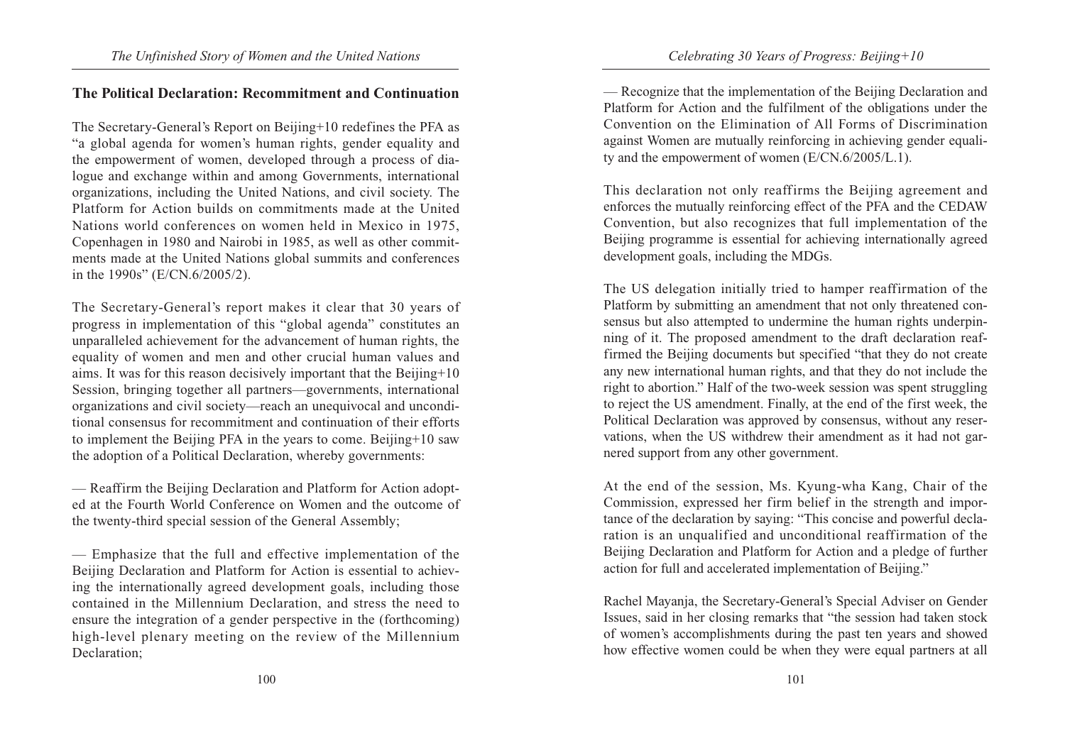## The Political Declaration: Recommitment and Continuation

The Secretary-General's Report on Beijing+10 redefines the PFA as "a global agenda for women's human rights, gender equality and the empowerment of women, developed through a process of dialogue and exchange within and among Governments, international organizations, including the United Nations, and civil society. The Platform for Action builds on commitments made at the United Nations world conferences on women held in Mexico in 1975, Copenhagen in 1980 and Nairobi in 1985, as well as other commitments made at the United Nations global summits and conferences in the 1990s" (E/CN.6/2005/2).

The Secretary-General's report makes it clear that 30 years of progress in implementation of this "global agenda" constitutes an unparalleled achievement for the advancement of human rights, the equality of women and men and other crucial human values and aims. It was for this reason decisively important that the Beijing+10 Session, bringing together all partners—governments, international organizations and civil society—reach an unequivocal and unconditional consensus for recommitment and continuation of their efforts to implement the Beijing PFA in the years to come. Beijing+10 saw the adoption of a Political Declaration, whereby governments:

— Reaffirm the Beijing Declaration and Platform for Action adopted at the Fourth World Conference on Women and the outcome of the twenty-third special session of the General Assembly;

— Emphasize that the full and effective implementation of the Beijing Declaration and Platform for Action is essential to achieving the internationally agreed development goals, including those contained in the Millennium Declaration, and stress the need to ensure the integration of a gender perspective in the (forthcoming) high-level plenary meeting on the review of the Millennium Declaration;

— Recognize that the implementation of the Beijing Declaration and Platform for Action and the fulfilment of the obligations under the Convention on the Elimination of All Forms of Discrimination against Women are mutually reinforcing in achieving gender equality and the empowerment of women (E/CN.6/2005/L.1).

This declaration not only reaffirms the Beijing agreement and enforces the mutually reinforcing effect of the PFA and the CEDAW Convention, but also recognizes that full implementation of the Beijing programme is essential for achieving internationally agreed development goals, including the MDGs.

The US delegation initially tried to hamper reaffirmation of the Platform by submitting an amendment that not only threatened consensus but also attempted to undermine the human rights underpinning of it. The proposed amendment to the draft declaration reaffirmed the Beijing documents but specified "that they do not create any new international human rights, and that they do not include the right to abortion." Half of the two-week session was spent struggling to reject the US amendment. Finally, at the end of the first week, the Political Declaration was approved by consensus, without any reservations, when the US withdrew their amendment as it had not garnered support from any other government.

At the end of the session, Ms. Kyung-wha Kang, Chair of the Commission, expressed her firm belief in the strength and importance of the declaration by saying: "This concise and powerful declaration is an unqualified and unconditional reaffirmation of the Beijing Declaration and Platform for Action and a pledge of further action for full and accelerated implementation of Beijing."

Rachel Mayanja, the Secretary-General's Special Adviser on Gender Issues, said in her closing remarks that "the session had taken stock of women's accomplishments during the past ten years and showed how effective women could be when they were equal partners at all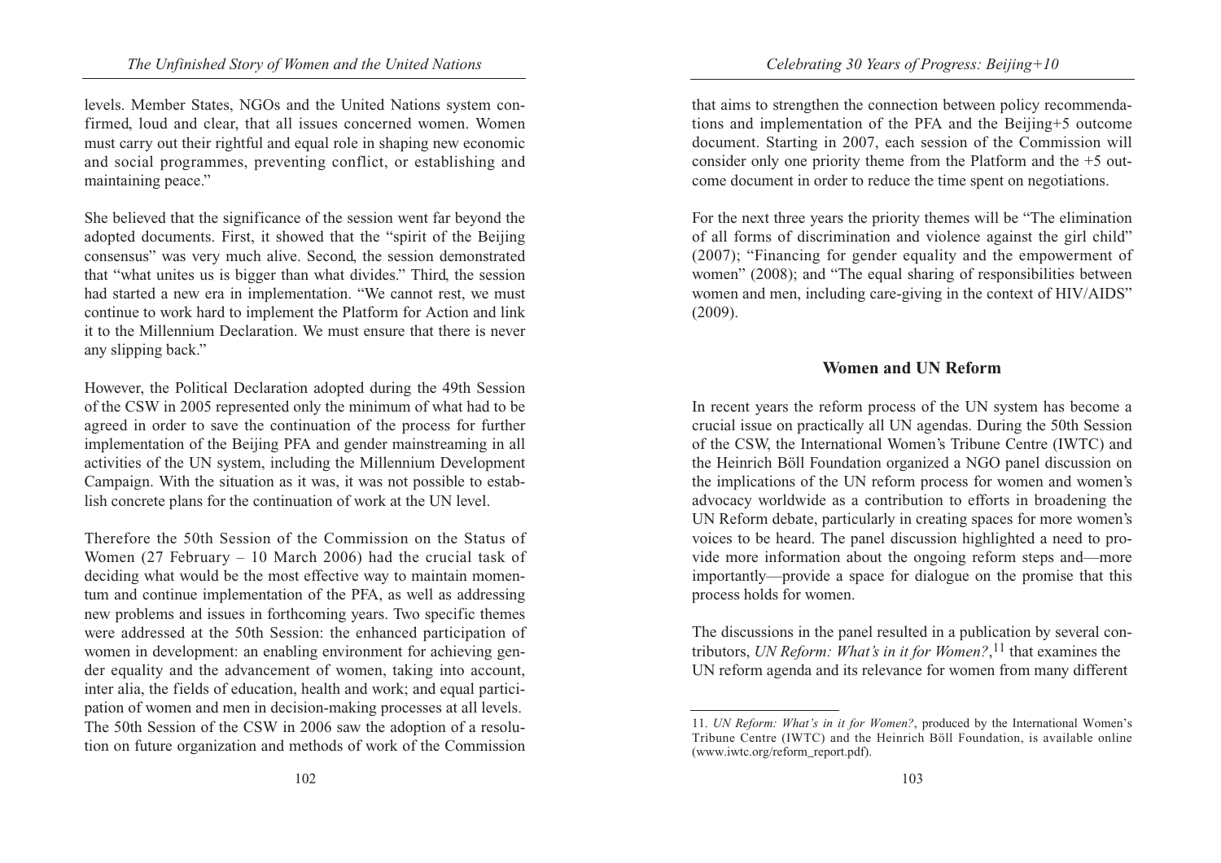levels. Member States, NGOs and the United Nations system confirmed, loud and clear, that all issues concerned women. Women must carry out their rightful and equal role in shaping new economic and social programmes, preventing conflict, or establishing and maintaining peace."

She believed that the significance of the session went far beyond the adopted documents. First, it showed that the "spirit of the Beijing consensus" was very much alive. Second, the session demonstrated that "what unites us is bigger than what divides." Third, the session had started a new era in implementation. "We cannot rest, we must continue to work hard to implement the Platform for Action and link it to the Millennium Declaration. We must ensure that there is never any slipping back."

However, the Political Declaration adopted during the 49th Session of the CSW in 2005 represented only the minimum of what had to be agreed in order to save the continuation of the process for further implementation of the Beijing PFA and gender mainstreaming in all activities of the UN system, including the Millennium Development Campaign. With the situation as it was, it was not possible to establish concrete plans for the continuation of work at the UN level.

Therefore the 50th Session of the Commission on the Status of Women (27 February – 10 March 2006) had the crucial task of deciding what would be the most effective way to maintain momentum and continue implementation of the PFA, as well as addressing new problems and issues in forthcoming years. Two specific themes were addressed at the 50th Session: the enhanced participation of women in development: an enabling environment for achieving gender equality and the advancement of women, taking into account, inter alia, the fields of education, health and work; and equal participation of women and men in decision-making processes at all levels. The 50th Session of the CSW in 2006 saw the adoption of a resolution on future organization and methods of work of the Commission that aims to strengthen the connection between policy recommendations and implementation of the PFA and the Beijing+5 outcome document. Starting in 2007, each session of the Commission will consider only one priority theme from the Platform and the +5 outcome document in order to reduce the time spent on negotiations.

For the next three years the priority themes will be "The elimination of all forms of discrimination and violence against the girl child" (2007); "Financing for gender equality and the empowerment of women" (2008); and "The equal sharing of responsibilities between women and men, including care-giving in the context of HIV/AIDS" (2009).

## Women and UN Reform

In recent years the reform process of the UN system has become a crucial issue on practically all UN agendas. During the 50th Session of the CSW, the International Women's Tribune Centre (IWTC) and the Heinrich Böll Foundation organized a NGO panel discussion on the implications of the UN reform process for women and women's advocacy worldwide as a contribution to efforts in broadening the UN Reform debate, particularly in creating spaces for more women's voices to be heard. The panel discussion highlighted a need to provide more information about the ongoing reform steps and—more importantly—provide a space for dialogue on the promise that this process holds for women.

The discussions in the panel resulted in a publication by several contributors, *UN Reform: What's in it for Women?*,[11] that examines the UN reform agenda and its relevance for women from many different

---

11. *UN Reform: What's in it for Women?*, produced by the International Women's Tribune Centre (IWTC) and the Heinrich Böll Foundation, is available online (www.iwtc.org/reform_report.pdf).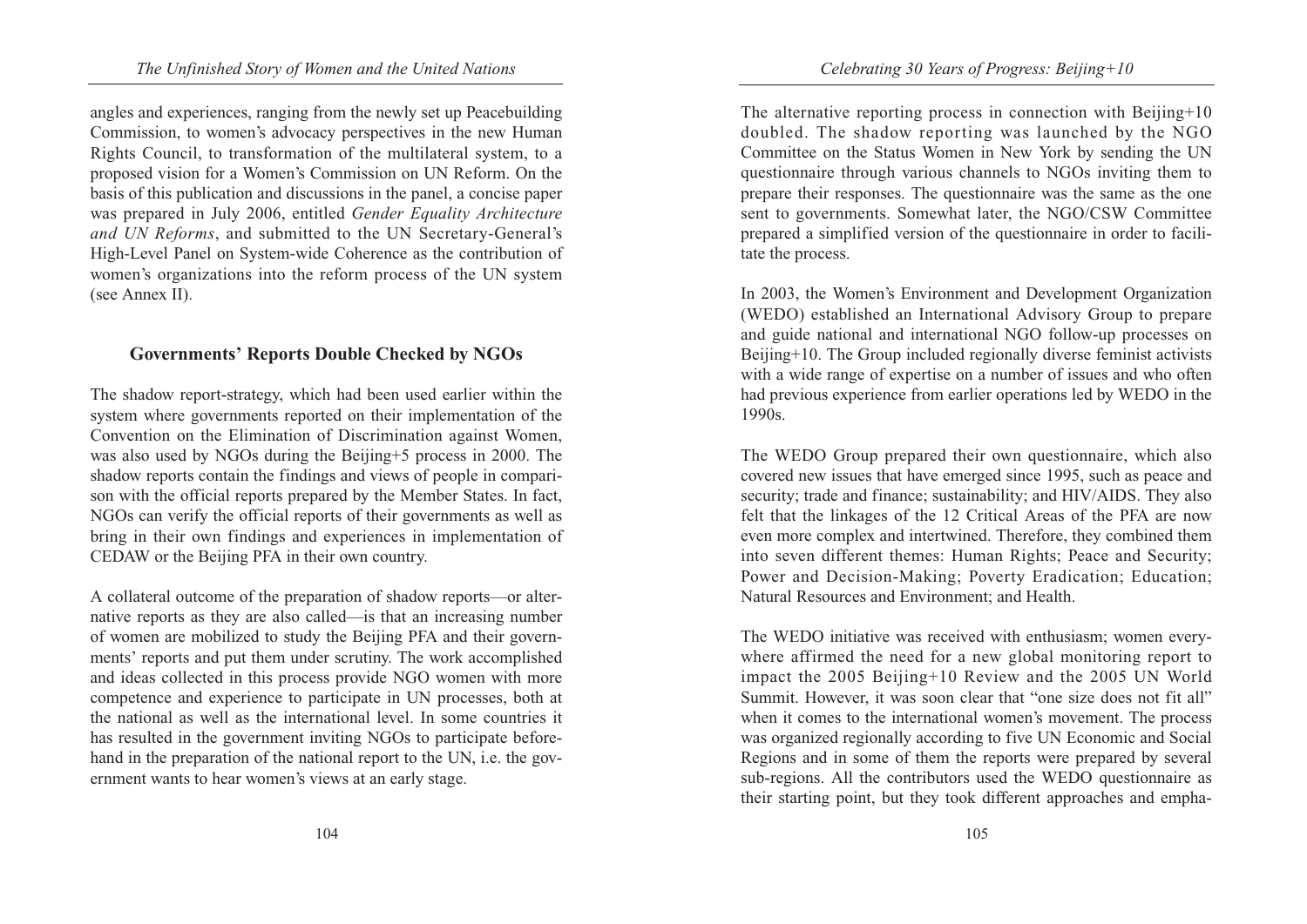angles and experiences, ranging from the newly set up Peacebuilding Commission, to women's advocacy perspectives in the new Human Rights Council, to transformation of the multilateral system, to a proposed vision for a Women's Commission on UN Reform. On the basis of this publication and discussions in the panel, a concise paper was prepared in July 2006, entitled *Gender Equality Architecture and UN Reforms*, and submitted to the UN Secretary-General's High-Level Panel on System-wide Coherence as the contribution of women's organizations into the reform process of the UN system (see Annex II).

## Governments' Reports Double Checked by NGOs

The shadow report-strategy, which had been used earlier within the system where governments reported on their implementation of the Convention on the Elimination of Discrimination against Women, was also used by NGOs during the Beijing+5 process in 2000. The shadow reports contain the findings and views of people in comparison with the official reports prepared by the Member States. In fact, NGOs can verify the official reports of their governments as well as bring in their own findings and experiences in implementation of CEDAW or the Beijing PFA in their own country.

A collateral outcome of the preparation of shadow reports—or alternative reports as they are also called—is that an increasing number of women are mobilized to study the Beijing PFA and their governments' reports and put them under scrutiny. The work accomplished and ideas collected in this process provide NGO women with more competence and experience to participate in UN processes, both at the national as well as the international level. In some countries it has resulted in the government inviting NGOs to participate beforehand in the preparation of the national report to the UN, i.e. the government wants to hear women's views at an early stage.

The alternative reporting process in connection with Beijing+10 doubled. The shadow reporting was launched by the NGO Committee on the Status Women in New York by sending the UN questionnaire through various channels to NGOs inviting them to prepare their responses. The questionnaire was the same as the one sent to governments. Somewhat later, the NGO/CSW Committee prepared a simplified version of the questionnaire in order to facilitate the process.

In 2003, the Women's Environment and Development Organization (WEDO) established an International Advisory Group to prepare and guide national and international NGO follow-up processes on Beijing+10. The Group included regionally diverse feminist activists with a wide range of expertise on a number of issues and who often had previous experience from earlier operations led by WEDO in the 1990s.

The WEDO Group prepared their own questionnaire, which also covered new issues that have emerged since 1995, such as peace and security; trade and finance; sustainability; and HIV/AIDS. They also felt that the linkages of the 12 Critical Areas of the PFA are now even more complex and intertwined. Therefore, they combined them into seven different themes: Human Rights; Peace and Security; Power and Decision-Making; Poverty Eradication; Education; Natural Resources and Environment; and Health.

The WEDO initiative was received with enthusiasm; women everywhere affirmed the need for a new global monitoring report to impact the 2005 Beijing+10 Review and the 2005 UN World Summit. However, it was soon clear that "one size does not fit all" when it comes to the international women's movement. The process was organized regionally according to five UN Economic and Social Regions and in some of them the reports were prepared by several sub-regions. All the contributors used the WEDO questionnaire as their starting point, but they took different approaches and empha-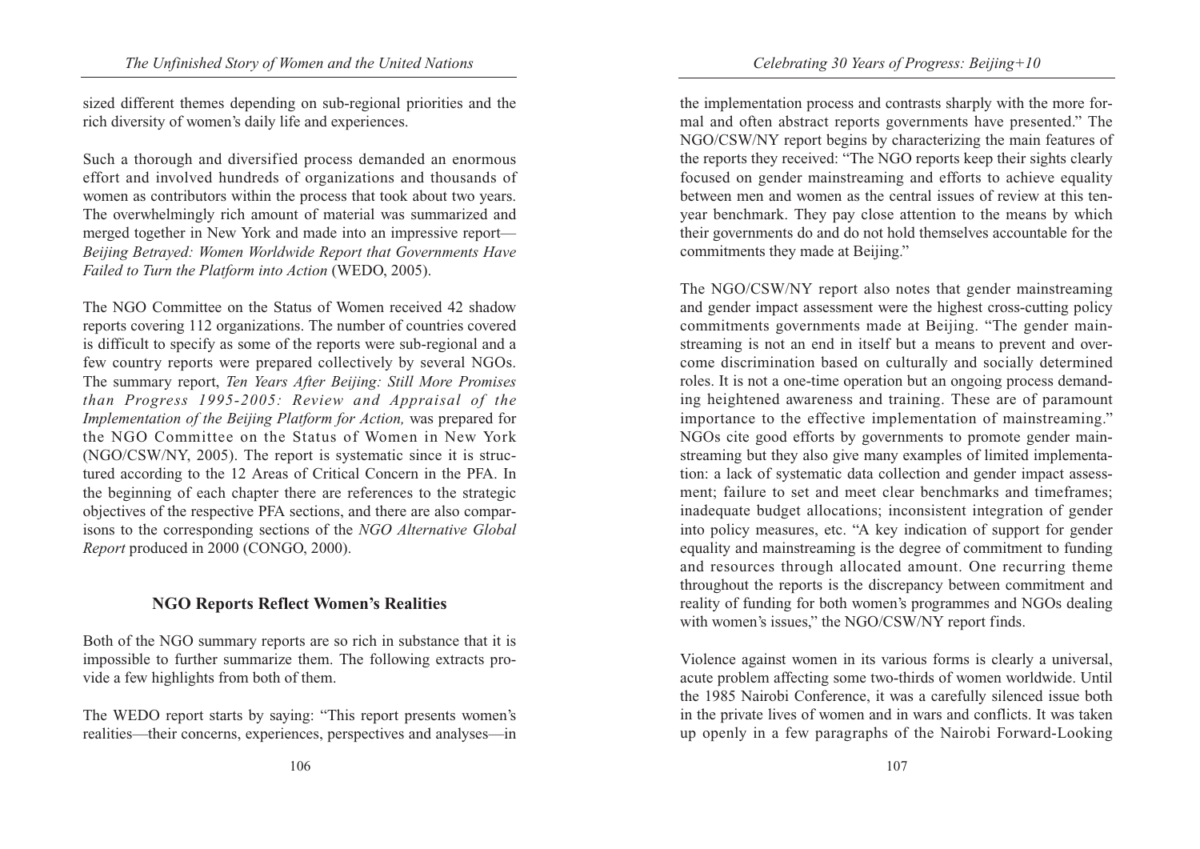sized different themes depending on sub-regional priorities and the rich diversity of women's daily life and experiences.

Such a thorough and diversified process demanded an enormous effort and involved hundreds of organizations and thousands of women as contributors within the process that took about two years. The overwhelmingly rich amount of material was summarized and merged together in New York and made into an impressive report—*Beijing Betrayed: Women Worldwide Report that Governments Have Failed to Turn the Platform into Action* (WEDO, 2005).

The NGO Committee on the Status of Women received 42 shadow reports covering 112 organizations. The number of countries covered is difficult to specify as some of the reports were sub-regional and a few country reports were prepared collectively by several NGOs. The summary report, *Ten Years After Beijing: Still More Promises than Progress 1995-2005: Review and Appraisal of the Implementation of the Beijing Platform for Action,* was prepared for the NGO Committee on the Status of Women in New York (NGO/CSW/NY, 2005). The report is systematic since it is structured according to the 12 Areas of Critical Concern in the PFA. In the beginning of each chapter there are references to the strategic objectives of the respective PFA sections, and there are also comparisons to the corresponding sections of the *NGO Alternative Global Report* produced in 2000 (CONGO, 2000).

## NGO Reports Reflect Women's Realities

Both of the NGO summary reports are so rich in substance that it is impossible to further summarize them. The following extracts provide a few highlights from both of them.

The WEDO report starts by saying: "This report presents women's realities—their concerns, experiences, perspectives and analyses—in the implementation process and contrasts sharply with the more formal and often abstract reports governments have presented." The NGO/CSW/NY report begins by characterizing the main features of the reports they received: "The NGO reports keep their sights clearly focused on gender mainstreaming and efforts to achieve equality between men and women as the central issues of review at this ten-year benchmark. They pay close attention to the means by which their governments do and do not hold themselves accountable for the commitments they made at Beijing."

The NGO/CSW/NY report also notes that gender mainstreaming and gender impact assessment were the highest cross-cutting policy commitments governments made at Beijing. "The gender mainstreaming is not an end in itself but a means to prevent and overcome discrimination based on culturally and socially determined roles. It is not a one-time operation but an ongoing process demanding heightened awareness and training. These are of paramount importance to the effective implementation of mainstreaming." NGOs cite good efforts by governments to promote gender mainstreaming but they also give many examples of limited implementation: a lack of systematic data collection and gender impact assessment; failure to set and meet clear benchmarks and timeframes; inadequate budget allocations; inconsistent integration of gender into policy measures, etc. "A key indication of support for gender equality and mainstreaming is the degree of commitment to funding and resources through allocated amount. One recurring theme throughout the reports is the discrepancy between commitment and reality of funding for both women's programmes and NGOs dealing with women's issues," the NGO/CSW/NY report finds.

Violence against women in its various forms is clearly a universal, acute problem affecting some two-thirds of women worldwide. Until the 1985 Nairobi Conference, it was a carefully silenced issue both in the private lives of women and in wars and conflicts. It was taken up openly in a few paragraphs of the Nairobi Forward-Looking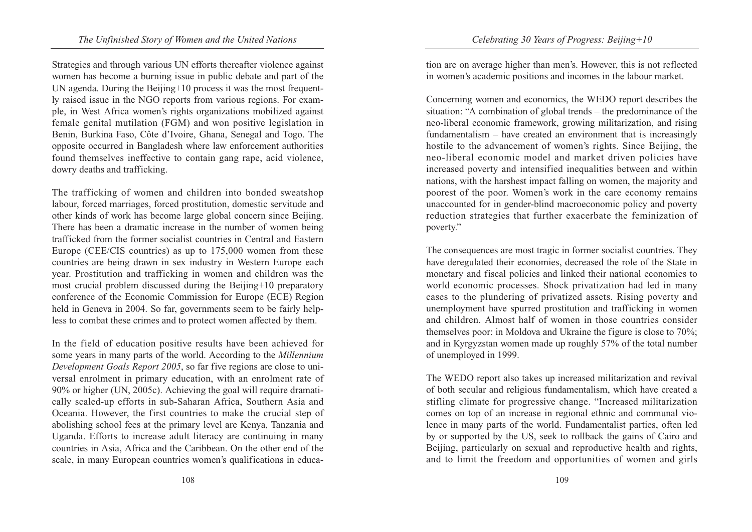Strategies and through various UN efforts thereafter violence against women has become a burning issue in public debate and part of the UN agenda. During the Beijing+10 process it was the most frequently raised issue in the NGO reports from various regions. For example, in West Africa women's rights organizations mobilized against female genital mutilation (FGM) and won positive legislation in Benin, Burkina Faso, Côte d'Ivoire, Ghana, Senegal and Togo. The opposite occurred in Bangladesh where law enforcement authorities found themselves ineffective to contain gang rape, acid violence, dowry deaths and trafficking.

The trafficking of women and children into bonded sweatshop labour, forced marriages, forced prostitution, domestic servitude and other kinds of work has become large global concern since Beijing. There has been a dramatic increase in the number of women being trafficked from the former socialist countries in Central and Eastern Europe (CEE/CIS countries) as up to 175,000 women from these countries are being drawn in sex industry in Western Europe each year. Prostitution and trafficking in women and children was the most crucial problem discussed during the Beijing+10 preparatory conference of the Economic Commission for Europe (ECE) Region held in Geneva in 2004. So far, governments seem to be fairly helpless to combat these crimes and to protect women affected by them.

In the field of education positive results have been achieved for some years in many parts of the world. According to the *Millennium Development Goals Report 2005*, so far five regions are close to universal enrolment in primary education, with an enrolment rate of 90% or higher (UN, 2005c). Achieving the goal will require dramatically scaled-up efforts in sub-Saharan Africa, Southern Asia and Oceania. However, the first countries to make the crucial step of abolishing school fees at the primary level are Kenya, Tanzania and Uganda. Efforts to increase adult literacy are continuing in many countries in Asia, Africa and the Caribbean. On the other end of the scale, in many European countries women's qualifications in education are on average higher than men's. However, this is not reflected in women's academic positions and incomes in the labour market.

Concerning women and economics, the WEDO report describes the situation: "A combination of global trends – the predominance of the neo-liberal economic framework, growing militarization, and rising fundamentalism – have created an environment that is increasingly hostile to the advancement of women's rights. Since Beijing, the neo-liberal economic model and market driven policies have increased poverty and intensified inequalities between and within nations, with the harshest impact falling on women, the majority and poorest of the poor. Women's work in the care economy remains unaccounted for in gender-blind macroeconomic policy and poverty reduction strategies that further exacerbate the feminization of poverty."

The consequences are most tragic in former socialist countries. They have deregulated their economies, decreased the role of the State in monetary and fiscal policies and linked their national economies to world economic processes. Shock privatization had led in many cases to the plundering of privatized assets. Rising poverty and unemployment have spurred prostitution and trafficking in women and children. Almost half of women in those countries consider themselves poor: in Moldova and Ukraine the figure is close to 70%; and in Kyrgyzstan women made up roughly 57% of the total number of unemployed in 1999.

The WEDO report also takes up increased militarization and revival of both secular and religious fundamentalism, which have created a stifling climate for progressive change. "Increased militarization comes on top of an increase in regional ethnic and communal violence in many parts of the world. Fundamentalist parties, often led by or supported by the US, seek to rollback the gains of Cairo and Beijing, particularly on sexual and reproductive health and rights, and to limit the freedom and opportunities of women and girls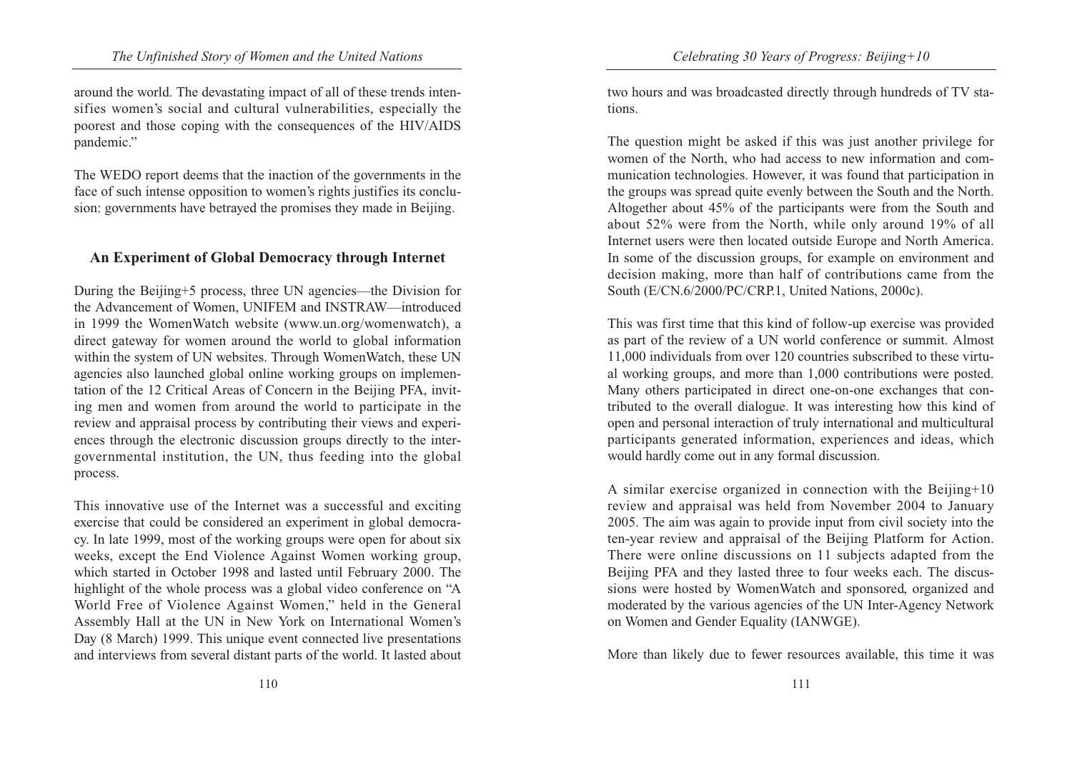around the world. The devastating impact of all of these trends intensifies women's social and cultural vulnerabilities, especially the poorest and those coping with the consequences of the HIV/AIDS pandemic."

The WEDO report deems that the inaction of the governments in the face of such intense opposition to women's rights justifies its conclusion: governments have betrayed the promises they made in Beijing.

### An Experiment of Global Democracy through Internet

During the Beijing+5 process, three UN agencies—the Division for the Advancement of Women, UNIFEM and INSTRAW—introduced in 1999 the WomenWatch website (www.un.org/womenwatch), a direct gateway for women around the world to global information within the system of UN websites. Through WomenWatch, these UN agencies also launched global online working groups on implementation of the 12 Critical Areas of Concern in the Beijing PFA, inviting men and women from around the world to participate in the review and appraisal process by contributing their views and experiences through the electronic discussion groups directly to the intergovernmental institution, the UN, thus feeding into the global process.

This innovative use of the Internet was a successful and exciting exercise that could be considered an experiment in global democracy. In late 1999, most of the working groups were open for about six weeks, except the End Violence Against Women working group, which started in October 1998 and lasted until February 2000. The highlight of the whole process was a global video conference on "A World Free of Violence Against Women," held in the General Assembly Hall at the UN in New York on International Women's Day (8 March) 1999. This unique event connected live presentations and interviews from several distant parts of the world. It lasted about two hours and was broadcasted directly through hundreds of TV stations.

The question might be asked if this was just another privilege for women of the North, who had access to new information and communication technologies. However, it was found that participation in the groups was spread quite evenly between the South and the North. Altogether about 45% of the participants were from the South and about 52% were from the North, while only around 19% of all Internet users were then located outside Europe and North America. In some of the discussion groups, for example on environment and decision making, more than half of contributions came from the South (E/CN.6/2000/PC/CRP.1, United Nations, 2000c).

This was first time that this kind of follow-up exercise was provided as part of the review of a UN world conference or summit. Almost 11,000 individuals from over 120 countries subscribed to these virtual working groups, and more than 1,000 contributions were posted. Many others participated in direct one-on-one exchanges that contributed to the overall dialogue. It was interesting how this kind of open and personal interaction of truly international and multicultural participants generated information, experiences and ideas, which would hardly come out in any formal discussion.

A similar exercise organized in connection with the Beijing+10 review and appraisal was held from November 2004 to January 2005. The aim was again to provide input from civil society into the ten-year review and appraisal of the Beijing Platform for Action. There were online discussions on 11 subjects adapted from the Beijing PFA and they lasted three to four weeks each. The discussions were hosted by WomenWatch and sponsored, organized and moderated by the various agencies of the UN Inter-Agency Network on Women and Gender Equality (IANWGE).

More than likely due to fewer resources available, this time it was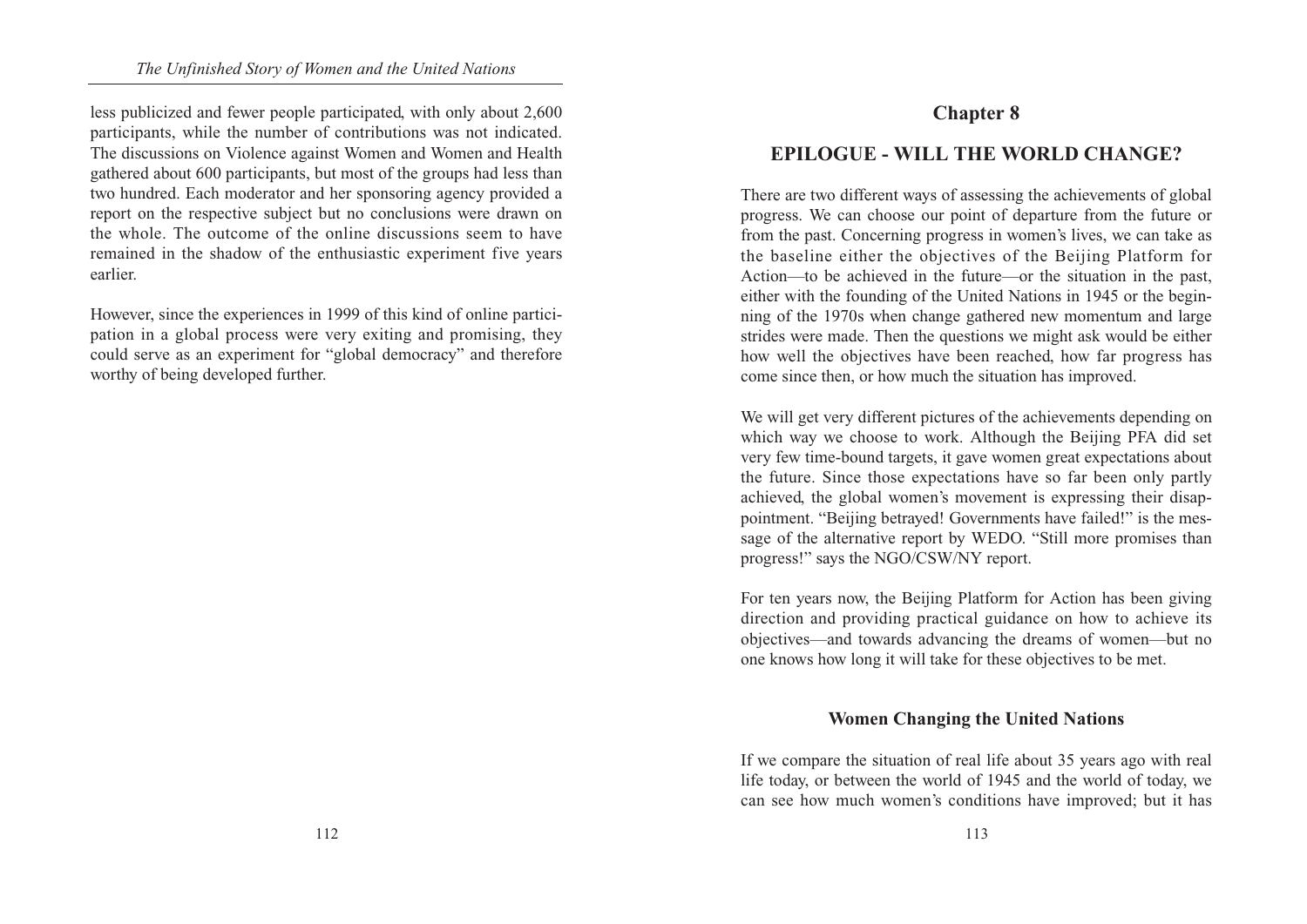less publicized and fewer people participated, with only about 2,600 participants, while the number of contributions was not indicated. The discussions on Violence against Women and Women and Health gathered about 600 participants, but most of the groups had less than two hundred. Each moderator and her sponsoring agency provided a report on the respective subject but no conclusions were drawn on the whole. The outcome of the online discussions seem to have remained in the shadow of the enthusiastic experiment five years earlier.

However, since the experiences in 1999 of this kind of online participation in a global process were very exiting and promising, they could serve as an experiment for "global democracy" and therefore worthy of being developed further.

## Chapter 8

## EPILOGUE - WILL THE WORLD CHANGE?

There are two different ways of assessing the achievements of global progress. We can choose our point of departure from the future or from the past. Concerning progress in women's lives, we can take as the baseline either the objectives of the Beijing Platform for Action—to be achieved in the future—or the situation in the past, either with the founding of the United Nations in 1945 or the beginning of the 1970s when change gathered new momentum and large strides were made. Then the questions we might ask would be either how well the objectives have been reached, how far progress has come since then, or how much the situation has improved.

We will get very different pictures of the achievements depending on which way we choose to work. Although the Beijing PFA did set very few time-bound targets, it gave women great expectations about the future. Since those expectations have so far been only partly achieved, the global women's movement is expressing their disappointment. "Beijing betrayed! Governments have failed!" is the message of the alternative report by WEDO. "Still more promises than progress!" says the NGO/CSW/NY report.

For ten years now, the Beijing Platform for Action has been giving direction and providing practical guidance on how to achieve its objectives—and towards advancing the dreams of women—but no one knows how long it will take for these objectives to be met.

### Women Changing the United Nations

If we compare the situation of real life about 35 years ago with real life today, or between the world of 1945 and the world of today, we can see how much women's conditions have improved; but it has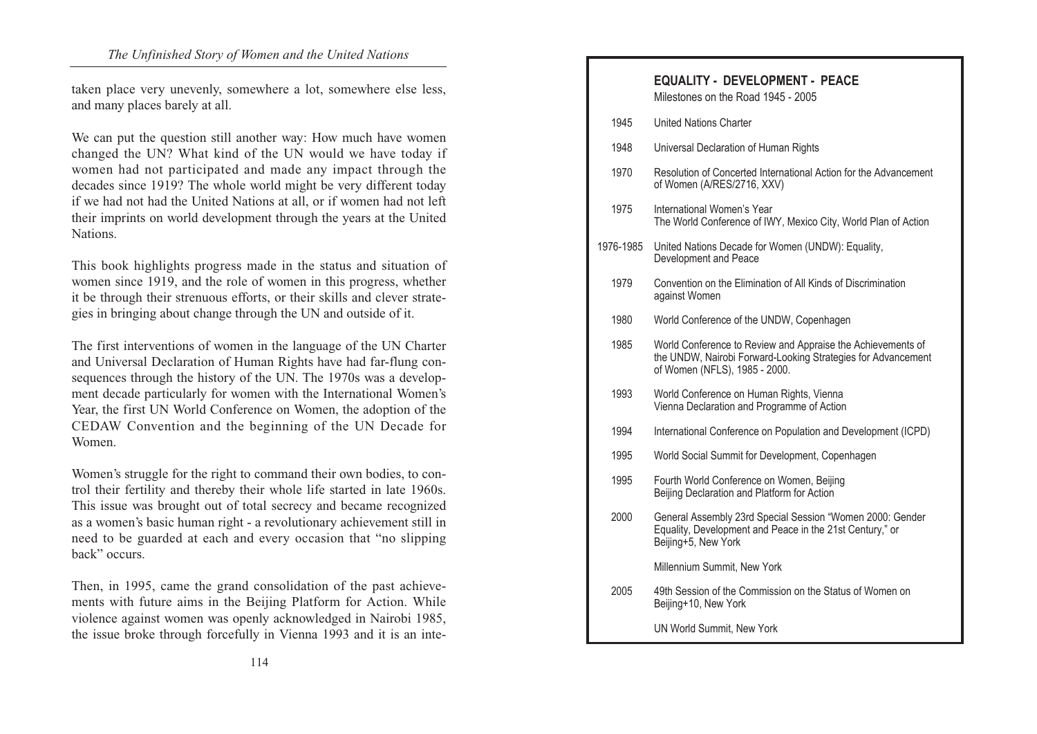taken place very unevenly, somewhere a lot, somewhere else less, and many places barely at all.

We can put the question still another way: How much have women changed the UN? What kind of the UN would we have today if women had not participated and made any impact through the decades since 1919? The whole world might be very different today if we had not had the United Nations at all, or if women had not left their imprints on world development through the years at the United Nations.

This book highlights progress made in the status and situation of women since 1919, and the role of women in this progress, whether it be through their strenuous efforts, or their skills and clever strategies in bringing about change through the UN and outside of it.

The first interventions of women in the language of the UN Charter and Universal Declaration of Human Rights have had far-flung consequences through the history of the UN. The 1970s was a development decade particularly for women with the International Women's Year, the first UN World Conference on Women, the adoption of the CEDAW Convention and the beginning of the UN Decade for Women.

Women's struggle for the right to command their own bodies, to control their fertility and thereby their whole life started in late 1960s. This issue was brought out of total secrecy and became recognized as a women's basic human right - a revolutionary achievement still in need to be guarded at each and every occasion that "no slipping back" occurs.

Then, in 1995, came the grand consolidation of the past achievements with future aims in the Beijing Platform for Action. While violence against women was openly acknowledged in Nairobi 1985, the issue broke through forcefully in Vienna 1993 and it is an inte-

**EQUALITY - DEVELOPMENT - PEACE**

Milestones on the Road 1945 - 2005

| Year | Milestone |
|---|---|
| 1945 | United Nations Charter |
| 1948 | Universal Declaration of Human Rights |
| 1970 | Resolution of Concerted International Action for the Advancement of Women (A/RES/2716, XXV) |
| 1975 | International Women's Year<br>The World Conference of IWY, Mexico City, World Plan of Action |
| 1976-1985 | United Nations Decade for Women (UNDW): Equality, Development and Peace |
| 1979 | Convention on the Elimination of All Kinds of Discrimination against Women |
| 1980 | World Conference of the UNDW, Copenhagen |
| 1985 | World Conference to Review and Appraise the Achievements of the UNDW, Nairobi Forward-Looking Strategies for Advancement of Women (NFLS), 1985 - 2000. |
| 1993 | World Conference on Human Rights, Vienna<br>Vienna Declaration and Programme of Action |
| 1994 | International Conference on Population and Development (ICPD) |
| 1995 | World Social Summit for Development, Copenhagen |
| 1995 | Fourth World Conference on Women, Beijing<br>Beijing Declaration and Platform for Action |
| 2000 | General Assembly 23rd Special Session "Women 2000: Gender Equality, Development and Peace in the 21st Century," or Beijing+5, New York |
| | Millennium Summit, New York |
| 2005 | 49th Session of the Commission on the Status of Women on Beijing+10, New York |
| | UN World Summit, New York |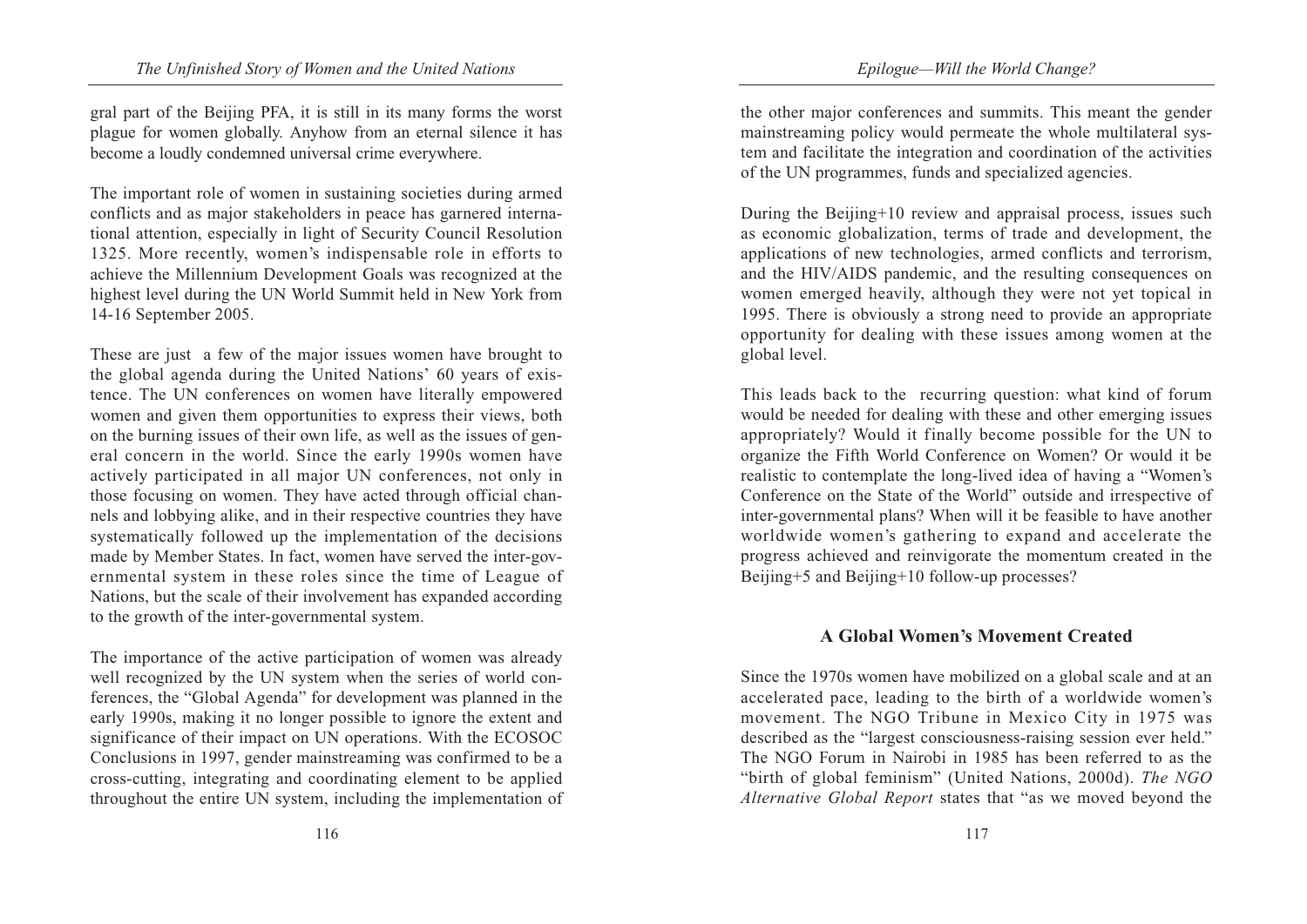gral part of the Beijing PFA, it is still in its many forms the worst plague for women globally. Anyhow from an eternal silence it has become a loudly condemned universal crime everywhere.

The important role of women in sustaining societies during armed conflicts and as major stakeholders in peace has garnered international attention, especially in light of Security Council Resolution 1325. More recently, women's indispensable role in efforts to achieve the Millennium Development Goals was recognized at the highest level during the UN World Summit held in New York from 14-16 September 2005.

These are just a few of the major issues women have brought to the global agenda during the United Nations' 60 years of existence. The UN conferences on women have literally empowered women and given them opportunities to express their views, both on the burning issues of their own life, as well as the issues of general concern in the world. Since the early 1990s women have actively participated in all major UN conferences, not only in those focusing on women. They have acted through official channels and lobbying alike, and in their respective countries they have systematically followed up the implementation of the decisions made by Member States. In fact, women have served the inter-governmental system in these roles since the time of League of Nations, but the scale of their involvement has expanded according to the growth of the inter-governmental system.

The importance of the active participation of women was already well recognized by the UN system when the series of world conferences, the "Global Agenda" for development was planned in the early 1990s, making it no longer possible to ignore the extent and significance of their impact on UN operations. With the ECOSOC Conclusions in 1997, gender mainstreaming was confirmed to be a cross-cutting, integrating and coordinating element to be applied throughout the entire UN system, including the implementation of the other major conferences and summits. This meant the gender mainstreaming policy would permeate the whole multilateral system and facilitate the integration and coordination of the activities of the UN programmes, funds and specialized agencies.

During the Beijing+10 review and appraisal process, issues such as economic globalization, terms of trade and development, the applications of new technologies, armed conflicts and terrorism, and the HIV/AIDS pandemic, and the resulting consequences on women emerged heavily, although they were not yet topical in 1995. There is obviously a strong need to provide an appropriate opportunity for dealing with these issues among women at the global level.

This leads back to the recurring question: what kind of forum would be needed for dealing with these and other emerging issues appropriately? Would it finally become possible for the UN to organize the Fifth World Conference on Women? Or would it be realistic to contemplate the long-lived idea of having a "Women's Conference on the State of the World" outside and irrespective of inter-governmental plans? When will it be feasible to have another worldwide women's gathering to expand and accelerate the progress achieved and reinvigorate the momentum created in the Beijing+5 and Beijing+10 follow-up processes?

## A Global Women's Movement Created

Since the 1970s women have mobilized on a global scale and at an accelerated pace, leading to the birth of a worldwide women's movement. The NGO Tribune in Mexico City in 1975 was described as the "largest consciousness-raising session ever held." The NGO Forum in Nairobi in 1985 has been referred to as the "birth of global feminism" (United Nations, 2000d). *The NGO Alternative Global Report* states that "as we moved beyond the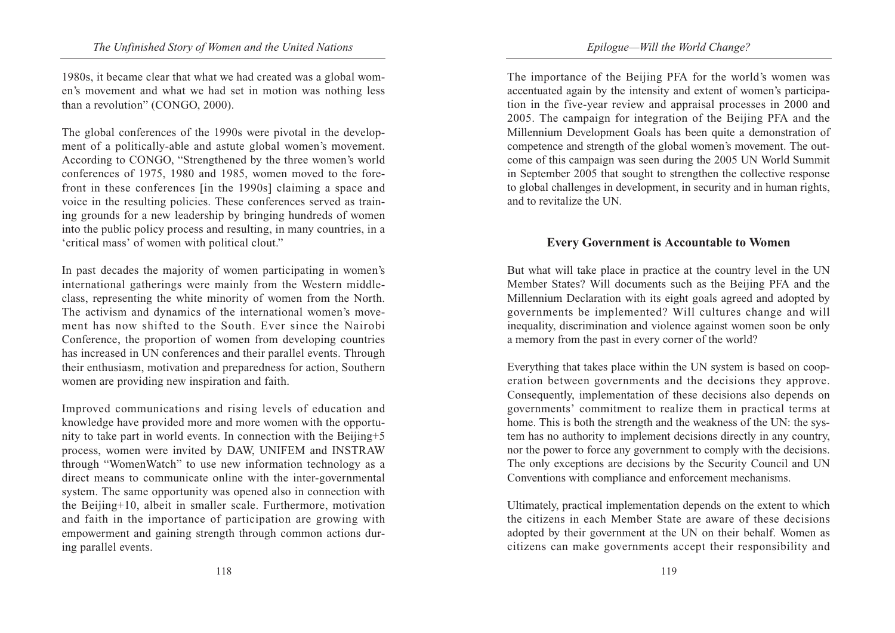1980s, it became clear that what we had created was a global women's movement and what we had set in motion was nothing less than a revolution" (CONGO, 2000).

The global conferences of the 1990s were pivotal in the development of a politically-able and astute global women's movement. According to CONGO, "Strengthened by the three women's world conferences of 1975, 1980 and 1985, women moved to the forefront in these conferences [in the 1990s] claiming a space and voice in the resulting policies. These conferences served as training grounds for a new leadership by bringing hundreds of women into the public policy process and resulting, in many countries, in a 'critical mass' of women with political clout."

In past decades the majority of women participating in women's international gatherings were mainly from the Western middle-class, representing the white minority of women from the North. The activism and dynamics of the international women's movement has now shifted to the South. Ever since the Nairobi Conference, the proportion of women from developing countries has increased in UN conferences and their parallel events. Through their enthusiasm, motivation and preparedness for action, Southern women are providing new inspiration and faith.

Improved communications and rising levels of education and knowledge have provided more and more women with the opportunity to take part in world events. In connection with the Beijing+5 process, women were invited by DAW, UNIFEM and INSTRAW through "WomenWatch" to use new information technology as a direct means to communicate online with the inter-governmental system. The same opportunity was opened also in connection with the Beijing+10, albeit in smaller scale. Furthermore, motivation and faith in the importance of participation are growing with empowerment and gaining strength through common actions during parallel events.

The importance of the Beijing PFA for the world's women was accentuated again by the intensity and extent of women's participation in the five-year review and appraisal processes in 2000 and 2005. The campaign for integration of the Beijing PFA and the Millennium Development Goals has been quite a demonstration of competence and strength of the global women's movement. The outcome of this campaign was seen during the 2005 UN World Summit in September 2005 that sought to strengthen the collective response to global challenges in development, in security and in human rights, and to revitalize the UN.

## Every Government is Accountable to Women

But what will take place in practice at the country level in the UN Member States? Will documents such as the Beijing PFA and the Millennium Declaration with its eight goals agreed and adopted by governments be implemented? Will cultures change and will inequality, discrimination and violence against women soon be only a memory from the past in every corner of the world?

Everything that takes place within the UN system is based on cooperation between governments and the decisions they approve. Consequently, implementation of these decisions also depends on governments' commitment to realize them in practical terms at home. This is both the strength and the weakness of the UN: the system has no authority to implement decisions directly in any country, nor the power to force any government to comply with the decisions. The only exceptions are decisions by the Security Council and UN Conventions with compliance and enforcement mechanisms.

Ultimately, practical implementation depends on the extent to which the citizens in each Member State are aware of these decisions adopted by their government at the UN on their behalf. Women as citizens can make governments accept their responsibility and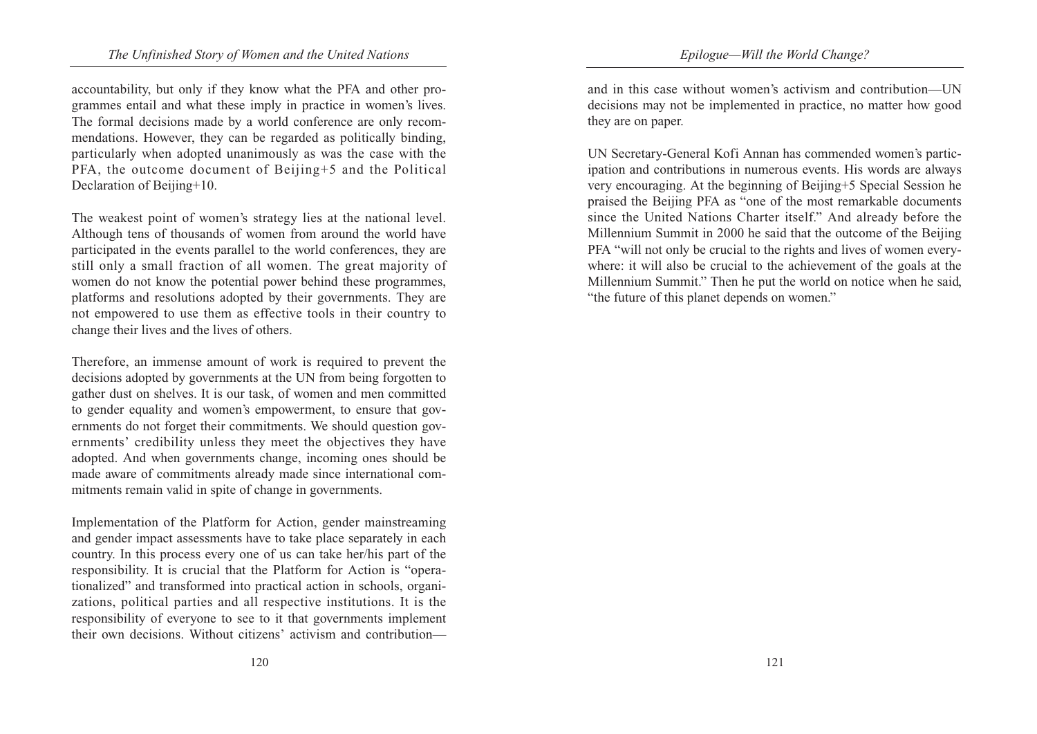accountability, but only if they know what the PFA and other programmes entail and what these imply in practice in women's lives. The formal decisions made by a world conference are only recommendations. However, they can be regarded as politically binding, particularly when adopted unanimously as was the case with the PFA, the outcome document of Beijing+5 and the Political Declaration of Beijing+10.

The weakest point of women's strategy lies at the national level. Although tens of thousands of women from around the world have participated in the events parallel to the world conferences, they are still only a small fraction of all women. The great majority of women do not know the potential power behind these programmes, platforms and resolutions adopted by their governments. They are not empowered to use them as effective tools in their country to change their lives and the lives of others.

Therefore, an immense amount of work is required to prevent the decisions adopted by governments at the UN from being forgotten to gather dust on shelves. It is our task, of women and men committed to gender equality and women's empowerment, to ensure that governments do not forget their commitments. We should question governments' credibility unless they meet the objectives they have adopted. And when governments change, incoming ones should be made aware of commitments already made since international commitments remain valid in spite of change in governments.

Implementation of the Platform for Action, gender mainstreaming and gender impact assessments have to take place separately in each country. In this process every one of us can take her/his part of the responsibility. It is crucial that the Platform for Action is "operationalized" and transformed into practical action in schools, organizations, political parties and all respective institutions. It is the responsibility of everyone to see to it that governments implement their own decisions. Without citizens' activism and contribution—and in this case without women's activism and contribution—UN decisions may not be implemented in practice, no matter how good they are on paper.

UN Secretary-General Kofi Annan has commended women's participation and contributions in numerous events. His words are always very encouraging. At the beginning of Beijing+5 Special Session he praised the Beijing PFA as "one of the most remarkable documents since the United Nations Charter itself." And already before the Millennium Summit in 2000 he said that the outcome of the Beijing PFA "will not only be crucial to the rights and lives of women everywhere: it will also be crucial to the achievement of the goals at the Millennium Summit." Then he put the world on notice when he said, "the future of this planet depends on women."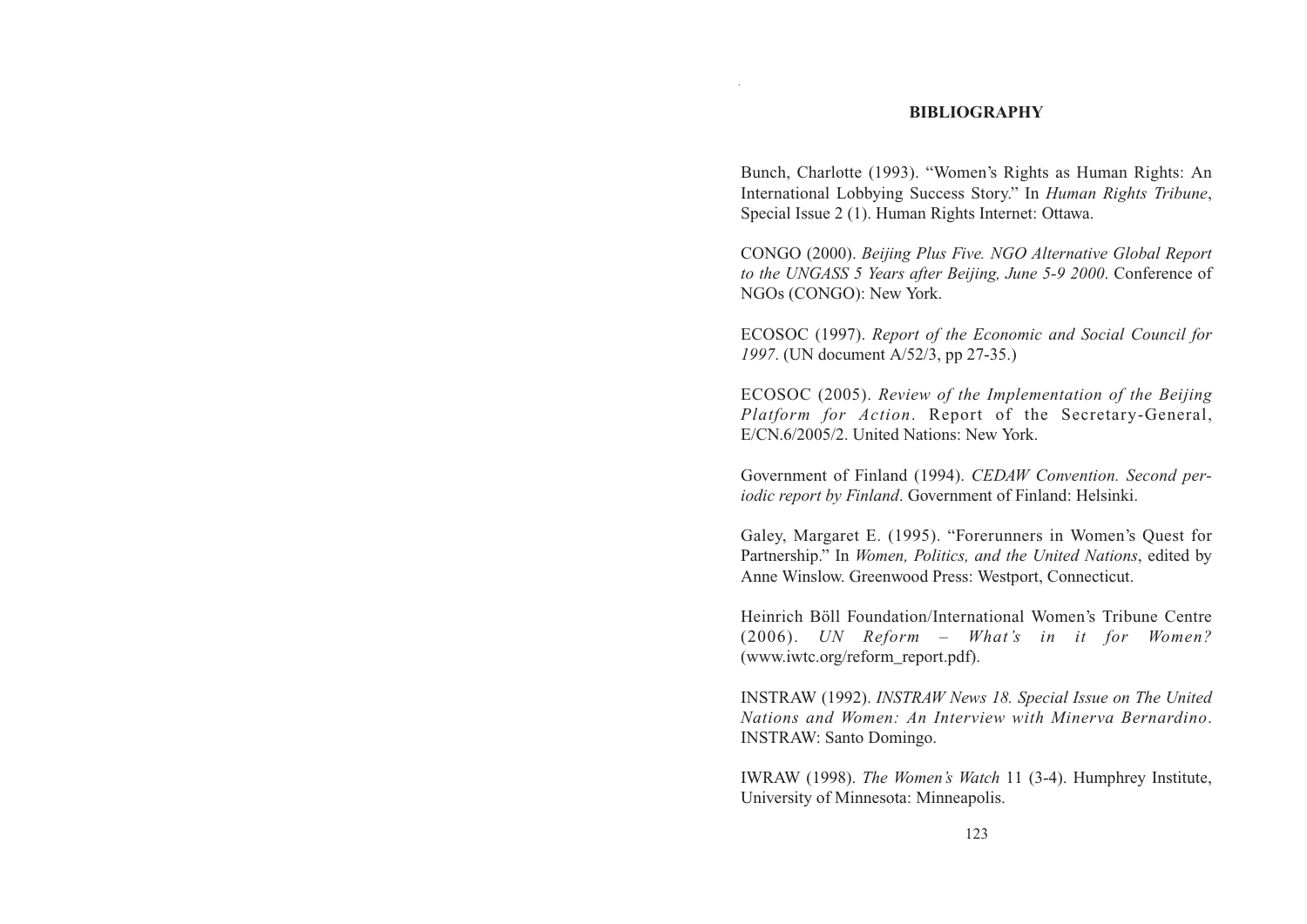# BIBLIOGRAPHY

Bunch, Charlotte (1993). "Women's Rights as Human Rights: An International Lobbying Success Story." In *Human Rights Tribune*, Special Issue 2 (1). Human Rights Internet: Ottawa.

CONGO (2000). *Beijing Plus Five. NGO Alternative Global Report to the UNGASS 5 Years after Beijing, June 5-9 2000*. Conference of NGOs (CONGO): New York.

ECOSOC (1997). *Report of the Economic and Social Council for 1997*. (UN document A/52/3, pp 27-35.)

ECOSOC (2005). *Review of the Implementation of the Beijing Platform for Action*. Report of the Secretary-General, E/CN.6/2005/2. United Nations: New York.

Government of Finland (1994). *CEDAW Convention. Second periodic report by Finland*. Government of Finland: Helsinki.

Galey, Margaret E. (1995). "Forerunners in Women's Quest for Partnership." In *Women, Politics, and the United Nations*, edited by Anne Winslow. Greenwood Press: Westport, Connecticut.

Heinrich Böll Foundation/International Women's Tribune Centre (2006). *UN Reform – What's in it for Women?* (www.iwtc.org/reform_report.pdf).

INSTRAW (1992). *INSTRAW News 18. Special Issue on The United Nations and Women: An Interview with Minerva Bernardino*. INSTRAW: Santo Domingo.

IWRAW (1998). *The Women's Watch* 11 (3-4). Humphrey Institute, University of Minnesota: Minneapolis.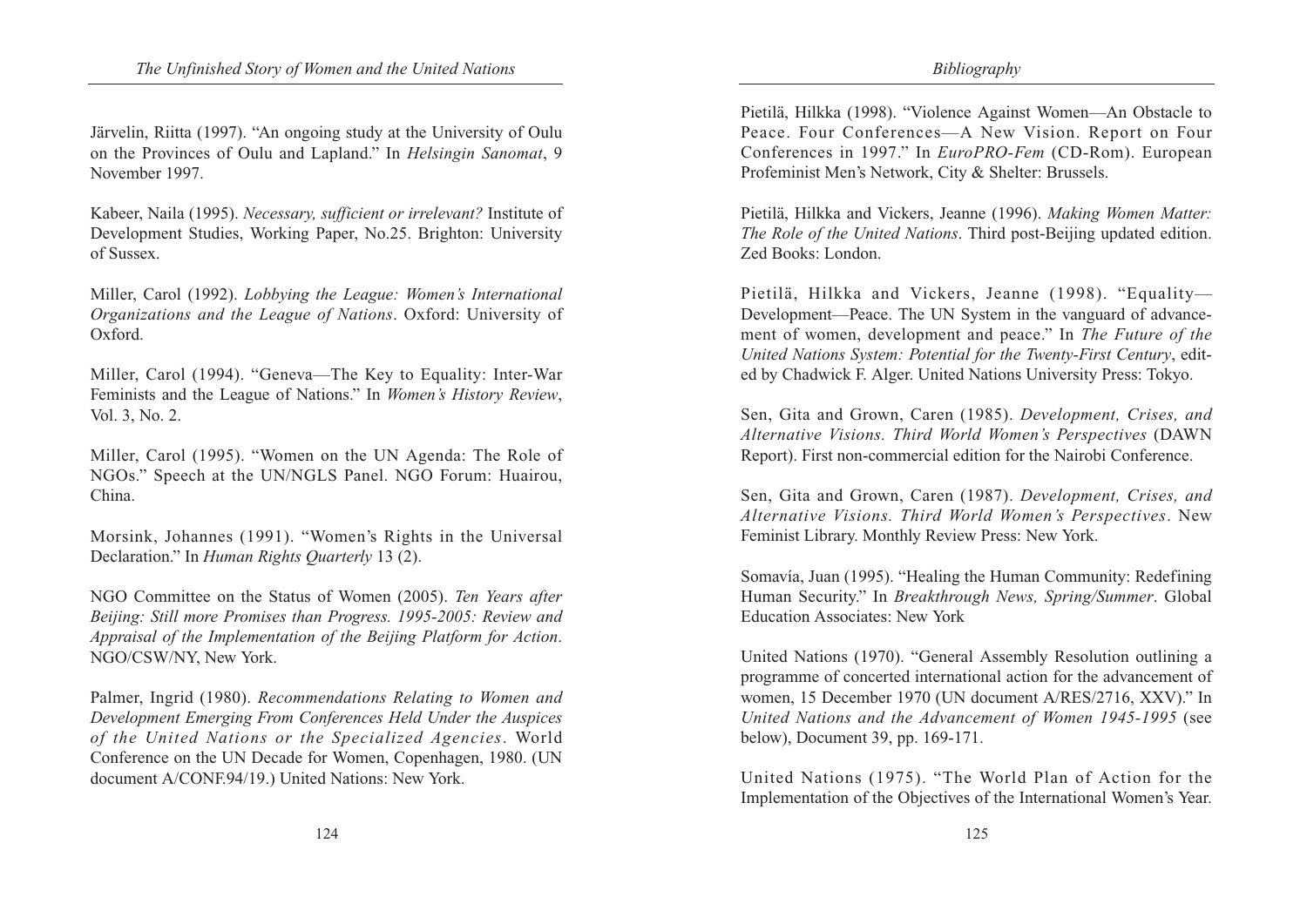Järvelin, Riitta (1997). "An ongoing study at the University of Oulu on the Provinces of Oulu and Lapland." In *Helsingin Sanomat*, 9 November 1997.

Kabeer, Naila (1995). *Necessary, sufficient or irrelevant?* Institute of Development Studies, Working Paper, No.25. Brighton: University of Sussex.

Miller, Carol (1992). *Lobbying the League: Women's International Organizations and the League of Nations*. Oxford: University of Oxford.

Miller, Carol (1994). "Geneva—The Key to Equality: Inter-War Feminists and the League of Nations." In *Women's History Review*, Vol. 3, No. 2.

Miller, Carol (1995). "Women on the UN Agenda: The Role of NGOs." Speech at the UN/NGLS Panel. NGO Forum: Huairou, China.

Morsink, Johannes (1991). "Women's Rights in the Universal Declaration." In *Human Rights Quarterly* 13 (2).

NGO Committee on the Status of Women (2005). *Ten Years after Beijing: Still more Promises than Progress. 1995-2005: Review and Appraisal of the Implementation of the Beijing Platform for Action*. NGO/CSW/NY, New York.

Palmer, Ingrid (1980). *Recommendations Relating to Women and Development Emerging From Conferences Held Under the Auspices of the United Nations or the Specialized Agencies*. World Conference on the UN Decade for Women, Copenhagen, 1980. (UN document A/CONF.94/19.) United Nations: New York.

Pietilä, Hilkka (1998). "Violence Against Women—An Obstacle to Peace. Four Conferences—A New Vision. Report on Four Conferences in 1997." In *EuroPRO-Fem* (CD-Rom). European Profeminist Men's Network, City & Shelter: Brussels.

Pietilä, Hilkka and Vickers, Jeanne (1996). *Making Women Matter: The Role of the United Nations*. Third post-Beijing updated edition. Zed Books: London.

Pietilä, Hilkka and Vickers, Jeanne (1998). "Equality—Development—Peace. The UN System in the vanguard of advancement of women, development and peace." In *The Future of the United Nations System: Potential for the Twenty-First Century*, edited by Chadwick F. Alger. United Nations University Press: Tokyo.

Sen, Gita and Grown, Caren (1985). *Development, Crises, and Alternative Visions. Third World Women's Perspectives* (DAWN Report). First non-commercial edition for the Nairobi Conference.

Sen, Gita and Grown, Caren (1987). *Development, Crises, and Alternative Visions. Third World Women's Perspectives*. New Feminist Library. Monthly Review Press: New York.

Somavía, Juan (1995). "Healing the Human Community: Redefining Human Security." In *Breakthrough News, Spring/Summer*. Global Education Associates: New York

United Nations (1970). "General Assembly Resolution outlining a programme of concerted international action for the advancement of women, 15 December 1970 (UN document A/RES/2716, XXV)." In *United Nations and the Advancement of Women 1945-1995* (see below), Document 39, pp. 169-171.

United Nations (1975). "The World Plan of Action for the Implementation of the Objectives of the International Women's Year.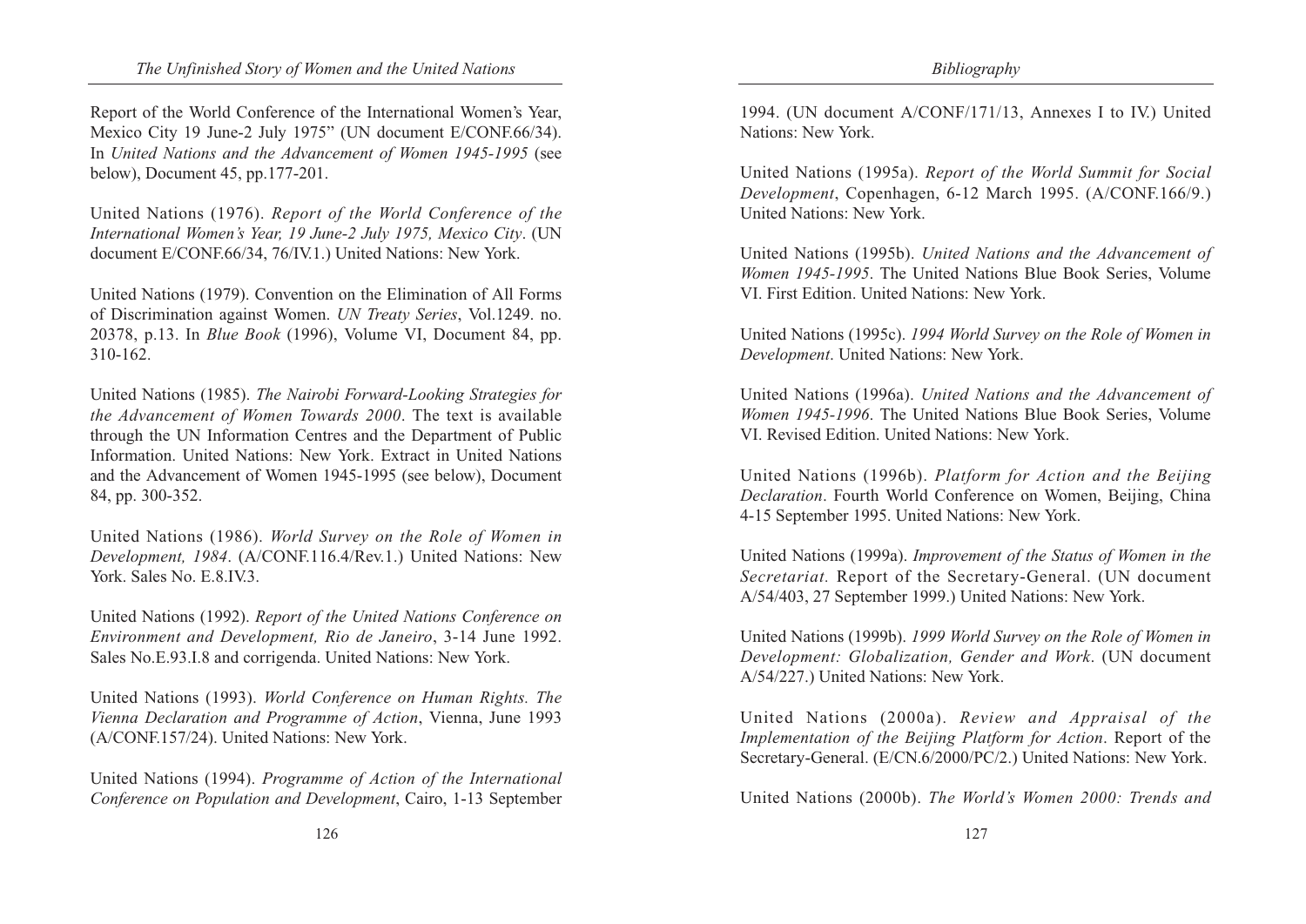Report of the World Conference of the International Women's Year, Mexico City 19 June-2 July 1975" (UN document E/CONF.66/34). In *United Nations and the Advancement of Women 1945-1995* (see below), Document 45, pp.177-201.

United Nations (1976). *Report of the World Conference of the International Women's Year, 19 June-2 July 1975, Mexico City*. (UN document E/CONF.66/34, 76/IV.1.) United Nations: New York.

United Nations (1979). Convention on the Elimination of All Forms of Discrimination against Women. *UN Treaty Series*, Vol.1249. no. 20378, p.13. In *Blue Book* (1996), Volume VI, Document 84, pp. 310-162.

United Nations (1985). *The Nairobi Forward-Looking Strategies for the Advancement of Women Towards 2000*. The text is available through the UN Information Centres and the Department of Public Information. United Nations: New York. Extract in United Nations and the Advancement of Women 1945-1995 (see below), Document 84, pp. 300-352.

United Nations (1986). *World Survey on the Role of Women in Development, 1984*. (A/CONF.116.4/Rev.1.) United Nations: New York. Sales No. E.8.IV.3.

United Nations (1992). *Report of the United Nations Conference on Environment and Development, Rio de Janeiro*, 3-14 June 1992. Sales No.E.93.I.8 and corrigenda. United Nations: New York.

United Nations (1993). *World Conference on Human Rights. The Vienna Declaration and Programme of Action*, Vienna, June 1993 (A/CONF.157/24). United Nations: New York.

United Nations (1994). *Programme of Action of the International Conference on Population and Development*, Cairo, 1-13 September 1994. (UN document A/CONF/171/13, Annexes I to IV.) United Nations: New York.

United Nations (1995a). *Report of the World Summit for Social Development*, Copenhagen, 6-12 March 1995. (A/CONF.166/9.) United Nations: New York.

United Nations (1995b). *United Nations and the Advancement of Women 1945-1995*. The United Nations Blue Book Series, Volume VI. First Edition. United Nations: New York.

United Nations (1995c). *1994 World Survey on the Role of Women in Development*. United Nations: New York.

United Nations (1996a). *United Nations and the Advancement of Women 1945-1996*. The United Nations Blue Book Series, Volume VI. Revised Edition. United Nations: New York.

United Nations (1996b). *Platform for Action and the Beijing Declaration*. Fourth World Conference on Women, Beijing, China 4-15 September 1995. United Nations: New York.

United Nations (1999a). *Improvement of the Status of Women in the Secretariat.* Report of the Secretary-General. (UN document A/54/403, 27 September 1999.) United Nations: New York.

United Nations (1999b). *1999 World Survey on the Role of Women in Development: Globalization, Gender and Work*. (UN document A/54/227.) United Nations: New York.

United Nations (2000a). *Review and Appraisal of the Implementation of the Beijing Platform for Action*. Report of the Secretary-General. (E/CN.6/2000/PC/2.) United Nations: New York.

United Nations (2000b). *The World's Women 2000: Trends and*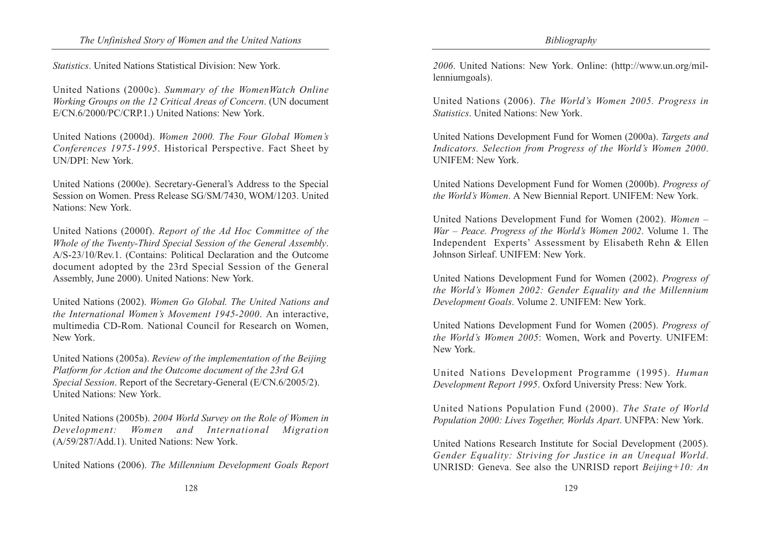*Statistics*. United Nations Statistical Division: New York.

United Nations (2000c). *Summary of the WomenWatch Online Working Groups on the 12 Critical Areas of Concern*. (UN document E/CN.6/2000/PC/CRP.1.) United Nations: New York.

United Nations (2000d). *Women 2000. The Four Global Women's Conferences 1975-1995*. Historical Perspective. Fact Sheet by UN/DPI: New York.

United Nations (2000e). Secretary-General's Address to the Special Session on Women. Press Release SG/SM/7430, WOM/1203. United Nations: New York.

United Nations (2000f). *Report of the Ad Hoc Committee of the Whole of the Twenty-Third Special Session of the General Assembly*. A/S-23/10/Rev.1. (Contains: Political Declaration and the Outcome document adopted by the 23rd Special Session of the General Assembly, June 2000). United Nations: New York.

United Nations (2002). *Women Go Global. The United Nations and the International Women's Movement 1945-2000*. An interactive, multimedia CD-Rom. National Council for Research on Women, New York.

United Nations (2005a). *Review of the implementation of the Beijing Platform for Action and the Outcome document of the 23rd GA Special Session*. Report of the Secretary-General (E/CN.6/2005/2). United Nations: New York.

United Nations (2005b). *2004 World Survey on the Role of Women in Development: Women and International Migration* (A/59/287/Add.1). United Nations: New York.

United Nations (2006). *The Millennium Development Goals Report 2006*. United Nations: New York. Online: (http://www.un.org/millenniumgoals).

United Nations (2006). *The World's Women 2005. Progress in Statistics*. United Nations: New York.

United Nations Development Fund for Women (2000a). *Targets and Indicators. Selection from Progress of the World's Women 2000*. UNIFEM: New York.

United Nations Development Fund for Women (2000b). *Progress of the World's Women*. A New Biennial Report. UNIFEM: New York.

United Nations Development Fund for Women (2002). *Women – War – Peace. Progress of the World's Women 2002*. Volume 1. The Independent Experts' Assessment by Elisabeth Rehn & Ellen Johnson Sirleaf. UNIFEM: New York.

United Nations Development Fund for Women (2002). *Progress of the World's Women 2002: Gender Equality and the Millennium Development Goals*. Volume 2. UNIFEM: New York.

United Nations Development Fund for Women (2005). *Progress of the World's Women 2005*: Women, Work and Poverty. UNIFEM: New York.

United Nations Development Programme (1995). *Human Development Report 1995*. Oxford University Press: New York.

United Nations Population Fund (2000). *The State of World Population 2000: Lives Together, Worlds Apart*. UNFPA: New York.

United Nations Research Institute for Social Development (2005). *Gender Equality: Striving for Justice in an Unequal World*. UNRISD: Geneva. See also the UNRISD report *Beijing+10: An*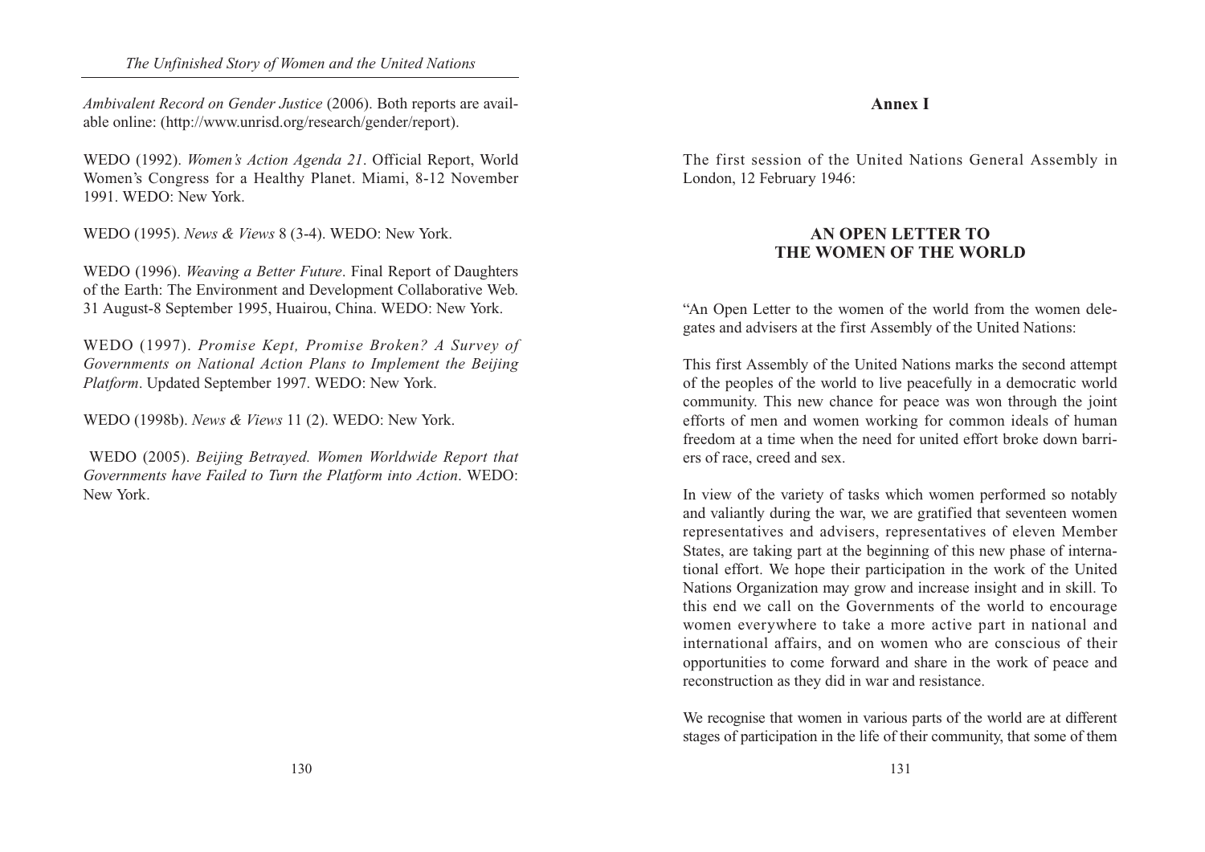*Ambivalent Record on Gender Justice* (2006). Both reports are available online: (http://www.unrisd.org/research/gender/report).

WEDO (1992). *Women's Action Agenda 21*. Official Report, World Women's Congress for a Healthy Planet. Miami, 8-12 November 1991. WEDO: New York.

WEDO (1995). *News & Views* 8 (3-4). WEDO: New York.

WEDO (1996). *Weaving a Better Future*. Final Report of Daughters of the Earth: The Environment and Development Collaborative Web. 31 August-8 September 1995, Huairou, China. WEDO: New York.

WEDO (1997). *Promise Kept, Promise Broken? A Survey of Governments on National Action Plans to Implement the Beijing Platform*. Updated September 1997. WEDO: New York.

WEDO (1998b). *News & Views* 11 (2). WEDO: New York.

WEDO (2005). *Beijing Betrayed. Women Worldwide Report that Governments have Failed to Turn the Platform into Action*. WEDO: New York.

# Annex I

The first session of the United Nations General Assembly in London, 12 February 1946:

## AN OPEN LETTER TO THE WOMEN OF THE WORLD

"An Open Letter to the women of the world from the women delegates and advisers at the first Assembly of the United Nations:

This first Assembly of the United Nations marks the second attempt of the peoples of the world to live peacefully in a democratic world community. This new chance for peace was won through the joint efforts of men and women working for common ideals of human freedom at a time when the need for united effort broke down barriers of race, creed and sex.

In view of the variety of tasks which women performed so notably and valiantly during the war, we are gratified that seventeen women representatives and advisers, representatives of eleven Member States, are taking part at the beginning of this new phase of international effort. We hope their participation in the work of the United Nations Organization may grow and increase insight and in skill. To this end we call on the Governments of the world to encourage women everywhere to take a more active part in national and international affairs, and on women who are conscious of their opportunities to come forward and share in the work of peace and reconstruction as they did in war and resistance.

We recognise that women in various parts of the world are at different stages of participation in the life of their community, that some of them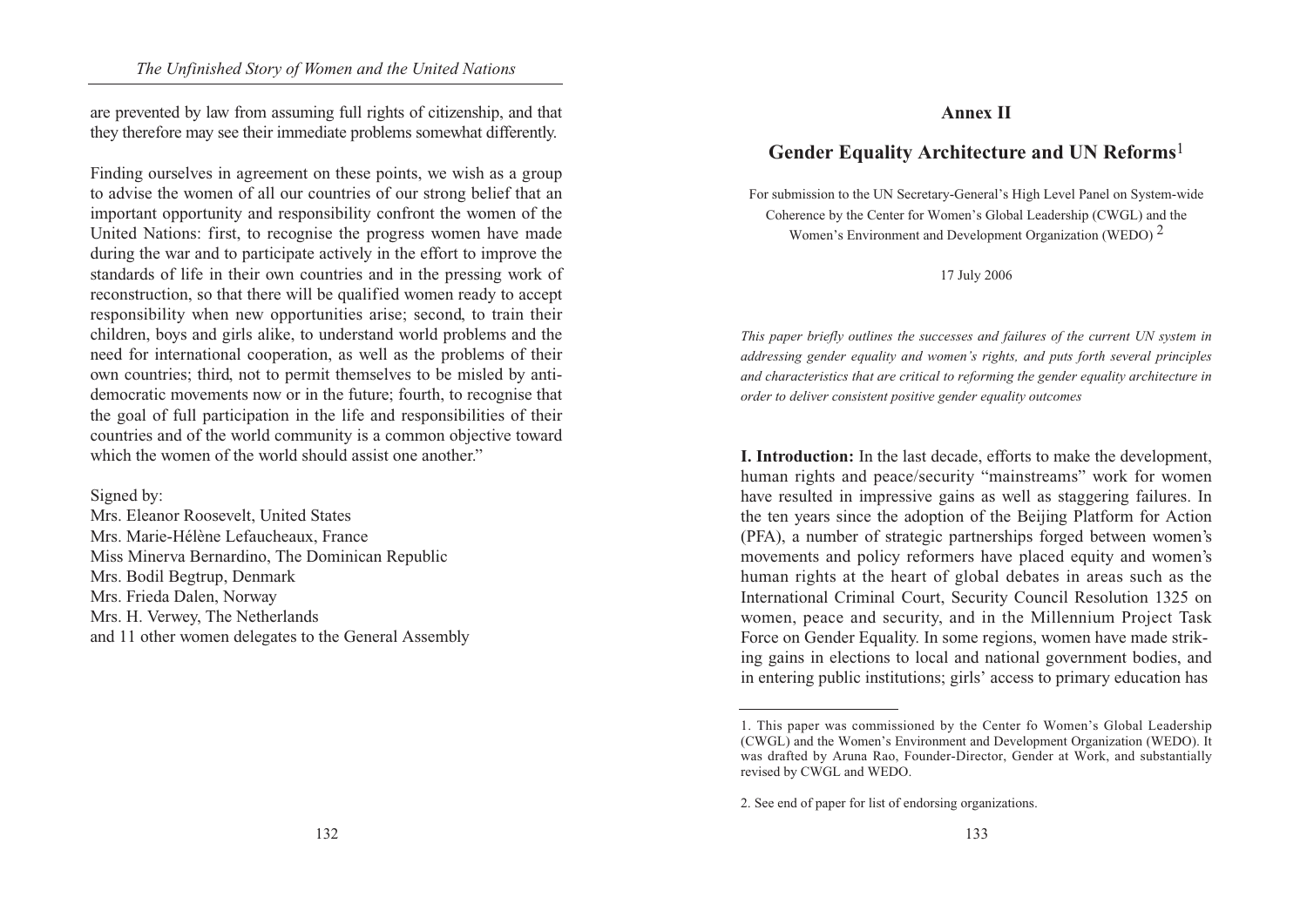are prevented by law from assuming full rights of citizenship, and that they therefore may see their immediate problems somewhat differently.

Finding ourselves in agreement on these points, we wish as a group to advise the women of all our countries of our strong belief that an important opportunity and responsibility confront the women of the United Nations: first, to recognise the progress women have made during the war and to participate actively in the effort to improve the standards of life in their own countries and in the pressing work of reconstruction, so that there will be qualified women ready to accept responsibility when new opportunities arise; second, to train their children, boys and girls alike, to understand world problems and the need for international cooperation, as well as the problems of their own countries; third, not to permit themselves to be misled by anti-democratic movements now or in the future; fourth, to recognise that the goal of full participation in the life and responsibilities of their countries and of the world community is a common objective toward which the women of the world should assist one another."

Signed by:
Mrs. Eleanor Roosevelt, United States
Mrs. Marie-Hélène Lefaucheaux, France
Miss Minerva Bernardino, The Dominican Republic
Mrs. Bodil Begtrup, Denmark
Mrs. Frieda Dalen, Norway
Mrs. H. Verwey, The Netherlands
and 11 other women delegates to the General Assembly

## Annex II

## Gender Equality Architecture and UN Reforms[1]

For submission to the UN Secretary-General's High Level Panel on System-wide Coherence by the Center for Women's Global Leadership (CWGL) and the Women's Environment and Development Organization (WEDO)[2]

17 July 2006

*This paper briefly outlines the successes and failures of the current UN system in addressing gender equality and women's rights, and puts forth several principles and characteristics that are critical to reforming the gender equality architecture in order to deliver consistent positive gender equality outcomes*

**I. Introduction:** In the last decade, efforts to make the development, human rights and peace/security "mainstreams" work for women have resulted in impressive gains as well as staggering failures. In the ten years since the adoption of the Beijing Platform for Action (PFA), a number of strategic partnerships forged between women's movements and policy reformers have placed equity and women's human rights at the heart of global debates in areas such as the International Criminal Court, Security Council Resolution 1325 on women, peace and security, and in the Millennium Project Task Force on Gender Equality. In some regions, women have made striking gains in elections to local and national government bodies, and in entering public institutions; girls' access to primary education has

1. This paper was commissioned by the Center fo Women's Global Leadership (CWGL) and the Women's Environment and Development Organization (WEDO). It was drafted by Aruna Rao, Founder-Director, Gender at Work, and substantially revised by CWGL and WEDO.

2. See end of paper for list of endorsing organizations.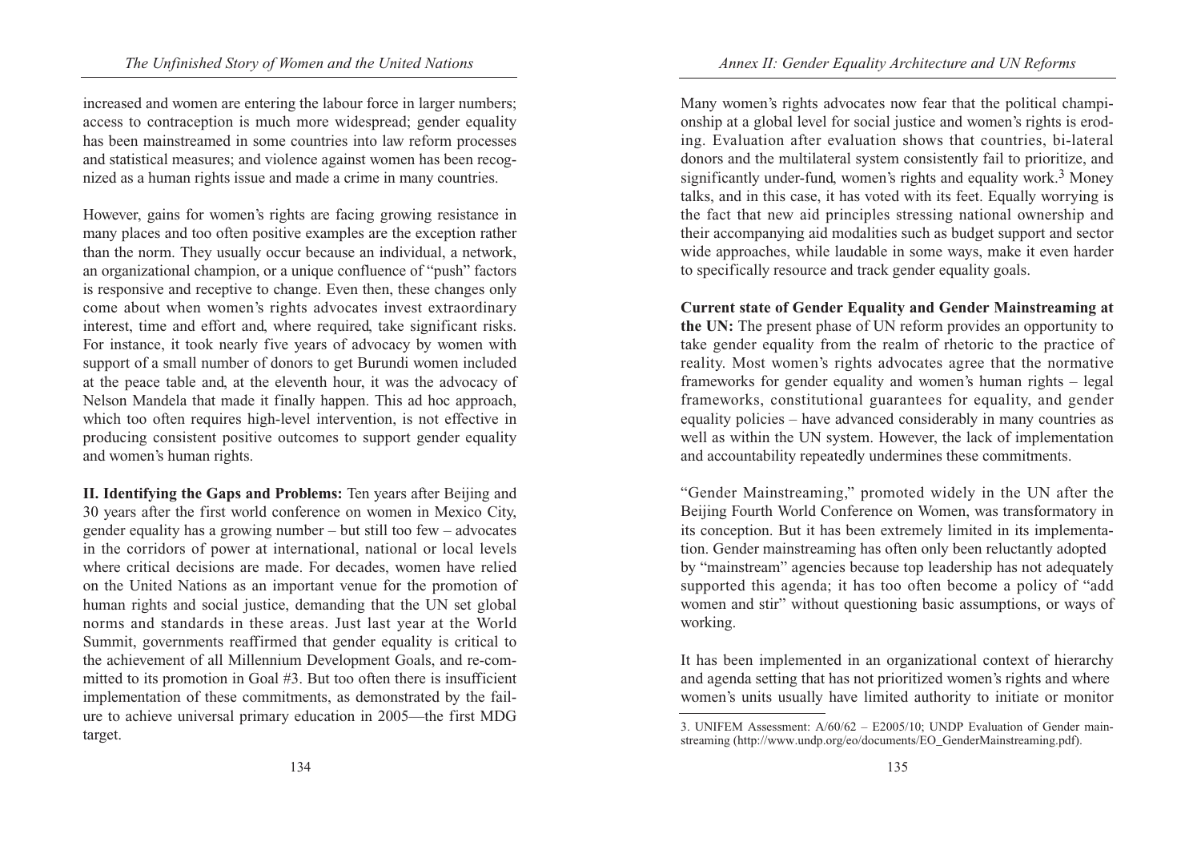increased and women are entering the labour force in larger numbers; access to contraception is much more widespread; gender equality has been mainstreamed in some countries into law reform processes and statistical measures; and violence against women has been recognized as a human rights issue and made a crime in many countries.

However, gains for women's rights are facing growing resistance in many places and too often positive examples are the exception rather than the norm. They usually occur because an individual, a network, an organizational champion, or a unique confluence of "push" factors is responsive and receptive to change. Even then, these changes only come about when women's rights advocates invest extraordinary interest, time and effort and, where required, take significant risks. For instance, it took nearly five years of advocacy by women with support of a small number of donors to get Burundi women included at the peace table and, at the eleventh hour, it was the advocacy of Nelson Mandela that made it finally happen. This ad hoc approach, which too often requires high-level intervention, is not effective in producing consistent positive outcomes to support gender equality and women's human rights.

**II. Identifying the Gaps and Problems:** Ten years after Beijing and 30 years after the first world conference on women in Mexico City, gender equality has a growing number – but still too few – advocates in the corridors of power at international, national or local levels where critical decisions are made. For decades, women have relied on the United Nations as an important venue for the promotion of human rights and social justice, demanding that the UN set global norms and standards in these areas. Just last year at the World Summit, governments reaffirmed that gender equality is critical to the achievement of all Millennium Development Goals, and re-committed to its promotion in Goal #3. But too often there is insufficient implementation of these commitments, as demonstrated by the failure to achieve universal primary education in 2005—the first MDG target.

Many women's rights advocates now fear that the political championship at a global level for social justice and women's rights is eroding. Evaluation after evaluation shows that countries, bi-lateral donors and the multilateral system consistently fail to prioritize, and significantly under-fund, women's rights and equality work.[3] Money talks, and in this case, it has voted with its feet. Equally worrying is the fact that new aid principles stressing national ownership and their accompanying aid modalities such as budget support and sector wide approaches, while laudable in some ways, make it even harder to specifically resource and track gender equality goals.

**Current state of Gender Equality and Gender Mainstreaming at the UN:** The present phase of UN reform provides an opportunity to take gender equality from the realm of rhetoric to the practice of reality. Most women's rights advocates agree that the normative frameworks for gender equality and women's human rights – legal frameworks, constitutional guarantees for equality, and gender equality policies – have advanced considerably in many countries as well as within the UN system. However, the lack of implementation and accountability repeatedly undermines these commitments.

"Gender Mainstreaming," promoted widely in the UN after the Beijing Fourth World Conference on Women, was transformatory in its conception. But it has been extremely limited in its implementation. Gender mainstreaming has often only been reluctantly adopted by "mainstream" agencies because top leadership has not adequately supported this agenda; it has too often become a policy of "add women and stir" without questioning basic assumptions, or ways of working.

It has been implemented in an organizational context of hierarchy and agenda setting that has not prioritized women's rights and where women's units usually have limited authority to initiate or monitor

3. UNIFEM Assessment: A/60/62 – E2005/10; UNDP Evaluation of Gender mainstreaming (http://www.undp.org/eo/documents/EO_GenderMainstreaming.pdf).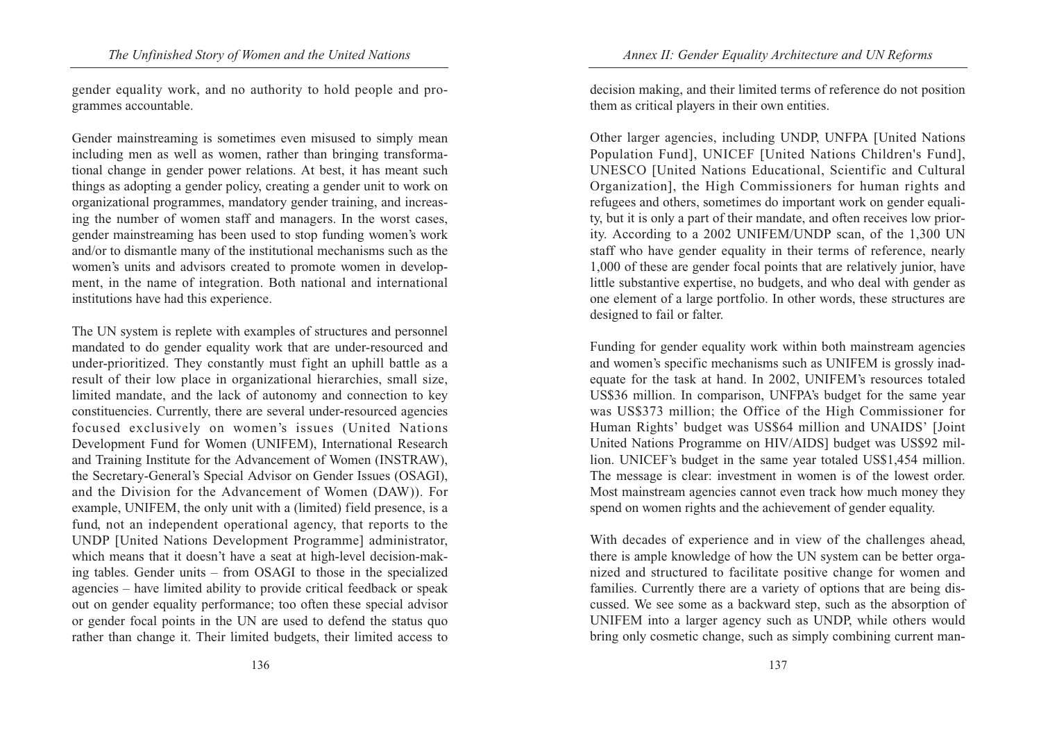gender equality work, and no authority to hold people and programmes accountable.

Gender mainstreaming is sometimes even misused to simply mean including men as well as women, rather than bringing transformational change in gender power relations. At best, it has meant such things as adopting a gender policy, creating a gender unit to work on organizational programmes, mandatory gender training, and increasing the number of women staff and managers. In the worst cases, gender mainstreaming has been used to stop funding women's work and/or to dismantle many of the institutional mechanisms such as the women's units and advisors created to promote women in development, in the name of integration. Both national and international institutions have had this experience.

The UN system is replete with examples of structures and personnel mandated to do gender equality work that are under-resourced and under-prioritized. They constantly must fight an uphill battle as a result of their low place in organizational hierarchies, small size, limited mandate, and the lack of autonomy and connection to key constituencies. Currently, there are several under-resourced agencies focused exclusively on women's issues (United Nations Development Fund for Women (UNIFEM), International Research and Training Institute for the Advancement of Women (INSTRAW), the Secretary-General's Special Advisor on Gender Issues (OSAGI), and the Division for the Advancement of Women (DAW)). For example, UNIFEM, the only unit with a (limited) field presence, is a fund, not an independent operational agency, that reports to the UNDP [United Nations Development Programme] administrator, which means that it doesn't have a seat at high-level decision-making tables. Gender units – from OSAGI to those in the specialized agencies – have limited ability to provide critical feedback or speak out on gender equality performance; too often these special advisor or gender focal points in the UN are used to defend the status quo rather than change it. Their limited budgets, their limited access to decision making, and their limited terms of reference do not position them as critical players in their own entities.

Other larger agencies, including UNDP, UNFPA [United Nations Population Fund], UNICEF [United Nations Children's Fund], UNESCO [United Nations Educational, Scientific and Cultural Organization], the High Commissioners for human rights and refugees and others, sometimes do important work on gender equality, but it is only a part of their mandate, and often receives low priority. According to a 2002 UNIFEM/UNDP scan, of the 1,300 UN staff who have gender equality in their terms of reference, nearly 1,000 of these are gender focal points that are relatively junior, have little substantive expertise, no budgets, and who deal with gender as one element of a large portfolio. In other words, these structures are designed to fail or falter.

Funding for gender equality work within both mainstream agencies and women's specific mechanisms such as UNIFEM is grossly inadequate for the task at hand. In 2002, UNIFEM's resources totaled US$36 million. In comparison, UNFPA's budget for the same year was US$373 million; the Office of the High Commissioner for Human Rights' budget was US$64 million and UNAIDS' [Joint United Nations Programme on HIV/AIDS] budget was US$92 million. UNICEF's budget in the same year totaled US$1,454 million. The message is clear: investment in women is of the lowest order. Most mainstream agencies cannot even track how much money they spend on women rights and the achievement of gender equality.

With decades of experience and in view of the challenges ahead, there is ample knowledge of how the UN system can be better organized and structured to facilitate positive change for women and families. Currently there are a variety of options that are being discussed. We see some as a backward step, such as the absorption of UNIFEM into a larger agency such as UNDP, while others would bring only cosmetic change, such as simply combining current man-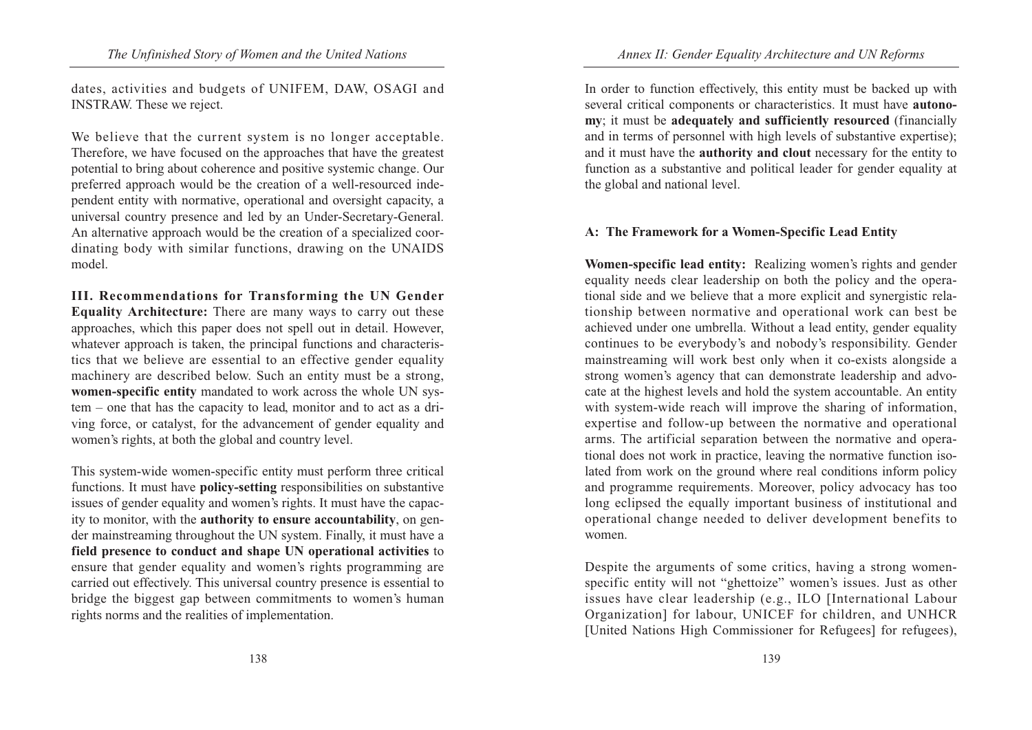dates, activities and budgets of UNIFEM, DAW, OSAGI and INSTRAW. These we reject.

We believe that the current system is no longer acceptable. Therefore, we have focused on the approaches that have the greatest potential to bring about coherence and positive systemic change. Our preferred approach would be the creation of a well-resourced independent entity with normative, operational and oversight capacity, a universal country presence and led by an Under-Secretary-General. An alternative approach would be the creation of a specialized coordinating body with similar functions, drawing on the UNAIDS model.

**III. Recommendations for Transforming the UN Gender Equality Architecture:** There are many ways to carry out these approaches, which this paper does not spell out in detail. However, whatever approach is taken, the principal functions and characteristics that we believe are essential to an effective gender equality machinery are described below. Such an entity must be a strong, **women-specific entity** mandated to work across the whole UN system – one that has the capacity to lead, monitor and to act as a driving force, or catalyst, for the advancement of gender equality and women's rights, at both the global and country level.

This system-wide women-specific entity must perform three critical functions. It must have **policy-setting** responsibilities on substantive issues of gender equality and women's rights. It must have the capacity to monitor, with the **authority to ensure accountability**, on gender mainstreaming throughout the UN system. Finally, it must have a **field presence to conduct and shape UN operational activities** to ensure that gender equality and women's rights programming are carried out effectively. This universal country presence is essential to bridge the biggest gap between commitments to women's human rights norms and the realities of implementation.

In order to function effectively, this entity must be backed up with several critical components or characteristics. It must have **autonomy**; it must be **adequately and sufficiently resourced** (financially and in terms of personnel with high levels of substantive expertise); and it must have the **authority and clout** necessary for the entity to function as a substantive and political leader for gender equality at the global and national level.

### A: The Framework for a Women-Specific Lead Entity

**Women-specific lead entity:** Realizing women's rights and gender equality needs clear leadership on both the policy and the operational side and we believe that a more explicit and synergistic relationship between normative and operational work can best be achieved under one umbrella. Without a lead entity, gender equality continues to be everybody's and nobody's responsibility. Gender mainstreaming will work best only when it co-exists alongside a strong women's agency that can demonstrate leadership and advocate at the highest levels and hold the system accountable. An entity with system-wide reach will improve the sharing of information, expertise and follow-up between the normative and operational arms. The artificial separation between the normative and operational does not work in practice, leaving the normative function isolated from work on the ground where real conditions inform policy and programme requirements. Moreover, policy advocacy has too long eclipsed the equally important business of institutional and operational change needed to deliver development benefits to women.

Despite the arguments of some critics, having a strong women-specific entity will not "ghettoize" women's issues. Just as other issues have clear leadership (e.g., ILO [International Labour Organization] for labour, UNICEF for children, and UNHCR [United Nations High Commissioner for Refugees] for refugees),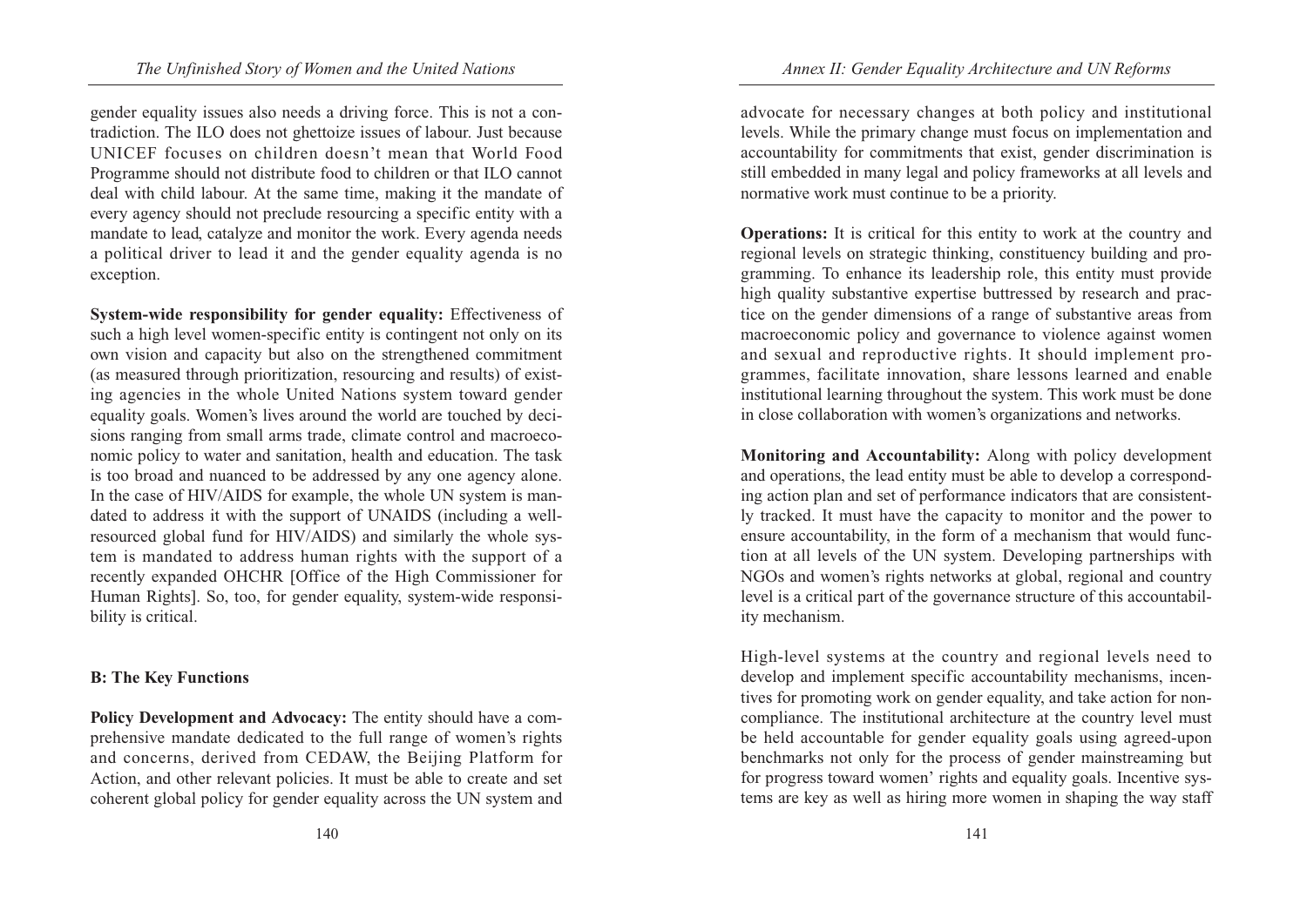gender equality issues also needs a driving force. This is not a contradiction. The ILO does not ghettoize issues of labour. Just because UNICEF focuses on children doesn't mean that World Food Programme should not distribute food to children or that ILO cannot deal with child labour. At the same time, making it the mandate of every agency should not preclude resourcing a specific entity with a mandate to lead, catalyze and monitor the work. Every agenda needs a political driver to lead it and the gender equality agenda is no exception.

**System-wide responsibility for gender equality:** Effectiveness of such a high level women-specific entity is contingent not only on its own vision and capacity but also on the strengthened commitment (as measured through prioritization, resourcing and results) of existing agencies in the whole United Nations system toward gender equality goals. Women's lives around the world are touched by decisions ranging from small arms trade, climate control and macroeconomic policy to water and sanitation, health and education. The task is too broad and nuanced to be addressed by any one agency alone. In the case of HIV/AIDS for example, the whole UN system is mandated to address it with the support of UNAIDS (including a well-resourced global fund for HIV/AIDS) and similarly the whole system is mandated to address human rights with the support of a recently expanded OHCHR [Office of the High Commissioner for Human Rights]. So, too, for gender equality, system-wide responsibility is critical.

### B: The Key Functions

**Policy Development and Advocacy:** The entity should have a comprehensive mandate dedicated to the full range of women's rights and concerns, derived from CEDAW, the Beijing Platform for Action, and other relevant policies. It must be able to create and set coherent global policy for gender equality across the UN system and advocate for necessary changes at both policy and institutional levels. While the primary change must focus on implementation and accountability for commitments that exist, gender discrimination is still embedded in many legal and policy frameworks at all levels and normative work must continue to be a priority.

**Operations:** It is critical for this entity to work at the country and regional levels on strategic thinking, constituency building and programming. To enhance its leadership role, this entity must provide high quality substantive expertise buttressed by research and practice on the gender dimensions of a range of substantive areas from macroeconomic policy and governance to violence against women and sexual and reproductive rights. It should implement programmes, facilitate innovation, share lessons learned and enable institutional learning throughout the system. This work must be done in close collaboration with women's organizations and networks.

**Monitoring and Accountability:** Along with policy development and operations, the lead entity must be able to develop a corresponding action plan and set of performance indicators that are consistently tracked. It must have the capacity to monitor and the power to ensure accountability, in the form of a mechanism that would function at all levels of the UN system. Developing partnerships with NGOs and women's rights networks at global, regional and country level is a critical part of the governance structure of this accountability mechanism.

High-level systems at the country and regional levels need to develop and implement specific accountability mechanisms, incentives for promoting work on gender equality, and take action for non-compliance. The institutional architecture at the country level must be held accountable for gender equality goals using agreed-upon benchmarks not only for the process of gender mainstreaming but for progress toward women' rights and equality goals. Incentive systems are key as well as hiring more women in shaping the way staff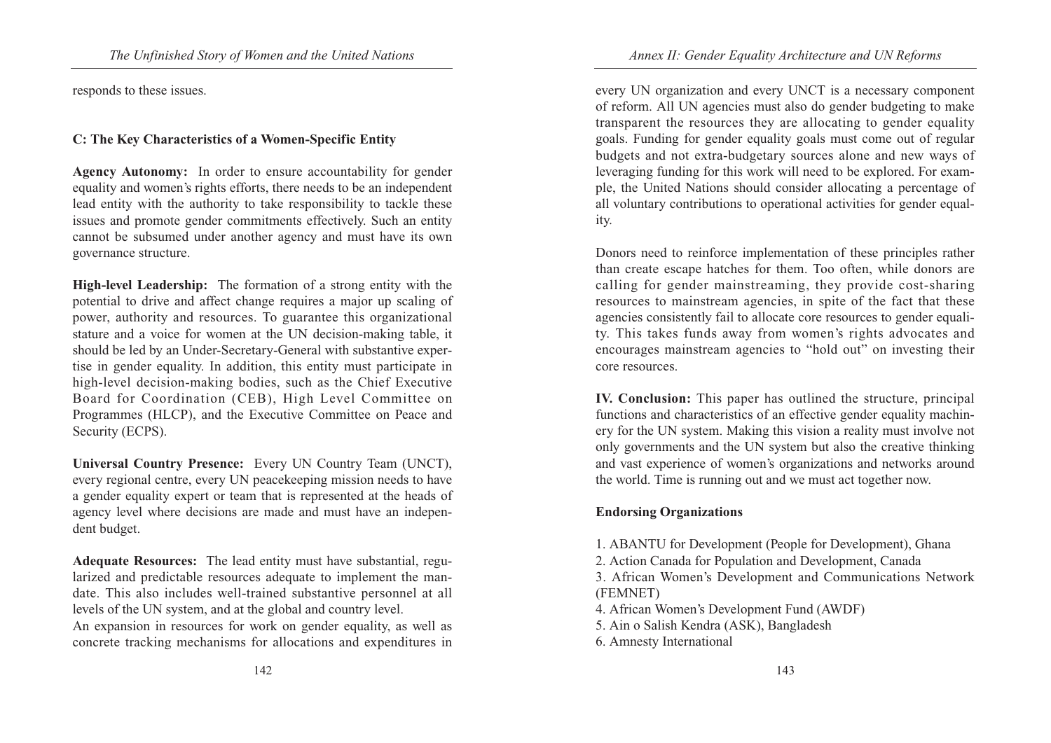responds to these issues.

### C: The Key Characteristics of a Women-Specific Entity

**Agency Autonomy:** In order to ensure accountability for gender equality and women's rights efforts, there needs to be an independent lead entity with the authority to take responsibility to tackle these issues and promote gender commitments effectively. Such an entity cannot be subsumed under another agency and must have its own governance structure.

**High-level Leadership:** The formation of a strong entity with the potential to drive and affect change requires a major up scaling of power, authority and resources. To guarantee this organizational stature and a voice for women at the UN decision-making table, it should be led by an Under-Secretary-General with substantive expertise in gender equality. In addition, this entity must participate in high-level decision-making bodies, such as the Chief Executive Board for Coordination (CEB), High Level Committee on Programmes (HLCP), and the Executive Committee on Peace and Security (ECPS).

**Universal Country Presence:** Every UN Country Team (UNCT), every regional centre, every UN peacekeeping mission needs to have a gender equality expert or team that is represented at the heads of agency level where decisions are made and must have an independent budget.

**Adequate Resources:** The lead entity must have substantial, regularized and predictable resources adequate to implement the mandate. This also includes well-trained substantive personnel at all levels of the UN system, and at the global and country level.

An expansion in resources for work on gender equality, as well as concrete tracking mechanisms for allocations and expenditures in every UN organization and every UNCT is a necessary component of reform. All UN agencies must also do gender budgeting to make transparent the resources they are allocating to gender equality goals. Funding for gender equality goals must come out of regular budgets and not extra-budgetary sources alone and new ways of leveraging funding for this work will need to be explored. For example, the United Nations should consider allocating a percentage of all voluntary contributions to operational activities for gender equality.

Donors need to reinforce implementation of these principles rather than create escape hatches for them. Too often, while donors are calling for gender mainstreaming, they provide cost-sharing resources to mainstream agencies, in spite of the fact that these agencies consistently fail to allocate core resources to gender equality. This takes funds away from women's rights advocates and encourages mainstream agencies to "hold out" on investing their core resources.

**IV. Conclusion:** This paper has outlined the structure, principal functions and characteristics of an effective gender equality machinery for the UN system. Making this vision a reality must involve not only governments and the UN system but also the creative thinking and vast experience of women's organizations and networks around the world. Time is running out and we must act together now.

**Endorsing Organizations**

1. ABANTU for Development (People for Development), Ghana
2. Action Canada for Population and Development, Canada
3. African Women's Development and Communications Network (FEMNET)
4. African Women's Development Fund (AWDF)
5. Ain o Salish Kendra (ASK), Bangladesh
6. Amnesty International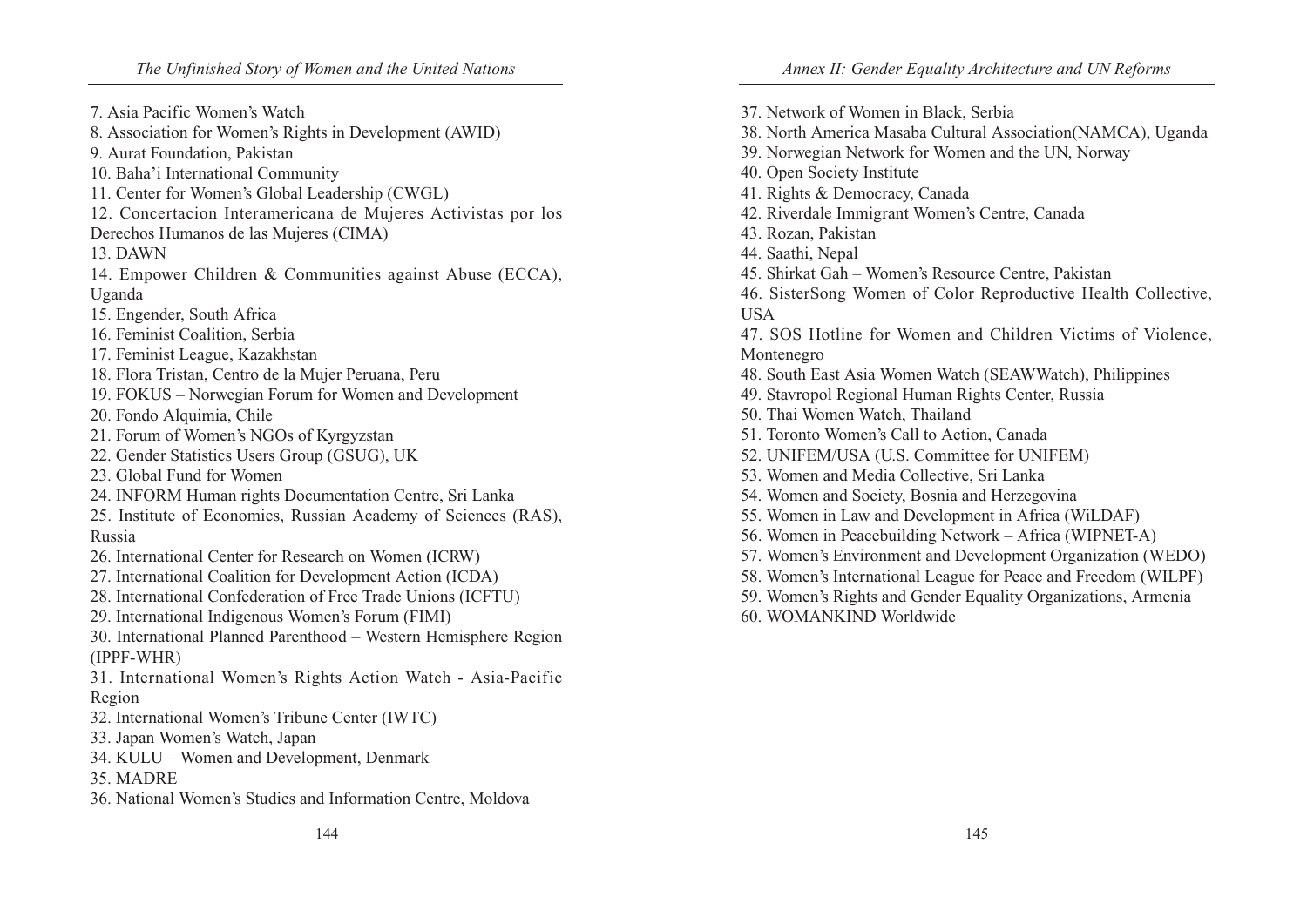7. Asia Pacific Women's Watch
8. Association for Women's Rights in Development (AWID)
9. Aurat Foundation, Pakistan
10. Baha'i International Community
11. Center for Women's Global Leadership (CWGL)
12. Concertacion Interamericana de Mujeres Activistas por los Derechos Humanos de las Mujeres (CIMA)
13. DAWN
14. Empower Children & Communities against Abuse (ECCA), Uganda
15. Engender, South Africa
16. Feminist Coalition, Serbia
17. Feminist League, Kazakhstan
18. Flora Tristan, Centro de la Mujer Peruana, Peru
19. FOKUS – Norwegian Forum for Women and Development
20. Fondo Alquimia, Chile
21. Forum of Women's NGOs of Kyrgyzstan
22. Gender Statistics Users Group (GSUG), UK
23. Global Fund for Women
24. INFORM Human rights Documentation Centre, Sri Lanka
25. Institute of Economics, Russian Academy of Sciences (RAS), Russia
26. International Center for Research on Women (ICRW)
27. International Coalition for Development Action (ICDA)
28. International Confederation of Free Trade Unions (ICFTU)
29. International Indigenous Women's Forum (FIMI)
30. International Planned Parenthood – Western Hemisphere Region (IPPF-WHR)
31. International Women's Rights Action Watch - Asia-Pacific Region
32. International Women's Tribune Center (IWTC)
33. Japan Women's Watch, Japan
34. KULU – Women and Development, Denmark
35. MADRE
36. National Women's Studies and Information Centre, Moldova
37. Network of Women in Black, Serbia
38. North America Masaba Cultural Association(NAMCA), Uganda
39. Norwegian Network for Women and the UN, Norway
40. Open Society Institute
41. Rights & Democracy, Canada
42. Riverdale Immigrant Women's Centre, Canada
43. Rozan, Pakistan
44. Saathi, Nepal
45. Shirkat Gah – Women's Resource Centre, Pakistan
46. SisterSong Women of Color Reproductive Health Collective, USA
47. SOS Hotline for Women and Children Victims of Violence, Montenegro
48. South East Asia Women Watch (SEAWWatch), Philippines
49. Stavropol Regional Human Rights Center, Russia
50. Thai Women Watch, Thailand
51. Toronto Women's Call to Action, Canada
52. UNIFEM/USA (U.S. Committee for UNIFEM)
53. Women and Media Collective, Sri Lanka
54. Women and Society, Bosnia and Herzegovina
55. Women in Law and Development in Africa (WiLDAF)
56. Women in Peacebuilding Network – Africa (WIPNET-A)
57. Women's Environment and Development Organization (WEDO)
58. Women's International League for Peace and Freedom (WILPF)
59. Women's Rights and Gender Equality Organizations, Armenia
60. WOMANKIND Worldwide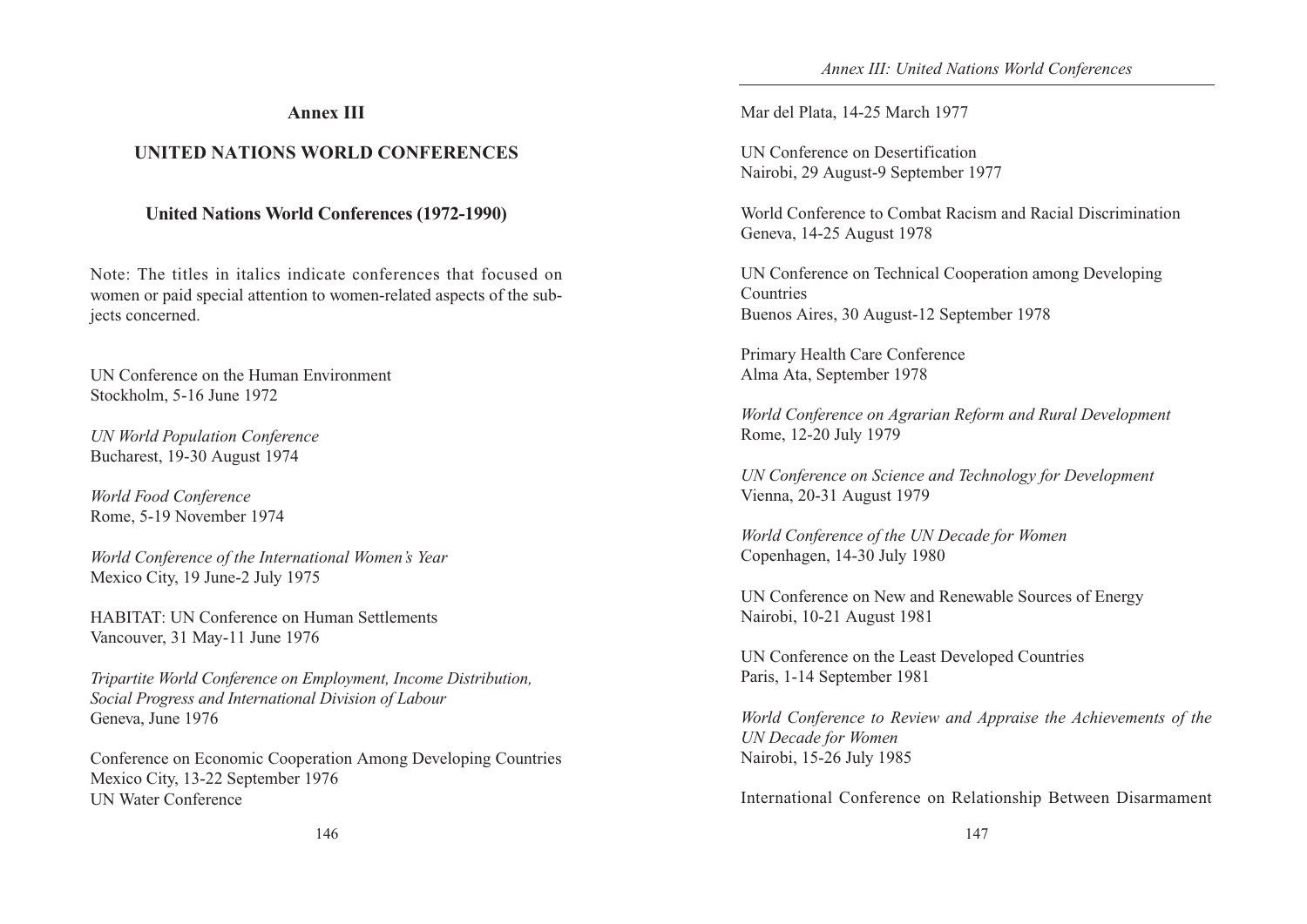## Annex III

## UNITED NATIONS WORLD CONFERENCES

### United Nations World Conferences (1972-1990)

Note: The titles in italics indicate conferences that focused on women or paid special attention to women-related aspects of the subjects concerned.

UN Conference on the Human Environment
Stockholm, 5-16 June 1972

*UN World Population Conference*
Bucharest, 19-30 August 1974

*World Food Conference*
Rome, 5-19 November 1974

*World Conference of the International Women's Year*
Mexico City, 19 June-2 July 1975

HABITAT: UN Conference on Human Settlements
Vancouver, 31 May-11 June 1976

*Tripartite World Conference on Employment, Income Distribution, Social Progress and International Division of Labour*
Geneva, June 1976

Conference on Economic Cooperation Among Developing Countries
Mexico City, 13-22 September 1976

UN Water Conference
Mar del Plata, 14-25 March 1977

UN Conference on Desertification
Nairobi, 29 August-9 September 1977

World Conference to Combat Racism and Racial Discrimination
Geneva, 14-25 August 1978

UN Conference on Technical Cooperation among Developing Countries
Buenos Aires, 30 August-12 September 1978

Primary Health Care Conference
Alma Ata, September 1978

*World Conference on Agrarian Reform and Rural Development*
Rome, 12-20 July 1979

*UN Conference on Science and Technology for Development*
Vienna, 20-31 August 1979

*World Conference of the UN Decade for Women*
Copenhagen, 14-30 July 1980

UN Conference on New and Renewable Sources of Energy
Nairobi, 10-21 August 1981

UN Conference on the Least Developed Countries
Paris, 1-14 September 1981

*World Conference to Review and Appraise the Achievements of the UN Decade for Women*
Nairobi, 15-26 July 1985

International Conference on Relationship Between Disarmament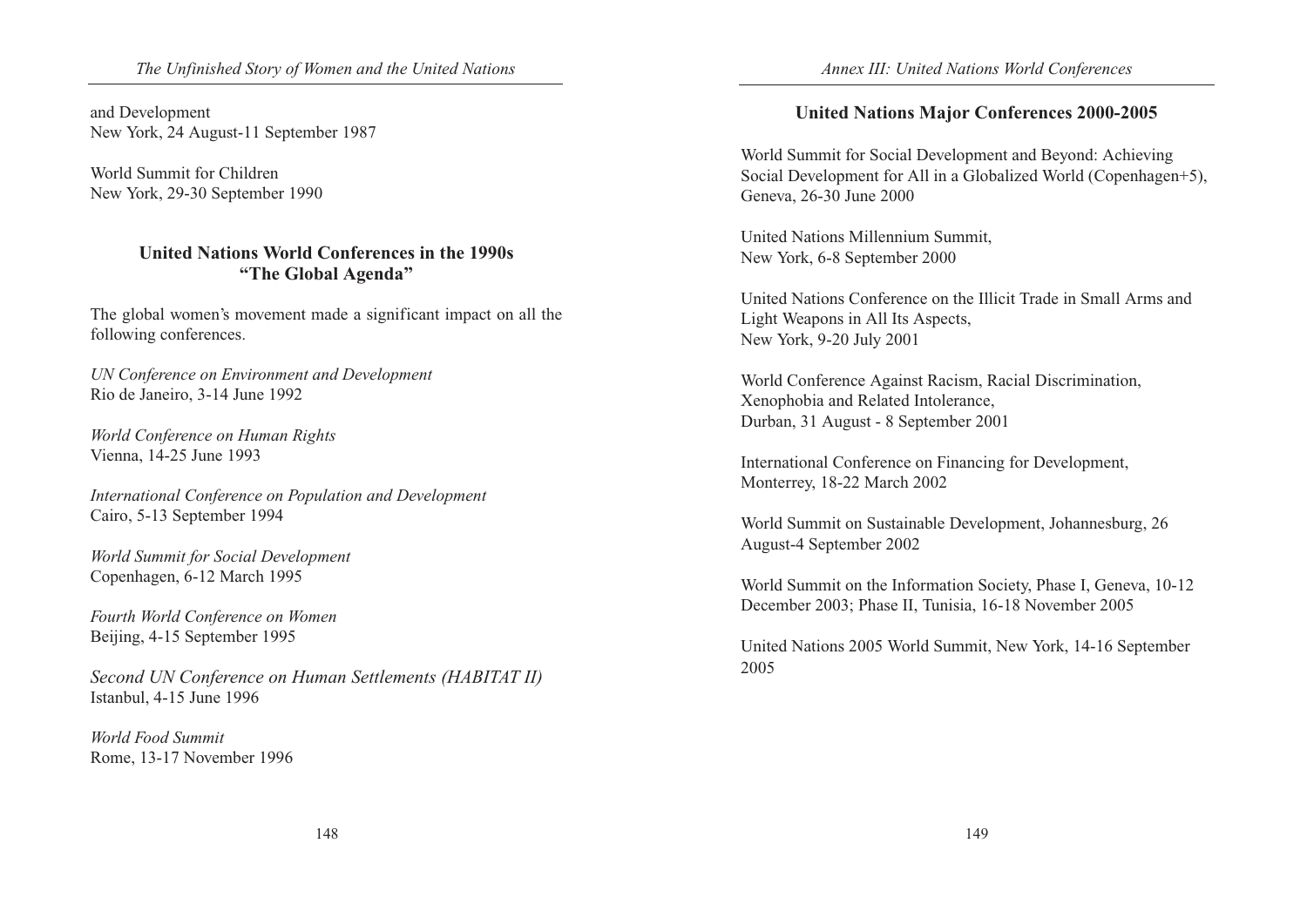and Development
New York, 24 August-11 September 1987

World Summit for Children
New York, 29-30 September 1990

### United Nations World Conferences in the 1990s "The Global Agenda"

The global women's movement made a significant impact on all the following conferences.

*UN Conference on Environment and Development*
Rio de Janeiro, 3-14 June 1992

*World Conference on Human Rights*
Vienna, 14-25 June 1993

*International Conference on Population and Development*
Cairo, 5-13 September 1994

*World Summit for Social Development*
Copenhagen, 6-12 March 1995

*Fourth World Conference on Women*
Beijing, 4-15 September 1995

*Second UN Conference on Human Settlements (HABITAT II)*
Istanbul, 4-15 June 1996

*World Food Summit*
Rome, 13-17 November 1996

### United Nations Major Conferences 2000-2005

World Summit for Social Development and Beyond: Achieving Social Development for All in a Globalized World (Copenhagen+5), Geneva, 26-30 June 2000

United Nations Millennium Summit,
New York, 6-8 September 2000

United Nations Conference on the Illicit Trade in Small Arms and Light Weapons in All Its Aspects,
New York, 9-20 July 2001

World Conference Against Racism, Racial Discrimination, Xenophobia and Related Intolerance,
Durban, 31 August - 8 September 2001

International Conference on Financing for Development,
Monterrey, 18-22 March 2002

World Summit on Sustainable Development, Johannesburg, 26 August-4 September 2002

World Summit on the Information Society, Phase I, Geneva, 10-12 December 2003; Phase II, Tunisia, 16-18 November 2005

United Nations 2005 World Summit, New York, 14-16 September 2005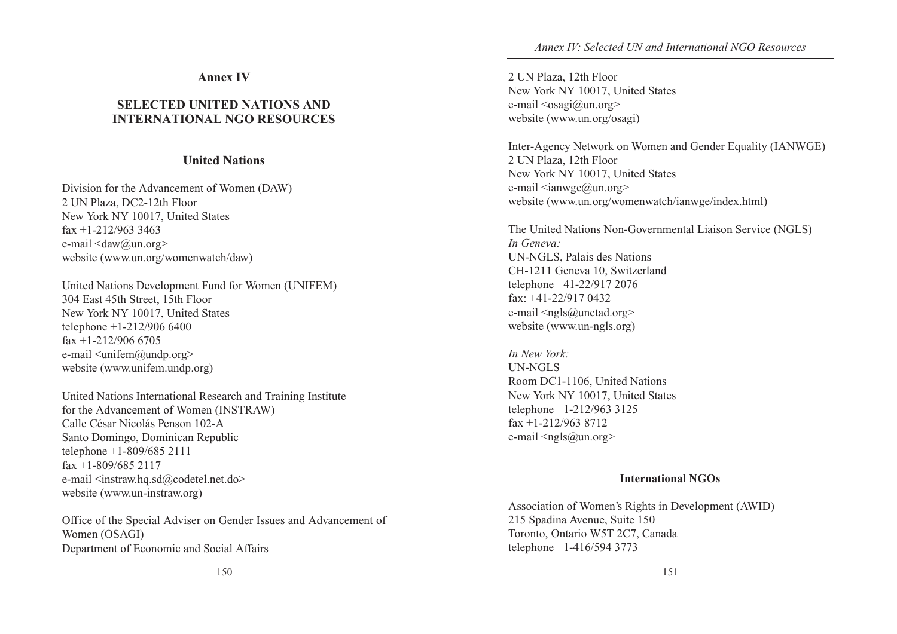# Annex IV

# SELECTED UNITED NATIONS AND INTERNATIONAL NGO RESOURCES

## United Nations

Division for the Advancement of Women (DAW)
2 UN Plaza, DC2-12th Floor
New York NY 10017, United States
fax +1-212/963 3463
e-mail <daw@un.org>
website (www.un.org/womenwatch/daw)

United Nations Development Fund for Women (UNIFEM)
304 East 45th Street, 15th Floor
New York NY 10017, United States
telephone +1-212/906 6400
fax +1-212/906 6705
e-mail <unifem@undp.org>
website (www.unifem.undp.org)

United Nations International Research and Training Institute for the Advancement of Women (INSTRAW)
Calle César Nicolás Penson 102-A
Santo Domingo, Dominican Republic
telephone +1-809/685 2111
fax +1-809/685 2117
e-mail <instraw.hq.sd@codetel.net.do>
website (www.un-instraw.org)

Office of the Special Adviser on Gender Issues and Advancement of Women (OSAGI)
Department of Economic and Social Affairs
2 UN Plaza, 12th Floor
New York NY 10017, United States
e-mail <osagi@un.org>
website (www.un.org/osagi)

Inter-Agency Network on Women and Gender Equality (IANWGE)
2 UN Plaza, 12th Floor
New York NY 10017, United States
e-mail <ianwge@un.org>
website (www.un.org/womenwatch/ianwge/index.html)

The United Nations Non-Governmental Liaison Service (NGLS)
*In Geneva:*
UN-NGLS, Palais des Nations
CH-1211 Geneva 10, Switzerland
telephone +41-22/917 2076
fax: +41-22/917 0432
e-mail <ngls@unctad.org>
website (www.un-ngls.org)

*In New York:*
UN-NGLS
Room DC1-1106, United Nations
New York NY 10017, United States
telephone +1-212/963 3125
fax +1-212/963 8712
e-mail <ngls@un.org>

## International NGOs

Association of Women's Rights in Development (AWID)
215 Spadina Avenue, Suite 150
Toronto, Ontario W5T 2C7, Canada
telephone +1-416/594 3773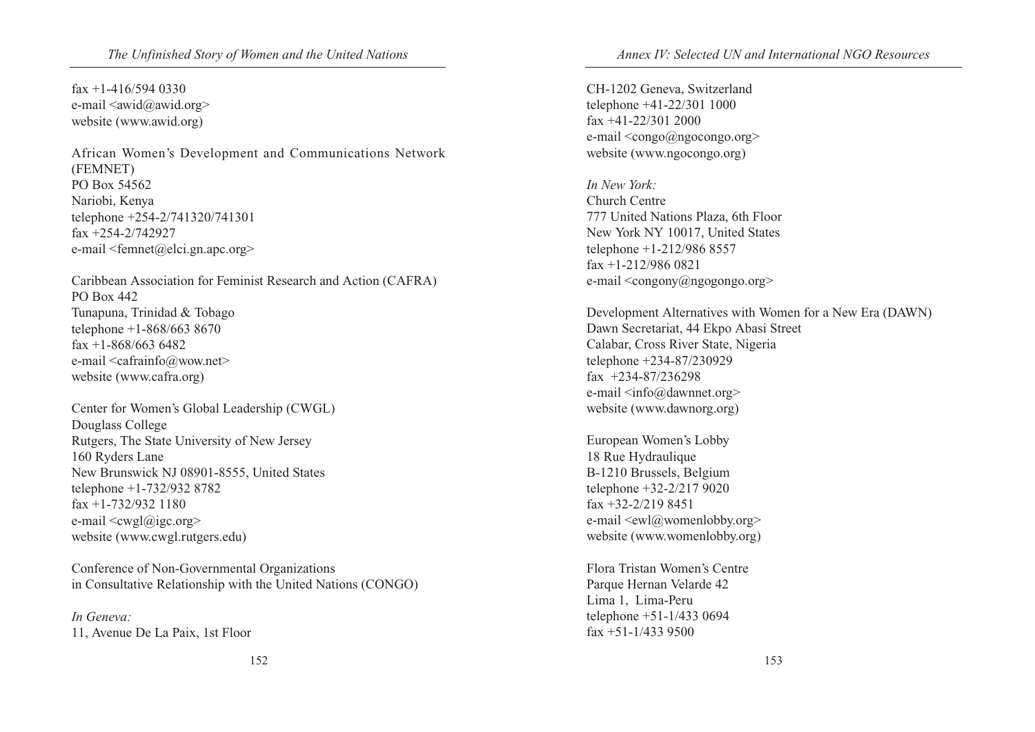fax +1-416/594 0330
e-mail <awid@awid.org>
website (www.awid.org)

African Women's Development and Communications Network (FEMNET)
PO Box 54562
Nariobi, Kenya
telephone +254-2/741320/741301
fax +254-2/742927
e-mail <femnet@elci.gn.apc.org>

Caribbean Association for Feminist Research and Action (CAFRA)
PO Box 442
Tunapuna, Trinidad & Tobago
telephone +1-868/663 8670
fax +1-868/663 6482
e-mail <cafrainfo@wow.net>
website (www.cafra.org)

Center for Women's Global Leadership (CWGL)
Douglass College
Rutgers, The State University of New Jersey
160 Ryders Lane
New Brunswick NJ 08901-8555, United States
telephone +1-732/932 8782
fax +1-732/932 1180
e-mail <cwgl@igc.org>
website (www.cwgl.rutgers.edu)

Conference of Non-Governmental Organizations in Consultative Relationship with the United Nations (CONGO)

*In Geneva:*
11, Avenue De La Paix, 1st Floor
CH-1202 Geneva, Switzerland
telephone +41-22/301 1000
fax +41-22/301 2000
e-mail <congo@ngocongo.org>
website (www.ngocongo.org)

*In New York:*
Church Centre
777 United Nations Plaza, 6th Floor
New York NY 10017, United States
telephone +1-212/986 8557
fax +1-212/986 0821
e-mail <congony@ngogongo.org>

Development Alternatives with Women for a New Era (DAWN)
Dawn Secretariat, 44 Ekpo Abasi Street
Calabar, Cross River State, Nigeria
telephone +234-87/230929
fax +234-87/236298
e-mail <info@dawnnet.org>
website (www.dawnorg.org)

European Women's Lobby
18 Rue Hydraulique
B-1210 Brussels, Belgium
telephone +32-2/217 9020
fax +32-2/219 8451
e-mail <ewl@womenlobby.org>
website (www.womenlobby.org)

Flora Tristan Women's Centre
Parque Hernan Velarde 42
Lima 1, Lima-Peru
telephone +51-1/433 0694
fax +51-1/433 9500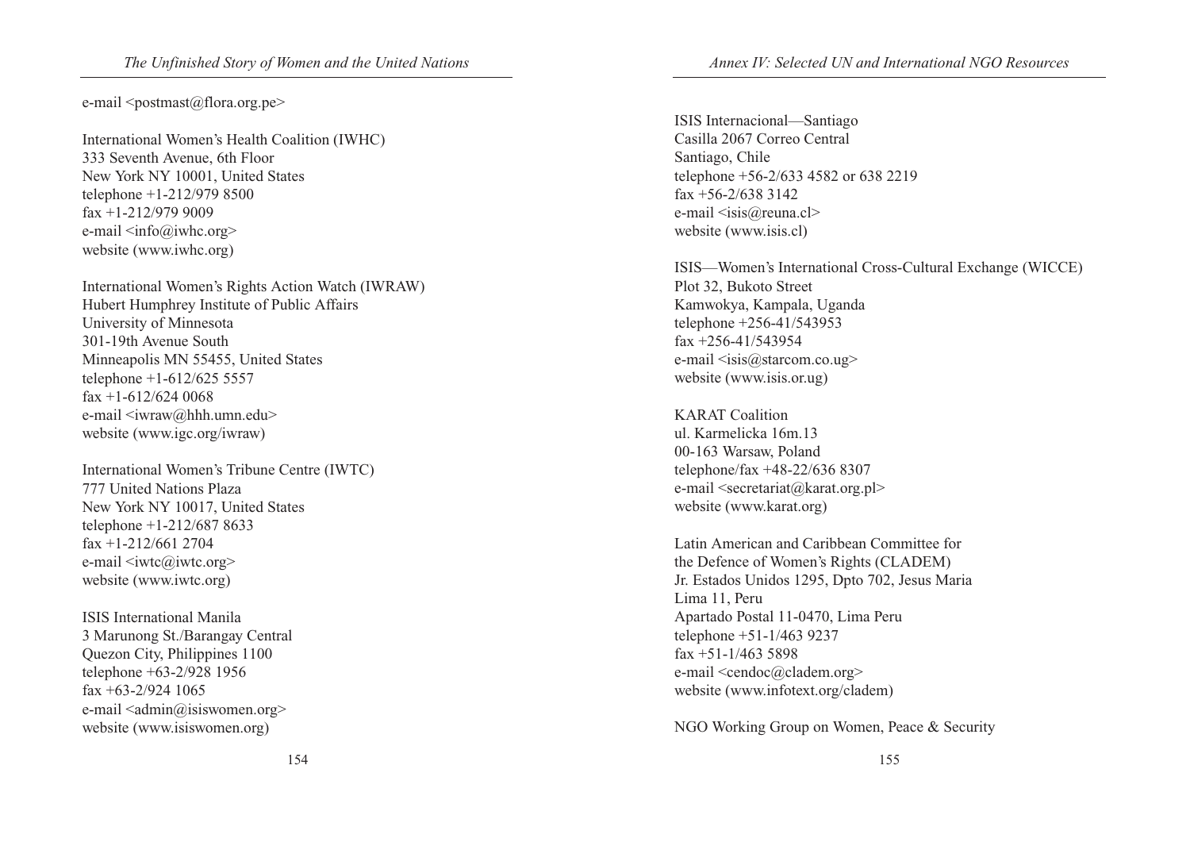e-mail <postmast@flora.org.pe>

International Women's Health Coalition (IWHC)
333 Seventh Avenue, 6th Floor
New York NY 10001, United States
telephone +1-212/979 8500
fax +1-212/979 9009
e-mail <info@iwhc.org>
website (www.iwhc.org)

International Women's Rights Action Watch (IWRAW)
Hubert Humphrey Institute of Public Affairs
University of Minnesota
301-19th Avenue South
Minneapolis MN 55455, United States
telephone +1-612/625 5557
fax +1-612/624 0068
e-mail <iwraw@hhh.umn.edu>
website (www.igc.org/iwraw)

International Women's Tribune Centre (IWTC)
777 United Nations Plaza
New York NY 10017, United States
telephone +1-212/687 8633
fax +1-212/661 2704
e-mail <iwtc@iwtc.org>
website (www.iwtc.org)

ISIS International Manila
3 Marunong St./Barangay Central
Quezon City, Philippines 1100
telephone +63-2/928 1956
fax +63-2/924 1065
e-mail <admin@isiswomen.org>
website (www.isiswomen.org)

ISIS Internacional—Santiago
Casilla 2067 Correo Central
Santiago, Chile
telephone +56-2/633 4582 or 638 2219
fax +56-2/638 3142
e-mail <isis@reuna.cl>
website (www.isis.cl)

ISIS—Women's International Cross-Cultural Exchange (WICCE)
Plot 32, Bukoto Street
Kamwokya, Kampala, Uganda
telephone +256-41/543953
fax +256-41/543954
e-mail <isis@starcom.co.ug>
website (www.isis.or.ug)

KARAT Coalition
ul. Karmelicka 16m.13
00-163 Warsaw, Poland
telephone/fax +48-22/636 8307
e-mail <secretariat@karat.org.pl>
website (www.karat.org)

Latin American and Caribbean Committee for
the Defence of Women's Rights (CLADEM)
Jr. Estados Unidos 1295, Dpto 702, Jesus Maria
Lima 11, Peru
Apartado Postal 11-0470, Lima Peru
telephone +51-1/463 9237
fax +51-1/463 5898
e-mail <cendoc@cladem.org>
website (www.infotext.org/cladem)

NGO Working Group on Women, Peace & Security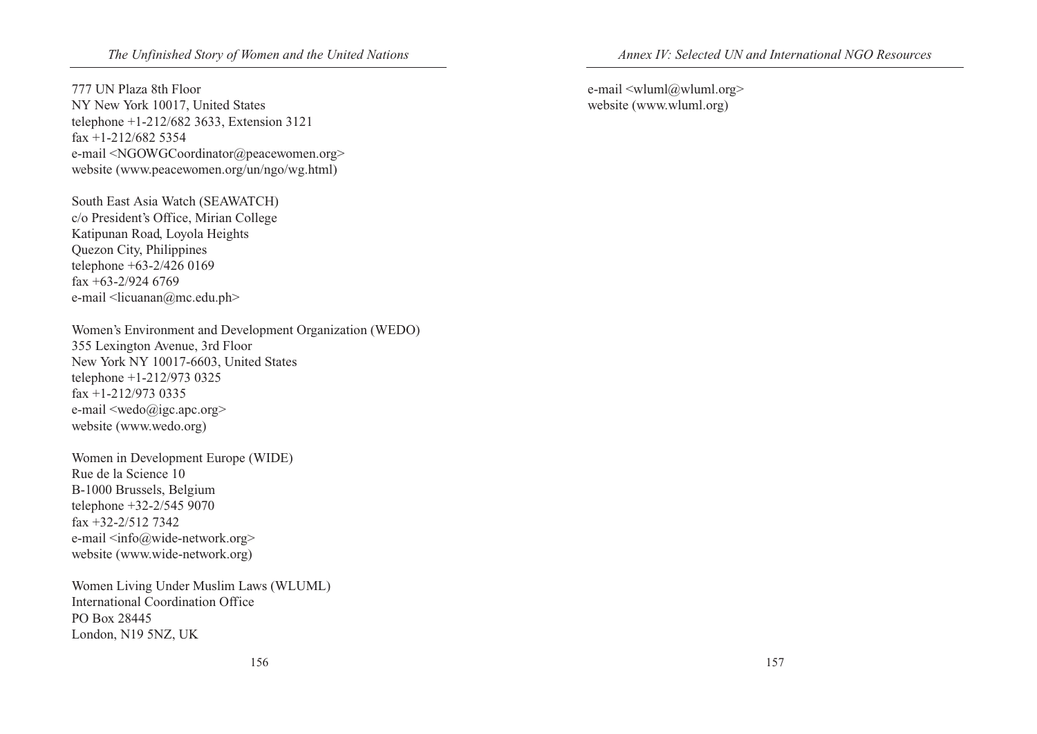777 UN Plaza 8th Floor
NY New York 10017, United States
telephone +1-212/682 3633, Extension 3121
fax +1-212/682 5354
e-mail <NGOWGCoordinator@peacewomen.org>
website (www.peacewomen.org/un/ngo/wg.html)

South East Asia Watch (SEAWATCH)
c/o President's Office, Mirian College
Katipunan Road, Loyola Heights
Quezon City, Philippines
telephone +63-2/426 0169
fax +63-2/924 6769
e-mail <licuanan@mc.edu.ph>

Women's Environment and Development Organization (WEDO)
355 Lexington Avenue, 3rd Floor
New York NY 10017-6603, United States
telephone +1-212/973 0325
fax +1-212/973 0335
e-mail <wedo@igc.apc.org>
website (www.wedo.org)

Women in Development Europe (WIDE)
Rue de la Science 10
B-1000 Brussels, Belgium
telephone +32-2/545 9070
fax +32-2/512 7342
e-mail <info@wide-network.org>
website (www.wide-network.org)

Women Living Under Muslim Laws (WLUML)
International Coordination Office
PO Box 28445
London, N19 5NZ, UK
e-mail <wluml@wluml.org>
website (www.wluml.org)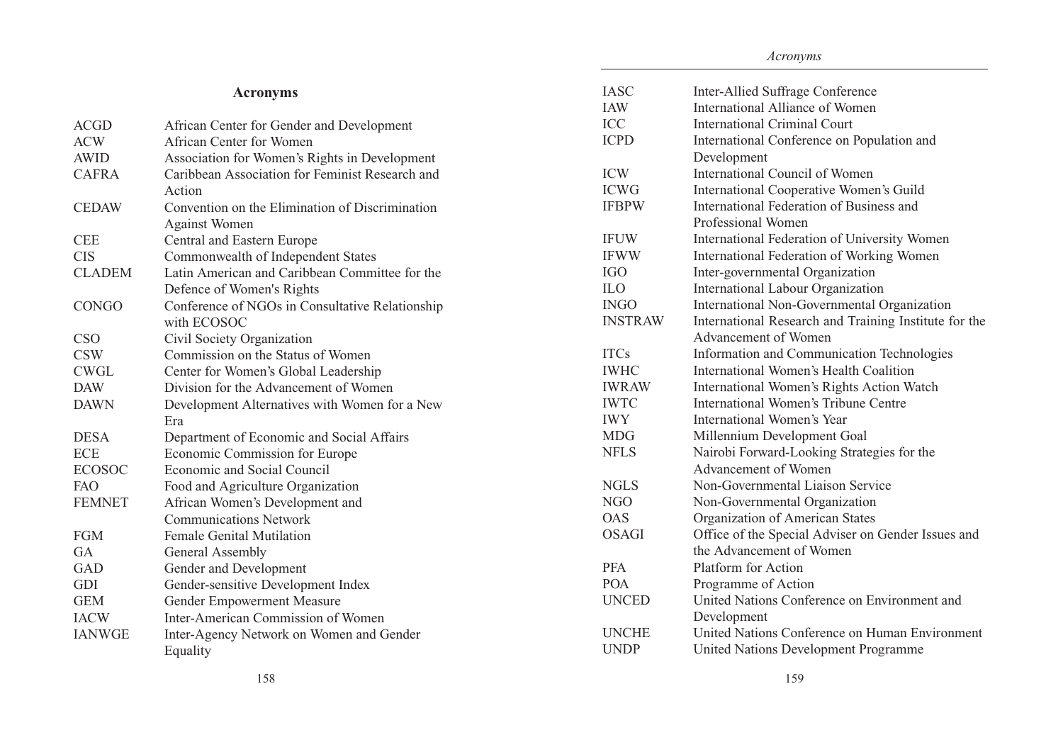## Acronyms

| | |
|---|---|
| ACGD | African Center for Gender and Development |
| ACW | African Center for Women |
| AWID | Association for Women's Rights in Development |
| CAFRA | Caribbean Association for Feminist Research and Action |
| CEDAW | Convention on the Elimination of Discrimination Against Women |
| CEE | Central and Eastern Europe |
| CIS | Commonwealth of Independent States |
| CLADEM | Latin American and Caribbean Committee for the Defence of Women's Rights |
| CONGO | Conference of NGOs in Consultative Relationship with ECOSOC |
| CSO | Civil Society Organization |
| CSW | Commission on the Status of Women |
| CWGL | Center for Women's Global Leadership |
| DAW | Division for the Advancement of Women |
| DAWN | Development Alternatives with Women for a New Era |
| DESA | Department of Economic and Social Affairs |
| ECE | Economic Commission for Europe |
| ECOSOC | Economic and Social Council |
| FAO | Food and Agriculture Organization |
| FEMNET | African Women's Development and Communications Network |
| FGM | Female Genital Mutilation |
| GA | General Assembly |
| GAD | Gender and Development |
| GDI | Gender-sensitive Development Index |
| GEM | Gender Empowerment Measure |
| IACW | Inter-American Commission of Women |
| IANWGE | Inter-Agency Network on Women and Gender Equality |
| IASC | Inter-Allied Suffrage Conference |
| IAW | International Alliance of Women |
| ICC | International Criminal Court |
| ICPD | International Conference on Population and Development |
| ICW | International Council of Women |
| ICWG | International Cooperative Women's Guild |
| IFBPW | International Federation of Business and Professional Women |
| IFUW | International Federation of University Women |
| IFWW | International Federation of Working Women |
| IGO | Inter-governmental Organization |
| ILO | International Labour Organization |
| INGO | International Non-Governmental Organization |
| INSTRAW | International Research and Training Institute for the Advancement of Women |
| ITCs | Information and Communication Technologies |
| IWHC | International Women's Health Coalition |
| IWRAW | International Women's Rights Action Watch |
| IWTC | International Women's Tribune Centre |
| IWY | International Women's Year |
| MDG | Millennium Development Goal |
| NFLS | Nairobi Forward-Looking Strategies for the Advancement of Women |
| NGLS | Non-Governmental Liaison Service |
| NGO | Non-Governmental Organization |
| OAS | Organization of American States |
| OSAGI | Office of the Special Adviser on Gender Issues and the Advancement of Women |
| PFA | Platform for Action |
| POA | Programme of Action |
| UNCED | United Nations Conference on Environment and Development |
| UNCHE | United Nations Conference on Human Environment |
| UNDP | United Nations Development Programme |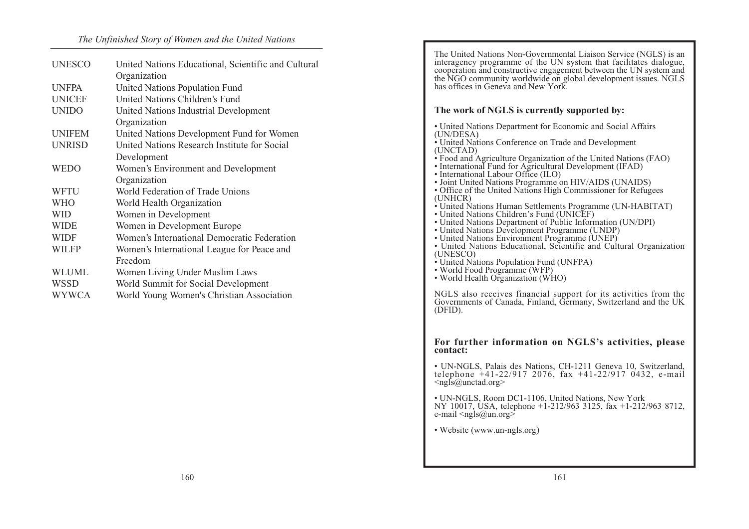| | |
|---|---|
| UNESCO | United Nations Educational, Scientific and Cultural Organization |
| UNFPA | United Nations Population Fund |
| UNICEF | United Nations Children's Fund |
| UNIDO | United Nations Industrial Development Organization |
| UNIFEM | United Nations Development Fund for Women |
| UNRISD | United Nations Research Institute for Social Development |
| WEDO | Women's Environment and Development Organization |
| WFTU | World Federation of Trade Unions |
| WHO | World Health Organization |
| WID | Women in Development |
| WIDE | Women in Development Europe |
| WIDF | Women's International Democratic Federation |
| WILFP | Women's International League for Peace and Freedom |
| WLUML | Women Living Under Muslim Laws |
| WSSD | World Summit for Social Development |
| WYWCA | World Young Women's Christian Association |

The United Nations Non-Governmental Liaison Service (NGLS) is an interagency programme of the UN system that facilitates dialogue, cooperation and constructive engagement between the UN system and the NGO community worldwide on global development issues. NGLS has offices in Geneva and New York.

**The work of NGLS is currently supported by:**

- United Nations Department for Economic and Social Affairs (UN/DESA)
- United Nations Conference on Trade and Development (UNCTAD)
- Food and Agriculture Organization of the United Nations (FAO)
- International Fund for Agricultural Development (IFAD)
- International Labour Office (ILO)
- Joint United Nations Programme on HIV/AIDS (UNAIDS)
- Office of the United Nations High Commissioner for Refugees (UNHCR)
- United Nations Human Settlements Programme (UN-HABITAT)
- United Nations Children's Fund (UNICEF)
- United Nations Department of Public Information (UN/DPI)
- United Nations Development Programme (UNDP)
- United Nations Environment Programme (UNEP)
- United Nations Educational, Scientific and Cultural Organization (UNESCO)
- United Nations Population Fund (UNFPA)
- World Food Programme (WFP)
- World Health Organization (WHO)

NGLS also receives financial support for its activities from the Governments of Canada, Finland, Germany, Switzerland and the UK (DFID).

**For further information on NGLS's activities, please contact:**

- UN-NGLS, Palais des Nations, CH-1211 Geneva 10, Switzerland, telephone +41-22/917 2076, fax +41-22/917 0432, e-mail <ngls@unctad.org>

- UN-NGLS, Room DC1-1106, United Nations, New York NY 10017, USA, telephone +1-212/963 3125, fax +1-212/963 8712, e-mail <ngls@un.org>

- Website (www.un-ngls.org)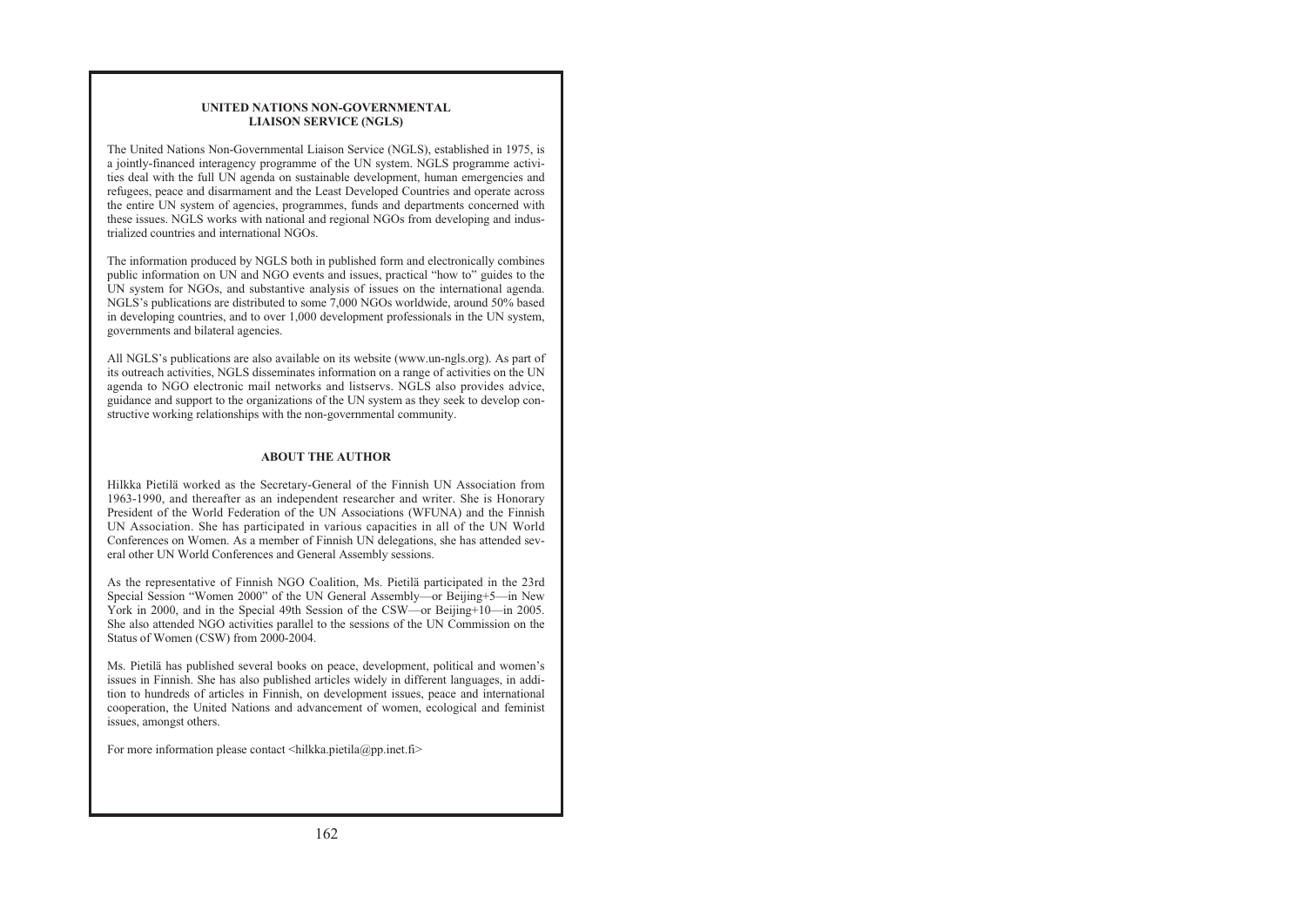## UNITED NATIONS NON-GOVERNMENTAL LIAISON SERVICE (NGLS)

The United Nations Non-Governmental Liaison Service (NGLS), established in 1975, is a jointly-financed interagency programme of the UN system. NGLS programme activities deal with the full UN agenda on sustainable development, human emergencies and refugees, peace and disarmament and the Least Developed Countries and operate across the entire UN system of agencies, programmes, funds and departments concerned with these issues. NGLS works with national and regional NGOs from developing and industrialized countries and international NGOs.

The information produced by NGLS both in published form and electronically combines public information on UN and NGO events and issues, practical "how to" guides to the UN system for NGOs, and substantive analysis of issues on the international agenda. NGLS's publications are distributed to some 7,000 NGOs worldwide, around 50% based in developing countries, and to over 1,000 development professionals in the UN system, governments and bilateral agencies.

All NGLS's publications are also available on its website (www.un-ngls.org). As part of its outreach activities, NGLS disseminates information on a range of activities on the UN agenda to NGO electronic mail networks and listservs. NGLS also provides advice, guidance and support to the organizations of the UN system as they seek to develop constructive working relationships with the non-governmental community.

## ABOUT THE AUTHOR

Hilkka Pietilä worked as the Secretary-General of the Finnish UN Association from 1963-1990, and thereafter as an independent researcher and writer. She is Honorary President of the World Federation of the UN Associations (WFUNA) and the Finnish UN Association. She has participated in various capacities in all of the UN World Conferences on Women. As a member of Finnish UN delegations, she has attended several other UN World Conferences and General Assembly sessions.

As the representative of Finnish NGO Coalition, Ms. Pietilä participated in the 23rd Special Session "Women 2000" of the UN General Assembly—or Beijing+5—in New York in 2000, and in the Special 49th Session of the CSW—or Beijing+10—in 2005. She also attended NGO activities parallel to the sessions of the UN Commission on the Status of Women (CSW) from 2000-2004.

Ms. Pietilä has published several books on peace, development, political and women's issues in Finnish. She has also published articles widely in different languages, in addition to hundreds of articles in Finnish, on development issues, peace and international cooperation, the United Nations and advancement of women, ecological and feminist issues, amongst others.

For more information please contact <hilkka.pietila@pp.inet.fi>